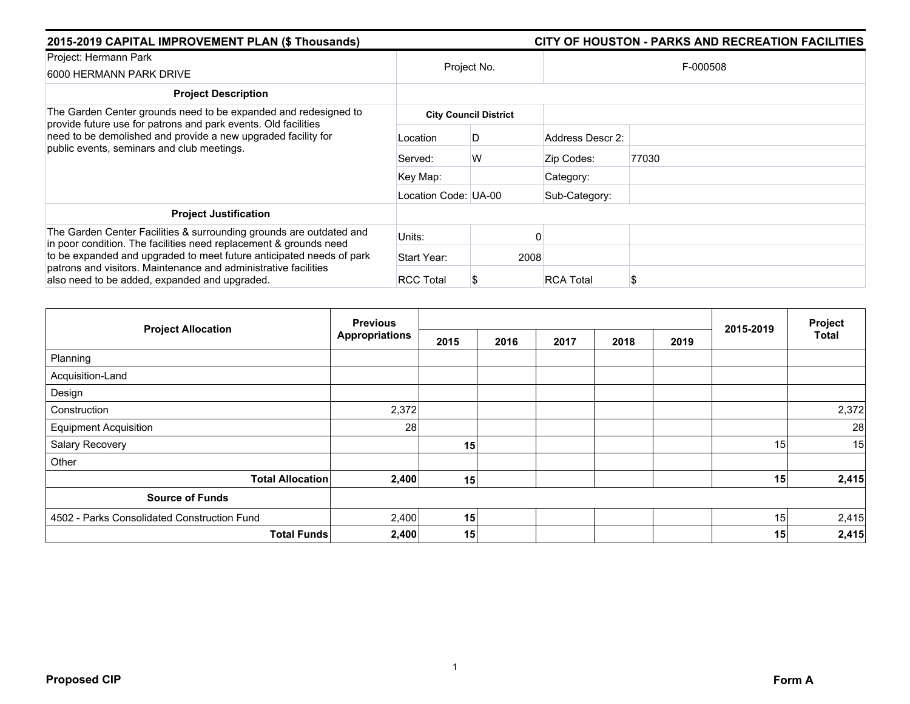## 2015-2019 CAPITAL IMPROVEMENT PLAN ($ Thousands)

## CITY OF HOUSTON - PARKS AND RECREATION FACILITIES

| Project: Hermann Park<br>6000 HERMANN PARK DRIVE | Project No. | | F-000508 | |
|---|---|---|---|---|
| **Project Description** | | | | |
| The Garden Center grounds need to be expanded and redesigned to provide future use for patrons and park events. Old facilities need to be demolished and provide a new upgraded facility for public events, seminars and club meetings. | **City Council District** | | | |
| | Location | D | Address Descr 2: | |
| | Served: | W | Zip Codes: | 77030 |
| | Key Map: | | Category: | |
| | Location Code: | UA-00 | Sub-Category: | |
| **Project Justification** | | | | |
| The Garden Center Facilities & surrounding grounds are outdated and in poor condition. The facilities need replacement & grounds need to be expanded and upgraded to meet future anticipated needs of park patrons and visitors. Maintenance and administrative facilities also need to be added, expanded and upgraded. | Units: | 0 | | |
| | Start Year: | 2008 | | |
| | RCC Total | $ | RCA Total | $ |

| Project Allocation | Previous Appropriations | 2015 | 2016 | 2017 | 2018 | 2019 | 2015-2019 | Project Total |
|---|---|---|---|---|---|---|---|---|
| Planning | | | | | | | | |
| Acquisition-Land | | | | | | | | |
| Design | | | | | | | | |
| Construction | 2,372 | | | | | | | 2,372 |
| Equipment Acquisition | 28 | | | | | | | 28 |
| Salary Recovery | | **15** | | | | | 15 | 15 |
| Other | | | | | | | | |
| **Total Allocation** | **2,400** | **15** | | | | | **15** | **2,415** |
| **Source of Funds** | | | | | | | | |
| 4502 - Parks Consolidated Construction Fund | 2,400 | 15 | | | | | 15 | 2,415 |
| **Total Funds** | **2,400** | **15** | | | | | **15** | **2,415** |

**Proposed CIP**

**Form A**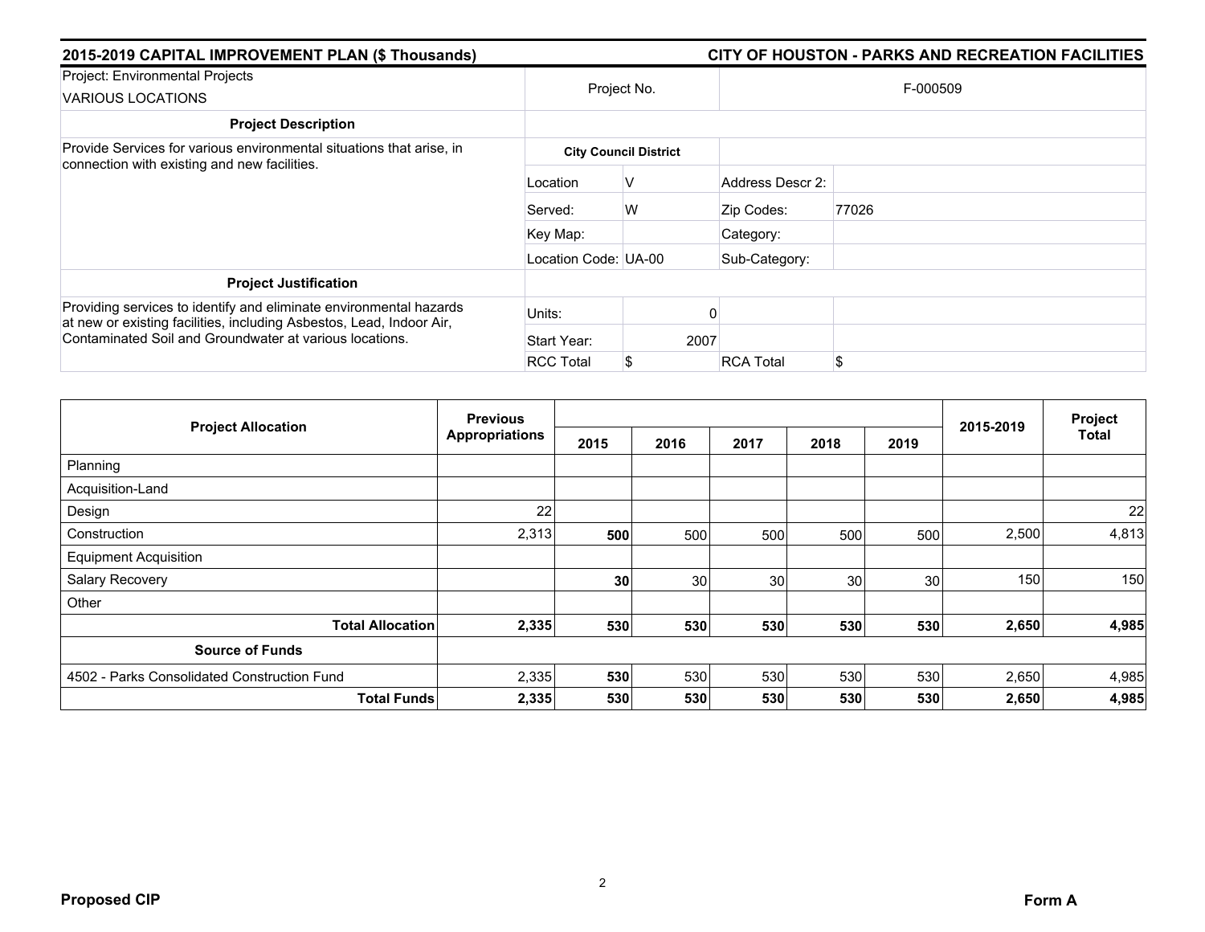## 2015-2019 CAPITAL IMPROVEMENT PLAN ($ Thousands)

## CITY OF HOUSTON - PARKS AND RECREATION FACILITIES

| Project: Environmental Projects VARIOUS LOCATIONS | Project No. | | F-000509 | |
|---|---|---|---|---|
| **Project Description** | | | | |
| Provide Services for various environmental situations that arise, in connection with existing and new facilities. | **City Council District** | | | |
| | Location | V | Address Descr 2: | |
| | Served: | W | Zip Codes: | 77026 |
| | Key Map: | | Category: | |
| | Location Code: | UA-00 | Sub-Category: | |
| **Project Justification** | | | | |
| Providing services to identify and eliminate environmental hazards at new or existing facilities, including Asbestos, Lead, Indoor Air, Contaminated Soil and Groundwater at various locations. | Units: | 0 | | |
| | Start Year: | 2007 | | |
| | RCC Total | $ | RCA Total | $ |

| Project Allocation | Previous Appropriations | 2015 | 2016 | 2017 | 2018 | 2019 | 2015-2019 | Project Total |
|---|---|---|---|---|---|---|---|---|
| Planning | | | | | | | | |
| Acquisition-Land | | | | | | | | |
| Design | 22 | | | | | | | 22 |
| Construction | 2,313 | **500** | 500 | 500 | 500 | 500 | 2,500 | 4,813 |
| Equipment Acquisition | | | | | | | | |
| Salary Recovery | | **30** | 30 | 30 | 30 | 30 | 150 | 150 |
| Other | | | | | | | | |
| **Total Allocation** | **2,335** | **530** | **530** | **530** | **530** | **530** | **2,650** | **4,985** |
| **Source of Funds** | | | | | | | | |
| 4502 - Parks Consolidated Construction Fund | 2,335 | **530** | 530 | 530 | 530 | 530 | 2,650 | 4,985 |
| **Total Funds** | **2,335** | **530** | **530** | **530** | **530** | **530** | **2,650** | **4,985** |

**Proposed CIP** **Form A**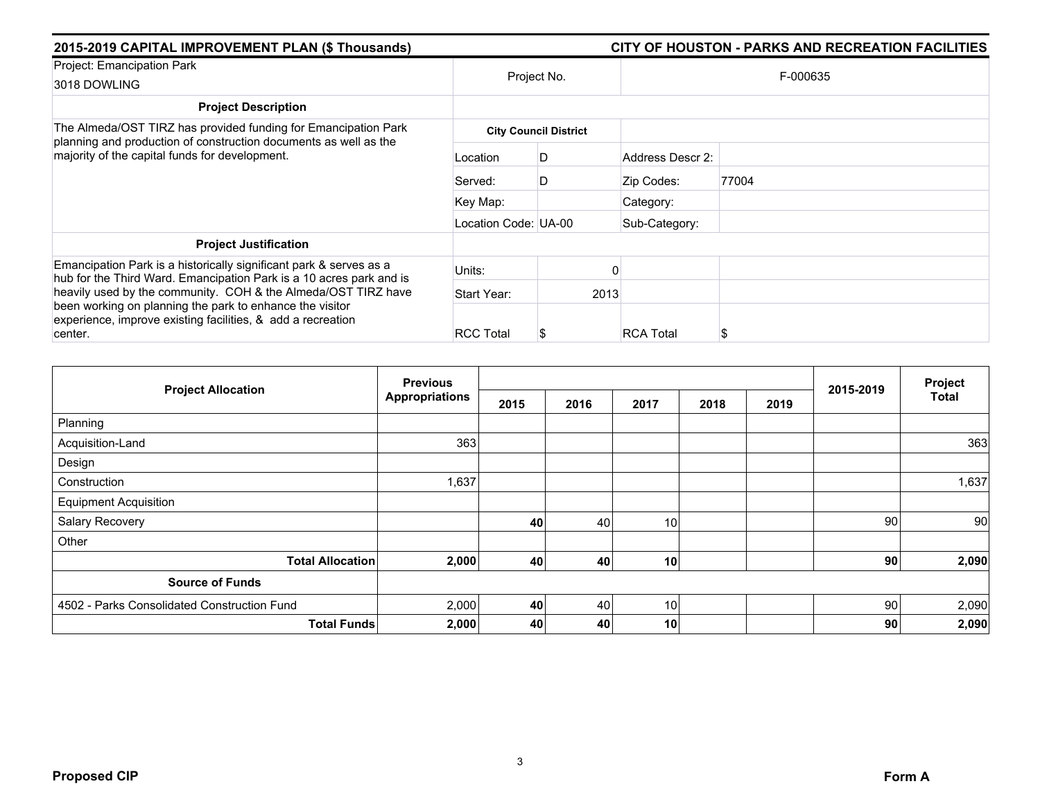**2015-2019 CAPITAL IMPROVEMENT PLAN ($ Thousands)** — **CITY OF HOUSTON - PARKS AND RECREATION FACILITIES**

| | | | | |
|---|---|---|---|---|
| Project: Emancipation Park<br>3018 DOWLING | Project No. | | F-000635 | |
| **Project Description** | | | | |
| The Almeda/OST TIRZ has provided funding for Emancipation Park planning and production of construction documents as well as the majority of the capital funds for development. | **City Council District** | | | |
| | Location | D | Address Descr 2: | |
| | Served: | D | Zip Codes: | 77004 |
| | Key Map: | | Category: | |
| | Location Code: | UA-00 | Sub-Category: | |
| **Project Justification** | | | | |
| Emancipation Park is a historically significant park & serves as a hub for the Third Ward. Emancipation Park is a 10 acres park and is heavily used by the community. COH & the Almeda/OST TIRZ have been working on planning the park to enhance the visitor experience, improve existing facilities, & add a recreation center. | Units: | 0 | | |
| | Start Year: | 2013 | | |
| | RCC Total | $ | RCA Total | $ |

| Project Allocation | Previous Appropriations | 2015 | 2016 | 2017 | 2018 | 2019 | 2015-2019 | Project Total |
|---|---|---|---|---|---|---|---|---|
| Planning | | | | | | | | |
| Acquisition-Land | 363 | | | | | | | 363 |
| Design | | | | | | | | |
| Construction | 1,637 | | | | | | | 1,637 |
| Equipment Acquisition | | | | | | | | |
| Salary Recovery | | **40** | 40 | 10 | | | 90 | 90 |
| Other | | | | | | | | |
| **Total Allocation** | **2,000** | **40** | **40** | **10** | | | **90** | **2,090** |
| **Source of Funds** | | | | | | | | |
| 4502 - Parks Consolidated Construction Fund | 2,000 | **40** | 40 | 10 | | | 90 | 2,090 |
| **Total Funds** | **2,000** | **40** | **40** | **10** | | | **90** | **2,090** |

**Proposed CIP** — **Form A**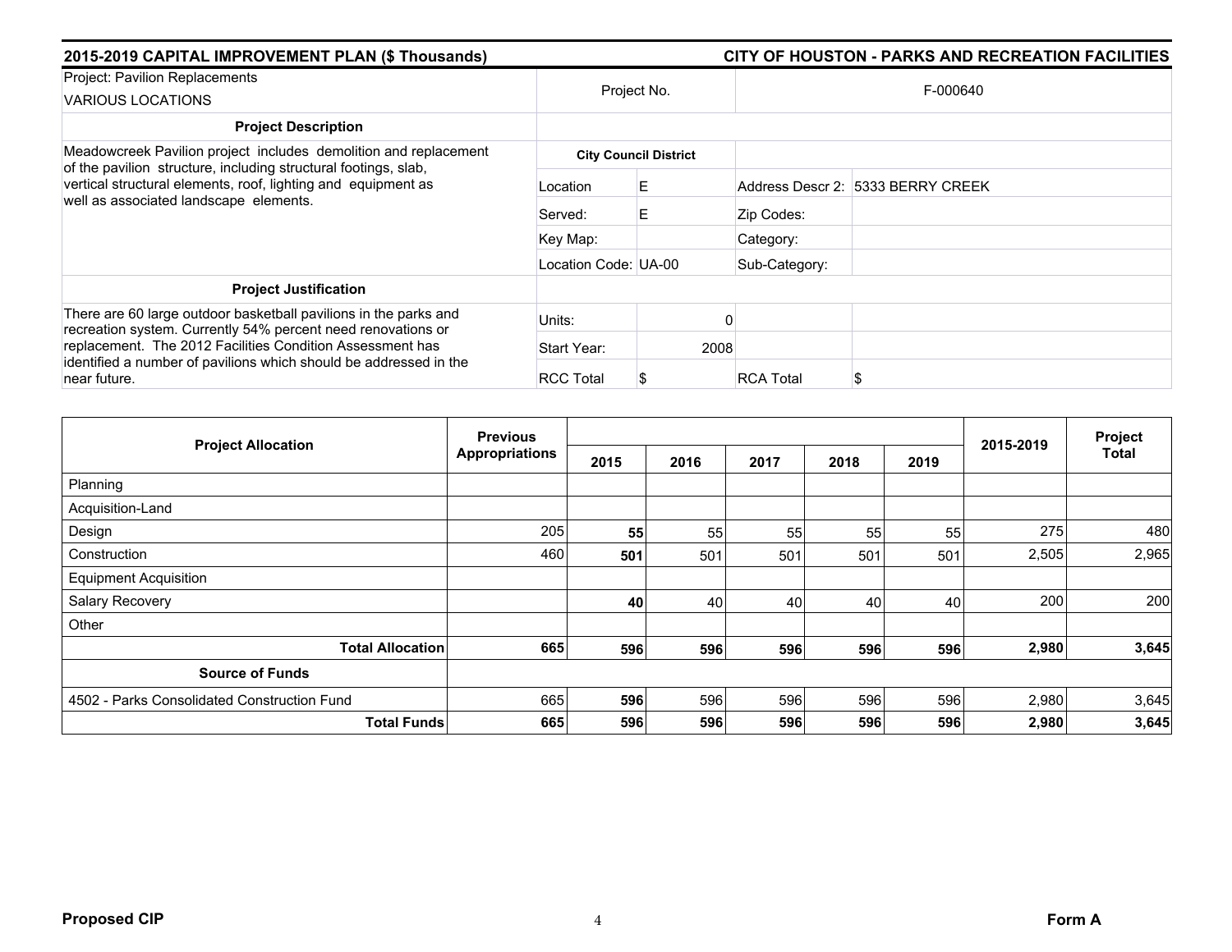**2015-2019 CAPITAL IMPROVEMENT PLAN ($ Thousands)** — **CITY OF HOUSTON - PARKS AND RECREATION FACILITIES**

| Project: Pavilion Replacements VARIOUS LOCATIONS | Project No. | | F-000640 | |
|---|---|---|---|---|
| **Project Description** | | | | |
| Meadowcreek Pavilion project includes demolition and replacement of the pavilion structure, including structural footings, slab, vertical structural elements, roof, lighting and equipment as well as associated landscape elements. | **City Council District** | | | |
| | Location | E | Address Descr 2: | 5333 BERRY CREEK |
| | Served: | E | Zip Codes: | |
| | Key Map: | | Category: | |
| | Location Code: | UA-00 | Sub-Category: | |
| **Project Justification** | | | | |
| There are 60 large outdoor basketball pavilions in the parks and recreation system. Currently 54% percent need renovations or replacement. The 2012 Facilities Condition Assessment has identified a number of pavilions which should be addressed in the near future. | Units: | 0 | | |
| | Start Year: | 2008 | | |
| | RCC Total | $ | RCA Total | $ |

| Project Allocation | Previous Appropriations | 2015 | 2016 | 2017 | 2018 | 2019 | 2015-2019 | Project Total |
|---|---|---|---|---|---|---|---|---|
| Planning | | | | | | | | |
| Acquisition-Land | | | | | | | | |
| Design | 205 | **55** | 55 | 55 | 55 | 55 | 275 | 480 |
| Construction | 460 | **501** | 501 | 501 | 501 | 501 | 2,505 | 2,965 |
| Equipment Acquisition | | | | | | | | |
| Salary Recovery | | **40** | 40 | 40 | 40 | 40 | 200 | 200 |
| Other | | | | | | | | |
| **Total Allocation** | **665** | **596** | **596** | **596** | **596** | **596** | **2,980** | **3,645** |
| **Source of Funds** | | | | | | | | |
| 4502 - Parks Consolidated Construction Fund | 665 | **596** | 596 | 596 | 596 | 596 | 2,980 | 3,645 |
| **Total Funds** | **665** | **596** | **596** | **596** | **596** | **596** | **2,980** | **3,645** |

**Proposed CIP** — **Form A**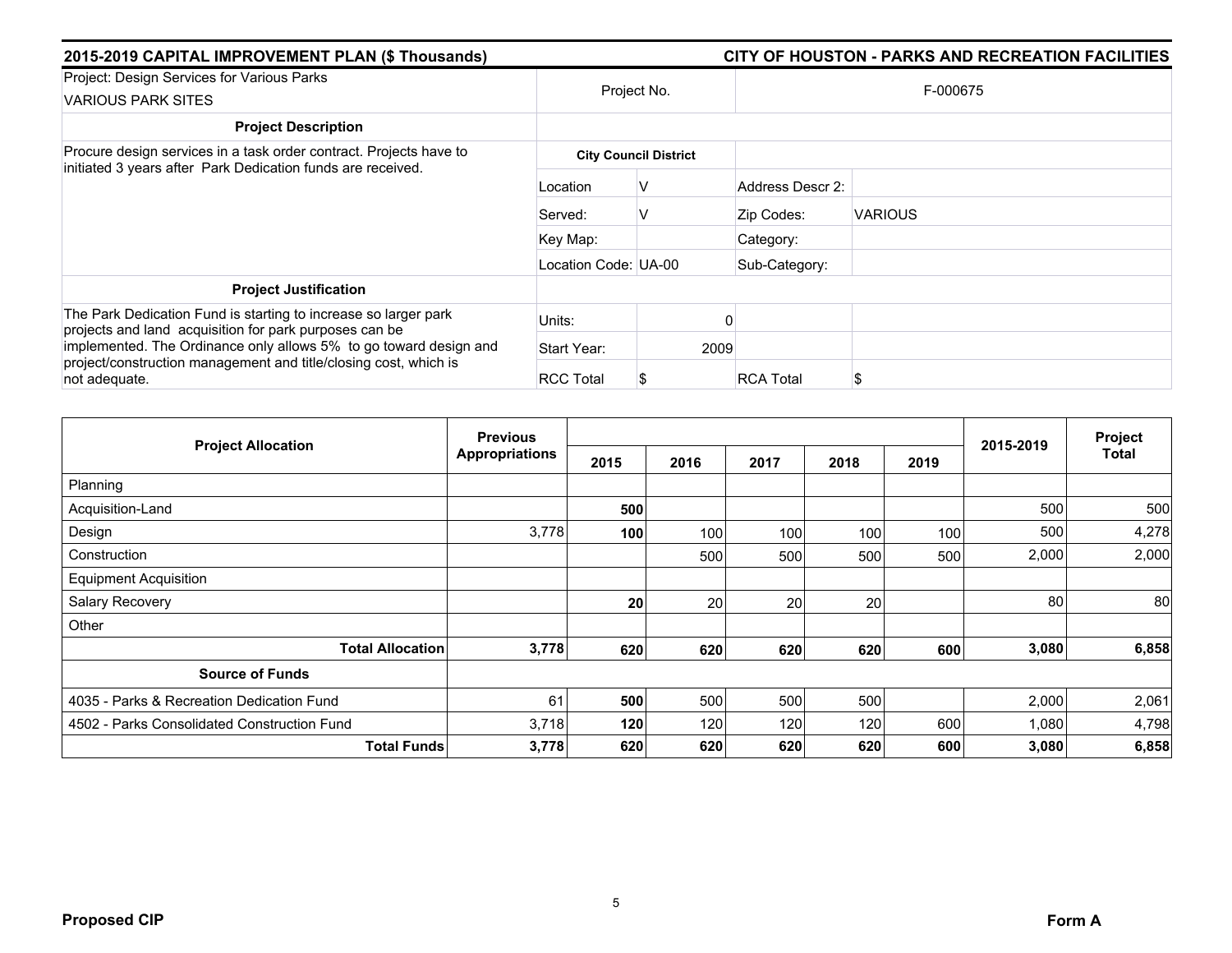## 2015-2019 CAPITAL IMPROVEMENT PLAN ($ Thousands) — CITY OF HOUSTON - PARKS AND RECREATION FACILITIES

| Project: Design Services for Various Parks<br>VARIOUS PARK SITES | Project No. | | F-000675 | |
|---|---|---|---|---|
| **Project Description** | | | | |
| Procure design services in a task order contract. Projects have to initiated 3 years after Park Dedication funds are received. | **City Council District** | | | |
| | Location | V | Address Descr 2: | |
| | Served: | V | Zip Codes: | VARIOUS |
| | Key Map: | | Category: | |
| | Location Code: | UA-00 | Sub-Category: | |
| **Project Justification** | | | | |
| The Park Dedication Fund is starting to increase so larger park projects and land acquisition for park purposes can be implemented. The Ordinance only allows 5% to go toward design and project/construction management and title/closing cost, which is not adequate. | Units: | 0 | | |
| | Start Year: | 2009 | | |
| | RCC Total | $ | RCA Total | $ |

| Project Allocation | Previous Appropriations | 2015 | 2016 | 2017 | 2018 | 2019 | 2015-2019 | Project Total |
|---|---|---|---|---|---|---|---|---|
| Planning | | | | | | | | |
| Acquisition-Land | | **500** | | | | | 500 | 500 |
| Design | 3,778 | **100** | 100 | 100 | 100 | 100 | 500 | 4,278 |
| Construction | | | 500 | 500 | 500 | 500 | 2,000 | 2,000 |
| Equipment Acquisition | | | | | | | | |
| Salary Recovery | | **20** | 20 | 20 | 20 | | 80 | 80 |
| Other | | | | | | | | |
| **Total Allocation** | **3,778** | **620** | **620** | **620** | **620** | **600** | **3,080** | **6,858** |
| **Source of Funds** | | | | | | | | |
| 4035 - Parks & Recreation Dedication Fund | 61 | **500** | 500 | 500 | 500 | | 2,000 | 2,061 |
| 4502 - Parks Consolidated Construction Fund | 3,718 | **120** | 120 | 120 | 120 | 600 | 1,080 | 4,798 |
| **Total Funds** | **3,778** | **620** | **620** | **620** | **620** | **600** | **3,080** | **6,858** |

**Proposed CIP** — **Form A**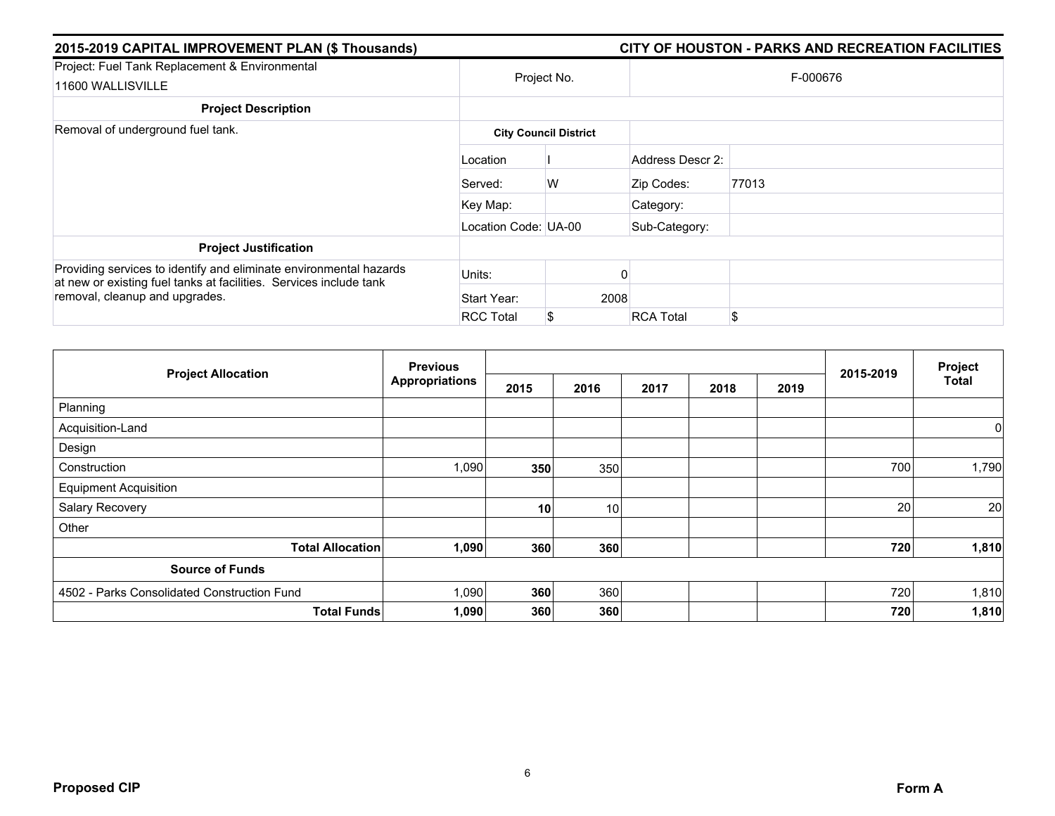## 2015-2019 CAPITAL IMPROVEMENT PLAN ($ Thousands) — CITY OF HOUSTON - PARKS AND RECREATION FACILITIES

| Project: Fuel Tank Replacement & Environmental 11600 WALLISVILLE | Project No. | | F-000676 | |
|---|---|---|---|---|
| **Project Description** | | | | |
| Removal of underground fuel tank. | **City Council District** | | | |
| | Location | I | Address Descr 2: | |
| | Served: | W | Zip Codes: | 77013 |
| | Key Map: | | Category: | |
| | Location Code: | UA-00 | Sub-Category: | |
| **Project Justification** | | | | |
| Providing services to identify and eliminate environmental hazards at new or existing fuel tanks at facilities. Services include tank removal, cleanup and upgrades. | Units: | 0 | | |
| | Start Year: | 2008 | | |
| | RCC Total | $ | RCA Total | $ |

| Project Allocation | Previous Appropriations | 2015 | 2016 | 2017 | 2018 | 2019 | 2015-2019 | Project Total |
|---|---|---|---|---|---|---|---|---|
| Planning | | | | | | | | |
| Acquisition-Land | | | | | | | | 0 |
| Design | | | | | | | | |
| Construction | 1,090 | **350** | 350 | | | | 700 | 1,790 |
| Equipment Acquisition | | | | | | | | |
| Salary Recovery | | **10** | 10 | | | | 20 | 20 |
| Other | | | | | | | | |
| **Total Allocation** | **1,090** | **360** | **360** | | | | **720** | **1,810** |
| **Source of Funds** | | | | | | | | |
| 4502 - Parks Consolidated Construction Fund | 1,090 | **360** | 360 | | | | 720 | 1,810 |
| **Total Funds** | **1,090** | **360** | **360** | | | | **720** | **1,810** |

**Proposed CIP** — **Form A**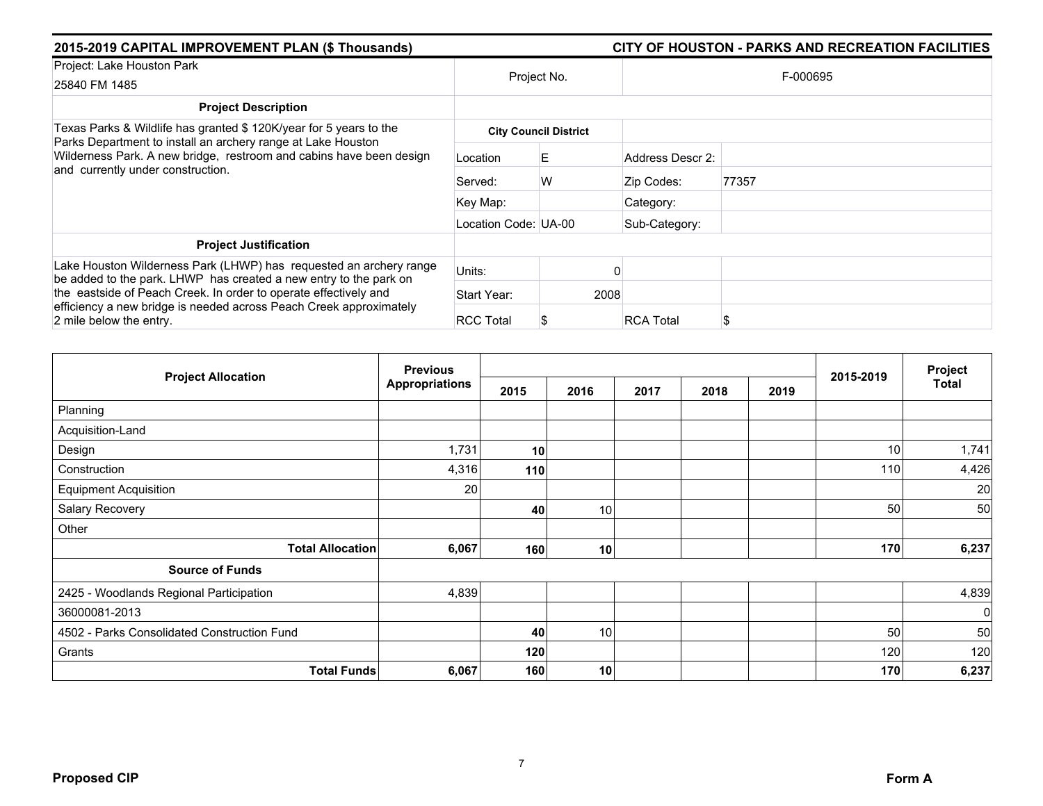**2015-2019 CAPITAL IMPROVEMENT PLAN ($ Thousands)** — **CITY OF HOUSTON - PARKS AND RECREATION FACILITIES**

| Project: Lake Houston Park 25840 FM 1485 | Project No. | | F-000695 | |
|---|---|---|---|---|
| **Project Description** | | | | |
| Texas Parks & Wildlife has granted $ 120K/year for 5 years to the Parks Department to install an archery range at Lake Houston Wilderness Park. A new bridge, restroom and cabins have been design and currently under construction. | **City Council District** | | | |
| | Location | E | Address Descr 2: | |
| | Served: | W | Zip Codes: | 77357 |
| | Key Map: | | Category: | |
| | Location Code: | UA-00 | Sub-Category: | |
| **Project Justification** | | | | |
| Lake Houston Wilderness Park (LHWP) has requested an archery range be added to the park. LHWP has created a new entry to the park on the eastside of Peach Creek. In order to operate effectively and efficiency a new bridge is needed across Peach Creek approximately 2 mile below the entry. | Units: | 0 | | |
| | Start Year: | 2008 | | |
| | RCC Total | $ | RCA Total | $ |

| Project Allocation | Previous Appropriations | 2015 | 2016 | 2017 | 2018 | 2019 | 2015-2019 | Project Total |
|---|---|---|---|---|---|---|---|---|
| Planning | | | | | | | | |
| Acquisition-Land | | | | | | | | |
| Design | 1,731 | **10** | | | | | 10 | 1,741 |
| Construction | 4,316 | **110** | | | | | 110 | 4,426 |
| Equipment Acquisition | 20 | | | | | | | 20 |
| Salary Recovery | | **40** | 10 | | | | 50 | 50 |
| Other | | | | | | | | |
| **Total Allocation** | **6,067** | **160** | **10** | | | | **170** | **6,237** |
| **Source of Funds** | | | | | | | | |
| 2425 - Woodlands Regional Participation | 4,839 | | | | | | | 4,839 |
| 36000081-2013 | | | | | | | | 0 |
| 4502 - Parks Consolidated Construction Fund | | **40** | 10 | | | | 50 | 50 |
| Grants | | **120** | | | | | 120 | 120 |
| **Total Funds** | **6,067** | **160** | **10** | | | | **170** | **6,237** |

**Proposed CIP** — **Form A**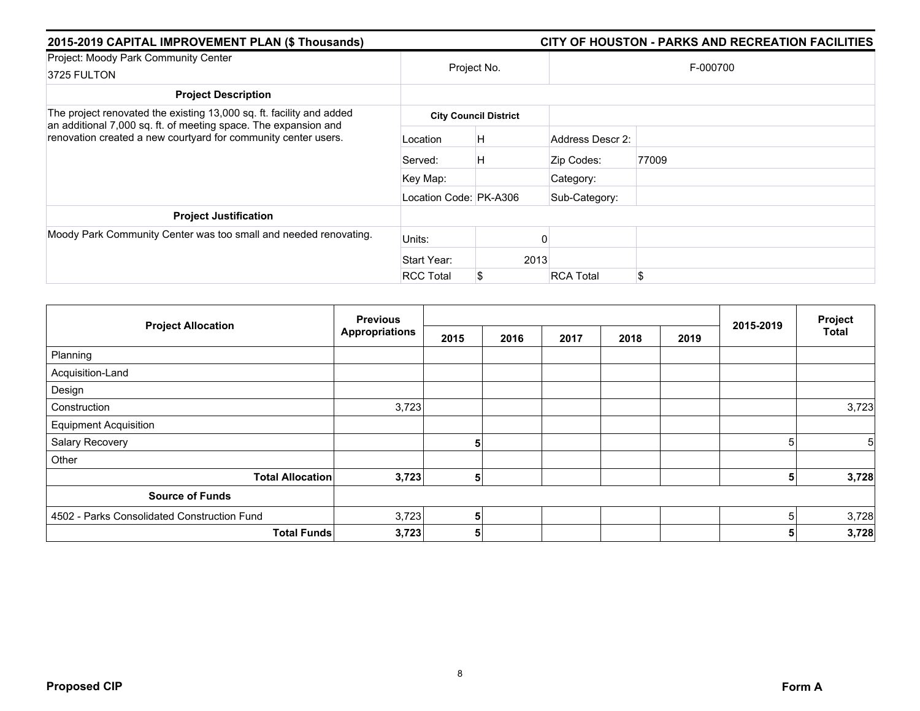## 2015-2019 CAPITAL IMPROVEMENT PLAN ($ Thousands)

## CITY OF HOUSTON - PARKS AND RECREATION FACILITIES

| Project: Moody Park Community Center<br>3725 FULTON | Project No. | | F-000700 | |
|---|---|---|---|---|
| **Project Description** | | | | |
| The project renovated the existing 13,000 sq. ft. facility and added an additional 7,000 sq. ft. of meeting space. The expansion and renovation created a new courtyard for community center users. | **City Council District** | | | |
| | Location | H | Address Descr 2: | |
| | Served: | H | Zip Codes: | 77009 |
| | Key Map: | | Category: | |
| | Location Code: | PK-A306 | Sub-Category: | |
| **Project Justification** | | | | |
| Moody Park Community Center was too small and needed renovating. | Units: | 0 | | |
| | Start Year: | 2013 | | |
| | RCC Total | $ | RCA Total | $ |

| Project Allocation | Previous Appropriations | 2015 | 2016 | 2017 | 2018 | 2019 | 2015-2019 | Project Total |
|---|---|---|---|---|---|---|---|---|
| Planning | | | | | | | | |
| Acquisition-Land | | | | | | | | |
| Design | | | | | | | | |
| Construction | 3,723 | | | | | | | 3,723 |
| Equipment Acquisition | | | | | | | | |
| Salary Recovery | | **5** | | | | | 5 | 5 |
| Other | | | | | | | | |
| **Total Allocation** | **3,723** | **5** | | | | | **5** | **3,728** |
| **Source of Funds** | | | | | | | | |
| 4502 - Parks Consolidated Construction Fund | 3,723 | **5** | | | | | 5 | 3,728 |
| **Total Funds** | **3,723** | **5** | | | | | **5** | **3,728** |

**Proposed CIP** **Form A**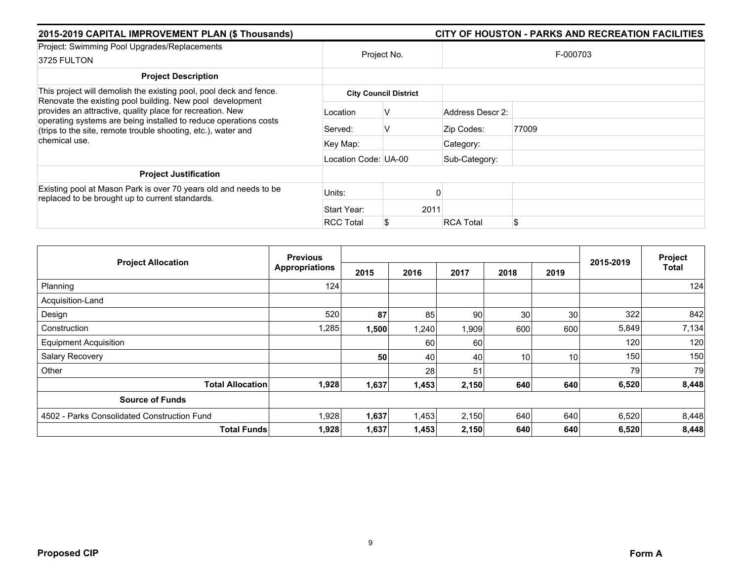**2015-2019 CAPITAL IMPROVEMENT PLAN ($ Thousands)** **CITY OF HOUSTON - PARKS AND RECREATION FACILITIES**

| Project: Swimming Pool Upgrades/Replacements 3725 FULTON | Project No. | | F-000703 | |
|---|---|---|---|---|
| **Project Description** | | | | |
| This project will demolish the existing pool, pool deck and fence. Renovate the existing pool building. New pool development provides an attractive, quality place for recreation. New operating systems are being installed to reduce operations costs (trips to the site, remote trouble shooting, etc.), water and chemical use. | **City Council District** | | | |
| | Location | V | Address Descr 2: | |
| | Served: | V | Zip Codes: | 77009 |
| | Key Map: | | Category: | |
| | Location Code: UA-00 | | Sub-Category: | |
| **Project Justification** | | | | |
| Existing pool at Mason Park is over 70 years old and needs to be replaced to be brought up to current standards. | Units: | 0 | | |
| | Start Year: | 2011 | | |
| | RCC Total | $ | RCA Total | $ |

| Project Allocation | Previous Appropriations | 2015 | 2016 | 2017 | 2018 | 2019 | 2015-2019 | Project Total |
|---|---|---|---|---|---|---|---|---|
| Planning | 124 | | | | | | | 124 |
| Acquisition-Land | | | | | | | | |
| Design | 520 | **87** | 85 | 90 | 30 | 30 | 322 | 842 |
| Construction | 1,285 | **1,500** | 1,240 | 1,909 | 600 | 600 | 5,849 | 7,134 |
| Equipment Acquisition | | | 60 | 60 | | | 120 | 120 |
| Salary Recovery | | **50** | 40 | 40 | 10 | 10 | 150 | 150 |
| Other | | | 28 | 51 | | | 79 | 79 |
| **Total Allocation** | **1,928** | **1,637** | **1,453** | **2,150** | **640** | **640** | **6,520** | **8,448** |
| **Source of Funds** | | | | | | | | |
| 4502 - Parks Consolidated Construction Fund | 1,928 | **1,637** | 1,453 | 2,150 | 640 | 640 | 6,520 | 8,448 |
| **Total Funds** | **1,928** | **1,637** | **1,453** | **2,150** | **640** | **640** | **6,520** | **8,448** |

**Proposed CIP** **Form A**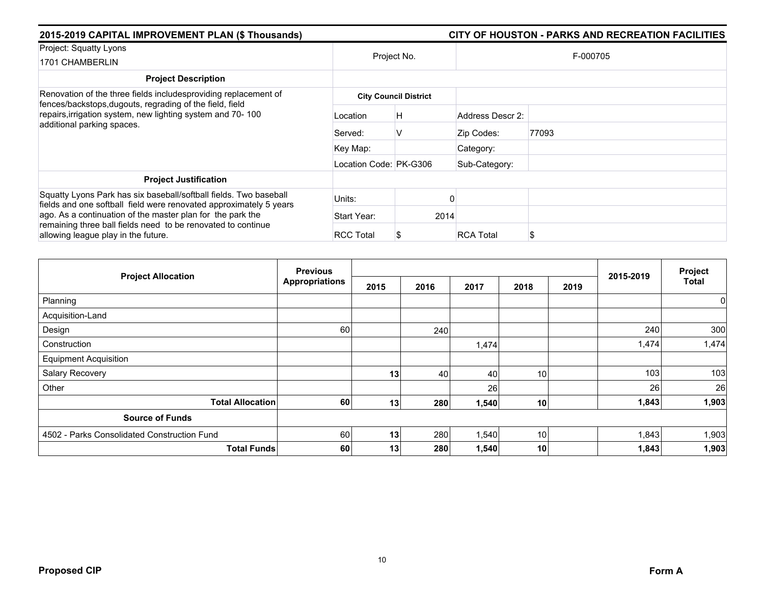## 2015-2019 CAPITAL IMPROVEMENT PLAN ($ Thousands)

## CITY OF HOUSTON - PARKS AND RECREATION FACILITIES

| Project: Squatty Lyons 1701 CHAMBERLIN | Project No. | | F-000705 | |
|---|---|---|---|---|
| **Project Description** | | | | |
| Renovation of the three fields includesproviding replacement of fences/backstops,dugouts, regrading of the field, field repairs,irrigation system, new lighting system and 70- 100 additional parking spaces. | **City Council District** | | | |
| | Location | H | Address Descr 2: | |
| | Served: | V | Zip Codes: | 77093 |
| | Key Map: | | Category: | |
| | Location Code: | PK-G306 | Sub-Category: | |
| **Project Justification** | | | | |
| Squatty Lyons Park has six baseball/softball fields. Two baseball fields and one softball field were renovated approximately 5 years ago. As a continuation of the master plan for the park the remaining three ball fields need to be renovated to continue allowing league play in the future. | Units: | 0 | | |
| | Start Year: | 2014 | | |
| | RCC Total | $ | RCA Total | $ |

| Project Allocation | Previous Appropriations | 2015 | 2016 | 2017 | 2018 | 2019 | 2015-2019 | Project Total |
|---|---|---|---|---|---|---|---|---|
| Planning | | | | | | | | 0 |
| Acquisition-Land | | | | | | | | |
| Design | 60 | | 240 | | | | 240 | 300 |
| Construction | | | | 1,474 | | | 1,474 | 1,474 |
| Equipment Acquisition | | | | | | | | |
| Salary Recovery | | **13** | 40 | 40 | 10 | | 103 | 103 |
| Other | | | | 26 | | | 26 | 26 |
| **Total Allocation** | **60** | **13** | **280** | **1,540** | **10** | | **1,843** | **1,903** |
| **Source of Funds** | | | | | | | | |
| 4502 - Parks Consolidated Construction Fund | 60 | **13** | 280 | 1,540 | 10 | | 1,843 | 1,903 |
| **Total Funds** | **60** | **13** | **280** | **1,540** | **10** | | **1,843** | **1,903** |

**Proposed CIP** **Form A**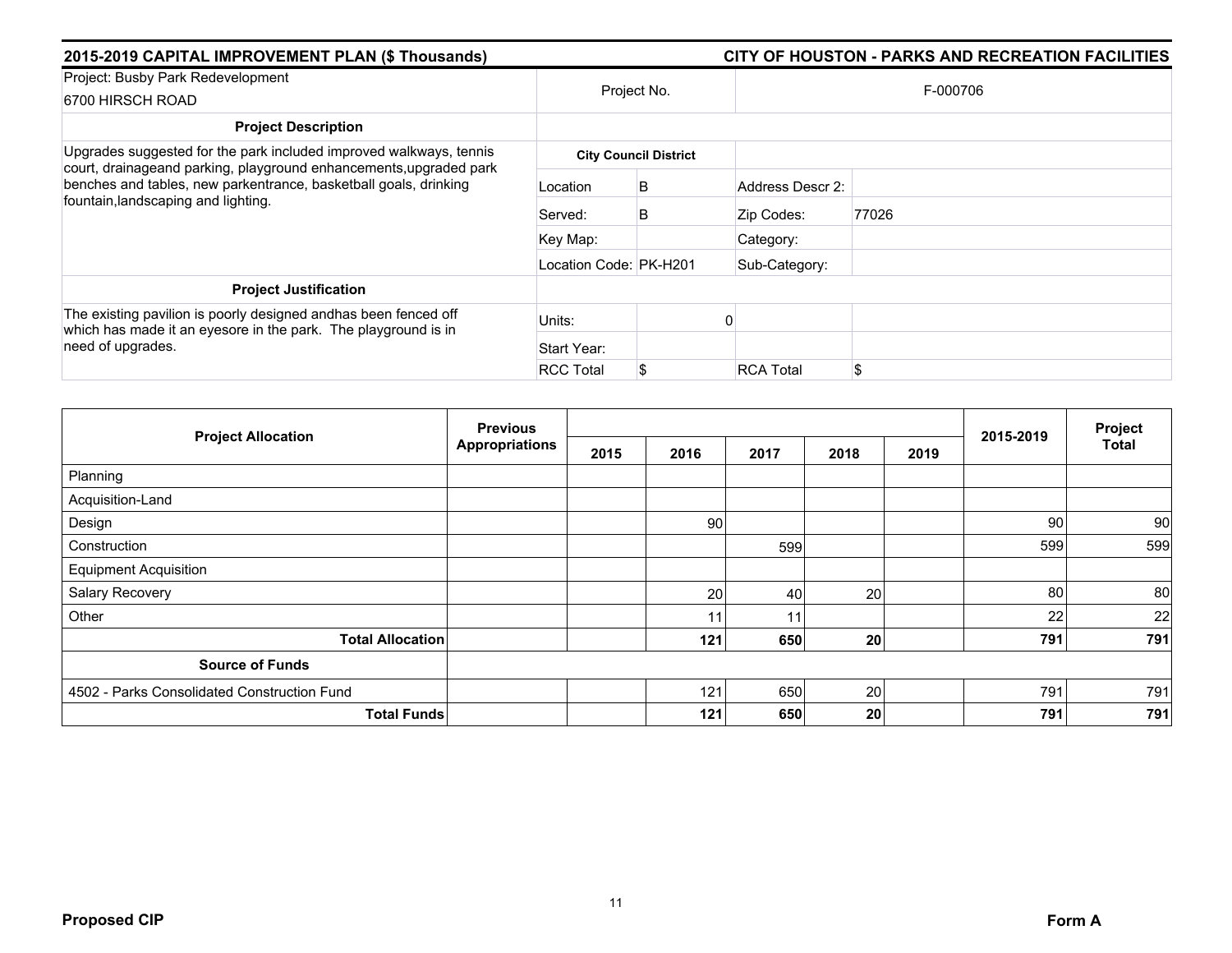**2015-2019 CAPITAL IMPROVEMENT PLAN ($ Thousands)** — **CITY OF HOUSTON - PARKS AND RECREATION FACILITIES**

| Project: Busby Park Redevelopment<br>6700 HIRSCH ROAD | Project No. | | F-000706 | |
|---|---|---|---|---|
| **Project Description** | | | | |
| Upgrades suggested for the park included improved walkways, tennis court, drainageand parking, playground enhancements,upgraded park benches and tables, new parkentrance, basketball goals, drinking fountain,landscaping and lighting. | **City Council District** | | | |
| | Location | B | Address Descr 2: | |
| | Served: | B | Zip Codes: | 77026 |
| | Key Map: | | Category: | |
| | Location Code: | PK-H201 | Sub-Category: | |
| **Project Justification** | | | | |
| The existing pavilion is poorly designed andhas been fenced off which has made it an eyesore in the park. The playground is in need of upgrades. | Units: | 0 | | |
| | Start Year: | | | |
| | RCC Total | $ | RCA Total | $ |

| Project Allocation | Previous Appropriations | 2015 | 2016 | 2017 | 2018 | 2019 | 2015-2019 | Project Total |
|---|---|---|---|---|---|---|---|---|
| Planning | | | | | | | | |
| Acquisition-Land | | | | | | | | |
| Design | | | 90 | | | | 90 | 90 |
| Construction | | | | 599 | | | 599 | 599 |
| Equipment Acquisition | | | | | | | | |
| Salary Recovery | | | 20 | 40 | 20 | | 80 | 80 |
| Other | | | 11 | 11 | | | 22 | 22 |
| **Total Allocation** | | | **121** | **650** | **20** | | **791** | **791** |
| **Source of Funds** | | | | | | | | |
| 4502 - Parks Consolidated Construction Fund | | | 121 | 650 | 20 | | 791 | 791 |
| **Total Funds** | | | **121** | **650** | **20** | | **791** | **791** |

**Proposed CIP** — **Form A**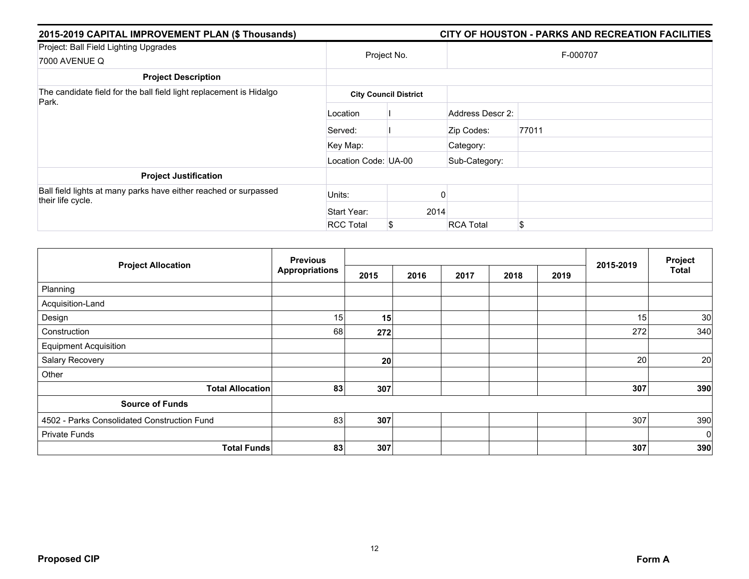**2015-2019 CAPITAL IMPROVEMENT PLAN ($ Thousands)** | **CITY OF HOUSTON - PARKS AND RECREATION FACILITIES**

| Project: Ball Field Lighting Upgrades<br>7000 AVENUE Q | Project No. | | F-000707 | |
|---|---|---|---|---|
| **Project Description** | | | | |
| The candidate field for the ball field light replacement is Hidalgo Park. | **City Council District** | | | |
| | Location | I | Address Descr 2: | |
| | Served: | I | Zip Codes: | 77011 |
| | Key Map: | | Category: | |
| | Location Code: | UA-00 | Sub-Category: | |
| **Project Justification** | | | | |
| Ball field lights at many parks have either reached or surpassed their life cycle. | Units: | 0 | | |
| | Start Year: | 2014 | | |
| | RCC Total | $ | RCA Total | $ |

| Project Allocation | Previous Appropriations | 2015 | 2016 | 2017 | 2018 | 2019 | 2015-2019 | Project Total |
|---|---|---|---|---|---|---|---|---|
| Planning | | | | | | | | |
| Acquisition-Land | | | | | | | | |
| Design | 15 | **15** | | | | | 15 | 30 |
| Construction | 68 | **272** | | | | | 272 | 340 |
| Equipment Acquisition | | | | | | | | |
| Salary Recovery | | **20** | | | | | 20 | 20 |
| Other | | | | | | | | |
| **Total Allocation** | **83** | **307** | | | | | **307** | **390** |
| **Source of Funds** | | | | | | | | |
| 4502 - Parks Consolidated Construction Fund | 83 | **307** | | | | | 307 | 390 |
| Private Funds | | | | | | | | 0 |
| **Total Funds** | **83** | **307** | | | | | **307** | **390** |

**Proposed CIP** | **Form A**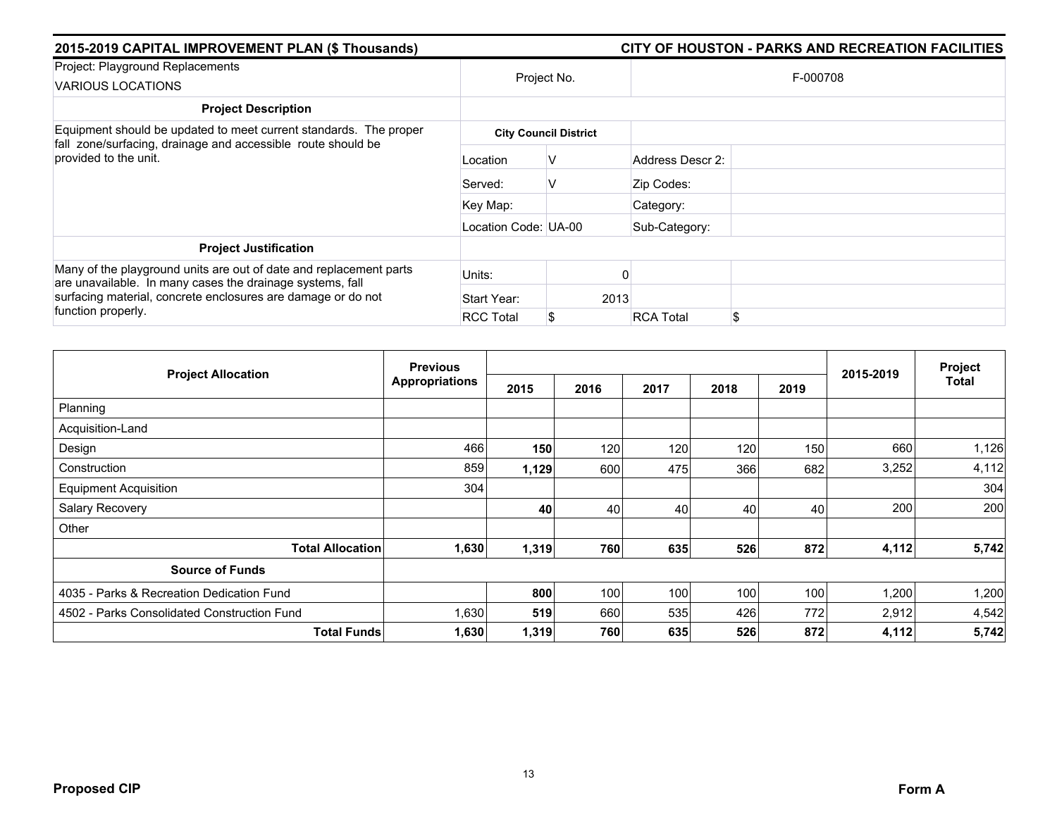## 2015-2019 CAPITAL IMPROVEMENT PLAN ($ Thousands) — CITY OF HOUSTON - PARKS AND RECREATION FACILITIES

| Project: Playground Replacements<br>VARIOUS LOCATIONS | Project No. | | F-000708 | |
|---|---|---|---|---|
| **Project Description** | | | | |
| Equipment should be updated to meet current standards. The proper fall zone/surfacing, drainage and accessible route should be provided to the unit. | **City Council District** | | | |
| | Location | V | Address Descr 2: | |
| | Served: | V | Zip Codes: | |
| | Key Map: | | Category: | |
| | Location Code: | UA-00 | Sub-Category: | |
| **Project Justification** | | | | |
| Many of the playground units are out of date and replacement parts are unavailable. In many cases the drainage systems, fall surfacing material, concrete enclosures are damage or do not function properly. | Units: | 0 | | |
| | Start Year: | 2013 | | |
| | RCC Total | $ | RCA Total | $ |

| Project Allocation | Previous Appropriations | 2015 | 2016 | 2017 | 2018 | 2019 | 2015-2019 | Project Total |
|---|---|---|---|---|---|---|---|---|
| Planning | | | | | | | | |
| Acquisition-Land | | | | | | | | |
| Design | 466 | **150** | 120 | 120 | 120 | 150 | 660 | 1,126 |
| Construction | 859 | **1,129** | 600 | 475 | 366 | 682 | 3,252 | 4,112 |
| Equipment Acquisition | 304 | | | | | | | 304 |
| Salary Recovery | | **40** | 40 | 40 | 40 | 40 | 200 | 200 |
| Other | | | | | | | | |
| **Total Allocation** | **1,630** | **1,319** | **760** | **635** | **526** | **872** | **4,112** | **5,742** |
| **Source of Funds** | | | | | | | | |
| 4035 - Parks & Recreation Dedication Fund | | **800** | 100 | 100 | 100 | 100 | 1,200 | 1,200 |
| 4502 - Parks Consolidated Construction Fund | 1,630 | **519** | 660 | 535 | 426 | 772 | 2,912 | 4,542 |
| **Total Funds** | **1,630** | **1,319** | **760** | **635** | **526** | **872** | **4,112** | **5,742** |

**Proposed CIP** — **Form A**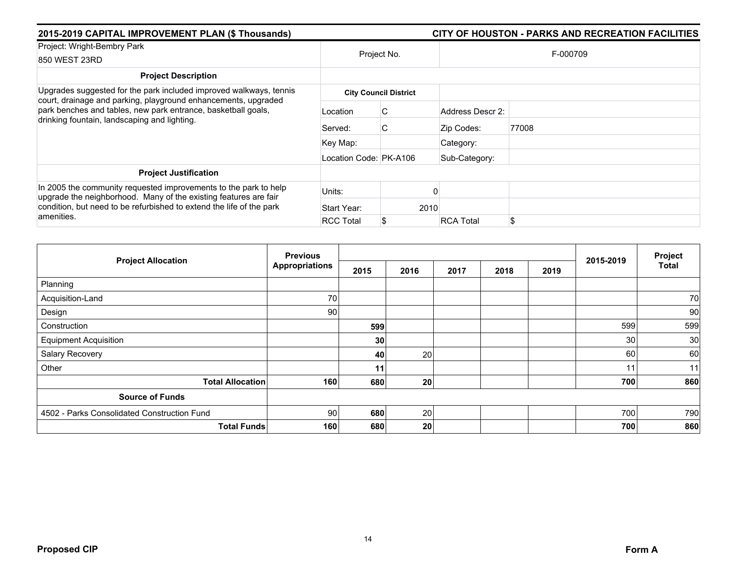## 2015-2019 CAPITAL IMPROVEMENT PLAN ($ Thousands)

## CITY OF HOUSTON - PARKS AND RECREATION FACILITIES

| Project: Wright-Bembry Park<br>850 WEST 23RD | Project No. | | F-000709 | |
|---|---|---|---|---|
| **Project Description** | | | | |
| Upgrades suggested for the park included improved walkways, tennis court, drainage and parking, playground enhancements, upgraded park benches and tables, new park entrance, basketball goals, drinking fountain, landscaping and lighting. | **City Council District** | | | |
| | Location | C | Address Descr 2: | |
| | Served: | C | Zip Codes: | 77008 |
| | Key Map: | | Category: | |
| | Location Code: | PK-A106 | Sub-Category: | |
| **Project Justification** | | | | |
| In 2005 the community requested improvements to the park to help upgrade the neighborhood. Many of the existing features are fair condition, but need to be refurbished to extend the life of the park amenities. | Units: | 0 | | |
| | Start Year: | 2010 | | |
| | RCC Total | $ | RCA Total | $ |

| Project Allocation | Previous Appropriations | 2015 | 2016 | 2017 | 2018 | 2019 | 2015-2019 | Project Total |
|---|---|---|---|---|---|---|---|---|
| Planning | | | | | | | | |
| Acquisition-Land | 70 | | | | | | | 70 |
| Design | 90 | | | | | | | 90 |
| Construction | | **599** | | | | | 599 | 599 |
| Equipment Acquisition | | **30** | | | | | 30 | 30 |
| Salary Recovery | | **40** | 20 | | | | 60 | 60 |
| Other | | **11** | | | | | 11 | 11 |
| **Total Allocation** | **160** | **680** | **20** | | | | **700** | **860** |
| **Source of Funds** | | | | | | | | |
| 4502 - Parks Consolidated Construction Fund | 90 | **680** | 20 | | | | 700 | 790 |
| **Total Funds** | **160** | **680** | **20** | | | | **700** | **860** |

**Proposed CIP** **Form A**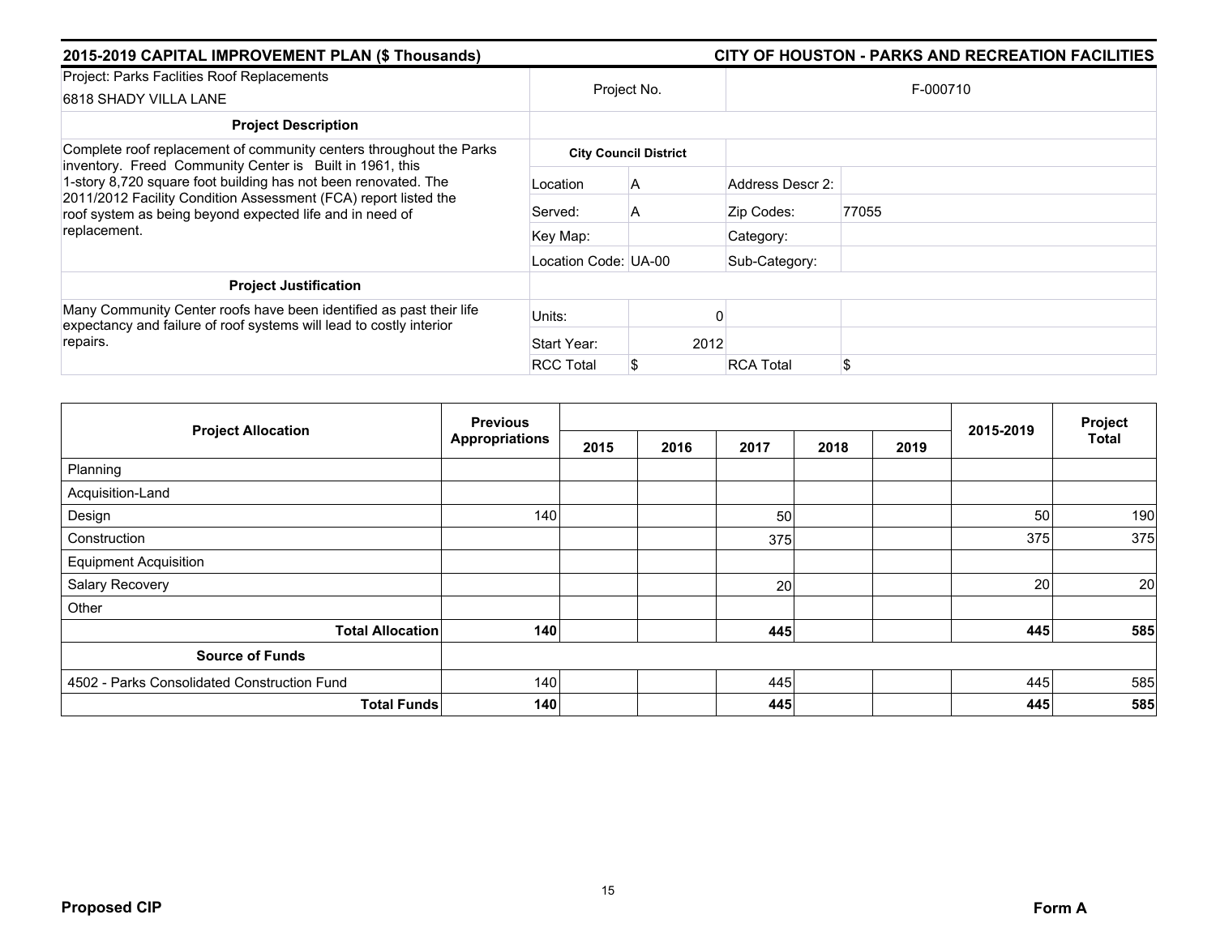## 2015-2019 CAPITAL IMPROVEMENT PLAN ($ Thousands) — CITY OF HOUSTON - PARKS AND RECREATION FACILITIES

| Project: Parks Faclities Roof Replacements<br>6818 SHADY VILLA LANE | Project No. | | F-000710 | |
|---|---|---|---|---|
| **Project Description** | | | | |
| Complete roof replacement of community centers throughout the Parks inventory. Freed Community Center is Built in 1961, this 1-story 8,720 square foot building has not been renovated. The 2011/2012 Facility Condition Assessment (FCA) report listed the roof system as being beyond expected life and in need of replacement. | **City Council District** | | | |
| | Location | A | Address Descr 2: | |
| | Served: | A | Zip Codes: | 77055 |
| | Key Map: | | Category: | |
| | Location Code: | UA-00 | Sub-Category: | |
| **Project Justification** | | | | |
| Many Community Center roofs have been identified as past their life expectancy and failure of roof systems will lead to costly interior repairs. | Units: | 0 | | |
| | Start Year: | 2012 | | |
| | RCC Total | $ | RCA Total | $ |

| Project Allocation | Previous Appropriations | 2015 | 2016 | 2017 | 2018 | 2019 | 2015-2019 | Project Total |
|---|---|---|---|---|---|---|---|---|
| Planning | | | | | | | | |
| Acquisition-Land | | | | | | | | |
| Design | 140 | | | 50 | | | 50 | 190 |
| Construction | | | | 375 | | | 375 | 375 |
| Equipment Acquisition | | | | | | | | |
| Salary Recovery | | | | 20 | | | 20 | 20 |
| Other | | | | | | | | |
| **Total Allocation** | **140** | | | **445** | | | **445** | **585** |
| **Source of Funds** | | | | | | | | |
| 4502 - Parks Consolidated Construction Fund | 140 | | | 445 | | | 445 | 585 |
| **Total Funds** | **140** | | | **445** | | | **445** | **585** |

**Proposed CIP** — **Form A**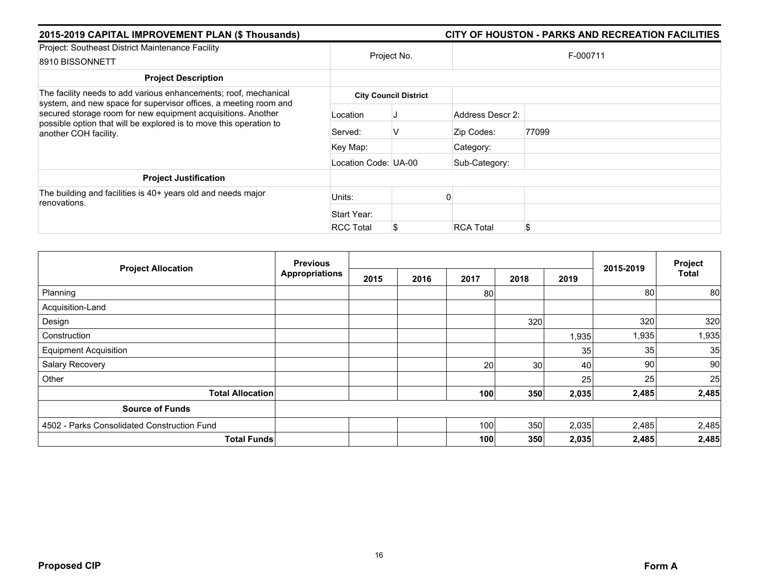## 2015-2019 CAPITAL IMPROVEMENT PLAN ($ Thousands) — CITY OF HOUSTON - PARKS AND RECREATION FACILITIES

| | | | | |
|---|---|---|---|---|
| Project: Southeast District Maintenance Facility<br>8910 BISSONNETT | Project No. | | F-000711 | |
| **Project Description** | | | | |
| The facility needs to add various enhancements; roof, mechanical system, and new space for supervisor offices, a meeting room and secured storage room for new equipment acquisitions. Another possible option that will be explored is to move this operation to another COH facility. | **City Council District** | | | |
| | Location | J | Address Descr 2: | |
| | Served: | V | Zip Codes: | 77099 |
| | Key Map: | | Category: | |
| | Location Code: | UA-00 | Sub-Category: | |
| **Project Justification** | | | | |
| The building and facilities is 40+ years old and needs major renovations. | Units: | 0 | | |
| | Start Year: | | | |
| | RCC Total | $ | RCA Total | $ |

| Project Allocation | Previous Appropriations | 2015 | 2016 | 2017 | 2018 | 2019 | 2015-2019 | Project Total |
|---|---|---|---|---|---|---|---|---|
| Planning | | | | 80 | | | 80 | 80 |
| Acquisition-Land | | | | | | | | |
| Design | | | | | 320 | | 320 | 320 |
| Construction | | | | | | 1,935 | 1,935 | 1,935 |
| Equipment Acquisition | | | | | | 35 | 35 | 35 |
| Salary Recovery | | | | 20 | 30 | 40 | 90 | 90 |
| Other | | | | | | 25 | 25 | 25 |
| **Total Allocation** | | | | **100** | **350** | **2,035** | **2,485** | **2,485** |
| **Source of Funds** | | | | | | | | |
| 4502 - Parks Consolidated Construction Fund | | | | 100 | 350 | 2,035 | 2,485 | 2,485 |
| **Total Funds** | | | | **100** | **350** | **2,035** | **2,485** | **2,485** |

**Proposed CIP** **Form A**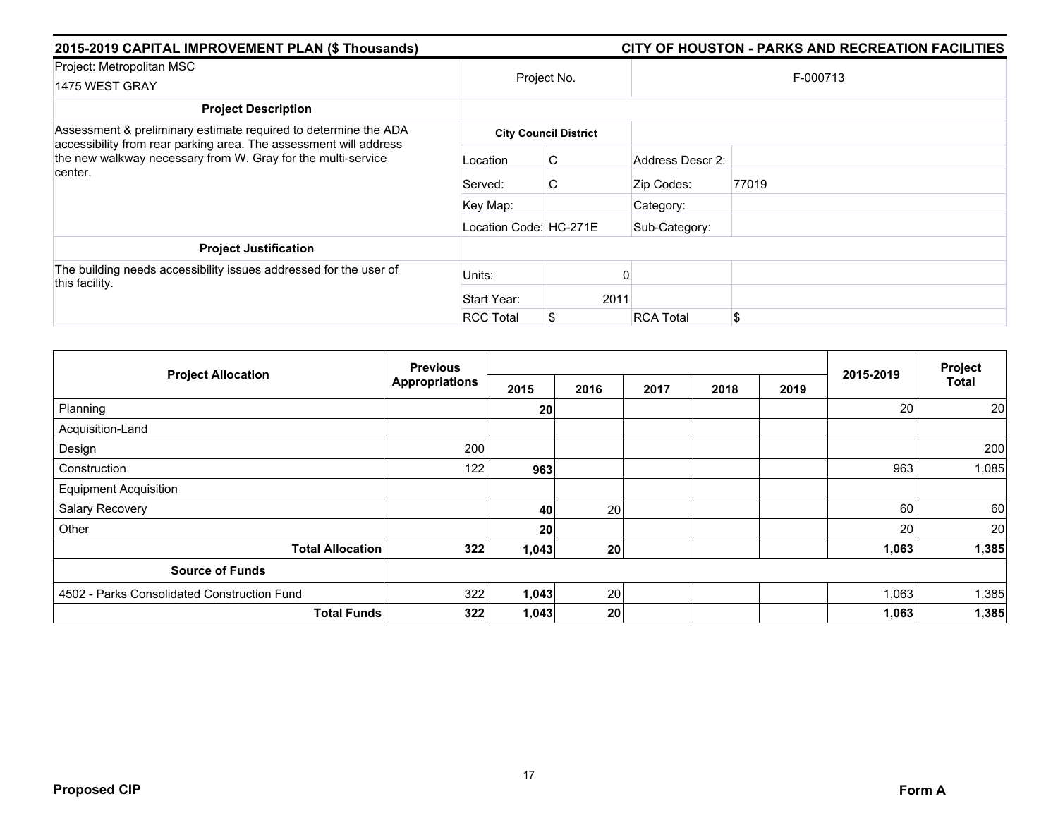## 2015-2019 CAPITAL IMPROVEMENT PLAN ($ Thousands)

## CITY OF HOUSTON - PARKS AND RECREATION FACILITIES

| Project: Metropolitan MSC<br>1475 WEST GRAY | Project No. | | F-000713 | |
|---|---|---|---|---|
| **Project Description** | | | | |
| Assessment & preliminary estimate required to determine the ADA accessibility from rear parking area. The assessment will address the new walkway necessary from W. Gray for the multi-service center. | **City Council District** | | | |
| | Location | C | Address Descr 2: | |
| | Served: | C | Zip Codes: | 77019 |
| | Key Map: | | Category: | |
| | Location Code: | HC-271E | Sub-Category: | |
| **Project Justification** | | | | |
| The building needs accessibility issues addressed for the user of this facility. | Units: | 0 | | |
| | Start Year: | 2011 | | |
| | RCC Total | $ | RCA Total | $ |

| Project Allocation | Previous Appropriations | 2015 | 2016 | 2017 | 2018 | 2019 | 2015-2019 | Project Total |
|---|---|---|---|---|---|---|---|---|
| Planning | | **20** | | | | | 20 | 20 |
| Acquisition-Land | | | | | | | | |
| Design | 200 | | | | | | | 200 |
| Construction | 122 | **963** | | | | | 963 | 1,085 |
| Equipment Acquisition | | | | | | | | |
| Salary Recovery | | **40** | 20 | | | | 60 | 60 |
| Other | | **20** | | | | | 20 | 20 |
| **Total Allocation** | **322** | **1,043** | **20** | | | | **1,063** | **1,385** |
| **Source of Funds** | | | | | | | | |
| 4502 - Parks Consolidated Construction Fund | 322 | **1,043** | 20 | | | | 1,063 | 1,385 |
| **Total Funds** | **322** | **1,043** | **20** | | | | **1,063** | **1,385** |

**Proposed CIP** **Form A**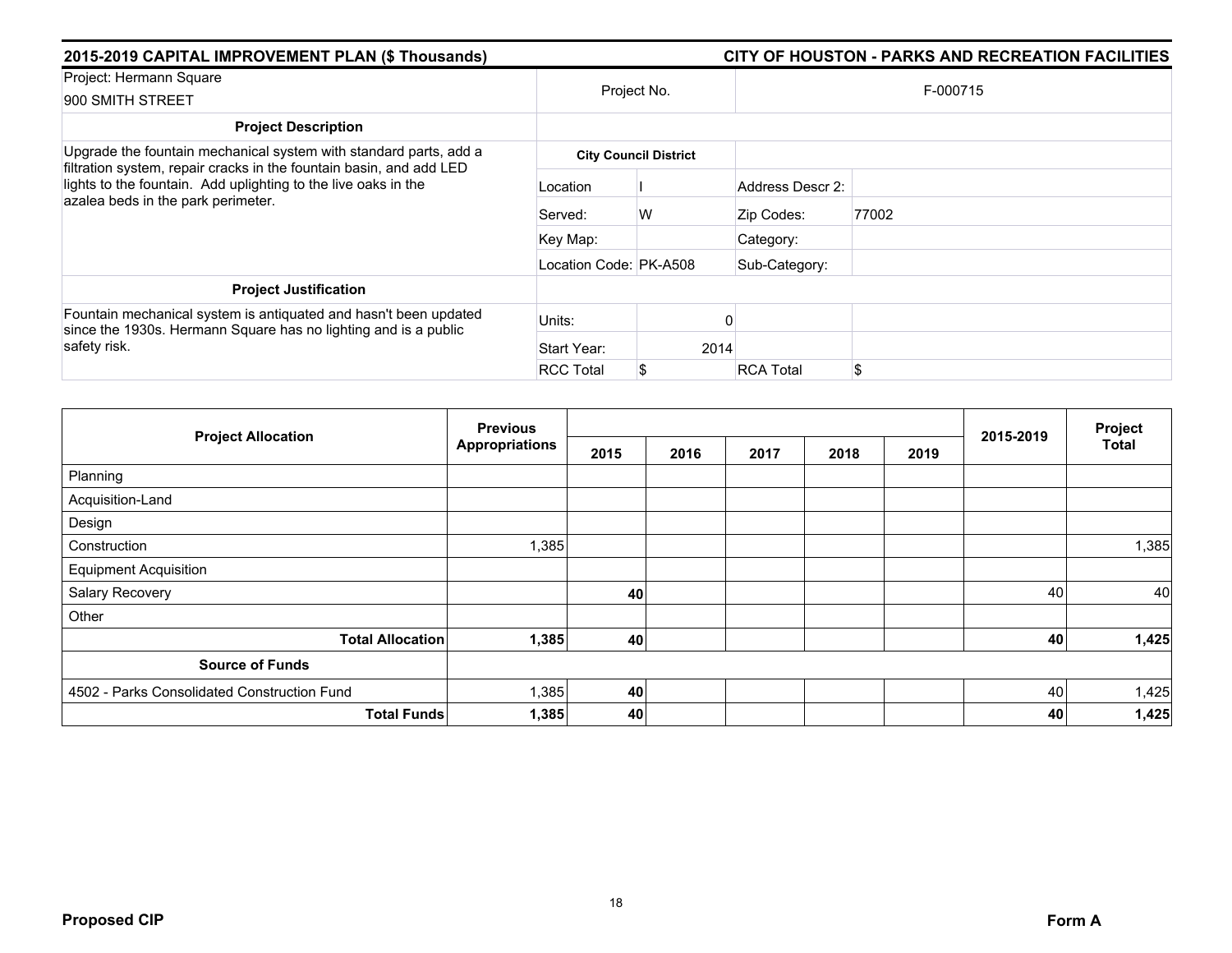**2015-2019 CAPITAL IMPROVEMENT PLAN ($ Thousands)** | **CITY OF HOUSTON - PARKS AND RECREATION FACILITIES**

| Project: Hermann Square<br>900 SMITH STREET | Project No. | | F-000715 | |
|---|---|---|---|---|
| **Project Description** | | | | |
| Upgrade the fountain mechanical system with standard parts, add a filtration system, repair cracks in the fountain basin, and add LED lights to the fountain. Add uplighting to the live oaks in the azalea beds in the park perimeter. | **City Council District** | | | |
| | Location | I | Address Descr 2: | |
| | Served: | W | Zip Codes: | 77002 |
| | Key Map: | | Category: | |
| | Location Code: | PK-A508 | Sub-Category: | |
| **Project Justification** | | | | |
| Fountain mechanical system is antiquated and hasn't been updated since the 1930s. Hermann Square has no lighting and is a public safety risk. | Units: | 0 | | |
| | Start Year: | 2014 | | |
| | RCC Total | $ | RCA Total | $ |

| Project Allocation | Previous Appropriations | 2015 | 2016 | 2017 | 2018 | 2019 | 2015-2019 | Project Total |
|---|---|---|---|---|---|---|---|---|
| Planning | | | | | | | | |
| Acquisition-Land | | | | | | | | |
| Design | | | | | | | | |
| Construction | 1,385 | | | | | | | 1,385 |
| Equipment Acquisition | | | | | | | | |
| Salary Recovery | | **40** | | | | | 40 | 40 |
| Other | | | | | | | | |
| **Total Allocation** | **1,385** | **40** | | | | | **40** | **1,425** |
| **Source of Funds** | | | | | | | | |
| 4502 - Parks Consolidated Construction Fund | 1,385 | **40** | | | | | 40 | 1,425 |
| **Total Funds** | **1,385** | **40** | | | | | **40** | **1,425** |

**Proposed CIP** | **Form A**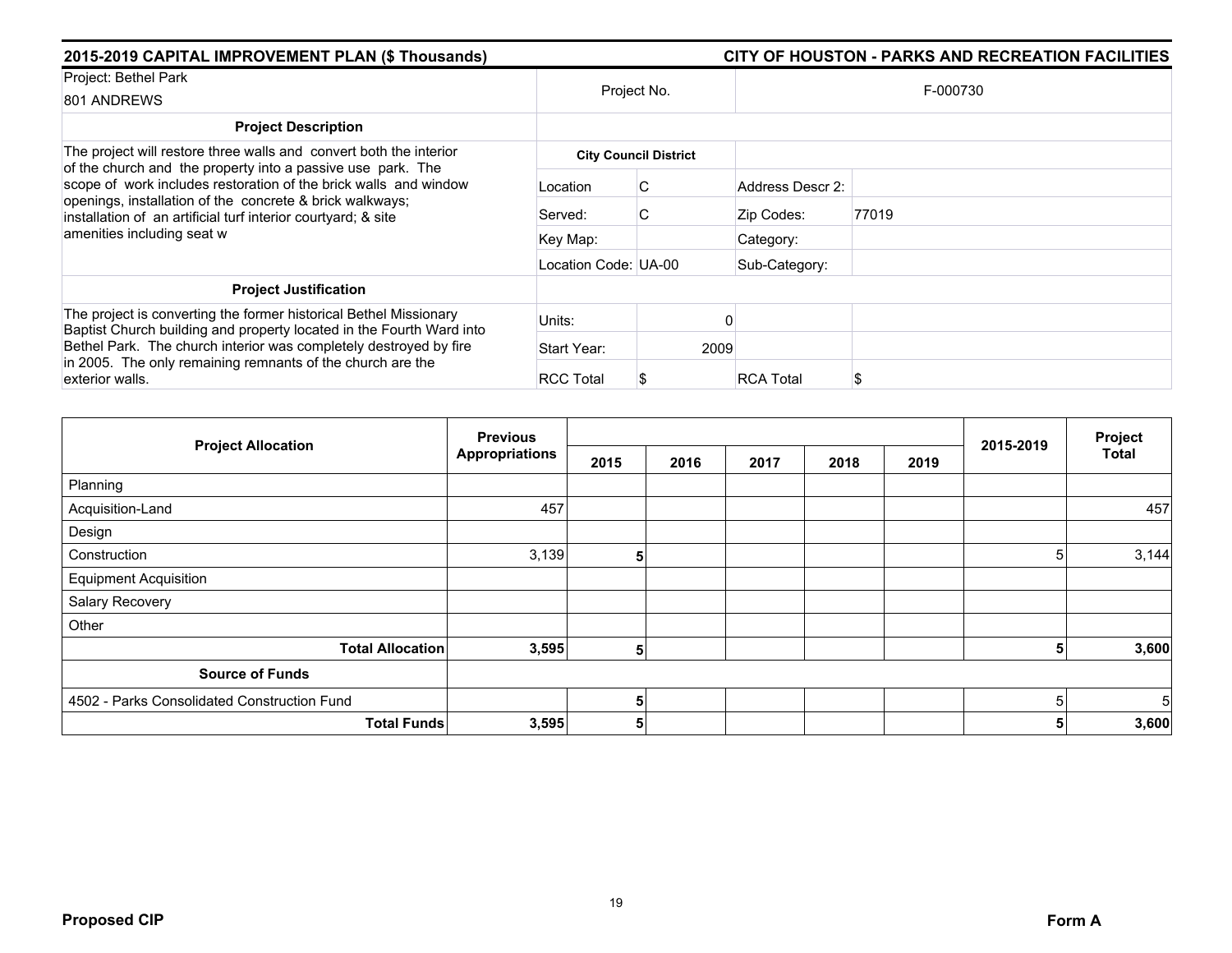## 2015-2019 CAPITAL IMPROVEMENT PLAN ($ Thousands)

## CITY OF HOUSTON - PARKS AND RECREATION FACILITIES

| Project: Bethel Park<br>801 ANDREWS | Project No. | | F-000730 | |
|---|---|---|---|---|
| **Project Description** | | | | |
| The project will restore three walls and convert both the interior of the church and the property into a passive use park. The scope of work includes restoration of the brick walls and window openings, installation of the concrete & brick walkways; installation of an artificial turf interior courtyard; & site amenities including seat w | **City Council District** | | | |
| | Location | C | Address Descr 2: | |
| | Served: | C | Zip Codes: | 77019 |
| | Key Map: | | Category: | |
| | Location Code: UA-00 | | Sub-Category: | |
| **Project Justification** | | | | |
| The project is converting the former historical Bethel Missionary Baptist Church building and property located in the Fourth Ward into Bethel Park. The church interior was completely destroyed by fire in 2005. The only remaining remnants of the church are the exterior walls. | Units: | 0 | | |
| | Start Year: | 2009 | | |
| | RCC Total | $ | RCA Total | $ |

| Project Allocation | Previous Appropriations | 2015 | 2016 | 2017 | 2018 | 2019 | 2015-2019 | Project Total |
|---|---|---|---|---|---|---|---|---|
| Planning | | | | | | | | |
| Acquisition-Land | 457 | | | | | | | 457 |
| Design | | | | | | | | |
| Construction | 3,139 | **5** | | | | | 5 | 3,144 |
| Equipment Acquisition | | | | | | | | |
| Salary Recovery | | | | | | | | |
| Other | | | | | | | | |
| **Total Allocation** | **3,595** | **5** | | | | | **5** | **3,600** |
| **Source of Funds** | | | | | | | | |
| 4502 - Parks Consolidated Construction Fund | | **5** | | | | | 5 | 5 |
| **Total Funds** | **3,595** | **5** | | | | | **5** | **3,600** |

**Proposed CIP** **Form A**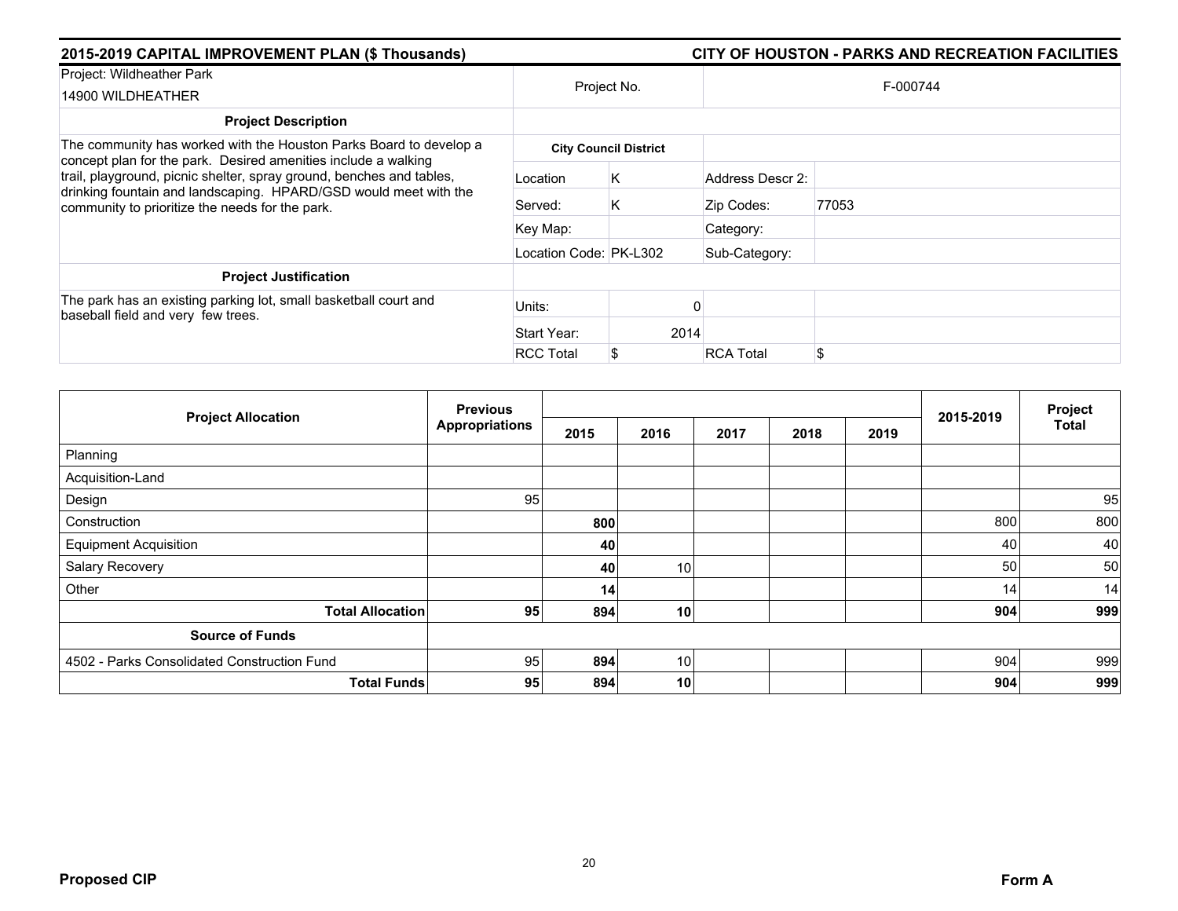## 2015-2019 CAPITAL IMPROVEMENT PLAN ($ Thousands)

## CITY OF HOUSTON - PARKS AND RECREATION FACILITIES

| Project: Wildheather Park<br>14900 WILDHEATHER | Project No. | | F-000744 | |
|---|---|---|---|---|
| **Project Description** | | | | |
| The community has worked with the Houston Parks Board to develop a concept plan for the park. Desired amenities include a walking trail, playground, picnic shelter, spray ground, benches and tables, drinking fountain and landscaping. HPARD/GSD would meet with the community to prioritize the needs for the park. | **City Council District** | | | |
| | Location | K | Address Descr 2: | |
| | Served: | K | Zip Codes: | 77053 |
| | Key Map: | | Category: | |
| | Location Code: | PK-L302 | Sub-Category: | |
| **Project Justification** | | | | |
| The park has an existing parking lot, small basketball court and baseball field and very few trees. | Units: | 0 | | |
| | Start Year: | 2014 | | |
| | RCC Total | $ | RCA Total | $ |

| Project Allocation | Previous Appropriations | 2015 | 2016 | 2017 | 2018 | 2019 | 2015-2019 | Project Total |
|---|---|---|---|---|---|---|---|---|
| Planning | | | | | | | | |
| Acquisition-Land | | | | | | | | |
| Design | 95 | | | | | | | 95 |
| Construction | | **800** | | | | | 800 | 800 |
| Equipment Acquisition | | **40** | | | | | 40 | 40 |
| Salary Recovery | | **40** | 10 | | | | 50 | 50 |
| Other | | **14** | | | | | 14 | 14 |
| **Total Allocation** | **95** | **894** | **10** | | | | **904** | **999** |
| **Source of Funds** | | | | | | | | |
| 4502 - Parks Consolidated Construction Fund | 95 | **894** | 10 | | | | 904 | 999 |
| **Total Funds** | **95** | **894** | **10** | | | | **904** | **999** |

**Proposed CIP** **Form A**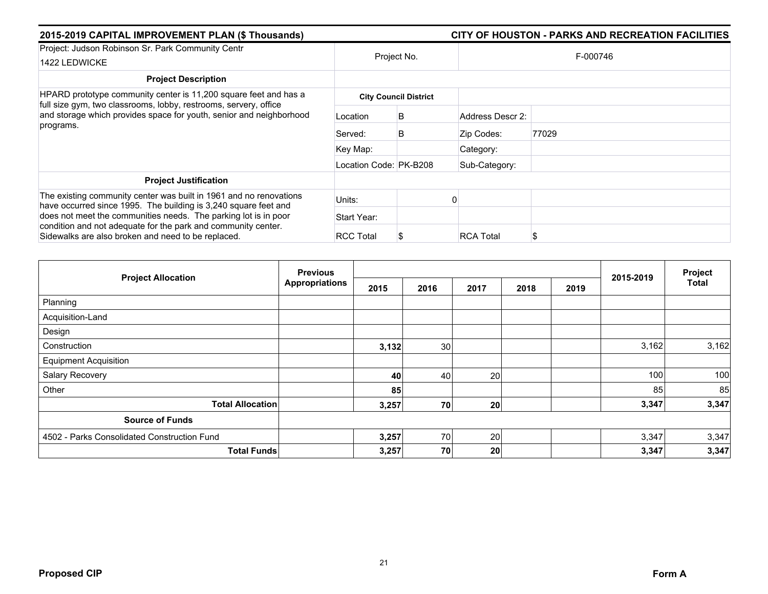## 2015-2019 CAPITAL IMPROVEMENT PLAN ($ Thousands) — CITY OF HOUSTON - PARKS AND RECREATION FACILITIES

| Project: Judson Robinson Sr. Park Community Centr<br>1422 LEDWICKE | Project No. | | F-000746 | |
|---|---|---|---|---|
| **Project Description** | | | | |
| HPARD prototype community center is 11,200 square feet and has a full size gym, two classrooms, lobby, restrooms, servery, office and storage which provides space for youth, senior and neighborhood programs. | **City Council District** | | | |
| | Location | B | Address Descr 2: | |
| | Served: | B | Zip Codes: | 77029 |
| | Key Map: | | Category: | |
| | Location Code: PK-B208 | | Sub-Category: | |
| **Project Justification** | | | | |
| The existing community center was built in 1961 and no renovations have occurred since 1995. The building is 3,240 square feet and does not meet the communities needs. The parking lot is in poor condition and not adequate for the park and community center. Sidewalks are also broken and need to be replaced. | Units: | 0 | | |
| | Start Year: | | | |
| | RCC Total | $ | RCA Total | $ |

| Project Allocation | Previous Appropriations | 2015 | 2016 | 2017 | 2018 | 2019 | 2015-2019 | Project Total |
|---|---|---|---|---|---|---|---|---|
| Planning | | | | | | | | |
| Acquisition-Land | | | | | | | | |
| Design | | | | | | | | |
| Construction | | **3,132** | 30 | | | | 3,162 | 3,162 |
| Equipment Acquisition | | | | | | | | |
| Salary Recovery | | **40** | 40 | 20 | | | 100 | 100 |
| Other | | **85** | | | | | 85 | 85 |
| **Total Allocation** | | **3,257** | **70** | **20** | | | **3,347** | **3,347** |
| **Source of Funds** | | | | | | | | |
| 4502 - Parks Consolidated Construction Fund | | **3,257** | 70 | 20 | | | 3,347 | 3,347 |
| **Total Funds** | | **3,257** | **70** | **20** | | | **3,347** | **3,347** |

Proposed CIP — Form A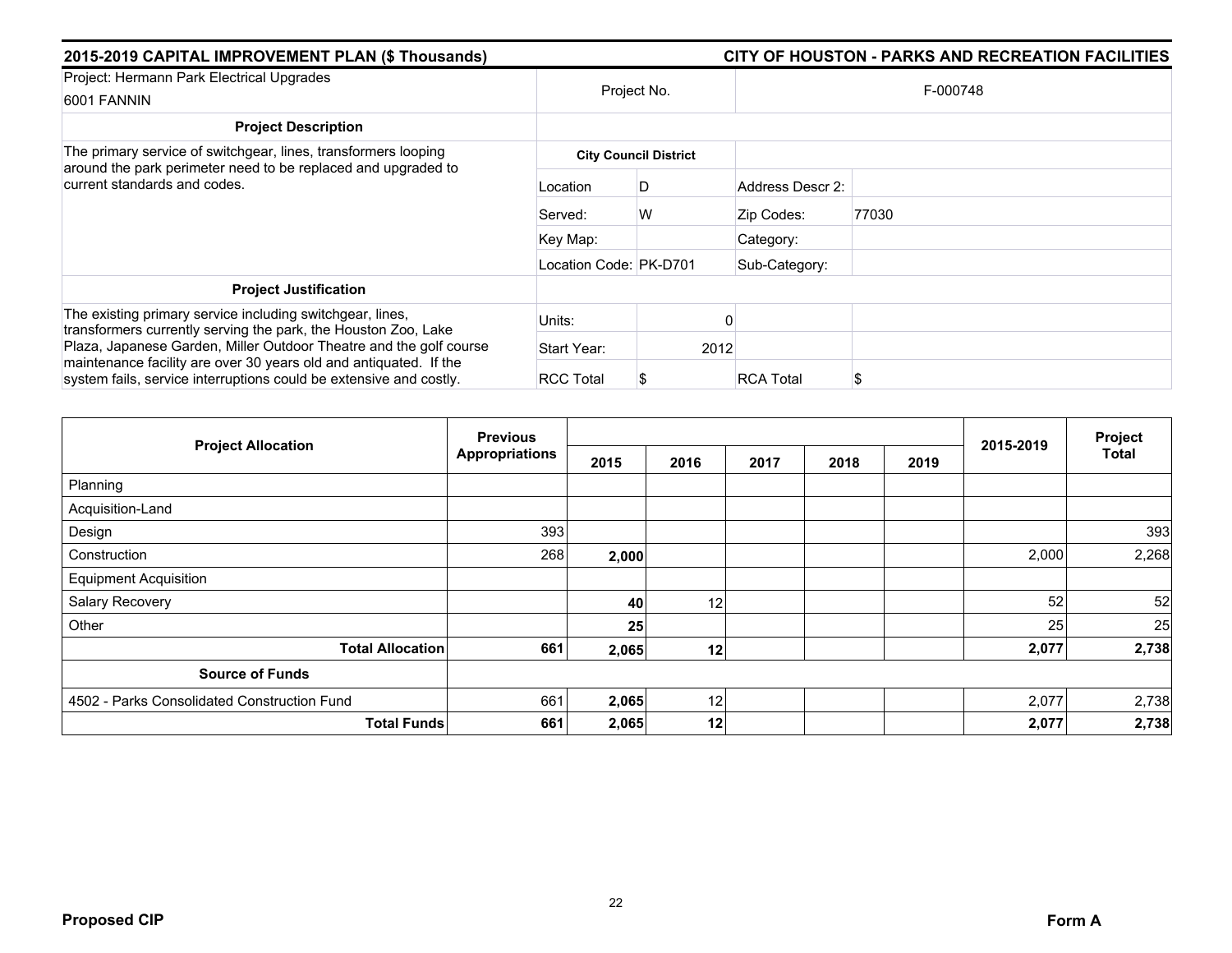**2015-2019 CAPITAL IMPROVEMENT PLAN ($ Thousands)** | **CITY OF HOUSTON - PARKS AND RECREATION FACILITIES**

| Project: Hermann Park Electrical Upgrades 6001 FANNIN | Project No. | | F-000748 | |
|---|---|---|---|---|
| **Project Description** | | | | |
| The primary service of switchgear, lines, transformers looping around the park perimeter need to be replaced and upgraded to current standards and codes. | **City Council District** | | | |
| | Location | D | Address Descr 2: | |
| | Served: | W | Zip Codes: | 77030 |
| | Key Map: | | Category: | |
| | Location Code: | PK-D701 | Sub-Category: | |
| **Project Justification** | | | | |
| The existing primary service including switchgear, lines, transformers currently serving the park, the Houston Zoo, Lake Plaza, Japanese Garden, Miller Outdoor Theatre and the golf course maintenance facility are over 30 years old and antiquated. If the system fails, service interruptions could be extensive and costly. | Units: | 0 | | |
| | Start Year: | 2012 | | |
| | RCC Total | $ | RCA Total | $ |

| Project Allocation | Previous Appropriations | 2015 | 2016 | 2017 | 2018 | 2019 | 2015-2019 | Project Total |
|---|---|---|---|---|---|---|---|---|
| Planning | | | | | | | | |
| Acquisition-Land | | | | | | | | |
| Design | 393 | | | | | | | 393 |
| Construction | 268 | **2,000** | | | | | 2,000 | 2,268 |
| Equipment Acquisition | | | | | | | | |
| Salary Recovery | | **40** | 12 | | | | 52 | 52 |
| Other | | **25** | | | | | 25 | 25 |
| **Total Allocation** | **661** | **2,065** | **12** | | | | **2,077** | **2,738** |
| **Source of Funds** | | | | | | | | |
| 4502 - Parks Consolidated Construction Fund | 661 | **2,065** | 12 | | | | 2,077 | 2,738 |
| **Total Funds** | **661** | **2,065** | **12** | | | | **2,077** | **2,738** |

**Proposed CIP** | **Form A**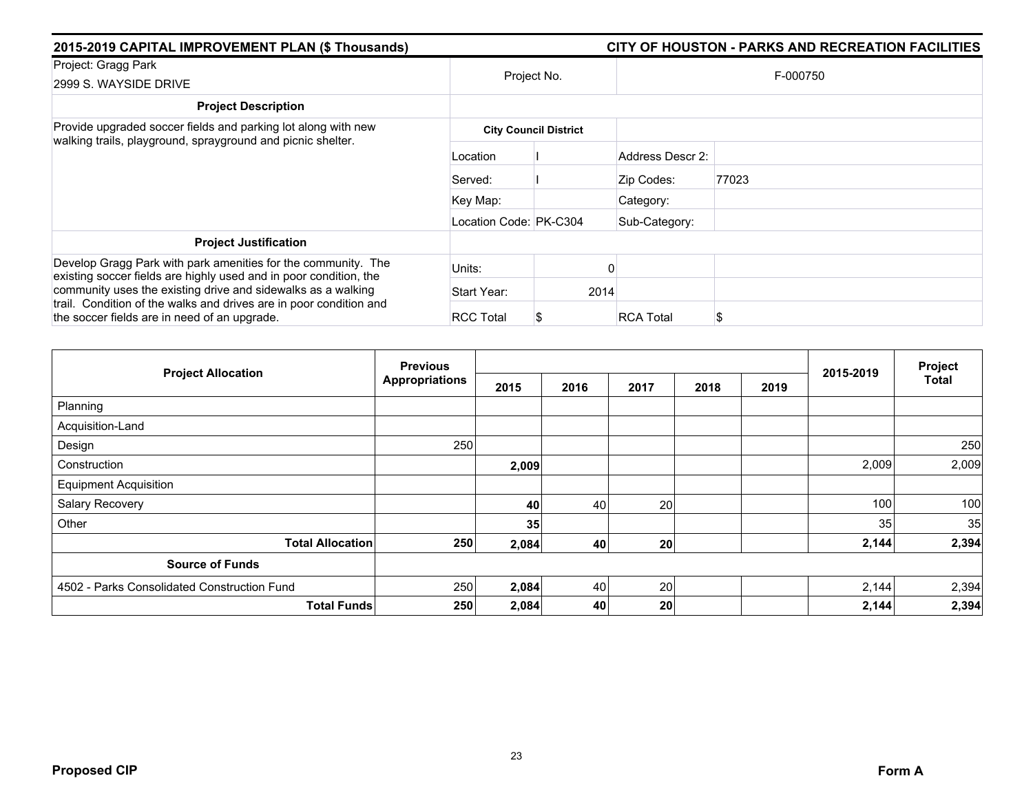**2015-2019 CAPITAL IMPROVEMENT PLAN ($ Thousands)** | **CITY OF HOUSTON - PARKS AND RECREATION FACILITIES**

| Project: Gragg Park<br>2999 S. WAYSIDE DRIVE | Project No. | | F-000750 | |
|---|---|---|---|---|
| **Project Description** | | | | |
| Provide upgraded soccer fields and parking lot along with new walking trails, playground, sprayground and picnic shelter. | **City Council District** | | | |
| | Location | I | Address Descr 2: | |
| | Served: | I | Zip Codes: | 77023 |
| | Key Map: | | Category: | |
| | Location Code: | PK-C304 | Sub-Category: | |
| **Project Justification** | | | | |
| Develop Gragg Park with park amenities for the community. The existing soccer fields are highly used and in poor condition, the community uses the existing drive and sidewalks as a walking trail. Condition of the walks and drives are in poor condition and the soccer fields are in need of an upgrade. | Units: | 0 | | |
| | Start Year: | 2014 | | |
| | RCC Total | $ | RCA Total | $ |

| Project Allocation | Previous Appropriations | 2015 | 2016 | 2017 | 2018 | 2019 | 2015-2019 | Project Total |
|---|---|---|---|---|---|---|---|---|
| Planning | | | | | | | | |
| Acquisition-Land | | | | | | | | |
| Design | 250 | | | | | | | 250 |
| Construction | | **2,009** | | | | | 2,009 | 2,009 |
| Equipment Acquisition | | | | | | | | |
| Salary Recovery | | **40** | 40 | 20 | | | 100 | 100 |
| Other | | **35** | | | | | 35 | 35 |
| **Total Allocation** | **250** | **2,084** | **40** | **20** | | | **2,144** | **2,394** |
| **Source of Funds** | | | | | | | | |
| 4502 - Parks Consolidated Construction Fund | 250 | **2,084** | 40 | 20 | | | 2,144 | 2,394 |
| **Total Funds** | **250** | **2,084** | **40** | **20** | | | **2,144** | **2,394** |

**Proposed CIP** | **Form A**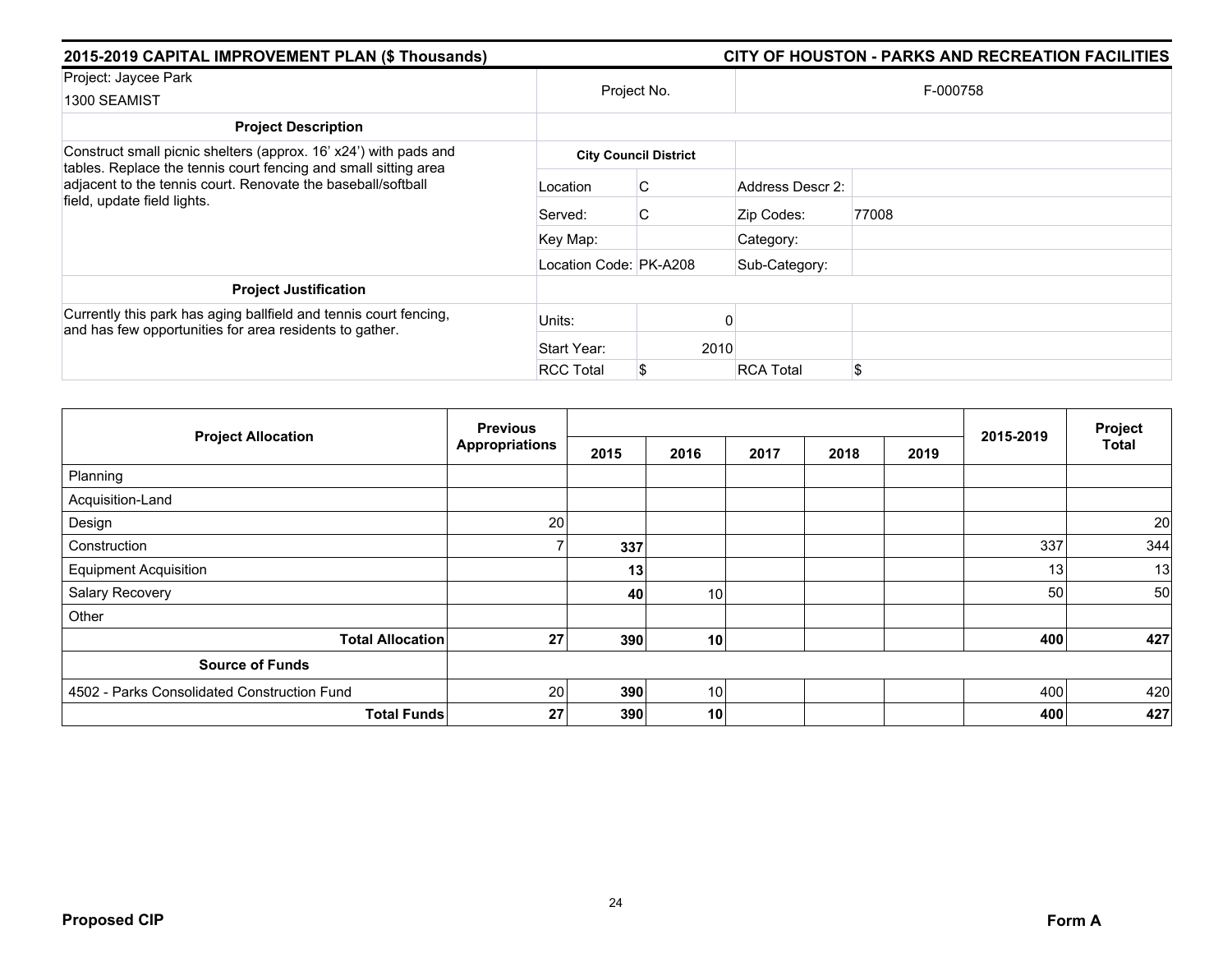## 2015-2019 CAPITAL IMPROVEMENT PLAN ($ Thousands)

## CITY OF HOUSTON - PARKS AND RECREATION FACILITIES

| Project: Jaycee Park<br>1300 SEAMIST | Project No. | | F-000758 | |
|---|---|---|---|---|
| **Project Description** | | | | |
| Construct small picnic shelters (approx. 16' x24') with pads and tables. Replace the tennis court fencing and small sitting area adjacent to the tennis court. Renovate the baseball/softball field, update field lights. | **City Council District** | | | |
| | Location | C | Address Descr 2: | |
| | Served: | C | Zip Codes: | 77008 |
| | Key Map: | | Category: | |
| | Location Code: PK-A208 | | Sub-Category: | |
| **Project Justification** | | | | |
| Currently this park has aging ballfield and tennis court fencing, and has few opportunities for area residents to gather. | Units: | 0 | | |
| | Start Year: | 2010 | | |
| | RCC Total | $ | RCA Total | $ |

| Project Allocation | Previous Appropriations | 2015 | 2016 | 2017 | 2018 | 2019 | 2015-2019 | Project Total |
|---|---|---|---|---|---|---|---|---|
| Planning | | | | | | | | |
| Acquisition-Land | | | | | | | | |
| Design | 20 | | | | | | | 20 |
| Construction | 7 | **337** | | | | | 337 | 344 |
| Equipment Acquisition | | **13** | | | | | 13 | 13 |
| Salary Recovery | | **40** | 10 | | | | 50 | 50 |
| Other | | | | | | | | |
| **Total Allocation** | **27** | **390** | **10** | | | | **400** | **427** |
| **Source of Funds** | | | | | | | | |
| 4502 - Parks Consolidated Construction Fund | 20 | **390** | 10 | | | | 400 | 420 |
| **Total Funds** | **27** | **390** | **10** | | | | **400** | **427** |

**Proposed CIP** **Form A**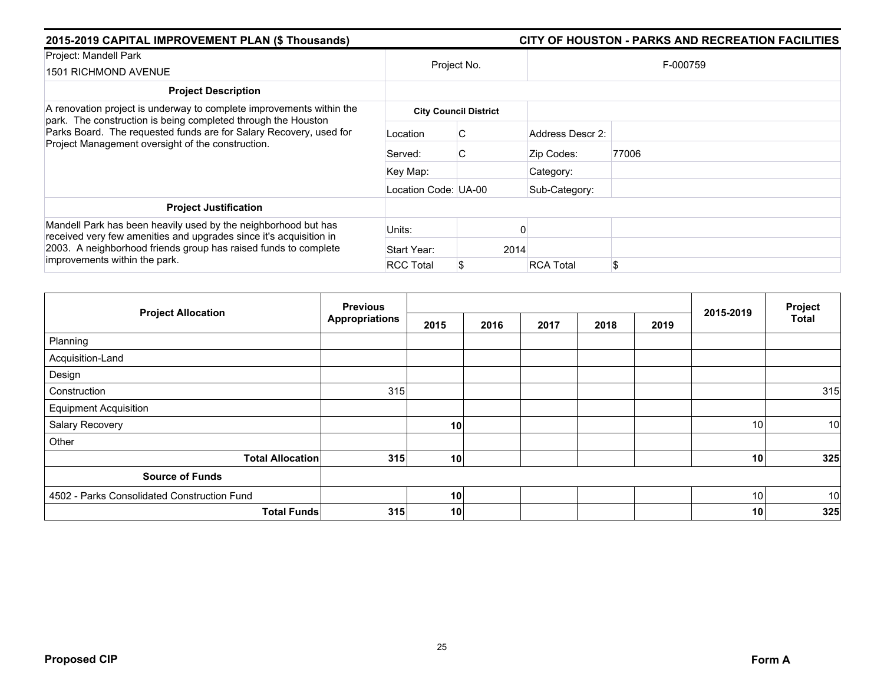**2015-2019 CAPITAL IMPROVEMENT PLAN ($ Thousands)** — **CITY OF HOUSTON - PARKS AND RECREATION FACILITIES**

| Project: Mandell Park<br>1501 RICHMOND AVENUE | Project No. | | F-000759 | |
|---|---|---|---|---|
| **Project Description** | | | | |
| A renovation project is underway to complete improvements within the park. The construction is being completed through the Houston Parks Board. The requested funds are for Salary Recovery, used for Project Management oversight of the construction. | **City Council District** | | | |
| | Location | C | Address Descr 2: | |
| | Served: | C | Zip Codes: | 77006 |
| | Key Map: | | Category: | |
| | Location Code: UA-00 | | Sub-Category: | |
| **Project Justification** | | | | |
| Mandell Park has been heavily used by the neighborhood but has received very few amenities and upgrades since it's acquisition in 2003. A neighborhood friends group has raised funds to complete improvements within the park. | Units: | 0 | | |
| | Start Year: | 2014 | | |
| | RCC Total | $ | RCA Total | $ |

| Project Allocation | Previous Appropriations | 2015 | 2016 | 2017 | 2018 | 2019 | 2015-2019 | Project Total |
|---|---|---|---|---|---|---|---|---|
| Planning | | | | | | | | |
| Acquisition-Land | | | | | | | | |
| Design | | | | | | | | |
| Construction | 315 | | | | | | | 315 |
| Equipment Acquisition | | | | | | | | |
| Salary Recovery | | **10** | | | | | 10 | 10 |
| Other | | | | | | | | |
| **Total Allocation** | **315** | **10** | | | | | **10** | **325** |
| **Source of Funds** | | | | | | | | |
| 4502 - Parks Consolidated Construction Fund | | **10** | | | | | 10 | 10 |
| **Total Funds** | **315** | **10** | | | | | **10** | **325** |

**Proposed CIP** **Form A**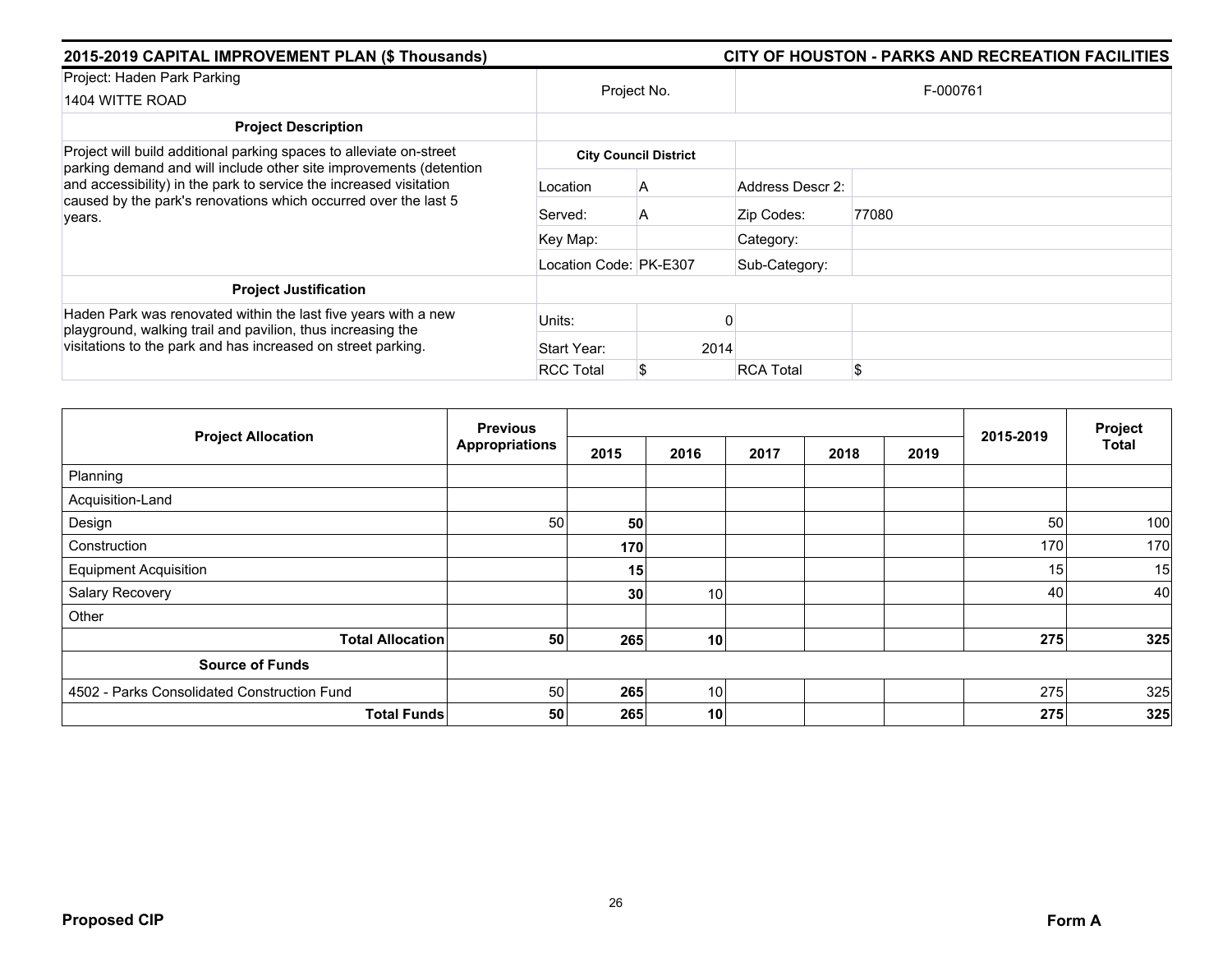## 2015-2019 CAPITAL IMPROVEMENT PLAN ($ Thousands)

## CITY OF HOUSTON - PARKS AND RECREATION FACILITIES

| Project: Haden Park Parking<br>1404 WITTE ROAD | Project No. | | F-000761 | |
|---|---|---|---|---|
| **Project Description** | | | | |
| Project will build additional parking spaces to alleviate on-street parking demand and will include other site improvements (detention and accessibility) in the park to service the increased visitation caused by the park's renovations which occurred over the last 5 years. | **City Council District** | | | |
| | Location | A | Address Descr 2: | |
| | Served: | A | Zip Codes: | 77080 |
| | Key Map: | | Category: | |
| | Location Code: | PK-E307 | Sub-Category: | |
| **Project Justification** | | | | |
| Haden Park was renovated within the last five years with a new playground, walking trail and pavilion, thus increasing the visitations to the park and has increased on street parking. | Units: | 0 | | |
| | Start Year: | 2014 | | |
| | RCC Total | $ | RCA Total | $ |

| Project Allocation | Previous Appropriations | 2015 | 2016 | 2017 | 2018 | 2019 | 2015-2019 | Project Total |
|---|---|---|---|---|---|---|---|---|
| Planning | | | | | | | | |
| Acquisition-Land | | | | | | | | |
| Design | 50 | **50** | | | | | 50 | 100 |
| Construction | | **170** | | | | | 170 | 170 |
| Equipment Acquisition | | **15** | | | | | 15 | 15 |
| Salary Recovery | | **30** | 10 | | | | 40 | 40 |
| Other | | | | | | | | |
| **Total Allocation** | **50** | **265** | **10** | | | | **275** | **325** |
| **Source of Funds** | | | | | | | | |
| 4502 - Parks Consolidated Construction Fund | 50 | **265** | 10 | | | | 275 | 325 |
| **Total Funds** | **50** | **265** | **10** | | | | **275** | **325** |

**Proposed CIP** **Form A**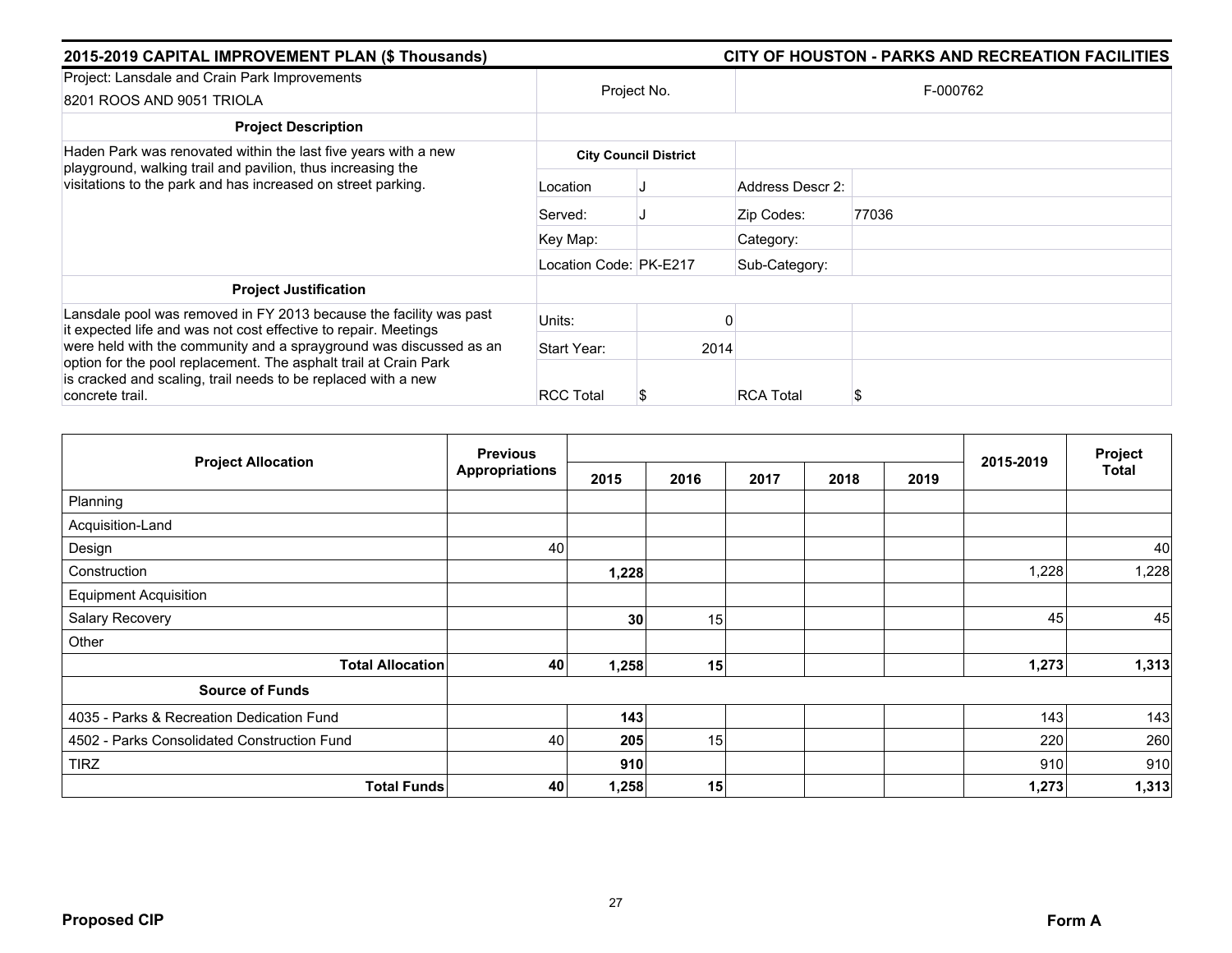## 2015-2019 CAPITAL IMPROVEMENT PLAN ($ Thousands) — CITY OF HOUSTON - PARKS AND RECREATION FACILITIES

| Project: Lansdale and Crain Park Improvements<br>8201 ROOS AND 9051 TRIOLA | Project No. | | F-000762 | |
|---|---|---|---|---|
| **Project Description** | | | | |
| Haden Park was renovated within the last five years with a new playground, walking trail and pavilion, thus increasing the visitations to the park and has increased on street parking. | **City Council District** | | | |
| | Location | J | Address Descr 2: | |
| | Served: | J | Zip Codes: | 77036 |
| | Key Map: | | Category: | |
| | Location Code: | PK-E217 | Sub-Category: | |
| **Project Justification** | | | | |
| Lansdale pool was removed in FY 2013 because the facility was past it expected life and was not cost effective to repair. Meetings were held with the community and a sprayground was discussed as an option for the pool replacement. The asphalt trail at Crain Park is cracked and scaling, trail needs to be replaced with a new concrete trail. | Units: | 0 | | |
| | Start Year: | 2014 | | |
| | RCC Total | $ | RCA Total | $ |

| Project Allocation | Previous Appropriations | 2015 | 2016 | 2017 | 2018 | 2019 | 2015-2019 | Project Total |
|---|---|---|---|---|---|---|---|---|
| Planning | | | | | | | | |
| Acquisition-Land | | | | | | | | |
| Design | 40 | | | | | | | 40 |
| Construction | | **1,228** | | | | | 1,228 | 1,228 |
| Equipment Acquisition | | | | | | | | |
| Salary Recovery | | **30** | 15 | | | | 45 | 45 |
| Other | | | | | | | | |
| **Total Allocation** | **40** | **1,258** | **15** | | | | **1,273** | **1,313** |
| **Source of Funds** | | | | | | | | |
| 4035 - Parks & Recreation Dedication Fund | | **143** | | | | | 143 | 143 |
| 4502 - Parks Consolidated Construction Fund | 40 | **205** | 15 | | | | 220 | 260 |
| TIRZ | | **910** | | | | | 910 | 910 |
| **Total Funds** | **40** | **1,258** | **15** | | | | **1,273** | **1,313** |

**Proposed CIP** — **Form A**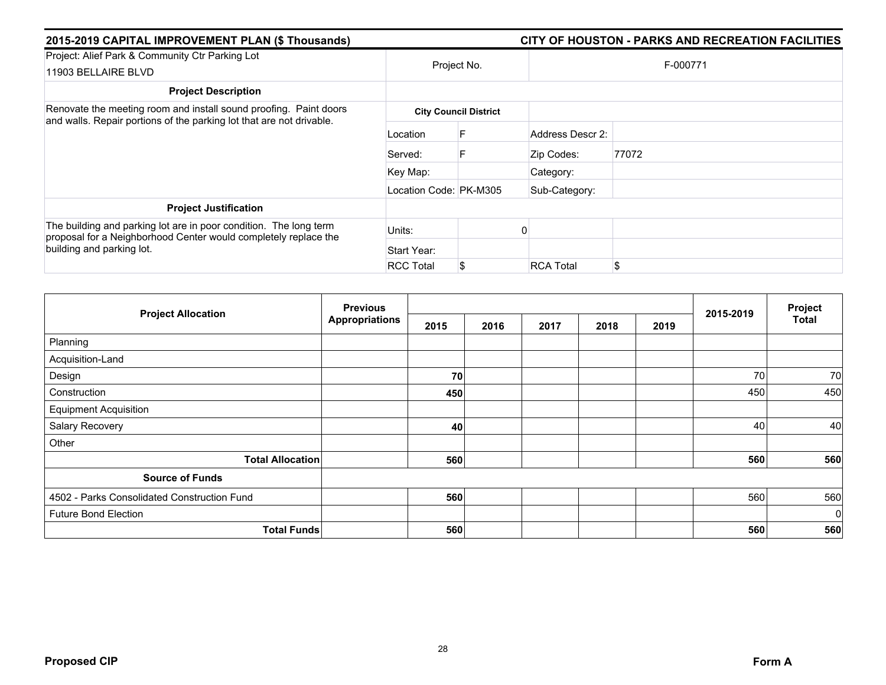## 2015-2019 CAPITAL IMPROVEMENT PLAN ($ Thousands) — CITY OF HOUSTON - PARKS AND RECREATION FACILITIES

| Project: Alief Park & Community Ctr Parking Lot<br>11903 BELLAIRE BLVD | Project No. | | F-000771 | |
|---|---|---|---|---|
| **Project Description** | | | | |
| Renovate the meeting room and install sound proofing. Paint doors and walls. Repair portions of the parking lot that are not drivable. | **City Council District** | | | |
| | Location | F | Address Descr 2: | |
| | Served: | F | Zip Codes: | 77072 |
| | Key Map: | | Category: | |
| | Location Code: | PK-M305 | Sub-Category: | |
| **Project Justification** | | | | |
| The building and parking lot are in poor condition. The long term proposal for a Neighborhood Center would completely replace the building and parking lot. | Units: | 0 | | |
| | Start Year: | | | |
| | RCC Total | $ | RCA Total | $ |

| Project Allocation | Previous Appropriations | 2015 | 2016 | 2017 | 2018 | 2019 | 2015-2019 | Project Total |
|---|---|---|---|---|---|---|---|---|
| Planning | | | | | | | | |
| Acquisition-Land | | | | | | | | |
| Design | | **70** | | | | | 70 | 70 |
| Construction | | **450** | | | | | 450 | 450 |
| Equipment Acquisition | | | | | | | | |
| Salary Recovery | | **40** | | | | | 40 | 40 |
| Other | | | | | | | | |
| **Total Allocation** | | **560** | | | | | **560** | **560** |
| **Source of Funds** | | | | | | | | |
| 4502 - Parks Consolidated Construction Fund | | **560** | | | | | 560 | 560 |
| Future Bond Election | | | | | | | | 0 |
| **Total Funds** | | **560** | | | | | **560** | **560** |

**Proposed CIP** — **Form A**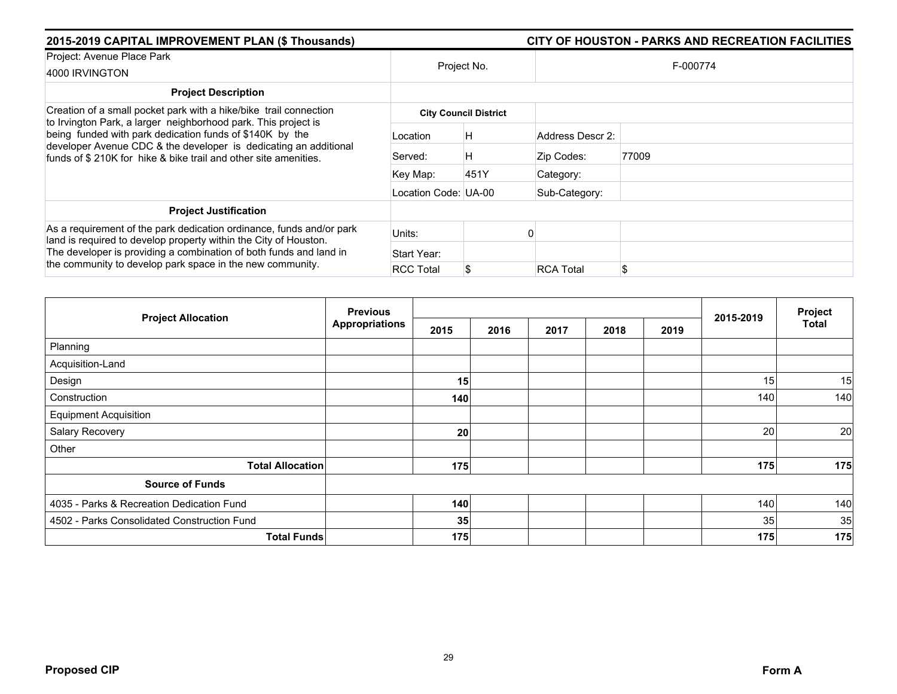## 2015-2019 CAPITAL IMPROVEMENT PLAN ($ Thousands) — CITY OF HOUSTON - PARKS AND RECREATION FACILITIES

| Project: Avenue Place Park<br>4000 IRVINGTON | Project No. | | F-000774 | |
|---|---|---|---|---|
| **Project Description** | | | | |
| Creation of a small pocket park with a hike/bike trail connection to Irvington Park, a larger neighborhood park. This project is being funded with park dedication funds of $140K by the developer Avenue CDC & the developer is dedicating an additional funds of $ 210K for hike & bike trail and other site amenities. | **City Council District** | | | |
| | Location | H | Address Descr 2: | |
| | Served: | H | Zip Codes: | 77009 |
| | Key Map: | 451Y | Category: | |
| | Location Code: | UA-00 | Sub-Category: | |
| **Project Justification** | | | | |
| As a requirement of the park dedication ordinance, funds and/or park land is required to develop property within the City of Houston. The developer is providing a combination of both funds and land in the community to develop park space in the new community. | Units: | 0 | | |
| | Start Year: | | | |
| | RCC Total | $ | RCA Total | $ |

| Project Allocation | Previous Appropriations | 2015 | 2016 | 2017 | 2018 | 2019 | 2015-2019 | Project Total |
|---|---|---|---|---|---|---|---|---|
| Planning | | | | | | | | |
| Acquisition-Land | | | | | | | | |
| Design | | **15** | | | | | 15 | 15 |
| Construction | | **140** | | | | | 140 | 140 |
| Equipment Acquisition | | | | | | | | |
| Salary Recovery | | **20** | | | | | 20 | 20 |
| Other | | | | | | | | |
| **Total Allocation** | | **175** | | | | | **175** | **175** |
| **Source of Funds** | | | | | | | | |
| 4035 - Parks & Recreation Dedication Fund | | **140** | | | | | 140 | 140 |
| 4502 - Parks Consolidated Construction Fund | | **35** | | | | | 35 | 35 |
| **Total Funds** | | **175** | | | | | **175** | **175** |

**Proposed CIP** — **Form A**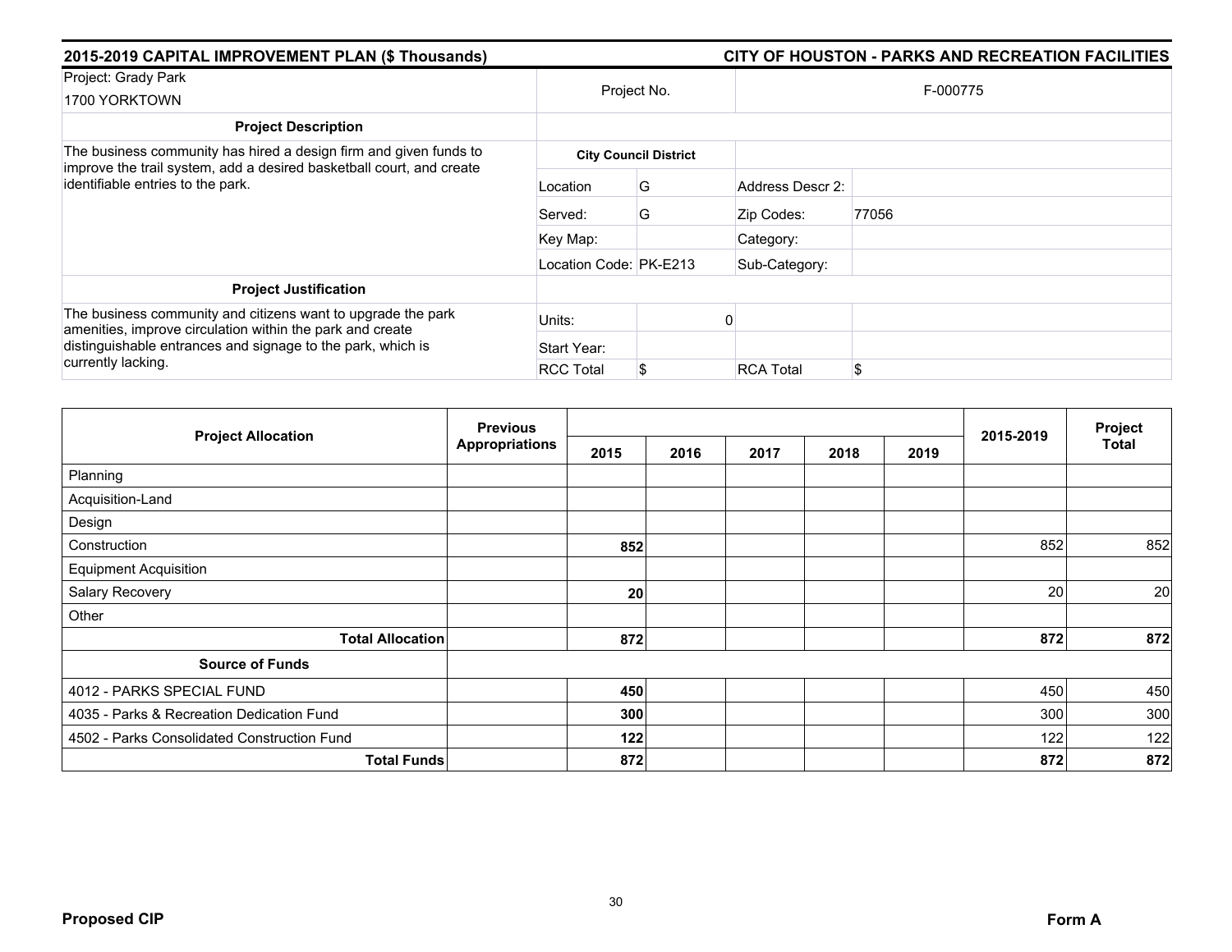## 2015-2019 CAPITAL IMPROVEMENT PLAN ($ Thousands)

## CITY OF HOUSTON - PARKS AND RECREATION FACILITIES

| Project: Grady Park<br>1700 YORKTOWN | Project No. | | F-000775 | |
|---|---|---|---|---|
| **Project Description** | | | | |
| The business community has hired a design firm and given funds to improve the trail system, add a desired basketball court, and create identifiable entries to the park. | **City Council District** | | | |
| | Location | G | Address Descr 2: | |
| | Served: | G | Zip Codes: | 77056 |
| | Key Map: | | Category: | |
| | Location Code: | PK-E213 | Sub-Category: | |
| **Project Justification** | | | | |
| The business community and citizens want to upgrade the park amenities, improve circulation within the park and create distinguishable entrances and signage to the park, which is currently lacking. | Units: | 0 | | |
| | Start Year: | | | |
| | RCC Total | $ | RCA Total | $ |

| Project Allocation | Previous Appropriations | 2015 | 2016 | 2017 | 2018 | 2019 | 2015-2019 | Project Total |
|---|---|---|---|---|---|---|---|---|
| Planning | | | | | | | | |
| Acquisition-Land | | | | | | | | |
| Design | | | | | | | | |
| Construction | | **852** | | | | | 852 | 852 |
| Equipment Acquisition | | | | | | | | |
| Salary Recovery | | **20** | | | | | 20 | 20 |
| Other | | | | | | | | |
| **Total Allocation** | | **872** | | | | | **872** | **872** |
| **Source of Funds** | | | | | | | | |
| 4012 - PARKS SPECIAL FUND | | **450** | | | | | 450 | 450 |
| 4035 - Parks & Recreation Dedication Fund | | **300** | | | | | 300 | 300 |
| 4502 - Parks Consolidated Construction Fund | | **122** | | | | | 122 | 122 |
| **Total Funds** | | **872** | | | | | **872** | **872** |

**Proposed CIP** **Form A**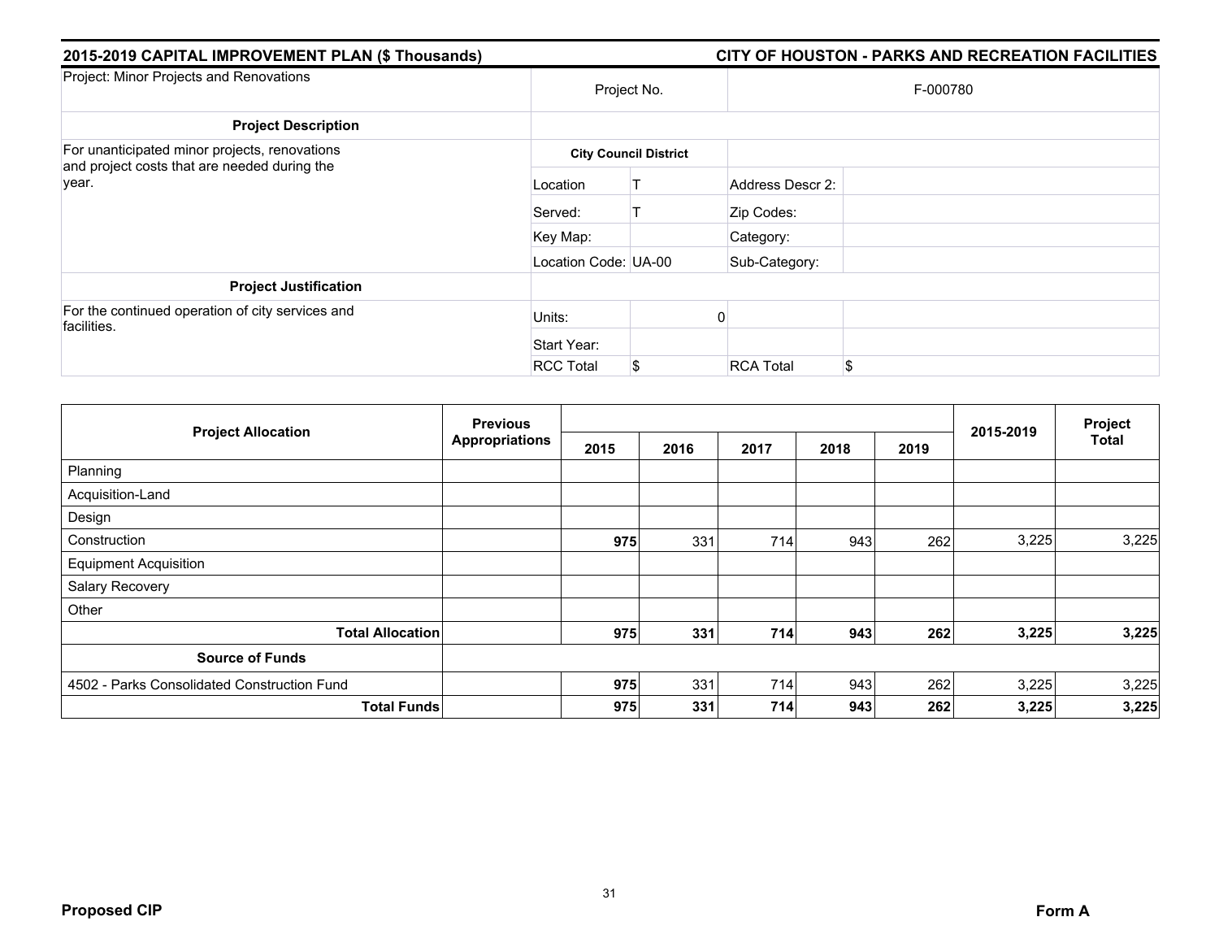## 2015-2019 CAPITAL IMPROVEMENT PLAN ($ Thousands) — CITY OF HOUSTON - PARKS AND RECREATION FACILITIES

| Project: Minor Projects and Renovations | Project No. | | F-000780 | |
|---|---|---|---|---|
| **Project Description** | | | | |
| For unanticipated minor projects, renovations and project costs that are needed during the year. | **City Council District** | | | |
| | Location | T | Address Descr 2: | |
| | Served: | T | Zip Codes: | |
| | Key Map: | | Category: | |
| | Location Code: | UA-00 | Sub-Category: | |
| **Project Justification** | | | | |
| For the continued operation of city services and facilities. | Units: | 0 | | |
| | Start Year: | | | |
| | RCC Total | $ | RCA Total | $ |

| Project Allocation | Previous Appropriations | 2015 | 2016 | 2017 | 2018 | 2019 | 2015-2019 | Project Total |
|---|---|---|---|---|---|---|---|---|
| Planning | | | | | | | | |
| Acquisition-Land | | | | | | | | |
| Design | | | | | | | | |
| Construction | | **975** | 331 | 714 | 943 | 262 | 3,225 | 3,225 |
| Equipment Acquisition | | | | | | | | |
| Salary Recovery | | | | | | | | |
| Other | | | | | | | | |
| **Total Allocation** | | **975** | **331** | **714** | **943** | **262** | **3,225** | **3,225** |
| **Source of Funds** | | | | | | | | |
| 4502 - Parks Consolidated Construction Fund | | **975** | 331 | 714 | 943 | 262 | 3,225 | 3,225 |
| **Total Funds** | | **975** | **331** | **714** | **943** | **262** | **3,225** | **3,225** |

**Proposed CIP** — **Form A**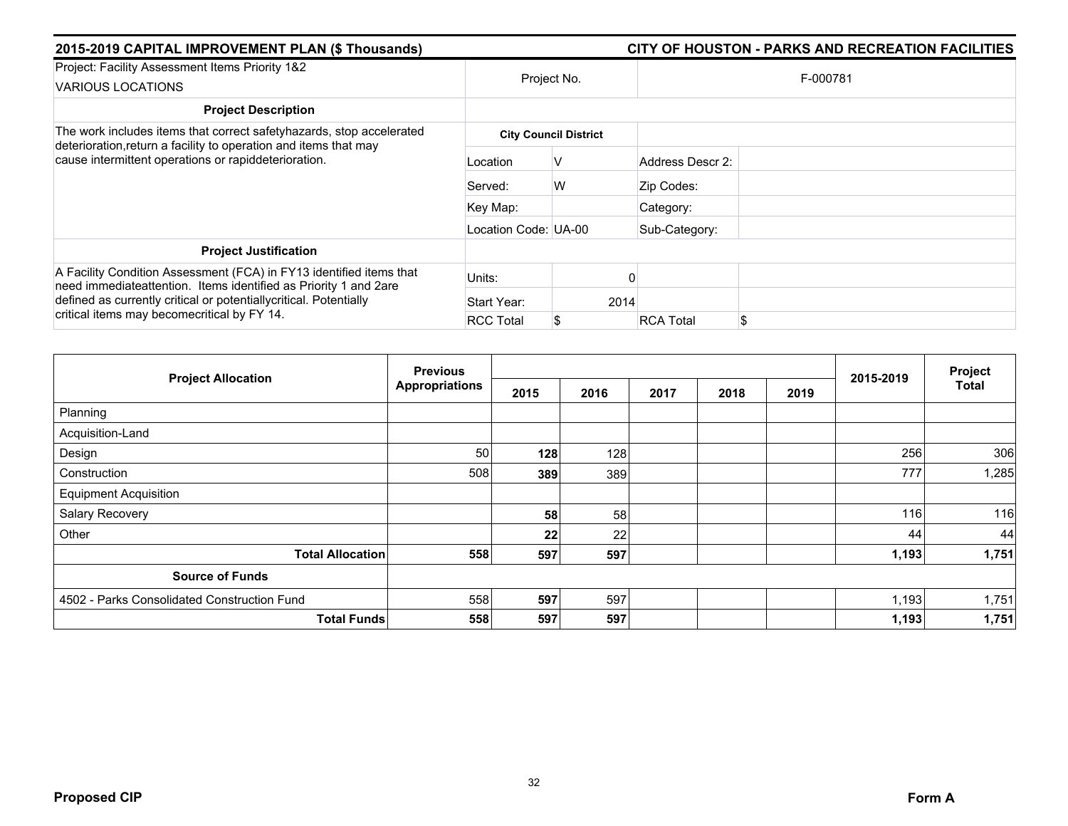## 2015-2019 CAPITAL IMPROVEMENT PLAN ($ Thousands)

## CITY OF HOUSTON - PARKS AND RECREATION FACILITIES

| Project: Facility Assessment Items Priority 1&2<br>VARIOUS LOCATIONS | Project No. | | F-000781 | |
|---|---|---|---|---|
| **Project Description** | | | | |
| The work includes items that correct safetyhazards, stop accelerated deterioration,return a facility to operation and items that may cause intermittent operations or rapiddeterioration. | **City Council District** | | | |
| | Location | V | Address Descr 2: | |
| | Served: | W | Zip Codes: | |
| | Key Map: | | Category: | |
| | Location Code: | UA-00 | Sub-Category: | |
| **Project Justification** | | | | |
| A Facility Condition Assessment (FCA) in FY13 identified items that need immediateattention. Items identified as Priority 1 and 2are defined as currently critical or potentiallycritical. Potentially critical items may becomecritical by FY 14. | Units: | 0 | | |
| | Start Year: | 2014 | | |
| | RCC Total | $ | RCA Total | $ |

| Project Allocation | Previous Appropriations | 2015 | 2016 | 2017 | 2018 | 2019 | 2015-2019 | Project Total |
|---|---|---|---|---|---|---|---|---|
| Planning | | | | | | | | |
| Acquisition-Land | | | | | | | | |
| Design | 50 | **128** | 128 | | | | 256 | 306 |
| Construction | 508 | **389** | 389 | | | | 777 | 1,285 |
| Equipment Acquisition | | | | | | | | |
| Salary Recovery | | **58** | 58 | | | | 116 | 116 |
| Other | | **22** | 22 | | | | 44 | 44 |
| **Total Allocation** | **558** | **597** | **597** | | | | **1,193** | **1,751** |
| **Source of Funds** | | | | | | | | |
| 4502 - Parks Consolidated Construction Fund | 558 | **597** | 597 | | | | 1,193 | 1,751 |
| **Total Funds** | **558** | **597** | **597** | | | | **1,193** | **1,751** |

**Proposed CIP** **Form A**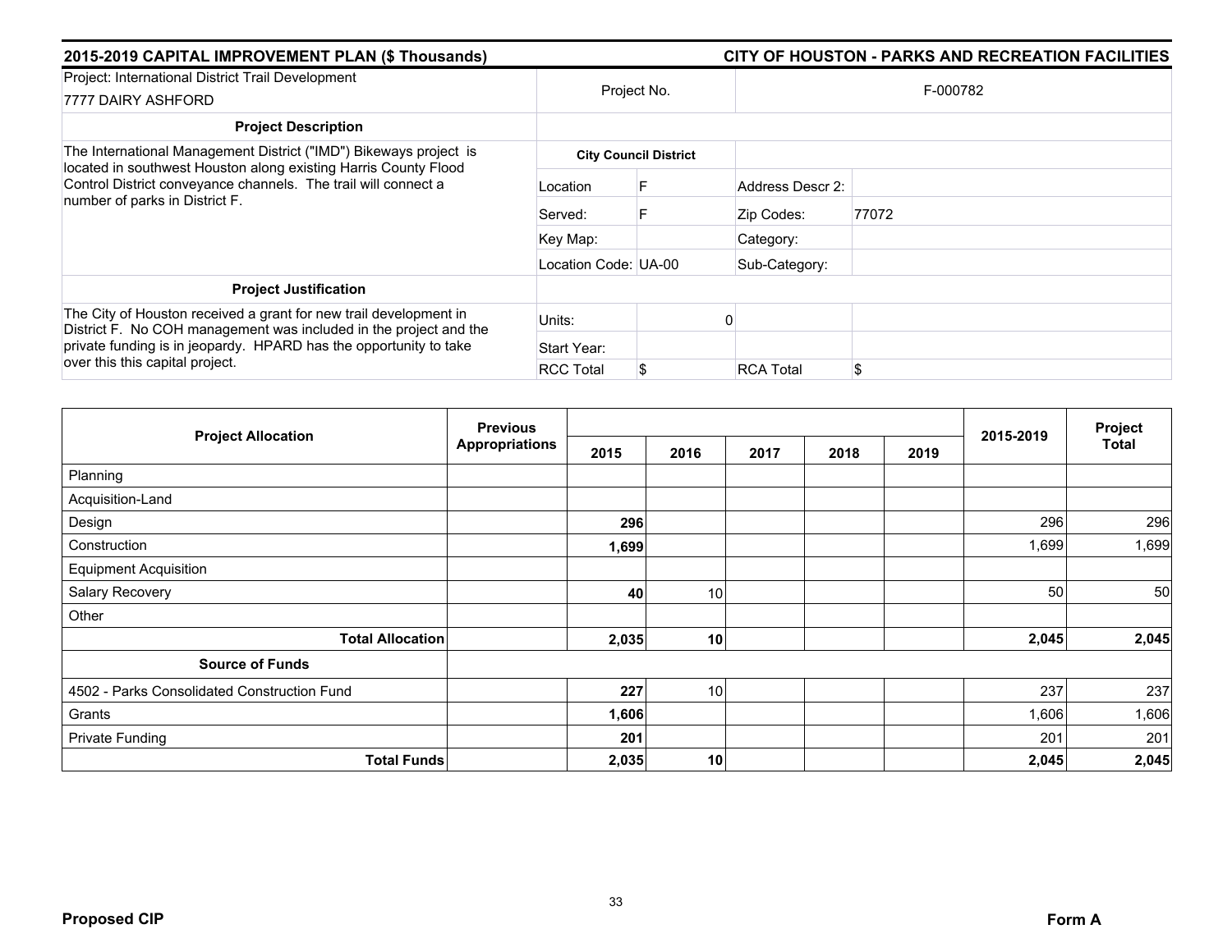## 2015-2019 CAPITAL IMPROVEMENT PLAN ($ Thousands) — CITY OF HOUSTON - PARKS AND RECREATION FACILITIES

| Project: International District Trail Development<br>7777 DAIRY ASHFORD | Project No. | | F-000782 | |
|---|---|---|---|---|
| **Project Description** | | | | |
| The International Management District ("IMD") Bikeways project is located in southwest Houston along existing Harris County Flood Control District conveyance channels. The trail will connect a number of parks in District F. | **City Council District** | | | |
| | Location | F | Address Descr 2: | |
| | Served: | F | Zip Codes: | 77072 |
| | Key Map: | | Category: | |
| | Location Code: UA-00 | | Sub-Category: | |
| **Project Justification** | | | | |
| The City of Houston received a grant for new trail development in District F. No COH management was included in the project and the private funding is in jeopardy. HPARD has the opportunity to take over this this capital project. | Units: | 0 | | |
| | Start Year: | | | |
| | RCC Total | $ | RCA Total | $ |

| Project Allocation | Previous Appropriations | 2015 | 2016 | 2017 | 2018 | 2019 | 2015-2019 | Project Total |
|---|---|---|---|---|---|---|---|---|
| Planning | | | | | | | | |
| Acquisition-Land | | | | | | | | |
| Design | | **296** | | | | | 296 | 296 |
| Construction | | **1,699** | | | | | 1,699 | 1,699 |
| Equipment Acquisition | | | | | | | | |
| Salary Recovery | | **40** | 10 | | | | 50 | 50 |
| Other | | | | | | | | |
| **Total Allocation** | | **2,035** | **10** | | | | **2,045** | **2,045** |
| **Source of Funds** | | | | | | | | |
| 4502 - Parks Consolidated Construction Fund | | **227** | 10 | | | | 237 | 237 |
| Grants | | **1,606** | | | | | 1,606 | 1,606 |
| Private Funding | | **201** | | | | | 201 | 201 |
| **Total Funds** | | **2,035** | **10** | | | | **2,045** | **2,045** |

**Proposed CIP** **Form A**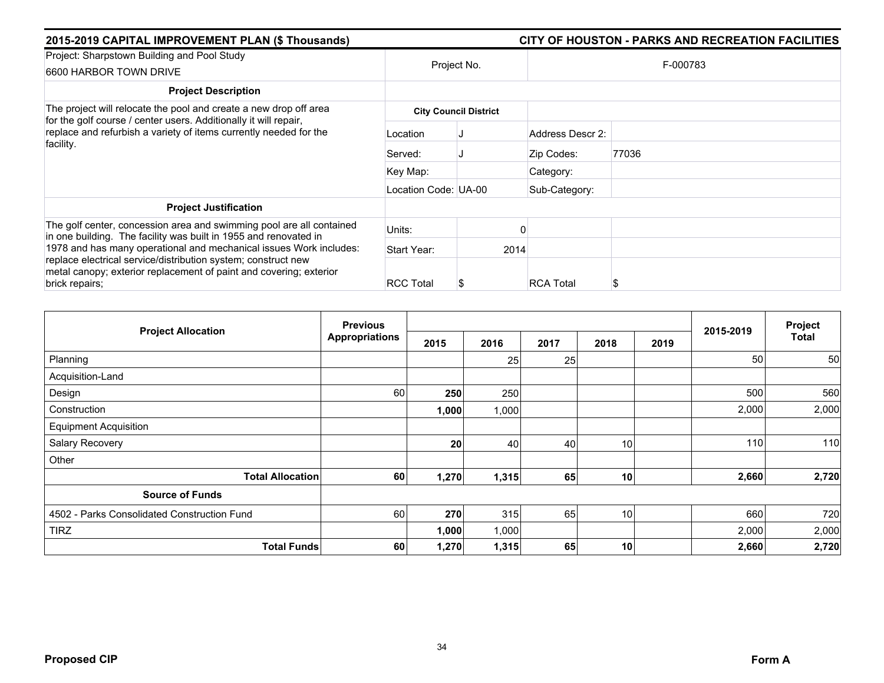## 2015-2019 CAPITAL IMPROVEMENT PLAN ($ Thousands)

## CITY OF HOUSTON - PARKS AND RECREATION FACILITIES

| Project: Sharpstown Building and Pool Study<br>6600 HARBOR TOWN DRIVE | Project No. | | F-000783 | |
|---|---|---|---|---|
| **Project Description** | | | | |
| The project will relocate the pool and create a new drop off area for the golf course / center users. Additionally it will repair, replace and refurbish a variety of items currently needed for the facility. | **City Council District** | | | |
| | Location | J | Address Descr 2: | |
| | Served: | J | Zip Codes: | 77036 |
| | Key Map: | | Category: | |
| | Location Code: | UA-00 | Sub-Category: | |
| **Project Justification** | | | | |
| The golf center, concession area and swimming pool are all contained in one building. The facility was built in 1955 and renovated in 1978 and has many operational and mechanical issues Work includes: replace electrical service/distribution system; construct new metal canopy; exterior replacement of paint and covering; exterior brick repairs; | Units: | 0 | | |
| | Start Year: | 2014 | | |
| | RCC Total | $ | RCA Total | $ |

| Project Allocation | Previous Appropriations | 2015 | 2016 | 2017 | 2018 | 2019 | 2015-2019 | Project Total |
|---|---|---|---|---|---|---|---|---|
| Planning | | | 25 | 25 | | | 50 | 50 |
| Acquisition-Land | | | | | | | | |
| Design | 60 | **250** | 250 | | | | 500 | 560 |
| Construction | | **1,000** | 1,000 | | | | 2,000 | 2,000 |
| Equipment Acquisition | | | | | | | | |
| Salary Recovery | | **20** | 40 | 40 | 10 | | 110 | 110 |
| Other | | | | | | | | |
| **Total Allocation** | **60** | **1,270** | **1,315** | **65** | **10** | | **2,660** | **2,720** |
| **Source of Funds** | | | | | | | | |
| 4502 - Parks Consolidated Construction Fund | 60 | **270** | 315 | 65 | 10 | | 660 | 720 |
| TIRZ | | **1,000** | 1,000 | | | | 2,000 | 2,000 |
| **Total Funds** | **60** | **1,270** | **1,315** | **65** | **10** | | **2,660** | **2,720** |

**Proposed CIP** **Form A**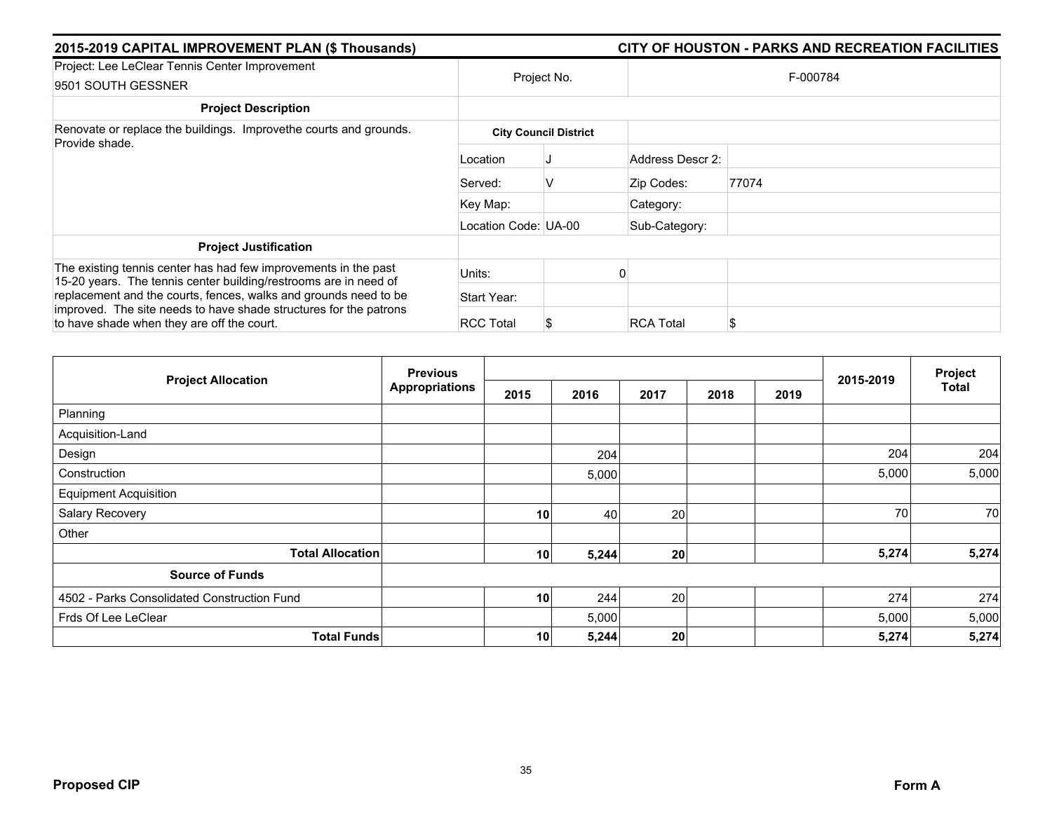**2015-2019 CAPITAL IMPROVEMENT PLAN ($ Thousands)** **CITY OF HOUSTON - PARKS AND RECREATION FACILITIES**

| Project: Lee LeClear Tennis Center Improvement<br>9501 SOUTH GESSNER | Project No. | | F-000784 | |
|---|---|---|---|---|
| **Project Description** | | | | |
| Renovate or replace the buildings. Improvethe courts and grounds. Provide shade. | **City Council District** | | | |
| | Location | J | Address Descr 2: | |
| | Served: | V | Zip Codes: | 77074 |
| | Key Map: | | Category: | |
| | Location Code: | UA-00 | Sub-Category: | |
| **Project Justification** | | | | |
| The existing tennis center has had few improvements in the past 15-20 years. The tennis center building/restrooms are in need of replacement and the courts, fences, walks and grounds need to be improved. The site needs to have shade structures for the patrons to have shade when they are off the court. | Units: | 0 | | |
| | Start Year: | | | |
| | RCC Total | $ | RCA Total | $ |

| Project Allocation | Previous Appropriations | 2015 | 2016 | 2017 | 2018 | 2019 | 2015-2019 | Project Total |
|---|---|---|---|---|---|---|---|---|
| Planning | | | | | | | | |
| Acquisition-Land | | | | | | | | |
| Design | | | 204 | | | | 204 | 204 |
| Construction | | | 5,000 | | | | 5,000 | 5,000 |
| Equipment Acquisition | | | | | | | | |
| Salary Recovery | | **10** | 40 | 20 | | | 70 | 70 |
| Other | | | | | | | | |
| **Total Allocation** | | **10** | **5,244** | **20** | | | **5,274** | **5,274** |
| **Source of Funds** | | | | | | | | |
| 4502 - Parks Consolidated Construction Fund | | 10 | 244 | 20 | | | 274 | 274 |
| Frds Of Lee LeClear | | | 5,000 | | | | 5,000 | 5,000 |
| **Total Funds** | | **10** | **5,244** | **20** | | | **5,274** | **5,274** |

**Proposed CIP** **Form A**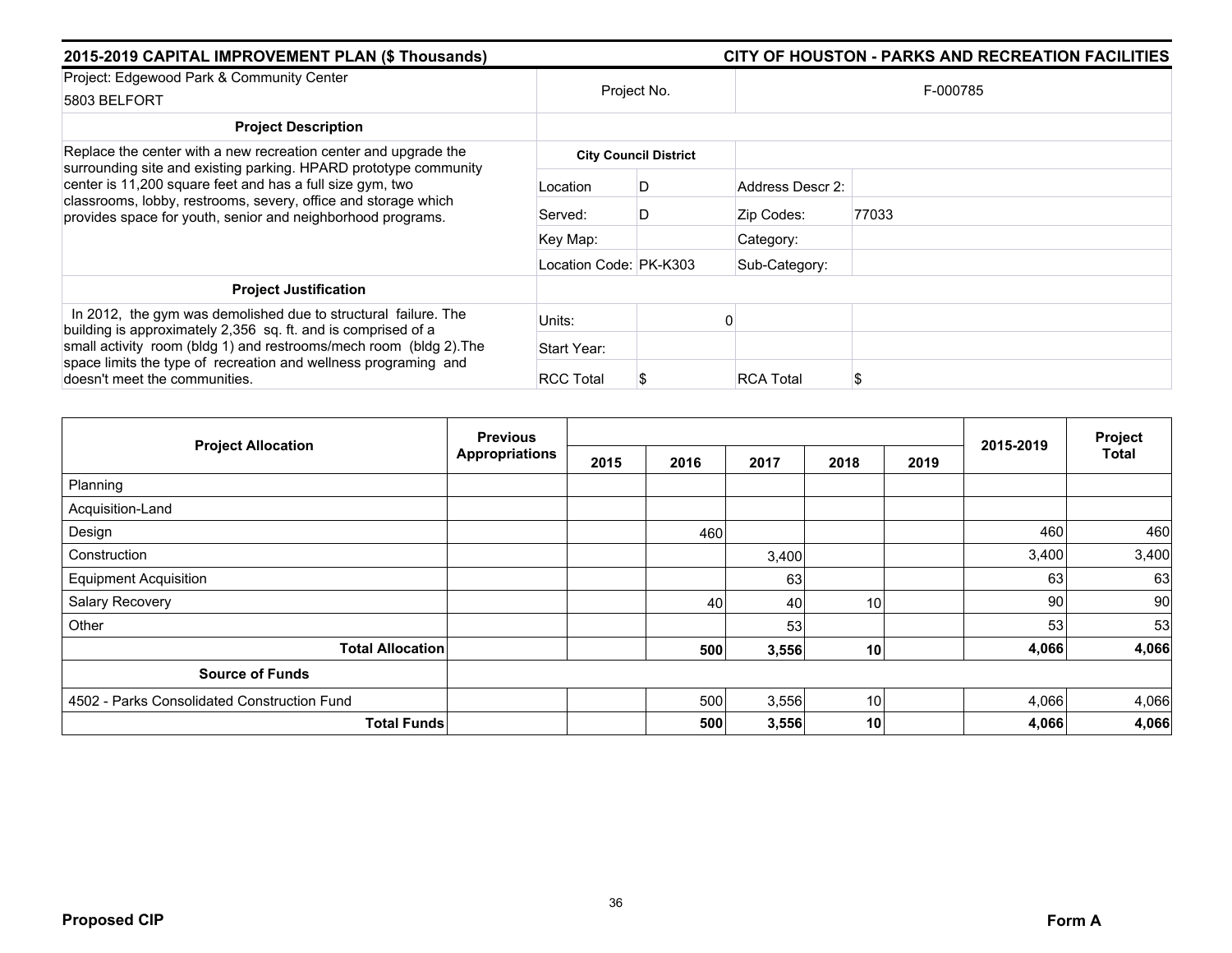**2015-2019 CAPITAL IMPROVEMENT PLAN ($ Thousands)** | **CITY OF HOUSTON - PARKS AND RECREATION FACILITIES**

| | | | | |
|---|---|---|---|---|
| Project: Edgewood Park & Community Center<br>5803 BELFORT | Project No. | | F-000785 | |
| **Project Description** | | | | |
| Replace the center with a new recreation center and upgrade the surrounding site and existing parking. HPARD prototype community center is 11,200 square feet and has a full size gym, two classrooms, lobby, restrooms, severy, office and storage which provides space for youth, senior and neighborhood programs. | **City Council District** | | | |
| | Location | D | Address Descr 2: | |
| | Served: | D | Zip Codes: | 77033 |
| | Key Map: | | Category: | |
| | Location Code: | PK-K303 | Sub-Category: | |
| **Project Justification** | | | | |
| In 2012, the gym was demolished due to structural failure. The building is approximately 2,356 sq. ft. and is comprised of a small activity room (bldg 1) and restrooms/mech room (bldg 2).The space limits the type of recreation and wellness programing and doesn't meet the communities. | Units: | 0 | | |
| | Start Year: | | | |
| | RCC Total | $ | RCA Total | $ |

| Project Allocation | Previous Appropriations | 2015 | 2016 | 2017 | 2018 | 2019 | 2015-2019 | Project Total |
|---|---|---|---|---|---|---|---|---|
| Planning | | | | | | | | |
| Acquisition-Land | | | | | | | | |
| Design | | | 460 | | | | 460 | 460 |
| Construction | | | | 3,400 | | | 3,400 | 3,400 |
| Equipment Acquisition | | | | 63 | | | 63 | 63 |
| Salary Recovery | | | 40 | 40 | 10 | | 90 | 90 |
| Other | | | | 53 | | | 53 | 53 |
| **Total Allocation** | | | **500** | **3,556** | **10** | | **4,066** | **4,066** |
| **Source of Funds** | | | | | | | | |
| 4502 - Parks Consolidated Construction Fund | | | 500 | 3,556 | 10 | | 4,066 | 4,066 |
| **Total Funds** | | | **500** | **3,556** | **10** | | **4,066** | **4,066** |

**Proposed CIP** | **Form A**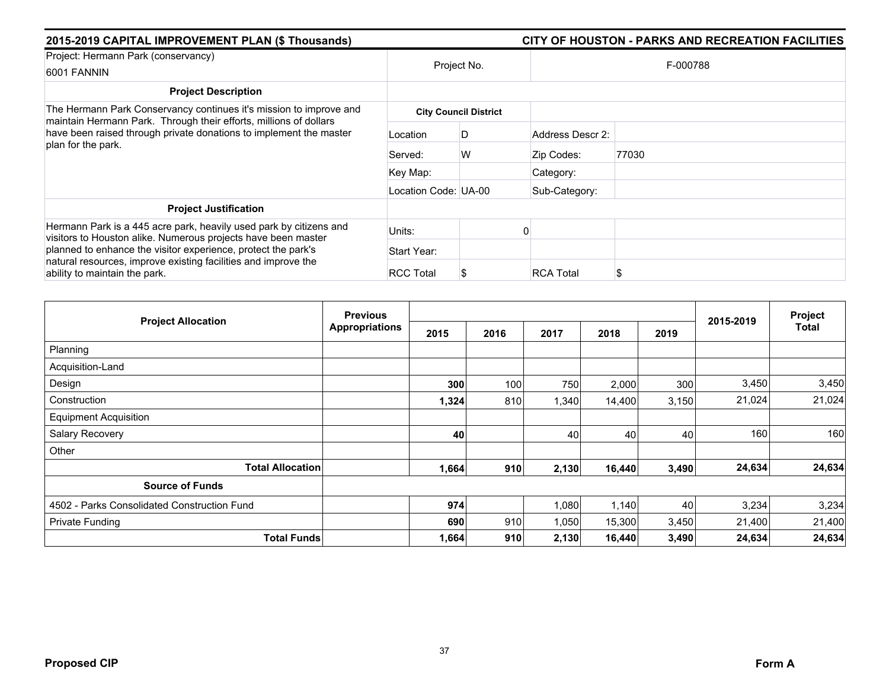**2015-2019 CAPITAL IMPROVEMENT PLAN ($ Thousands)** — **CITY OF HOUSTON - PARKS AND RECREATION FACILITIES**

| Project: Hermann Park (conservancy) 6001 FANNIN | Project No. | | F-000788 | |
|---|---|---|---|---|
| **Project Description** | | | | |
| The Hermann Park Conservancy continues it's mission to improve and maintain Hermann Park. Through their efforts, millions of dollars have been raised through private donations to implement the master plan for the park. | **City Council District** | | | |
| | Location | D | Address Descr 2: | |
| | Served: | W | Zip Codes: | 77030 |
| | Key Map: | | Category: | |
| | Location Code: UA-00 | | Sub-Category: | |
| **Project Justification** | | | | |
| Hermann Park is a 445 acre park, heavily used park by citizens and visitors to Houston alike. Numerous projects have been master planned to enhance the visitor experience, protect the park's natural resources, improve existing facilities and improve the ability to maintain the park. | Units: | 0 | | |
| | Start Year: | | | |
| | RCC Total | $ | RCA Total | $ |

| Project Allocation | Previous Appropriations | 2015 | 2016 | 2017 | 2018 | 2019 | 2015-2019 | Project Total |
|---|---|---|---|---|---|---|---|---|
| Planning | | | | | | | | |
| Acquisition-Land | | | | | | | | |
| Design | | **300** | 100 | 750 | 2,000 | 300 | 3,450 | 3,450 |
| Construction | | **1,324** | 810 | 1,340 | 14,400 | 3,150 | 21,024 | 21,024 |
| Equipment Acquisition | | | | | | | | |
| Salary Recovery | | **40** | | 40 | 40 | 40 | 160 | 160 |
| Other | | | | | | | | |
| **Total Allocation** | | **1,664** | **910** | **2,130** | **16,440** | **3,490** | **24,634** | **24,634** |
| **Source of Funds** | | | | | | | | |
| 4502 - Parks Consolidated Construction Fund | | **974** | | 1,080 | 1,140 | 40 | 3,234 | 3,234 |
| Private Funding | | **690** | 910 | 1,050 | 15,300 | 3,450 | 21,400 | 21,400 |
| **Total Funds** | | **1,664** | **910** | **2,130** | **16,440** | **3,490** | **24,634** | **24,634** |

**Proposed CIP** — **Form A**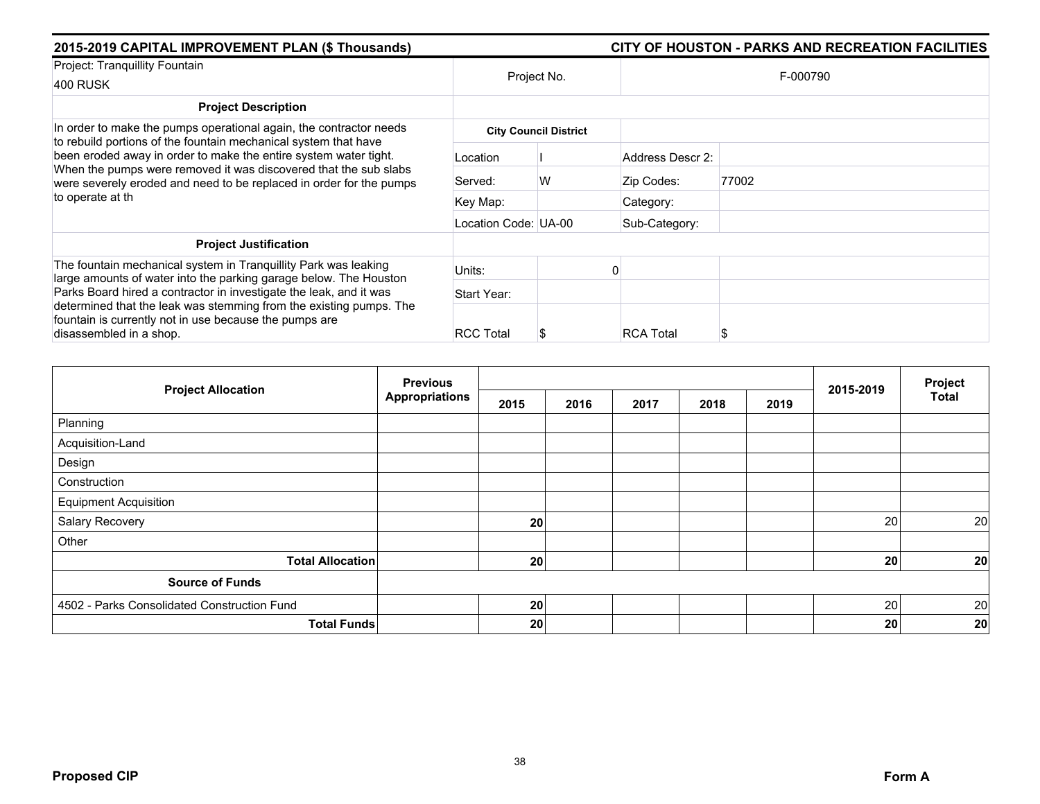**2015-2019 CAPITAL IMPROVEMENT PLAN ($ Thousands)** — **CITY OF HOUSTON - PARKS AND RECREATION FACILITIES**

| Project: Tranquillity Fountain 400 RUSK | Project No. | | F-000790 | |
|---|---|---|---|---|
| **Project Description** | | | | |
| In order to make the pumps operational again, the contractor needs to rebuild portions of the fountain mechanical system that have been eroded away in order to make the entire system water tight. When the pumps were removed it was discovered that the sub slabs were severely eroded and need to be replaced in order for the pumps to operate at th | **City Council District** | | | |
| | Location | I | Address Descr 2: | |
| | Served: | W | Zip Codes: | 77002 |
| | Key Map: | | Category: | |
| | Location Code: | UA-00 | Sub-Category: | |
| **Project Justification** | | | | |
| The fountain mechanical system in Tranquillity Park was leaking large amounts of water into the parking garage below. The Houston Parks Board hired a contractor in investigate the leak, and it was determined that the leak was stemming from the existing pumps. The fountain is currently not in use because the pumps are disassembled in a shop. | Units: | 0 | | |
| | Start Year: | | | |
| | RCC Total | $ | RCA Total | $ |

| Project Allocation | Previous Appropriations | 2015 | 2016 | 2017 | 2018 | 2019 | 2015-2019 | Project Total |
|---|---|---|---|---|---|---|---|---|
| Planning | | | | | | | | |
| Acquisition-Land | | | | | | | | |
| Design | | | | | | | | |
| Construction | | | | | | | | |
| Equipment Acquisition | | | | | | | | |
| Salary Recovery | | **20** | | | | | 20 | 20 |
| Other | | | | | | | | |
| **Total Allocation** | | **20** | | | | | **20** | **20** |
| **Source of Funds** | | | | | | | | |
| 4502 - Parks Consolidated Construction Fund | | **20** | | | | | 20 | 20 |
| **Total Funds** | | **20** | | | | | **20** | **20** |

**Proposed CIP** — **Form A**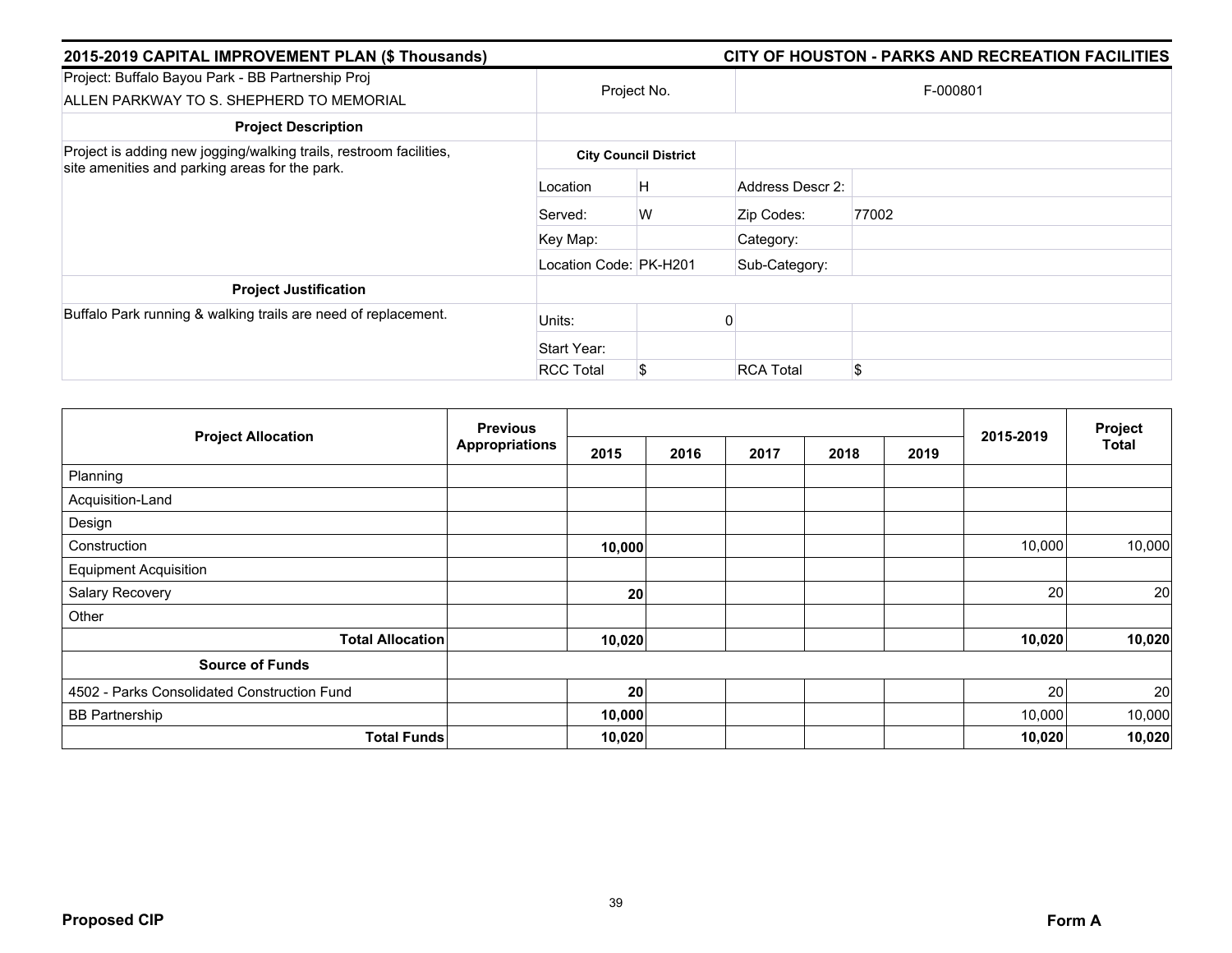## 2015-2019 CAPITAL IMPROVEMENT PLAN ($ Thousands) — CITY OF HOUSTON - PARKS AND RECREATION FACILITIES

| Project: Buffalo Bayou Park - BB Partnership Proj<br>ALLEN PARKWAY TO S. SHEPHERD TO MEMORIAL | Project No. | | F-000801 | |
|---|---|---|---|---|
| **Project Description** | | | | |
| Project is adding new jogging/walking trails, restroom facilities, site amenities and parking areas for the park. | **City Council District** | | | |
| | Location | H | Address Descr 2: | |
| | Served: | W | Zip Codes: | 77002 |
| | Key Map: | | Category: | |
| | Location Code: PK-H201 | | Sub-Category: | |
| **Project Justification** | | | | |
| Buffalo Park running & walking trails are need of replacement. | Units: | 0 | | |
| | Start Year: | | | |
| | RCC Total | $ | RCA Total | $ |

| Project Allocation | Previous Appropriations | 2015 | 2016 | 2017 | 2018 | 2019 | 2015-2019 | Project Total |
|---|---|---|---|---|---|---|---|---|
| Planning | | | | | | | | |
| Acquisition-Land | | | | | | | | |
| Design | | | | | | | | |
| Construction | | **10,000** | | | | | 10,000 | 10,000 |
| Equipment Acquisition | | | | | | | | |
| Salary Recovery | | **20** | | | | | 20 | 20 |
| Other | | | | | | | | |
| **Total Allocation** | | **10,020** | | | | | **10,020** | **10,020** |
| **Source of Funds** | | | | | | | | |
| 4502 - Parks Consolidated Construction Fund | | **20** | | | | | 20 | 20 |
| BB Partnership | | **10,000** | | | | | 10,000 | 10,000 |
| **Total Funds** | | **10,020** | | | | | **10,020** | **10,020** |

**Proposed CIP** **Form A**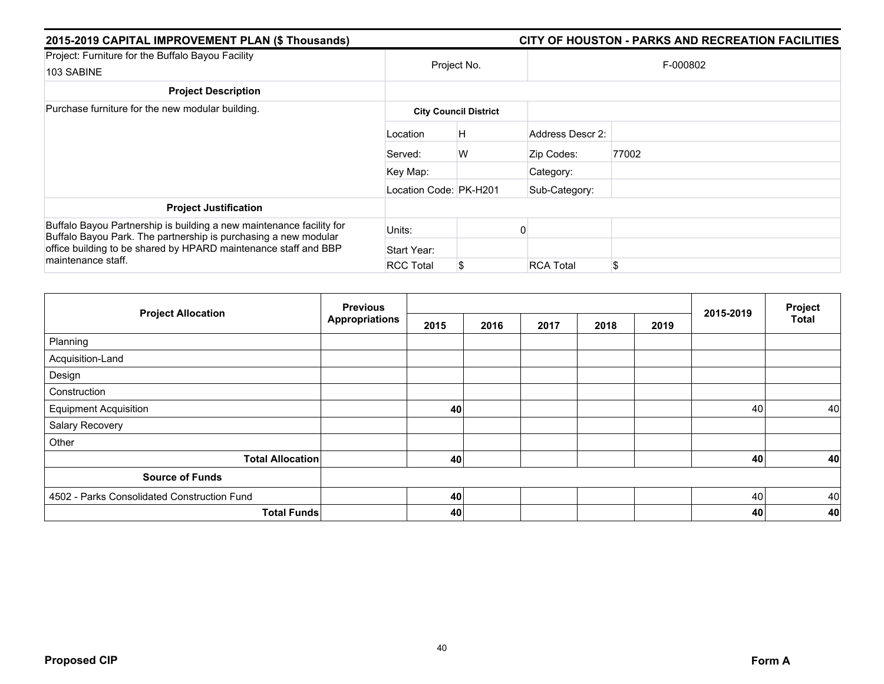## 2015-2019 CAPITAL IMPROVEMENT PLAN ($ Thousands) — CITY OF HOUSTON - PARKS AND RECREATION FACILITIES

| Project: Furniture for the Buffalo Bayou Facility<br>103 SABINE | Project No. | | F-000802 | |
|---|---|---|---|---|
| **Project Description** | | | | |
| Purchase furniture for the new modular building. | **City Council District** | | | |
| | Location | H | Address Descr 2: | |
| | Served: | W | Zip Codes: | 77002 |
| | Key Map: | | Category: | |
| | Location Code: | PK-H201 | Sub-Category: | |
| **Project Justification** | | | | |
| Buffalo Bayou Partnership is building a new maintenance facility for Buffalo Bayou Park. The partnership is purchasing a new modular office building to be shared by HPARD maintenance staff and BBP maintenance staff. | Units: | 0 | | |
| | Start Year: | | | |
| | RCC Total | $ | RCA Total | $ |

| Project Allocation | Previous Appropriations | 2015 | 2016 | 2017 | 2018 | 2019 | 2015-2019 | Project Total |
|---|---|---|---|---|---|---|---|---|
| Planning | | | | | | | | |
| Acquisition-Land | | | | | | | | |
| Design | | | | | | | | |
| Construction | | | | | | | | |
| Equipment Acquisition | | **40** | | | | | 40 | 40 |
| Salary Recovery | | | | | | | | |
| Other | | | | | | | | |
| **Total Allocation** | | **40** | | | | | **40** | **40** |
| **Source of Funds** | | | | | | | | |
| 4502 - Parks Consolidated Construction Fund | | **40** | | | | | 40 | 40 |
| **Total Funds** | | **40** | | | | | **40** | **40** |

**Proposed CIP** — **Form A**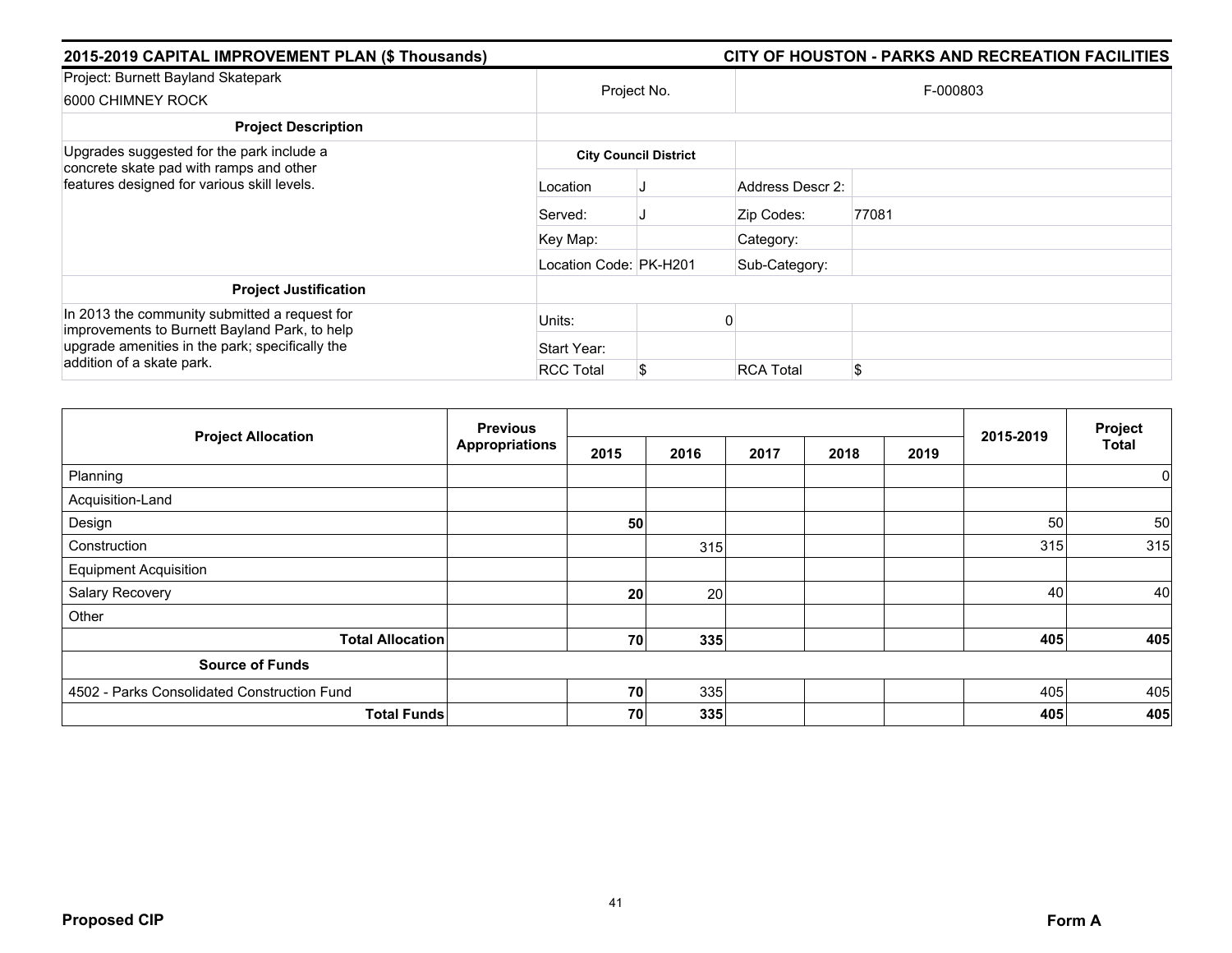**2015-2019 CAPITAL IMPROVEMENT PLAN ($ Thousands)** — **CITY OF HOUSTON - PARKS AND RECREATION FACILITIES**

| Project: Burnett Bayland Skatepark<br>6000 CHIMNEY ROCK | Project No. | | F-000803 | |
|---|---|---|---|---|
| **Project Description** | | | | |
| Upgrades suggested for the park include a concrete skate pad with ramps and other features designed for various skill levels. | **City Council District** | | | |
| | Location | J | Address Descr 2: | |
| | Served: | J | Zip Codes: | 77081 |
| | Key Map: | | Category: | |
| | Location Code: | PK-H201 | Sub-Category: | |
| **Project Justification** | | | | |
| In 2013 the community submitted a request for improvements to Burnett Bayland Park, to help upgrade amenities in the park; specifically the addition of a skate park. | Units: | 0 | | |
| | Start Year: | | | |
| | RCC Total | $ | RCA Total | $ |

| Project Allocation | Previous Appropriations | 2015 | 2016 | 2017 | 2018 | 2019 | 2015-2019 | Project Total |
|---|---|---|---|---|---|---|---|---|
| Planning | | | | | | | | 0 |
| Acquisition-Land | | | | | | | | |
| Design | | **50** | | | | | 50 | 50 |
| Construction | | | 315 | | | | 315 | 315 |
| Equipment Acquisition | | | | | | | | |
| Salary Recovery | | **20** | 20 | | | | 40 | 40 |
| Other | | | | | | | | |
| **Total Allocation** | | **70** | **335** | | | | **405** | **405** |
| **Source of Funds** | | | | | | | | |
| 4502 - Parks Consolidated Construction Fund | | **70** | 335 | | | | 405 | 405 |
| **Total Funds** | | **70** | **335** | | | | **405** | **405** |

**Proposed CIP** — **Form A**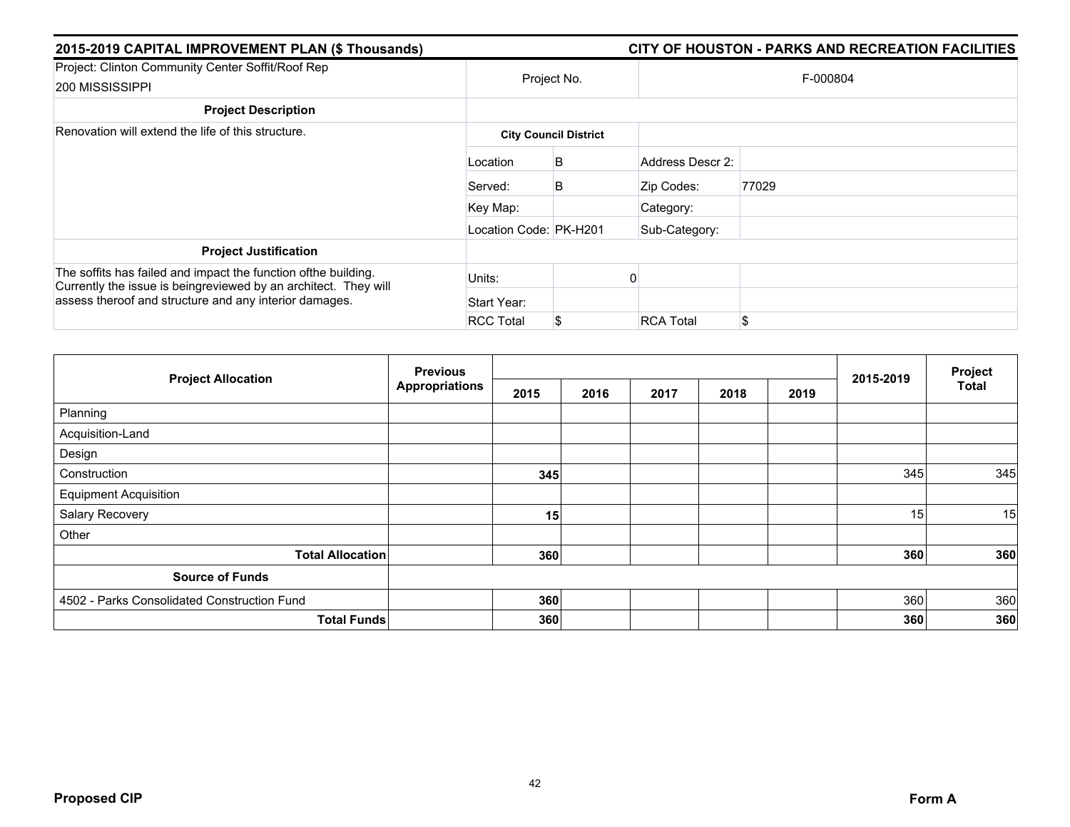## 2015-2019 CAPITAL IMPROVEMENT PLAN ($ Thousands) — CITY OF HOUSTON - PARKS AND RECREATION FACILITIES

| Project: Clinton Community Center Soffit/Roof Rep<br>200 MISSISSIPPI | Project No. | | F-000804 | |
|---|---|---|---|---|
| **Project Description** | | | | |
| Renovation will extend the life of this structure. | **City Council District** | | | |
| | Location | B | Address Descr 2: | |
| | Served: | B | Zip Codes: | 77029 |
| | Key Map: | | Category: | |
| | Location Code: | PK-H201 | Sub-Category: | |
| **Project Justification** | | | | |
| The soffits has failed and impact the function ofthe building. Currently the issue is beingreviewed by an architect. They will assess theroof and structure and any interior damages. | Units: | 0 | | |
| | Start Year: | | | |
| | RCC Total | $ | RCA Total | $ |

| Project Allocation | Previous Appropriations | 2015 | 2016 | 2017 | 2018 | 2019 | 2015-2019 | Project Total |
|---|---|---|---|---|---|---|---|---|
| Planning | | | | | | | | |
| Acquisition-Land | | | | | | | | |
| Design | | | | | | | | |
| Construction | | **345** | | | | | 345 | 345 |
| Equipment Acquisition | | | | | | | | |
| Salary Recovery | | **15** | | | | | 15 | 15 |
| Other | | | | | | | | |
| **Total Allocation** | | **360** | | | | | **360** | **360** |
| **Source of Funds** | | | | | | | | |
| 4502 - Parks Consolidated Construction Fund | | **360** | | | | | 360 | 360 |
| **Total Funds** | | **360** | | | | | **360** | **360** |

**Proposed CIP** — **Form A**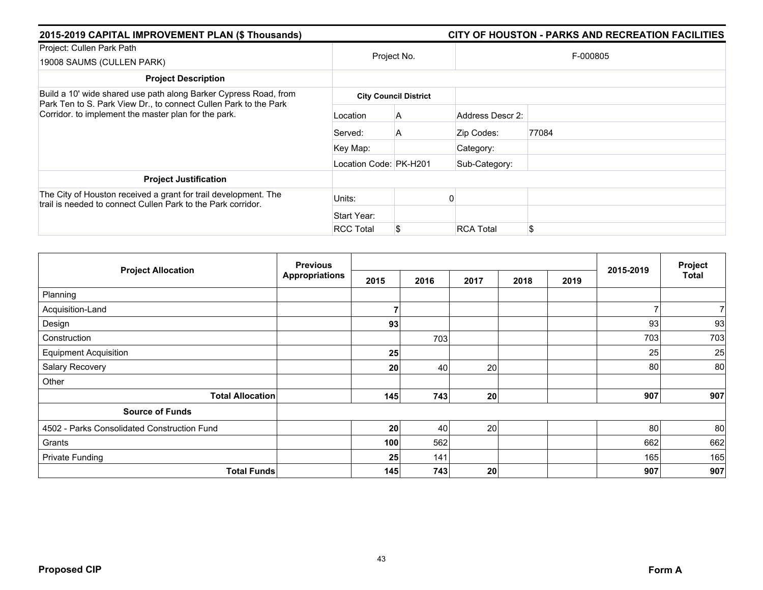## 2015-2019 CAPITAL IMPROVEMENT PLAN ($ Thousands) — CITY OF HOUSTON - PARKS AND RECREATION FACILITIES

| | | | | |
|---|---|---|---|---|
| Project: Cullen Park Path<br>19008 SAUMS (CULLEN PARK) | Project No. | | F-000805 | |
| **Project Description** | | | | |
| Build a 10' wide shared use path along Barker Cypress Road, from Park Ten to S. Park View Dr., to connect Cullen Park to the Park Corridor. to implement the master plan for the park. | **City Council District** | | | |
| | Location | A | Address Descr 2: | |
| | Served: | A | Zip Codes: | 77084 |
| | Key Map: | | Category: | |
| | Location Code: | PK-H201 | Sub-Category: | |
| **Project Justification** | | | | |
| The City of Houston received a grant for trail development. The trail is needed to connect Cullen Park to the Park corridor. | Units: | 0 | | |
| | Start Year: | | | |
| | RCC Total | $ | RCA Total | $ |

| Project Allocation | Previous Appropriations | 2015 | 2016 | 2017 | 2018 | 2019 | 2015-2019 | Project Total |
|---|---|---|---|---|---|---|---|---|
| Planning | | | | | | | | |
| Acquisition-Land | | **7** | | | | | 7 | 7 |
| Design | | **93** | | | | | 93 | 93 |
| Construction | | | 703 | | | | 703 | 703 |
| Equipment Acquisition | | **25** | | | | | 25 | 25 |
| Salary Recovery | | **20** | 40 | 20 | | | 80 | 80 |
| Other | | | | | | | | |
| **Total Allocation** | | **145** | **743** | **20** | | | **907** | **907** |
| **Source of Funds** | | | | | | | | |
| 4502 - Parks Consolidated Construction Fund | | **20** | 40 | 20 | | | 80 | 80 |
| Grants | | **100** | 562 | | | | 662 | 662 |
| Private Funding | | **25** | 141 | | | | 165 | 165 |
| **Total Funds** | | **145** | **743** | **20** | | | **907** | **907** |

**Proposed CIP** — **Form A**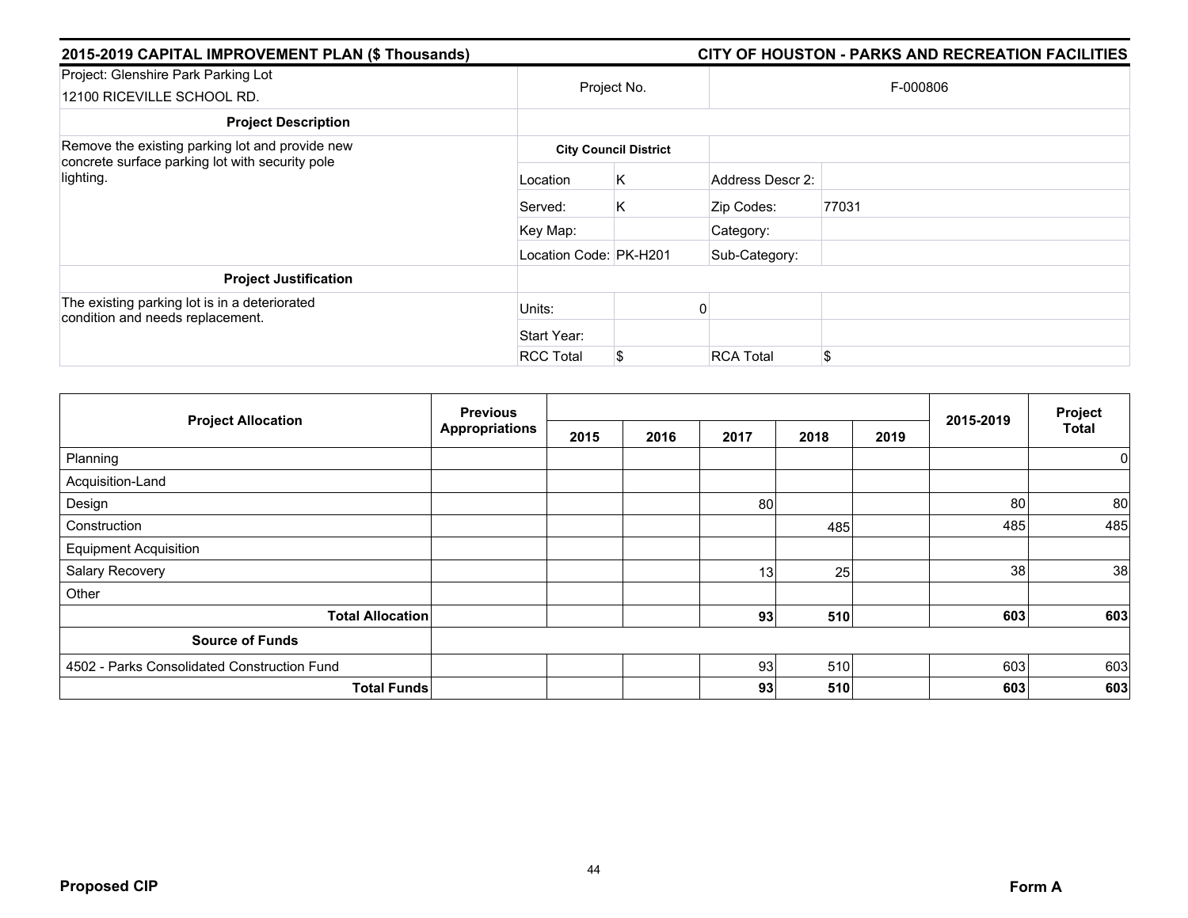## 2015-2019 CAPITAL IMPROVEMENT PLAN ($ Thousands)

## CITY OF HOUSTON - PARKS AND RECREATION FACILITIES

| Project: Glenshire Park Parking Lot<br>12100 RICEVILLE SCHOOL RD. | Project No. | | F-000806 | |
|---|---|---|---|---|
| **Project Description** | | | | |
| Remove the existing parking lot and provide new concrete surface parking lot with security pole lighting. | **City Council District** | | | |
| | Location | K | Address Descr 2: | |
| | Served: | K | Zip Codes: | 77031 |
| | Key Map: | | Category: | |
| | Location Code: | PK-H201 | Sub-Category: | |
| **Project Justification** | | | | |
| The existing parking lot is in a deteriorated condition and needs replacement. | Units: | 0 | | |
| | Start Year: | | | |
| | RCC Total | $ | RCA Total | $ |

| Project Allocation | Previous Appropriations | 2015 | 2016 | 2017 | 2018 | 2019 | 2015-2019 | Project Total |
|---|---|---|---|---|---|---|---|---|
| Planning | | | | | | | | 0 |
| Acquisition-Land | | | | | | | | |
| Design | | | | 80 | | | 80 | 80 |
| Construction | | | | | 485 | | 485 | 485 |
| Equipment Acquisition | | | | | | | | |
| Salary Recovery | | | | 13 | 25 | | 38 | 38 |
| Other | | | | | | | | |
| **Total Allocation** | | | | **93** | **510** | | **603** | **603** |
| **Source of Funds** | | | | | | | | |
| 4502 - Parks Consolidated Construction Fund | | | | 93 | 510 | | 603 | 603 |
| **Total Funds** | | | | **93** | **510** | | **603** | **603** |

**Proposed CIP** **Form A**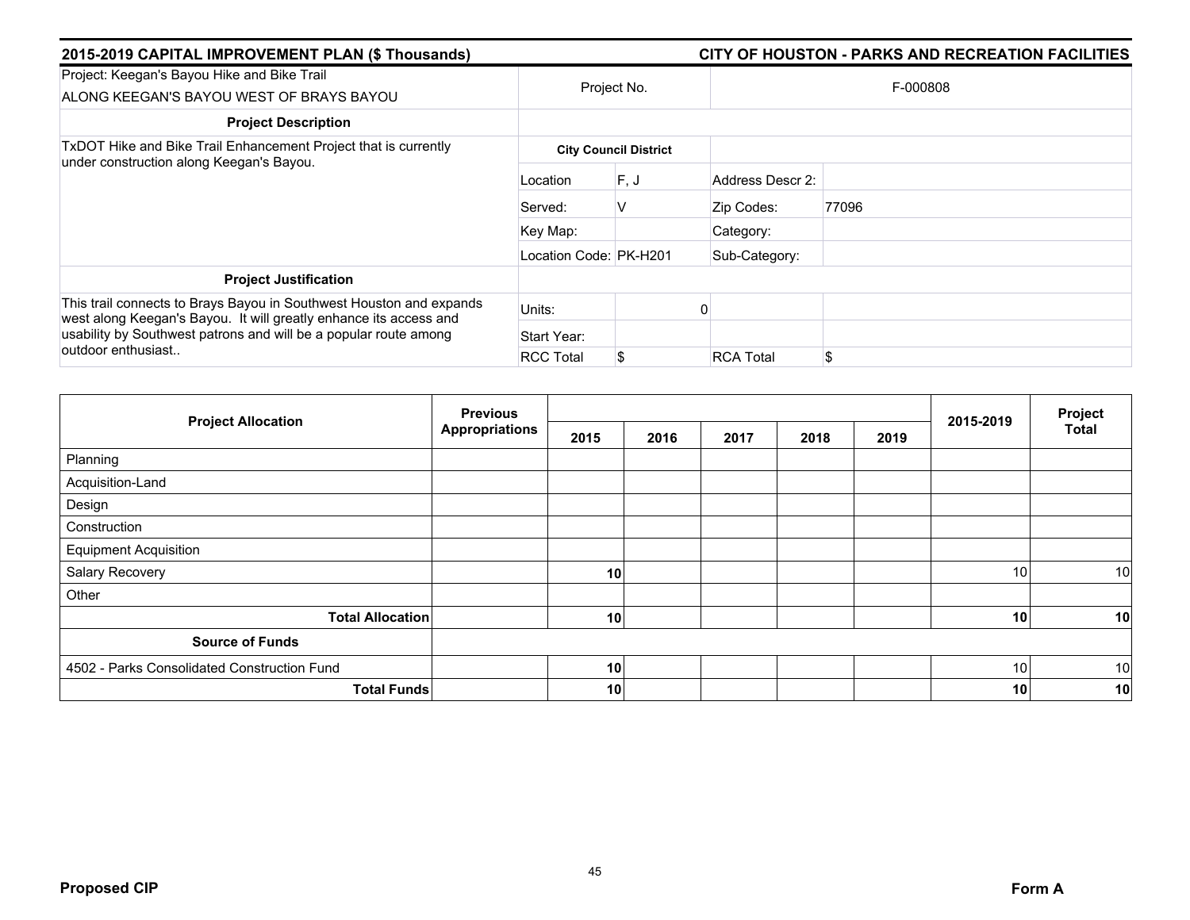## 2015-2019 CAPITAL IMPROVEMENT PLAN ($ Thousands)

## CITY OF HOUSTON - PARKS AND RECREATION FACILITIES

| Project: Keegan's Bayou Hike and Bike Trail<br>ALONG KEEGAN'S BAYOU WEST OF BRAYS BAYOU | Project No. | | F-000808 | |
|---|---|---|---|---|
| **Project Description** | | | | |
| TxDOT Hike and Bike Trail Enhancement Project that is currently under construction along Keegan's Bayou. | **City Council District** | | | |
| | Location | F, J | Address Descr 2: | |
| | Served: | V | Zip Codes: | 77096 |
| | Key Map: | | Category: | |
| | Location Code: | PK-H201 | Sub-Category: | |
| **Project Justification** | | | | |
| This trail connects to Brays Bayou in Southwest Houston and expands west along Keegan's Bayou. It will greatly enhance its access and usability by Southwest patrons and will be a popular route among outdoor enthusiast.. | Units: | 0 | | |
| | Start Year: | | | |
| | RCC Total | $ | RCA Total | $ |

| Project Allocation | Previous Appropriations | 2015 | 2016 | 2017 | 2018 | 2019 | 2015-2019 | Project Total |
|---|---|---|---|---|---|---|---|---|
| Planning | | | | | | | | |
| Acquisition-Land | | | | | | | | |
| Design | | | | | | | | |
| Construction | | | | | | | | |
| Equipment Acquisition | | | | | | | | |
| Salary Recovery | | **10** | | | | | 10 | 10 |
| Other | | | | | | | | |
| **Total Allocation** | | **10** | | | | | **10** | **10** |
| **Source of Funds** | | | | | | | | |
| 4502 - Parks Consolidated Construction Fund | | **10** | | | | | 10 | 10 |
| **Total Funds** | | **10** | | | | | **10** | **10** |

**Proposed CIP** **Form A**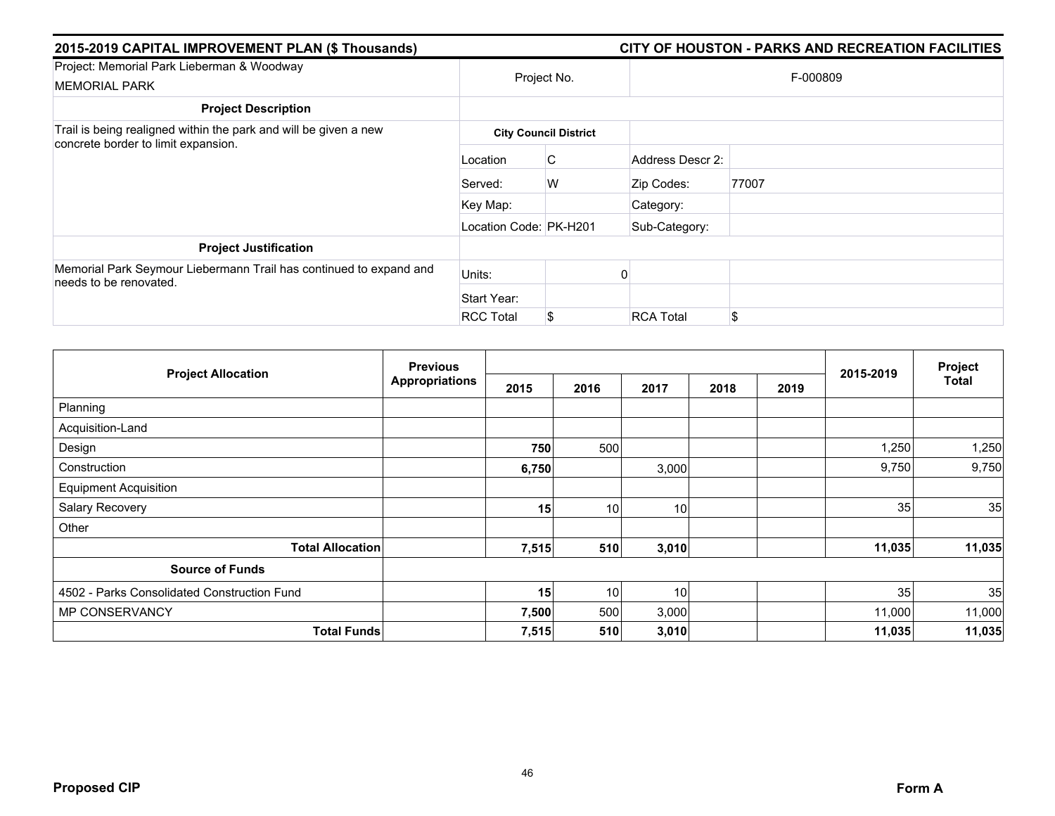## 2015-2019 CAPITAL IMPROVEMENT PLAN ($ Thousands)

## CITY OF HOUSTON - PARKS AND RECREATION FACILITIES

| Project: Memorial Park Lieberman & Woodway<br>MEMORIAL PARK | Project No. | | F-000809 | |
|---|---|---|---|---|
| **Project Description** | | | | |
| Trail is being realigned within the park and will be given a new concrete border to limit expansion. | **City Council District** | | | |
| | Location | C | Address Descr 2: | |
| | Served: | W | Zip Codes: | 77007 |
| | Key Map: | | Category: | |
| | Location Code: | PK-H201 | Sub-Category: | |
| **Project Justification** | | | | |
| Memorial Park Seymour Liebermann Trail has continued to expand and needs to be renovated. | Units: | 0 | | |
| | Start Year: | | | |
| | RCC Total | $ | RCA Total | $ |

| Project Allocation | Previous Appropriations | 2015 | 2016 | 2017 | 2018 | 2019 | 2015-2019 | Project Total |
|---|---|---|---|---|---|---|---|---|
| Planning | | | | | | | | |
| Acquisition-Land | | | | | | | | |
| Design | | **750** | 500 | | | | 1,250 | 1,250 |
| Construction | | **6,750** | | 3,000 | | | 9,750 | 9,750 |
| Equipment Acquisition | | | | | | | | |
| Salary Recovery | | **15** | 10 | 10 | | | 35 | 35 |
| Other | | | | | | | | |
| **Total Allocation** | | **7,515** | **510** | **3,010** | | | **11,035** | **11,035** |
| **Source of Funds** | | | | | | | | |
| 4502 - Parks Consolidated Construction Fund | | **15** | 10 | 10 | | | 35 | 35 |
| MP CONSERVANCY | | **7,500** | 500 | 3,000 | | | 11,000 | 11,000 |
| **Total Funds** | | **7,515** | **510** | **3,010** | | | **11,035** | **11,035** |

**Proposed CIP** **Form A**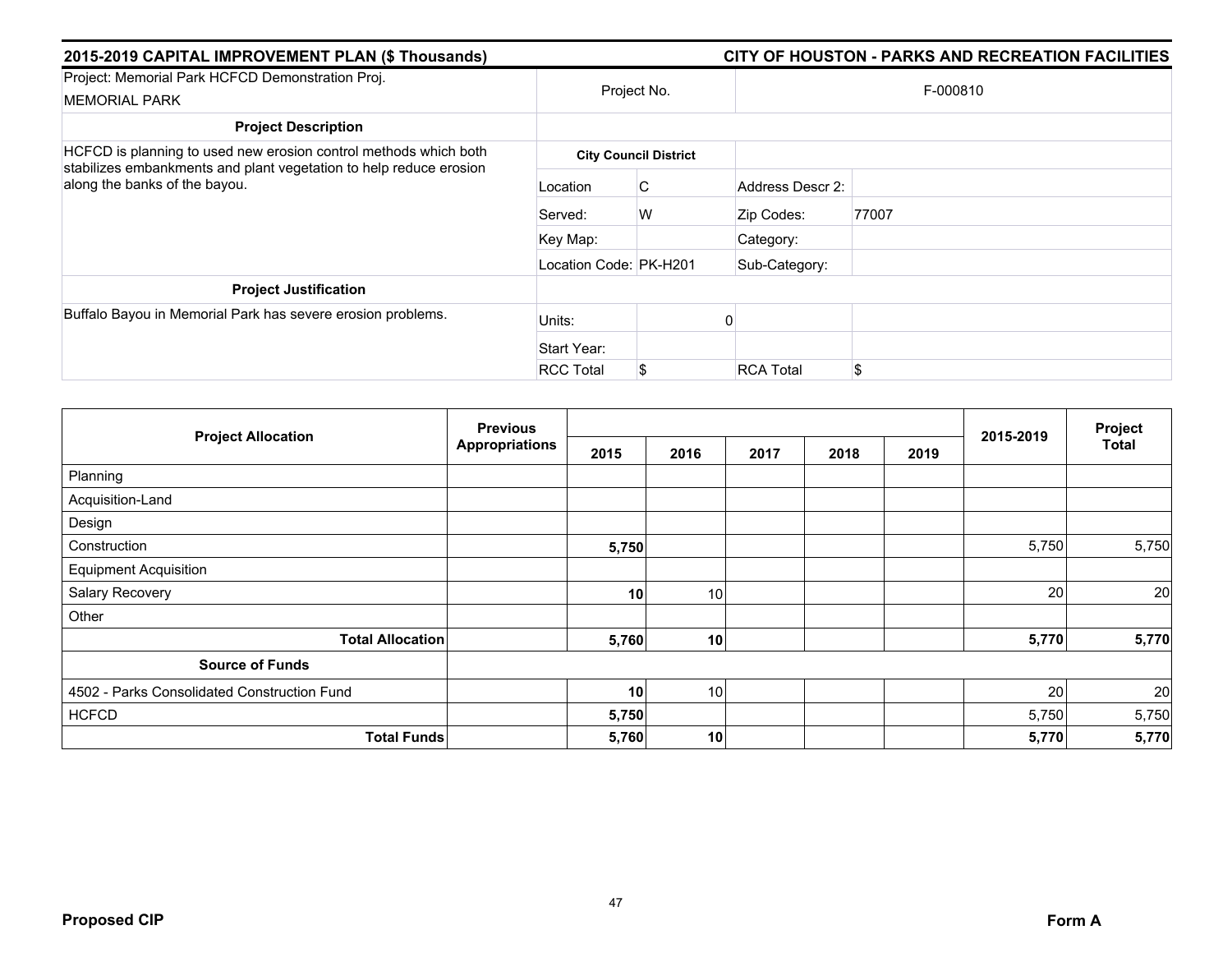## 2015-2019 CAPITAL IMPROVEMENT PLAN ($ Thousands)

## CITY OF HOUSTON - PARKS AND RECREATION FACILITIES

| Project: Memorial Park HCFCD Demonstration Proj. MEMORIAL PARK | Project No. | | F-000810 | |
|---|---|---|---|---|
| **Project Description** | | | | |
| HCFCD is planning to used new erosion control methods which both stabilizes embankments and plant vegetation to help reduce erosion along the banks of the bayou. | **City Council District** | | | |
| | Location | C | Address Descr 2: | |
| | Served: | W | Zip Codes: | 77007 |
| | Key Map: | | Category: | |
| | Location Code: | PK-H201 | Sub-Category: | |
| **Project Justification** | | | | |
| Buffalo Bayou in Memorial Park has severe erosion problems. | Units: | 0 | | |
| | Start Year: | | | |
| | RCC Total | $ | RCA Total | $ |

| Project Allocation | Previous Appropriations | 2015 | 2016 | 2017 | 2018 | 2019 | 2015-2019 | Project Total |
|---|---|---|---|---|---|---|---|---|
| Planning | | | | | | | | |
| Acquisition-Land | | | | | | | | |
| Design | | | | | | | | |
| Construction | | 5,750 | | | | | 5,750 | 5,750 |
| Equipment Acquisition | | | | | | | | |
| Salary Recovery | | 10 | 10 | | | | 20 | 20 |
| Other | | | | | | | | |
| **Total Allocation** | | **5,760** | **10** | | | | **5,770** | **5,770** |
| **Source of Funds** | | | | | | | | |
| 4502 - Parks Consolidated Construction Fund | | 10 | 10 | | | | 20 | 20 |
| HCFCD | | 5,750 | | | | | 5,750 | 5,750 |
| **Total Funds** | | **5,760** | **10** | | | | **5,770** | **5,770** |

**Proposed CIP** **Form A**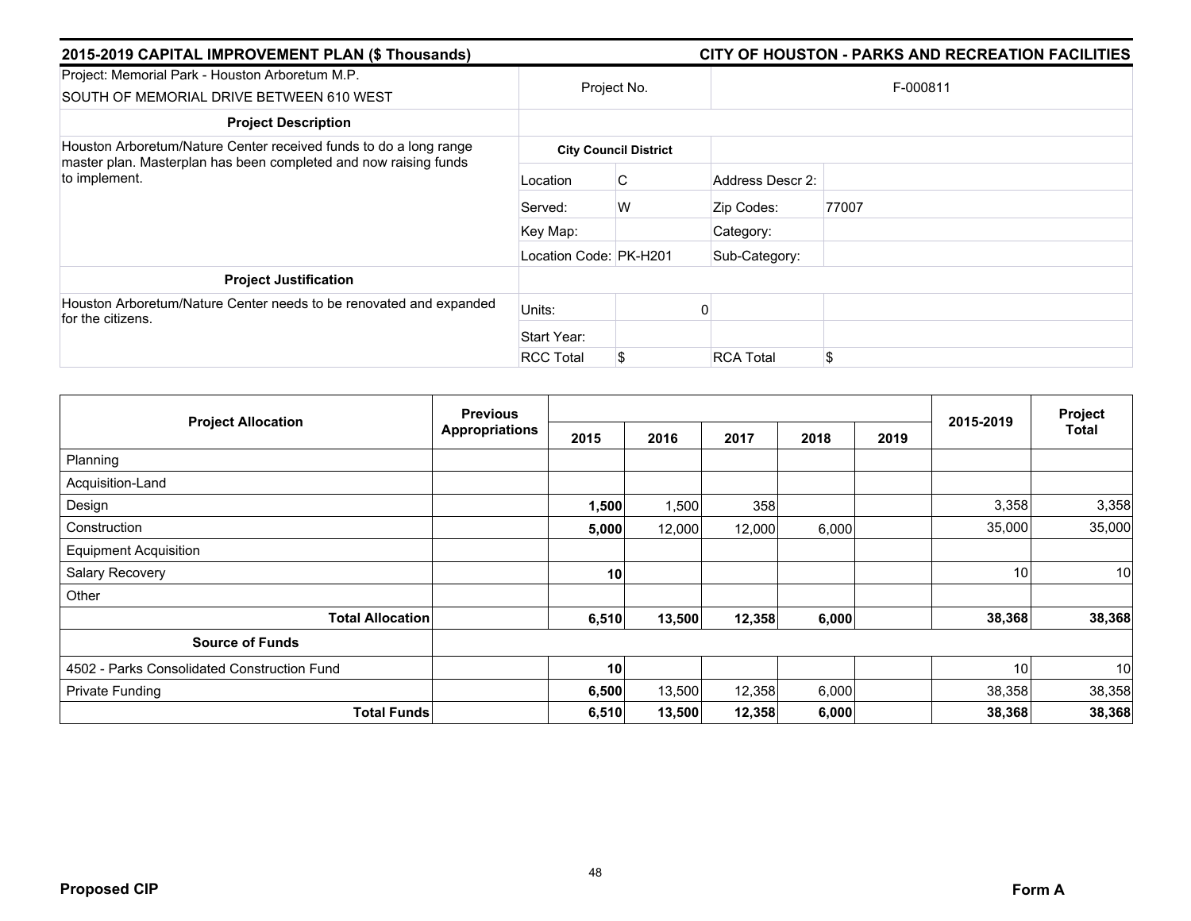## 2015-2019 CAPITAL IMPROVEMENT PLAN ($ Thousands)

## CITY OF HOUSTON - PARKS AND RECREATION FACILITIES

| Project: Memorial Park - Houston Arboretum M.P. SOUTH OF MEMORIAL DRIVE BETWEEN 610 WEST | Project No. | | F-000811 | |
|---|---|---|---|---|
| **Project Description** | | | | |
| Houston Arboretum/Nature Center received funds to do a long range master plan. Masterplan has been completed and now raising funds to implement. | **City Council District** | | | |
| | Location | C | Address Descr 2: | |
| | Served: | W | Zip Codes: | 77007 |
| | Key Map: | | Category: | |
| | Location Code: | PK-H201 | Sub-Category: | |
| **Project Justification** | | | | |
| Houston Arboretum/Nature Center needs to be renovated and expanded for the citizens. | Units: | 0 | | |
| | Start Year: | | | |
| | RCC Total | $ | RCA Total | $ |

| Project Allocation | Previous Appropriations | 2015 | 2016 | 2017 | 2018 | 2019 | 2015-2019 | Project Total |
|---|---|---|---|---|---|---|---|---|
| Planning | | | | | | | | |
| Acquisition-Land | | | | | | | | |
| Design | | **1,500** | 1,500 | 358 | | | 3,358 | 3,358 |
| Construction | | **5,000** | 12,000 | 12,000 | 6,000 | | 35,000 | 35,000 |
| Equipment Acquisition | | | | | | | | |
| Salary Recovery | | **10** | | | | | 10 | 10 |
| Other | | | | | | | | |
| **Total Allocation** | | **6,510** | **13,500** | **12,358** | **6,000** | | **38,368** | **38,368** |
| **Source of Funds** | | | | | | | | |
| 4502 - Parks Consolidated Construction Fund | | **10** | | | | | 10 | 10 |
| Private Funding | | **6,500** | 13,500 | 12,358 | 6,000 | | 38,358 | 38,358 |
| **Total Funds** | | **6,510** | **13,500** | **12,358** | **6,000** | | **38,368** | **38,368** |

**Proposed CIP**

**Form A**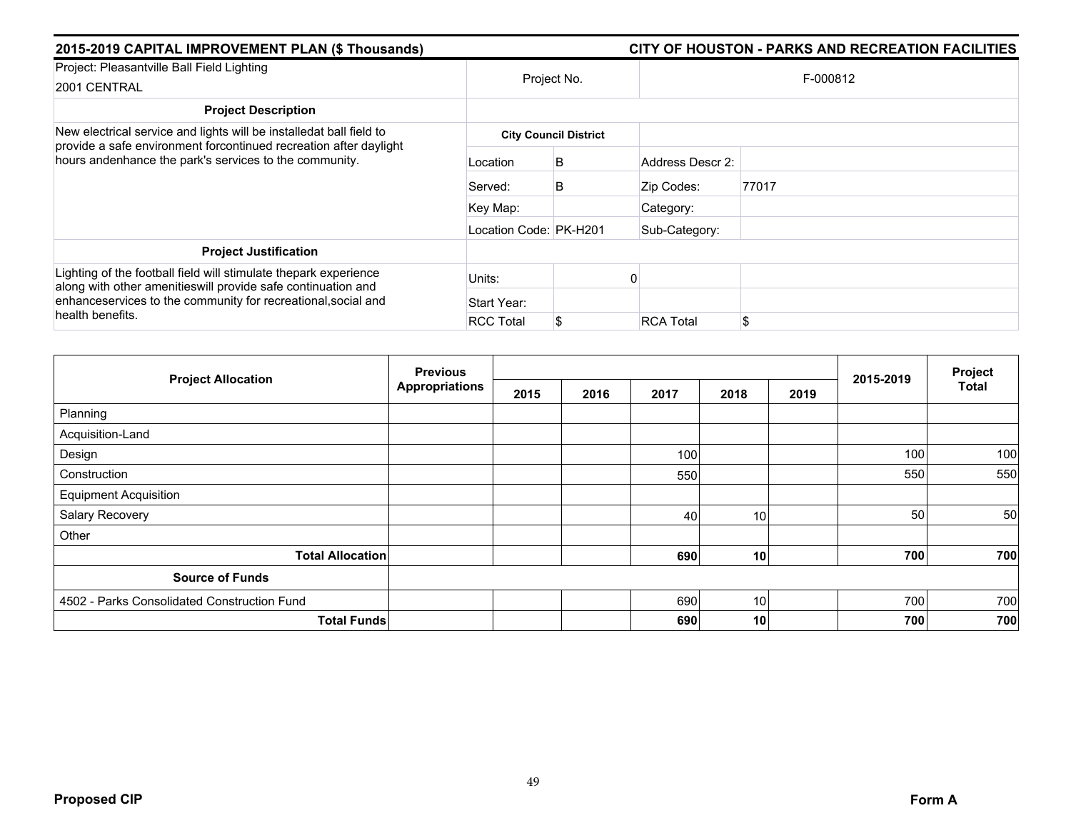## 2015-2019 CAPITAL IMPROVEMENT PLAN ($ Thousands) — CITY OF HOUSTON - PARKS AND RECREATION FACILITIES

| Project: Pleasantville Ball Field Lighting<br>2001 CENTRAL | Project No. | | F-000812 | |
|---|---|---|---|---|
| **Project Description** | | | | |
| New electrical service and lights will be installedat ball field to provide a safe environment forcontinued recreation after daylight hours andenhance the park's services to the community. | **City Council District** | | | |
| | Location | B | Address Descr 2: | |
| | Served: | B | Zip Codes: | 77017 |
| | Key Map: | | Category: | |
| | Location Code: | PK-H201 | Sub-Category: | |
| **Project Justification** | | | | |
| Lighting of the football field will stimulate thepark experience along with other amenitieswill provide safe continuation and enhanceservices to the community for recreational,social and health benefits. | Units: | 0 | | |
| | Start Year: | | | |
| | RCC Total | $ | RCA Total | $ |

| Project Allocation | Previous Appropriations | 2015 | 2016 | 2017 | 2018 | 2019 | 2015-2019 | Project Total |
|---|---|---|---|---|---|---|---|---|
| Planning | | | | | | | | |
| Acquisition-Land | | | | | | | | |
| Design | | | | 100 | | | 100 | 100 |
| Construction | | | | 550 | | | 550 | 550 |
| Equipment Acquisition | | | | | | | | |
| Salary Recovery | | | | 40 | 10 | | 50 | 50 |
| Other | | | | | | | | |
| **Total Allocation** | | | | **690** | **10** | | **700** | **700** |
| **Source of Funds** | | | | | | | | |
| 4502 - Parks Consolidated Construction Fund | | | | 690 | 10 | | 700 | 700 |
| **Total Funds** | | | | **690** | **10** | | **700** | **700** |

**Proposed CIP** — **Form A**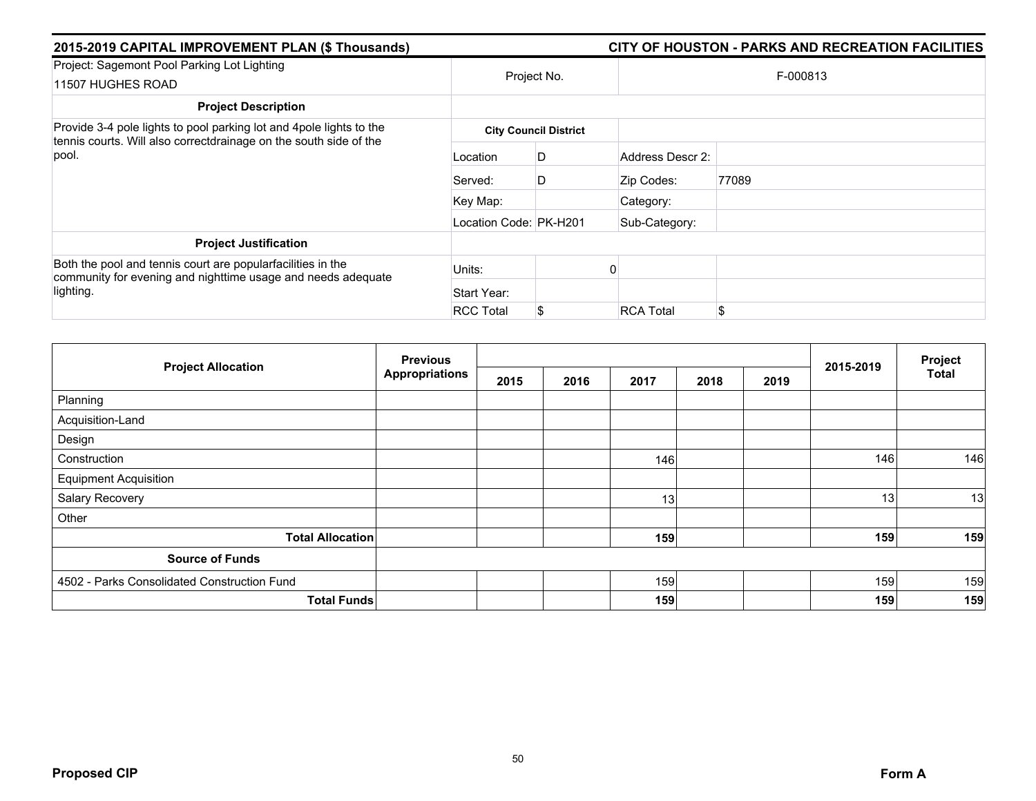## 2015-2019 CAPITAL IMPROVEMENT PLAN ($ Thousands) — CITY OF HOUSTON - PARKS AND RECREATION FACILITIES

| Project: Sagemont Pool Parking Lot Lighting<br>11507 HUGHES ROAD | Project No. | | F-000813 | |
|---|---|---|---|---|
| **Project Description** | | | | |
| Provide 3-4 pole lights to pool parking lot and 4pole lights to the tennis courts. Will also correctdrainage on the south side of the pool. | **City Council District** | | | |
| | Location | D | Address Descr 2: | |
| | Served: | D | Zip Codes: | 77089 |
| | Key Map: | | Category: | |
| | Location Code: | PK-H201 | Sub-Category: | |
| **Project Justification** | | | | |
| Both the pool and tennis court are popularfacilities in the community for evening and nighttime usage and needs adequate lighting. | Units: | 0 | | |
| | Start Year: | | | |
| | RCC Total | $ | RCA Total | $ |

| Project Allocation | Previous Appropriations | 2015 | 2016 | 2017 | 2018 | 2019 | 2015-2019 | Project Total |
|---|---|---|---|---|---|---|---|---|
| Planning | | | | | | | | |
| Acquisition-Land | | | | | | | | |
| Design | | | | | | | | |
| Construction | | | | 146 | | | 146 | 146 |
| Equipment Acquisition | | | | | | | | |
| Salary Recovery | | | | 13 | | | 13 | 13 |
| Other | | | | | | | | |
| **Total Allocation** | | | | **159** | | | **159** | **159** |
| **Source of Funds** | | | | | | | | |
| 4502 - Parks Consolidated Construction Fund | | | | 159 | | | 159 | 159 |
| **Total Funds** | | | | **159** | | | **159** | **159** |

**Proposed CIP** — **Form A**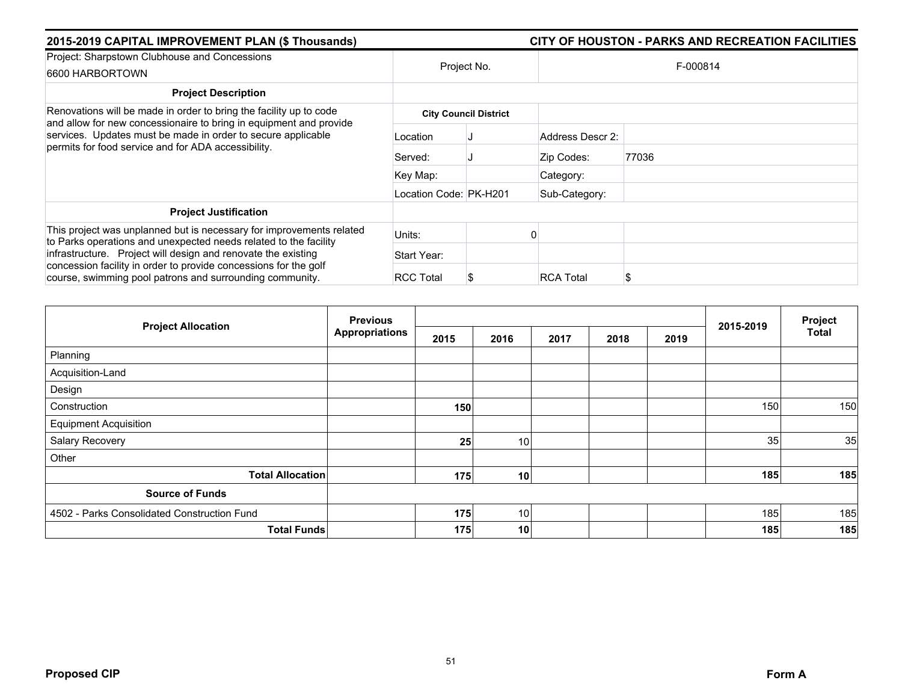## 2015-2019 CAPITAL IMPROVEMENT PLAN ($ Thousands) — CITY OF HOUSTON - PARKS AND RECREATION FACILITIES

| Project: Sharpstown Clubhouse and Concessions<br>6600 HARBORTOWN | Project No. | | F-000814 |
|---|---|---|---|
| **Project Description** | | | |
| Renovations will be made in order to bring the facility up to code and allow for new concessionaire to bring in equipment and provide services. Updates must be made in order to secure applicable permits for food service and for ADA accessibility. | **City Council District** | | |
| | Location | J | Address Descr 2: |
| | Served: | J | Zip Codes: 77036 |
| | Key Map: | | Category: |
| | Location Code: | PK-H201 | Sub-Category: |
| **Project Justification** | | | |
| This project was unplanned but is necessary for improvements related to Parks operations and unexpected needs related to the facility infrastructure. Project will design and renovate the existing concession facility in order to provide concessions for the golf course, swimming pool patrons and surrounding community. | Units: | 0 | |
| | Start Year: | | |
| | RCC Total | $ | RCA Total $ |

| Project Allocation | Previous Appropriations | 2015 | 2016 | 2017 | 2018 | 2019 | 2015-2019 | Project Total |
|---|---|---|---|---|---|---|---|---|
| Planning | | | | | | | | |
| Acquisition-Land | | | | | | | | |
| Design | | | | | | | | |
| Construction | | **150** | | | | | 150 | 150 |
| Equipment Acquisition | | | | | | | | |
| Salary Recovery | | **25** | 10 | | | | 35 | 35 |
| Other | | | | | | | | |
| **Total Allocation** | | **175** | **10** | | | | **185** | **185** |
| **Source of Funds** | | | | | | | | |
| 4502 - Parks Consolidated Construction Fund | | **175** | 10 | | | | 185 | 185 |
| **Total Funds** | | **175** | **10** | | | | **185** | **185** |

**Proposed CIP** — **Form A**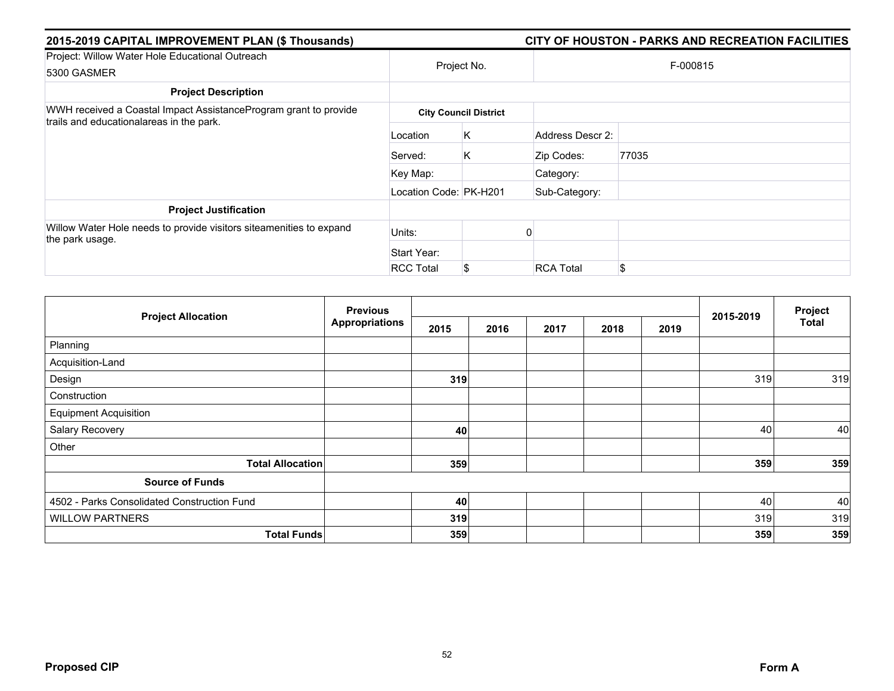## 2015-2019 CAPITAL IMPROVEMENT PLAN ($ Thousands)

## CITY OF HOUSTON - PARKS AND RECREATION FACILITIES

| Project: Willow Water Hole Educational Outreach<br>5300 GASMER | Project No. | | F-000815 | |
|---|---|---|---|---|
| **Project Description** | | | | |
| WWH received a Coastal Impact AssistanceProgram grant to provide trails and educationalareas in the park. | **City Council District** | | | |
| | Location | K | Address Descr 2: | |
| | Served: | K | Zip Codes: | 77035 |
| | Key Map: | | Category: | |
| | Location Code: | PK-H201 | Sub-Category: | |
| **Project Justification** | | | | |
| Willow Water Hole needs to provide visitors siteamenities to expand the park usage. | Units: | 0 | | |
| | Start Year: | | | |
| | RCC Total | $ | RCA Total | $ |

| Project Allocation | Previous Appropriations | 2015 | 2016 | 2017 | 2018 | 2019 | 2015-2019 | Project Total |
|---|---|---|---|---|---|---|---|---|
| Planning | | | | | | | | |
| Acquisition-Land | | | | | | | | |
| Design | | **319** | | | | | 319 | 319 |
| Construction | | | | | | | | |
| Equipment Acquisition | | | | | | | | |
| Salary Recovery | | **40** | | | | | 40 | 40 |
| Other | | | | | | | | |
| **Total Allocation** | | **359** | | | | | **359** | **359** |
| **Source of Funds** | | | | | | | | |
| 4502 - Parks Consolidated Construction Fund | | **40** | | | | | 40 | 40 |
| WILLOW PARTNERS | | **319** | | | | | 319 | 319 |
| **Total Funds** | | **359** | | | | | **359** | **359** |

**Proposed CIP** **Form A**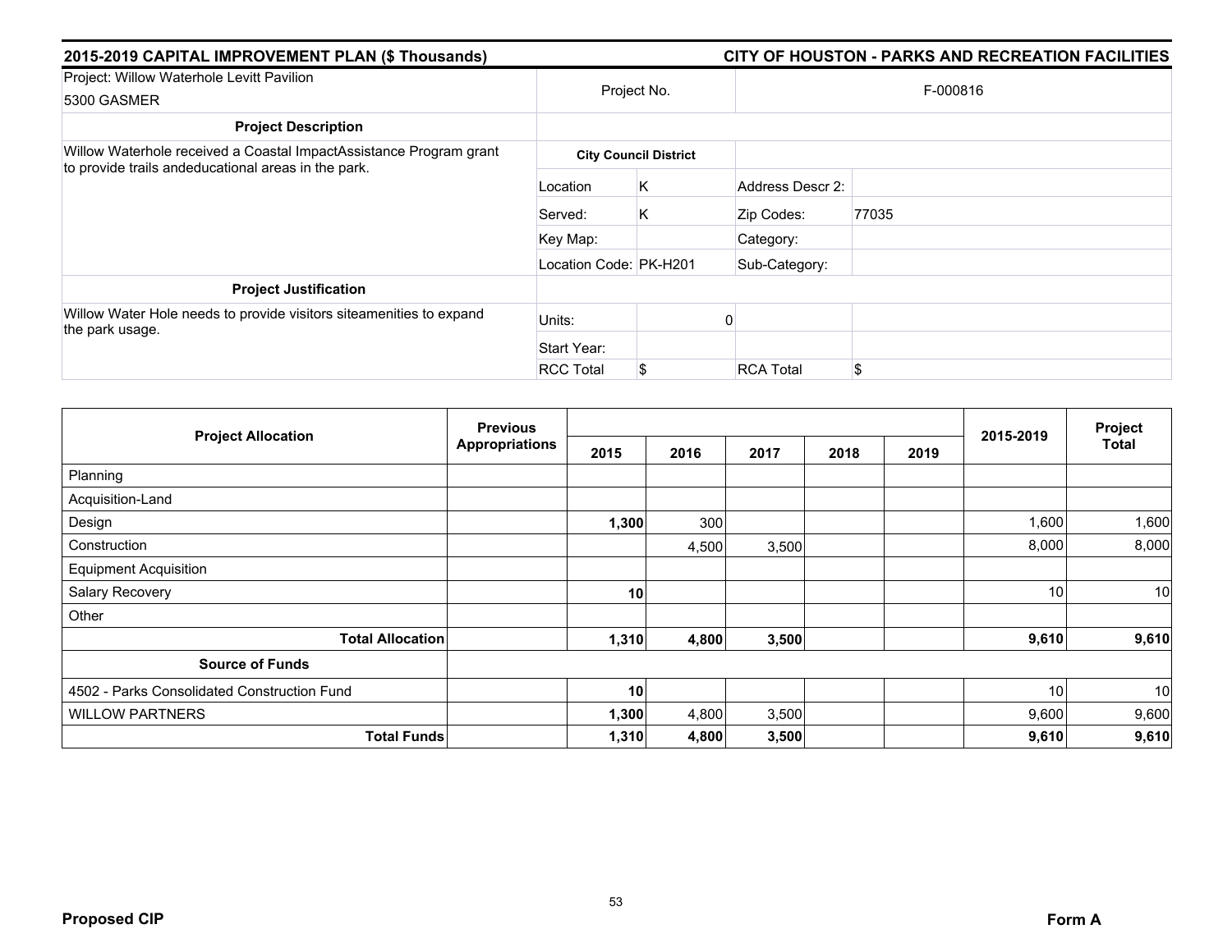## 2015-2019 CAPITAL IMPROVEMENT PLAN ($ Thousands)

## CITY OF HOUSTON - PARKS AND RECREATION FACILITIES

| Project: Willow Waterhole Levitt Pavilion<br>5300 GASMER | Project No. | | F-000816 | |
|---|---|---|---|---|
| **Project Description** | | | | |
| Willow Waterhole received a Coastal ImpactAssistance Program grant to provide trails andeducational areas in the park. | **City Council District** | | | |
| | Location | K | Address Descr 2: | |
| | Served: | K | Zip Codes: | 77035 |
| | Key Map: | | Category: | |
| | Location Code: | PK-H201 | Sub-Category: | |
| **Project Justification** | | | | |
| Willow Water Hole needs to provide visitors siteamenities to expand the park usage. | Units: | 0 | | |
| | Start Year: | | | |
| | RCC Total | $ | RCA Total | $ |

| Project Allocation | Previous Appropriations | 2015 | 2016 | 2017 | 2018 | 2019 | 2015-2019 | Project Total |
|---|---|---|---|---|---|---|---|---|
| Planning | | | | | | | | |
| Acquisition-Land | | | | | | | | |
| Design | | **1,300** | 300 | | | | 1,600 | 1,600 |
| Construction | | | 4,500 | 3,500 | | | 8,000 | 8,000 |
| Equipment Acquisition | | | | | | | | |
| Salary Recovery | | **10** | | | | | 10 | 10 |
| Other | | | | | | | | |
| **Total Allocation** | | **1,310** | **4,800** | **3,500** | | | **9,610** | **9,610** |
| **Source of Funds** | | | | | | | | |
| 4502 - Parks Consolidated Construction Fund | | **10** | | | | | 10 | 10 |
| WILLOW PARTNERS | | **1,300** | 4,800 | 3,500 | | | 9,600 | 9,600 |
| **Total Funds** | | **1,310** | **4,800** | **3,500** | | | **9,610** | **9,610** |

**Proposed CIP** **Form A**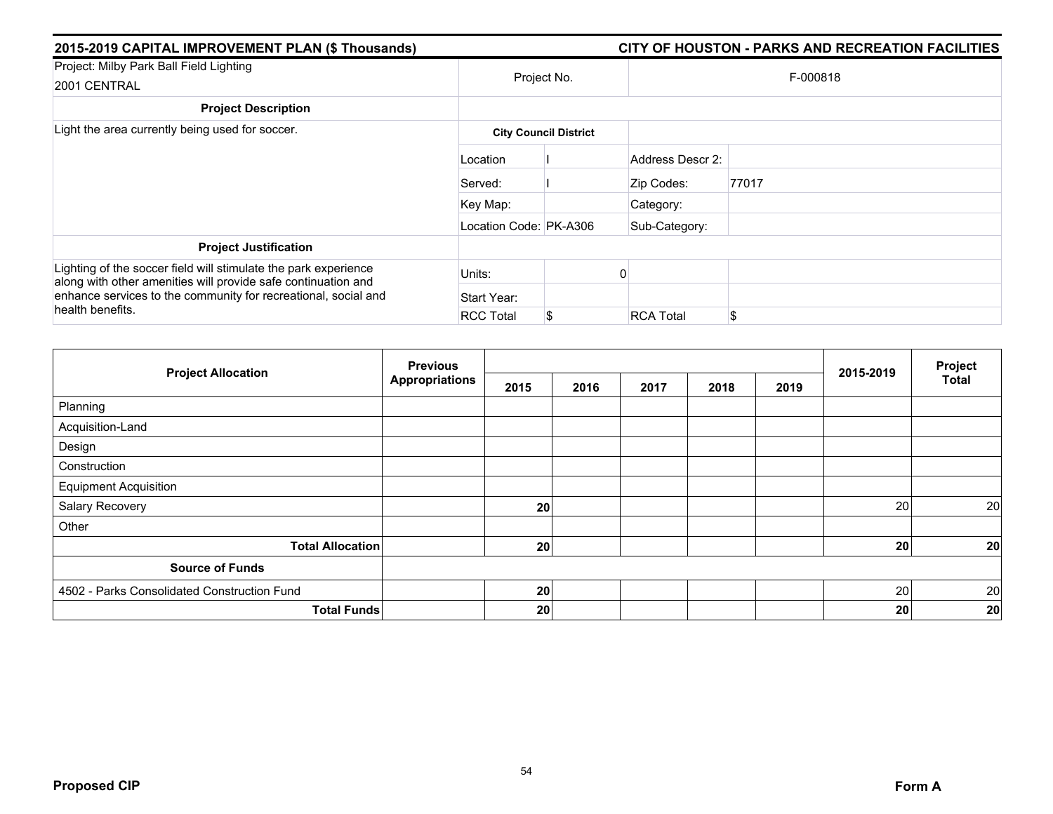## 2015-2019 CAPITAL IMPROVEMENT PLAN ($ Thousands)

## CITY OF HOUSTON - PARKS AND RECREATION FACILITIES

| Project: Milby Park Ball Field Lighting<br>2001 CENTRAL | Project No. | | F-000818 | |
|---|---|---|---|---|
| **Project Description** | | | | |
| Light the area currently being used for soccer. | **City Council District** | | | |
| | Location | I | Address Descr 2: | |
| | Served: | I | Zip Codes: | 77017 |
| | Key Map: | | Category: | |
| | Location Code: | PK-A306 | Sub-Category: | |
| **Project Justification** | | | | |
| Lighting of the soccer field will stimulate the park experience along with other amenities will provide safe continuation and enhance services to the community for recreational, social and health benefits. | Units: | 0 | | |
| | Start Year: | | | |
| | RCC Total | $ | RCA Total | $ |

| Project Allocation | Previous Appropriations | 2015 | 2016 | 2017 | 2018 | 2019 | 2015-2019 | Project Total |
|---|---|---|---|---|---|---|---|---|
| Planning | | | | | | | | |
| Acquisition-Land | | | | | | | | |
| Design | | | | | | | | |
| Construction | | | | | | | | |
| Equipment Acquisition | | | | | | | | |
| Salary Recovery | | **20** | | | | | 20 | 20 |
| Other | | | | | | | | |
| **Total Allocation** | | **20** | | | | | **20** | **20** |
| **Source of Funds** | | | | | | | | |
| 4502 - Parks Consolidated Construction Fund | | **20** | | | | | 20 | 20 |
| **Total Funds** | | **20** | | | | | **20** | **20** |

**Proposed CIP** **Form A**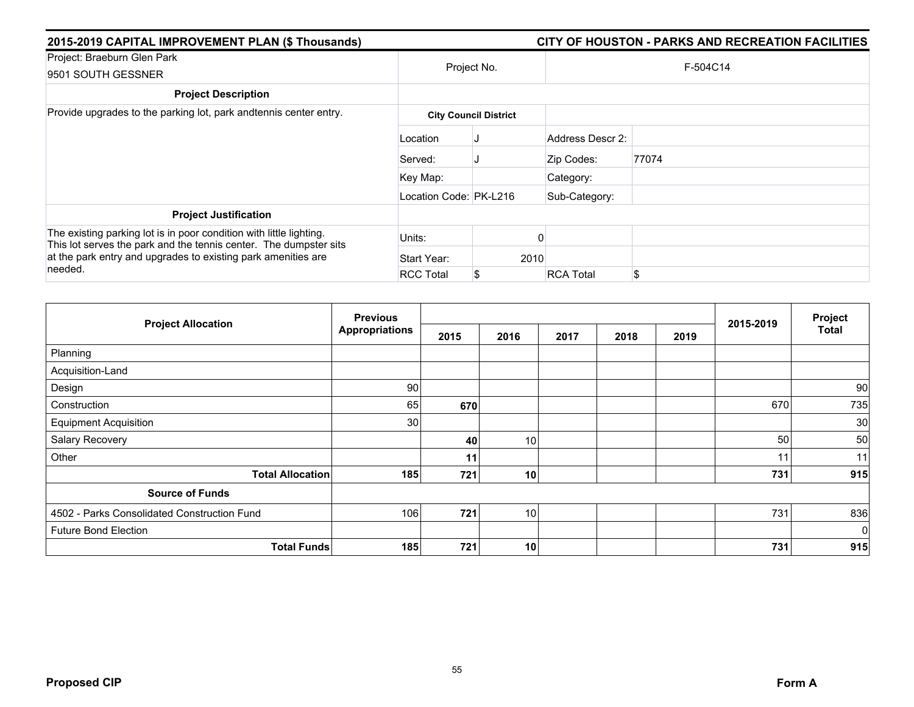## 2015-2019 CAPITAL IMPROVEMENT PLAN ($ Thousands) — CITY OF HOUSTON - PARKS AND RECREATION FACILITIES

| Project: Braeburn Glen Park<br>9501 SOUTH GESSNER | Project No. | | F-504C14 | |
|---|---|---|---|---|
| **Project Description** | | | | |
| Provide upgrades to the parking lot, park andtennis center entry. | **City Council District** | | | |
| | Location | J | Address Descr 2: | |
| | Served: | J | Zip Codes: | 77074 |
| | Key Map: | | Category: | |
| | Location Code: | PK-L216 | Sub-Category: | |
| **Project Justification** | | | | |
| The existing parking lot is in poor condition with little lighting. This lot serves the park and the tennis center. The dumpster sits at the park entry and upgrades to existing park amenities are needed. | Units: | 0 | | |
| | Start Year: | 2010 | | |
| | RCC Total | $ | RCA Total | $ |

| Project Allocation | Previous Appropriations | 2015 | 2016 | 2017 | 2018 | 2019 | 2015-2019 | Project Total |
|---|---|---|---|---|---|---|---|---|
| Planning | | | | | | | | |
| Acquisition-Land | | | | | | | | |
| Design | 90 | | | | | | | 90 |
| Construction | 65 | **670** | | | | | 670 | 735 |
| Equipment Acquisition | 30 | | | | | | | 30 |
| Salary Recovery | | **40** | 10 | | | | 50 | 50 |
| Other | | **11** | | | | | 11 | 11 |
| **Total Allocation** | **185** | **721** | **10** | | | | **731** | **915** |
| **Source of Funds** | | | | | | | | |
| 4502 - Parks Consolidated Construction Fund | 106 | **721** | 10 | | | | 731 | 836 |
| Future Bond Election | | | | | | | | 0 |
| **Total Funds** | **185** | **721** | **10** | | | | **731** | **915** |

**Proposed CIP** — **Form A**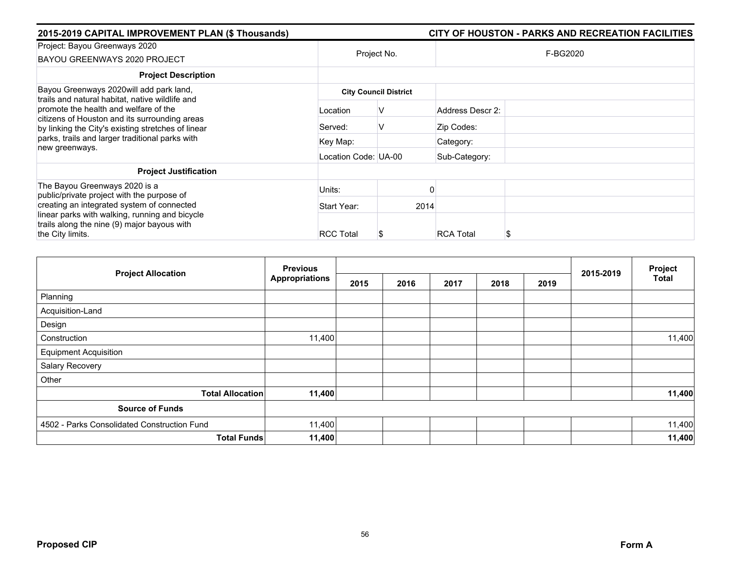**2015-2019 CAPITAL IMPROVEMENT PLAN ($ Thousands)** — **CITY OF HOUSTON - PARKS AND RECREATION FACILITIES**

| Project: Bayou Greenways 2020<br>BAYOU GREENWAYS 2020 PROJECT | Project No. | | F-BG2020 | |
|---|---|---|---|---|
| **Project Description** | | | | |
| Bayou Greenways 2020will add park land, trails and natural habitat, native wildlife and promote the health and welfare of the citizens of Houston and its surrounding areas by linking the City's existing stretches of linear parks, trails and larger traditional parks with new greenways. | **City Council District** | | | |
| | Location | V | Address Descr 2: | |
| | Served: | V | Zip Codes: | |
| | Key Map: | | Category: | |
| | Location Code: UA-00 | | Sub-Category: | |
| **Project Justification** | | | | |
| The Bayou Greenways 2020 is a public/private project with the purpose of creating an integrated system of connected linear parks with walking, running and bicycle trails along the nine (9) major bayous with the City limits. | Units: | 0 | | |
| | Start Year: | 2014 | | |
| | RCC Total | $ | RCA Total | $ |

| Project Allocation | Previous Appropriations | 2015 | 2016 | 2017 | 2018 | 2019 | 2015-2019 | Project Total |
|---|---|---|---|---|---|---|---|---|
| Planning | | | | | | | | |
| Acquisition-Land | | | | | | | | |
| Design | | | | | | | | |
| Construction | 11,400 | | | | | | | 11,400 |
| Equipment Acquisition | | | | | | | | |
| Salary Recovery | | | | | | | | |
| Other | | | | | | | | |
| **Total Allocation** | **11,400** | | | | | | | **11,400** |
| **Source of Funds** | | | | | | | | |
| 4502 - Parks Consolidated Construction Fund | 11,400 | | | | | | | 11,400 |
| **Total Funds** | **11,400** | | | | | | | **11,400** |

**Proposed CIP** — **Form A**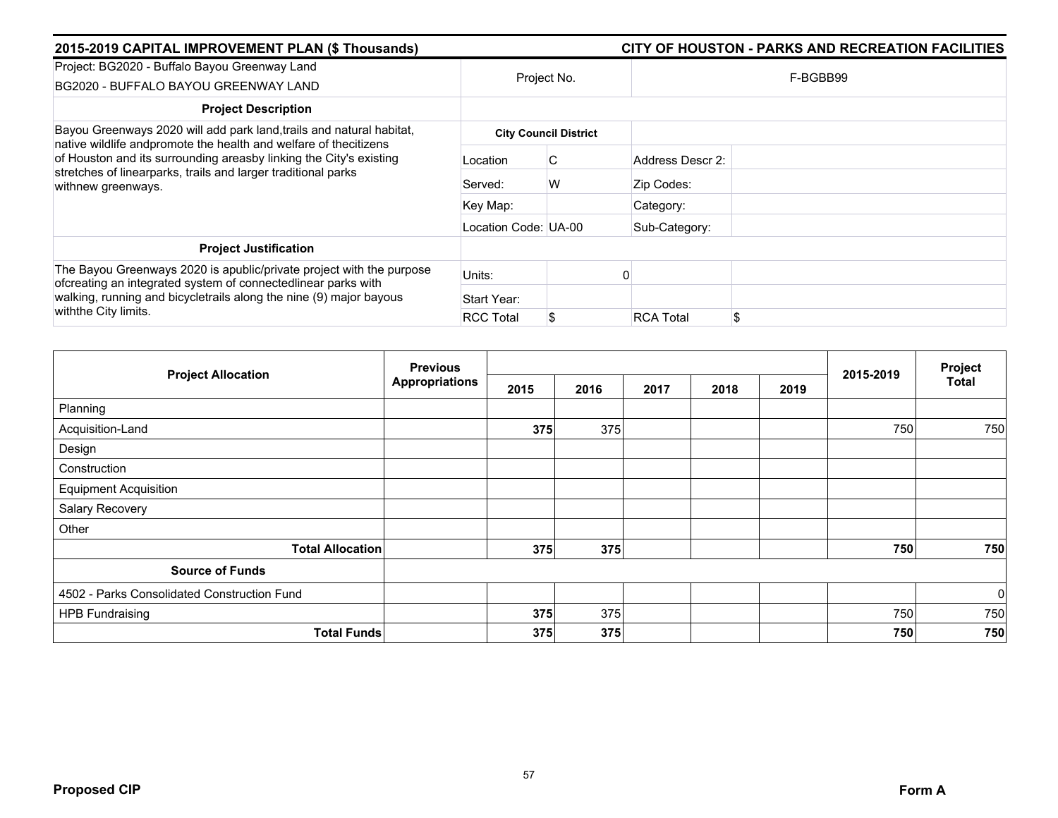## 2015-2019 CAPITAL IMPROVEMENT PLAN ($ Thousands) — CITY OF HOUSTON - PARKS AND RECREATION FACILITIES

| Project: BG2020 - Buffalo Bayou Greenway Land<br>BG2020 - BUFFALO BAYOU GREENWAY LAND | Project No. | | F-BGBB99 | |
|---|---|---|---|---|
| **Project Description** | | | | |
| Bayou Greenways 2020 will add park land,trails and natural habitat, native wildlife andpromote the health and welfare of thecitizens of Houston and its surrounding areasby linking the City's existing stretches of linearparks, trails and larger traditional parks withnew greenways. | **City Council District** | | | |
| | Location | C | Address Descr 2: | |
| | Served: | W | Zip Codes: | |
| | Key Map: | | Category: | |
| | Location Code: UA-00 | | Sub-Category: | |
| **Project Justification** | | | | |
| The Bayou Greenways 2020 is apublic/private project with the purpose ofcreating an integrated system of connectedlinear parks with walking, running and bicycletrails along the nine (9) major bayous withthe City limits. | Units: | 0 | | |
| | Start Year: | | | |
| | RCC Total | $ | RCA Total | $ |

| Project Allocation | Previous Appropriations | 2015 | 2016 | 2017 | 2018 | 2019 | 2015-2019 | Project Total |
|---|---|---|---|---|---|---|---|---|
| Planning | | | | | | | | |
| Acquisition-Land | | **375** | 375 | | | | 750 | 750 |
| Design | | | | | | | | |
| Construction | | | | | | | | |
| Equipment Acquisition | | | | | | | | |
| Salary Recovery | | | | | | | | |
| Other | | | | | | | | |
| **Total Allocation** | | **375** | **375** | | | | **750** | **750** |
| **Source of Funds** | | | | | | | | |
| 4502 - Parks Consolidated Construction Fund | | | | | | | | 0 |
| HPB Fundraising | | **375** | 375 | | | | 750 | 750 |
| **Total Funds** | | **375** | **375** | | | | **750** | **750** |

**Proposed CIP** — **Form A**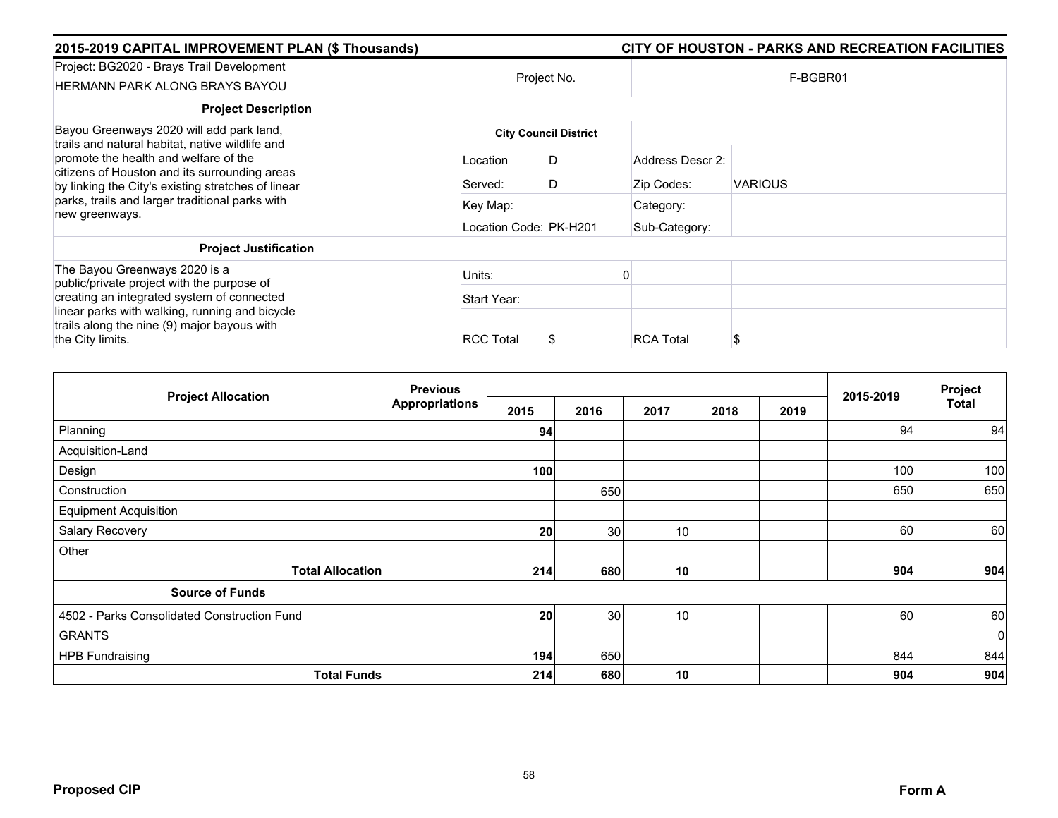## 2015-2019 CAPITAL IMPROVEMENT PLAN ($ Thousands)

## CITY OF HOUSTON - PARKS AND RECREATION FACILITIES

| Project: BG2020 - Brays Trail Development<br>HERMANN PARK ALONG BRAYS BAYOU | Project No. | | F-BGBR01 | |
|---|---|---|---|---|
| **Project Description** | | | | |
| Bayou Greenways 2020 will add park land, trails and natural habitat, native wildlife and promote the health and welfare of the citizens of Houston and its surrounding areas by linking the City's existing stretches of linear parks, trails and larger traditional parks with new greenways. | **City Council District** | | | |
| | Location | D | Address Descr 2: | |
| | Served: | D | Zip Codes: | VARIOUS |
| | Key Map: | | Category: | |
| | Location Code: PK-H201 | | Sub-Category: | |
| **Project Justification** | | | | |
| The Bayou Greenways 2020 is a public/private project with the purpose of creating an integrated system of connected linear parks with walking, running and bicycle trails along the nine (9) major bayous with the City limits. | Units: | 0 | | |
| | Start Year: | | | |
| | RCC Total | $ | RCA Total | $ |

| Project Allocation | Previous Appropriations | 2015 | 2016 | 2017 | 2018 | 2019 | 2015-2019 | Project Total |
|---|---|---|---|---|---|---|---|---|
| Planning | | **94** | | | | | 94 | 94 |
| Acquisition-Land | | | | | | | | |
| Design | | **100** | | | | | 100 | 100 |
| Construction | | | 650 | | | | 650 | 650 |
| Equipment Acquisition | | | | | | | | |
| Salary Recovery | | **20** | 30 | 10 | | | 60 | 60 |
| Other | | | | | | | | |
| **Total Allocation** | | **214** | **680** | **10** | | | **904** | **904** |
| **Source of Funds** | | | | | | | | |
| 4502 - Parks Consolidated Construction Fund | | **20** | 30 | 10 | | | 60 | 60 |
| GRANTS | | | | | | | | 0 |
| HPB Fundraising | | **194** | 650 | | | | 844 | 844 |
| **Total Funds** | | **214** | **680** | **10** | | | **904** | **904** |

**Proposed CIP**

**Form A**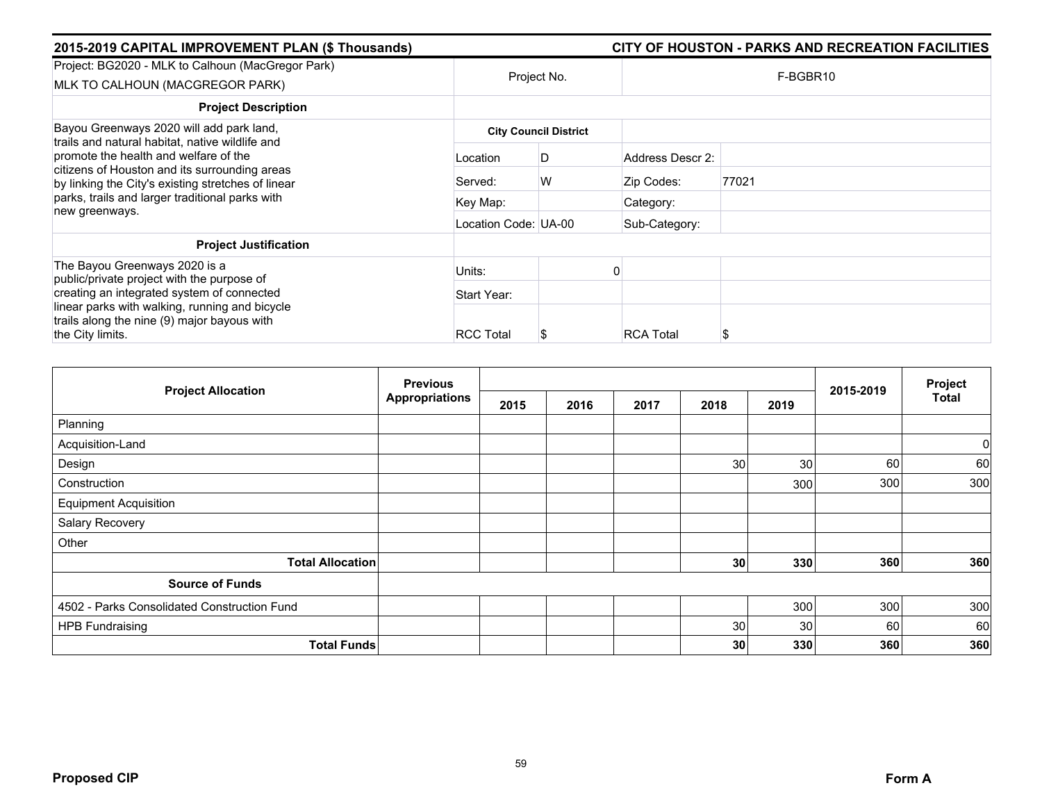**2015-2019 CAPITAL IMPROVEMENT PLAN ($ Thousands)** | **CITY OF HOUSTON - PARKS AND RECREATION FACILITIES**

| Project: BG2020 - MLK to Calhoun (MacGregor Park) MLK TO CALHOUN (MACGREGOR PARK) | Project No. | | F-BGBR10 | |
|---|---|---|---|---|
| **Project Description** | | | | |
| Bayou Greenways 2020 will add park land, trails and natural habitat, native wildlife and promote the health and welfare of the citizens of Houston and its surrounding areas by linking the City's existing stretches of linear parks, trails and larger traditional parks with new greenways. | **City Council District** | | | |
| | Location | D | Address Descr 2: | |
| | Served: | W | Zip Codes: | 77021 |
| | Key Map: | | Category: | |
| | Location Code: UA-00 | | Sub-Category: | |
| **Project Justification** | | | | |
| The Bayou Greenways 2020 is a public/private project with the purpose of creating an integrated system of connected linear parks with walking, running and bicycle trails along the nine (9) major bayous with the City limits. | Units: | 0 | | |
| | Start Year: | | | |
| | RCC Total | $ | RCA Total | $ |

| Project Allocation | Previous Appropriations | 2015 | 2016 | 2017 | 2018 | 2019 | 2015-2019 | Project Total |
|---|---|---|---|---|---|---|---|---|
| Planning | | | | | | | | |
| Acquisition-Land | | | | | | | | 0 |
| Design | | | | | 30 | 30 | 60 | 60 |
| Construction | | | | | | 300 | 300 | 300 |
| Equipment Acquisition | | | | | | | | |
| Salary Recovery | | | | | | | | |
| Other | | | | | | | | |
| **Total Allocation** | | | | | **30** | **330** | **360** | **360** |
| **Source of Funds** | | | | | | | | |
| 4502 - Parks Consolidated Construction Fund | | | | | | 300 | 300 | 300 |
| HPB Fundraising | | | | | 30 | 30 | 60 | 60 |
| **Total Funds** | | | | | **30** | **330** | **360** | **360** |

**Proposed CIP** | **Form A**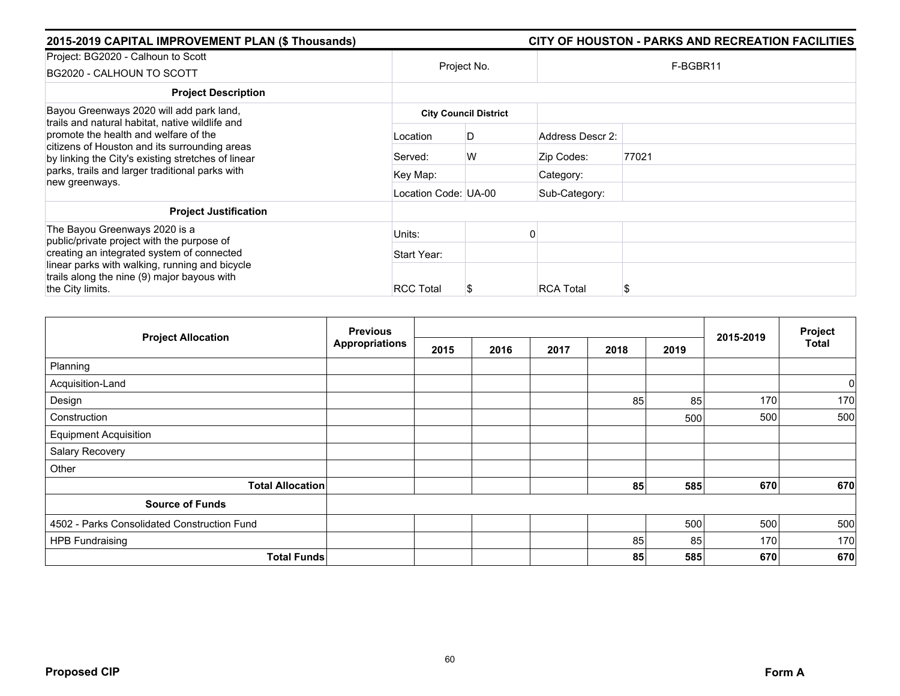## 2015-2019 CAPITAL IMPROVEMENT PLAN ($ Thousands) — CITY OF HOUSTON - PARKS AND RECREATION FACILITIES

| Project: BG2020 - Calhoun to Scott<br>BG2020 - CALHOUN TO SCOTT | Project No. | | F-BGBR11 | |
|---|---|---|---|---|
| **Project Description** | | | | |
| Bayou Greenways 2020 will add park land, trails and natural habitat, native wildlife and promote the health and welfare of the citizens of Houston and its surrounding areas by linking the City's existing stretches of linear parks, trails and larger traditional parks with new greenways. | **City Council District** | | | |
| | Location | D | Address Descr 2: | |
| | Served: | W | Zip Codes: | 77021 |
| | Key Map: | | Category: | |
| | Location Code: UA-00 | | Sub-Category: | |
| **Project Justification** | | | | |
| The Bayou Greenways 2020 is a public/private project with the purpose of creating an integrated system of connected linear parks with walking, running and bicycle trails along the nine (9) major bayous with the City limits. | Units: | 0 | | |
| | Start Year: | | | |
| | RCC Total | $ | RCA Total | $ |

| Project Allocation | Previous Appropriations | 2015 | 2016 | 2017 | 2018 | 2019 | 2015-2019 | Project Total |
|---|---|---|---|---|---|---|---|---|
| Planning | | | | | | | | |
| Acquisition-Land | | | | | | | | 0 |
| Design | | | | | 85 | 85 | 170 | 170 |
| Construction | | | | | | 500 | 500 | 500 |
| Equipment Acquisition | | | | | | | | |
| Salary Recovery | | | | | | | | |
| Other | | | | | | | | |
| **Total Allocation** | | | | | **85** | **585** | **670** | **670** |
| **Source of Funds** | | | | | | | | |
| 4502 - Parks Consolidated Construction Fund | | | | | | 500 | 500 | 500 |
| HPB Fundraising | | | | | 85 | 85 | 170 | 170 |
| **Total Funds** | | | | | **85** | **585** | **670** | **670** |

**Proposed CIP** — **Form A**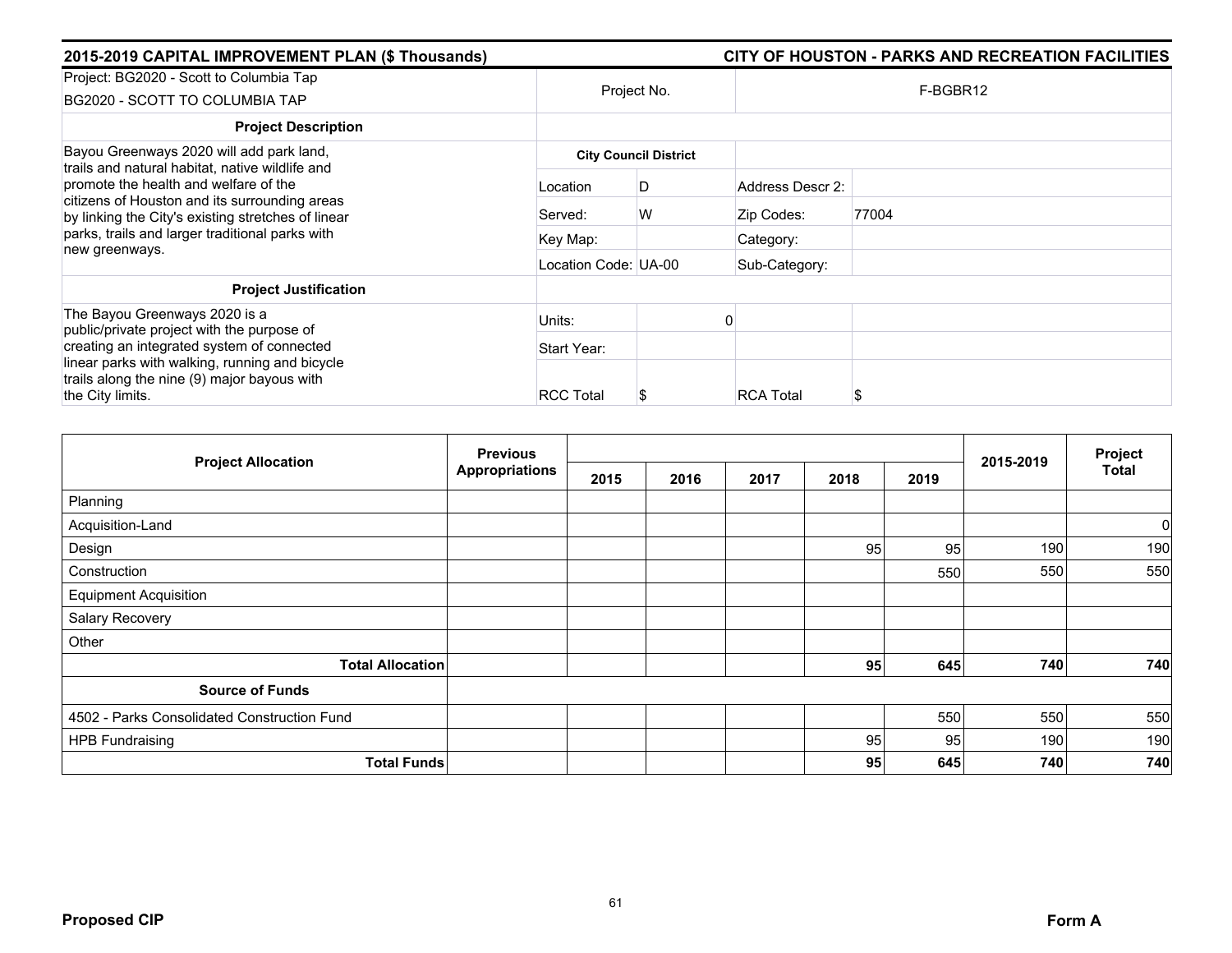## 2015-2019 CAPITAL IMPROVEMENT PLAN ($ Thousands)

## CITY OF HOUSTON - PARKS AND RECREATION FACILITIES

| Project: BG2020 - Scott to Columbia Tap<br>BG2020 - SCOTT TO COLUMBIA TAP | Project No. | | F-BGBR12 | |
|---|---|---|---|---|
| **Project Description** | | | | |
| Bayou Greenways 2020 will add park land, trails and natural habitat, native wildlife and promote the health and welfare of the citizens of Houston and its surrounding areas by linking the City's existing stretches of linear parks, trails and larger traditional parks with new greenways. | **City Council District** | | | |
| | Location | D | Address Descr 2: | |
| | Served: | W | Zip Codes: | 77004 |
| | Key Map: | | Category: | |
| | Location Code: UA-00 | | Sub-Category: | |
| **Project Justification** | | | | |
| The Bayou Greenways 2020 is a public/private project with the purpose of creating an integrated system of connected linear parks with walking, running and bicycle trails along the nine (9) major bayous with the City limits. | Units: | 0 | | |
| | Start Year: | | | |
| | RCC Total | $ | RCA Total | $ |

| Project Allocation | Previous Appropriations | 2015 | 2016 | 2017 | 2018 | 2019 | 2015-2019 | Project Total |
|---|---|---|---|---|---|---|---|---|
| Planning | | | | | | | | |
| Acquisition-Land | | | | | | | | 0 |
| Design | | | | | 95 | 95 | 190 | 190 |
| Construction | | | | | | 550 | 550 | 550 |
| Equipment Acquisition | | | | | | | | |
| Salary Recovery | | | | | | | | |
| Other | | | | | | | | |
| **Total Allocation** | | | | | **95** | **645** | **740** | **740** |
| **Source of Funds** | | | | | | | | |
| 4502 - Parks Consolidated Construction Fund | | | | | | 550 | 550 | 550 |
| HPB Fundraising | | | | | 95 | 95 | 190 | 190 |
| **Total Funds** | | | | | **95** | **645** | **740** | **740** |

**Proposed CIP** **Form A**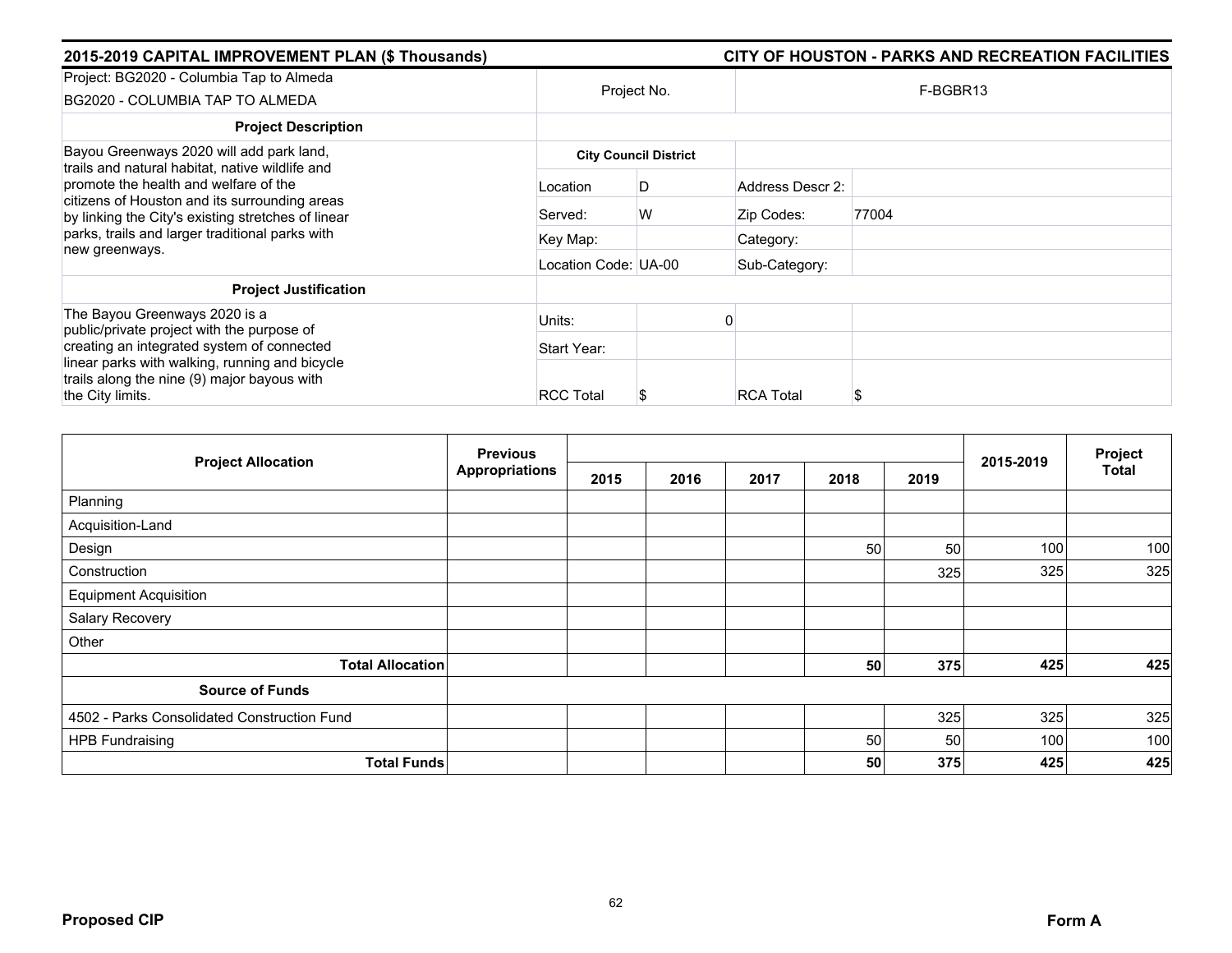## 2015-2019 CAPITAL IMPROVEMENT PLAN ($ Thousands)

## CITY OF HOUSTON - PARKS AND RECREATION FACILITIES

| Project: BG2020 - Columbia Tap to Almeda<br>BG2020 - COLUMBIA TAP TO ALMEDA | Project No. | | F-BGBR13 | |
|---|---|---|---|---|
| **Project Description** | | | | |
| Bayou Greenways 2020 will add park land, trails and natural habitat, native wildlife and promote the health and welfare of the citizens of Houston and its surrounding areas by linking the City's existing stretches of linear parks, trails and larger traditional parks with new greenways. | **City Council District** | | | |
| | Location | D | Address Descr 2: | |
| | Served: | W | Zip Codes: | 77004 |
| | Key Map: | | Category: | |
| | Location Code: UA-00 | | Sub-Category: | |
| **Project Justification** | | | | |
| The Bayou Greenways 2020 is a public/private project with the purpose of creating an integrated system of connected linear parks with walking, running and bicycle trails along the nine (9) major bayous with the City limits. | Units: | 0 | | |
| | Start Year: | | | |
| | RCC Total | $ | RCA Total | $ |

| Project Allocation | Previous Appropriations | 2015 | 2016 | 2017 | 2018 | 2019 | 2015-2019 | Project Total |
|---|---|---|---|---|---|---|---|---|
| Planning | | | | | | | | |
| Acquisition-Land | | | | | | | | |
| Design | | | | | 50 | 50 | 100 | 100 |
| Construction | | | | | | 325 | 325 | 325 |
| Equipment Acquisition | | | | | | | | |
| Salary Recovery | | | | | | | | |
| Other | | | | | | | | |
| **Total Allocation** | | | | | **50** | **375** | **425** | **425** |
| **Source of Funds** | | | | | | | | |
| 4502 - Parks Consolidated Construction Fund | | | | | | 325 | 325 | 325 |
| HPB Fundraising | | | | | 50 | 50 | 100 | 100 |
| **Total Funds** | | | | | **50** | **375** | **425** | **425** |

**Proposed CIP** **Form A**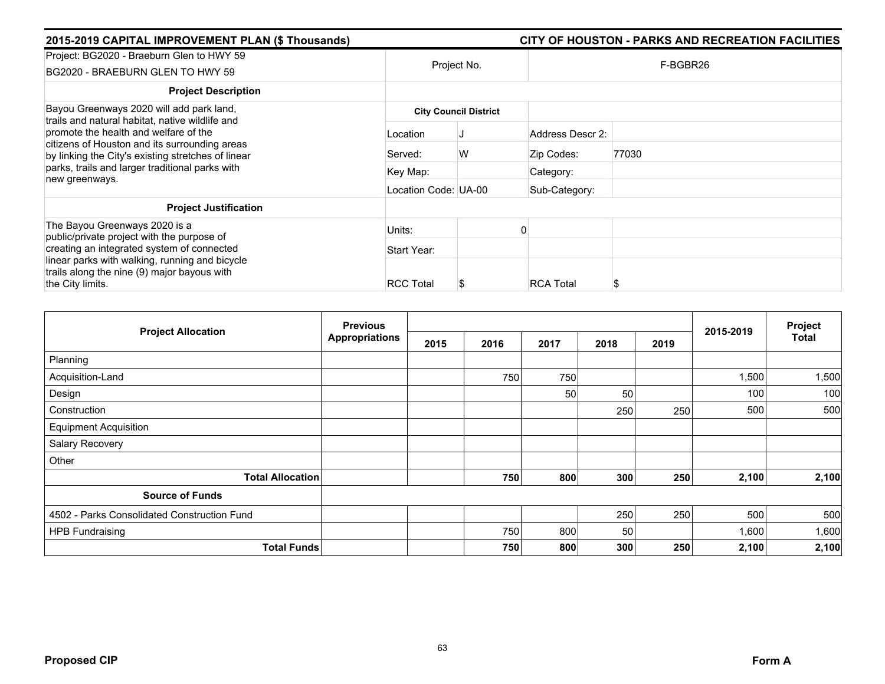**2015-2019 CAPITAL IMPROVEMENT PLAN ($ Thousands)** | **CITY OF HOUSTON - PARKS AND RECREATION FACILITIES**

| Project: BG2020 - Braeburn Glen to HWY 59<br>BG2020 - BRAEBURN GLEN TO HWY 59 | Project No. | | F-BGBR26 | |
|---|---|---|---|---|
| **Project Description** | | | | |
| Bayou Greenways 2020 will add park land, trails and natural habitat, native wildlife and promote the health and welfare of the citizens of Houston and its surrounding areas by linking the City's existing stretches of linear parks, trails and larger traditional parks with new greenways. | **City Council District** | | | |
| | Location | J | Address Descr 2: | |
| | Served: | W | Zip Codes: | 77030 |
| | Key Map: | | Category: | |
| | Location Code: UA-00 | | Sub-Category: | |
| **Project Justification** | | | | |
| The Bayou Greenways 2020 is a public/private project with the purpose of creating an integrated system of connected linear parks with walking, running and bicycle trails along the nine (9) major bayous with the City limits. | Units: | 0 | | |
| | Start Year: | | | |
| | RCC Total | $ | RCA Total | $ |

| Project Allocation | Previous Appropriations | 2015 | 2016 | 2017 | 2018 | 2019 | 2015-2019 | Project Total |
|---|---|---|---|---|---|---|---|---|
| Planning | | | | | | | | |
| Acquisition-Land | | | 750 | 750 | | | 1,500 | 1,500 |
| Design | | | | 50 | 50 | | 100 | 100 |
| Construction | | | | | 250 | 250 | 500 | 500 |
| Equipment Acquisition | | | | | | | | |
| Salary Recovery | | | | | | | | |
| Other | | | | | | | | |
| **Total Allocation** | | | **750** | **800** | **300** | **250** | **2,100** | **2,100** |
| **Source of Funds** | | | | | | | | |
| 4502 - Parks Consolidated Construction Fund | | | | | 250 | 250 | 500 | 500 |
| HPB Fundraising | | | 750 | 800 | 50 | | 1,600 | 1,600 |
| **Total Funds** | | | **750** | **800** | **300** | **250** | **2,100** | **2,100** |

**Proposed CIP** | **Form A**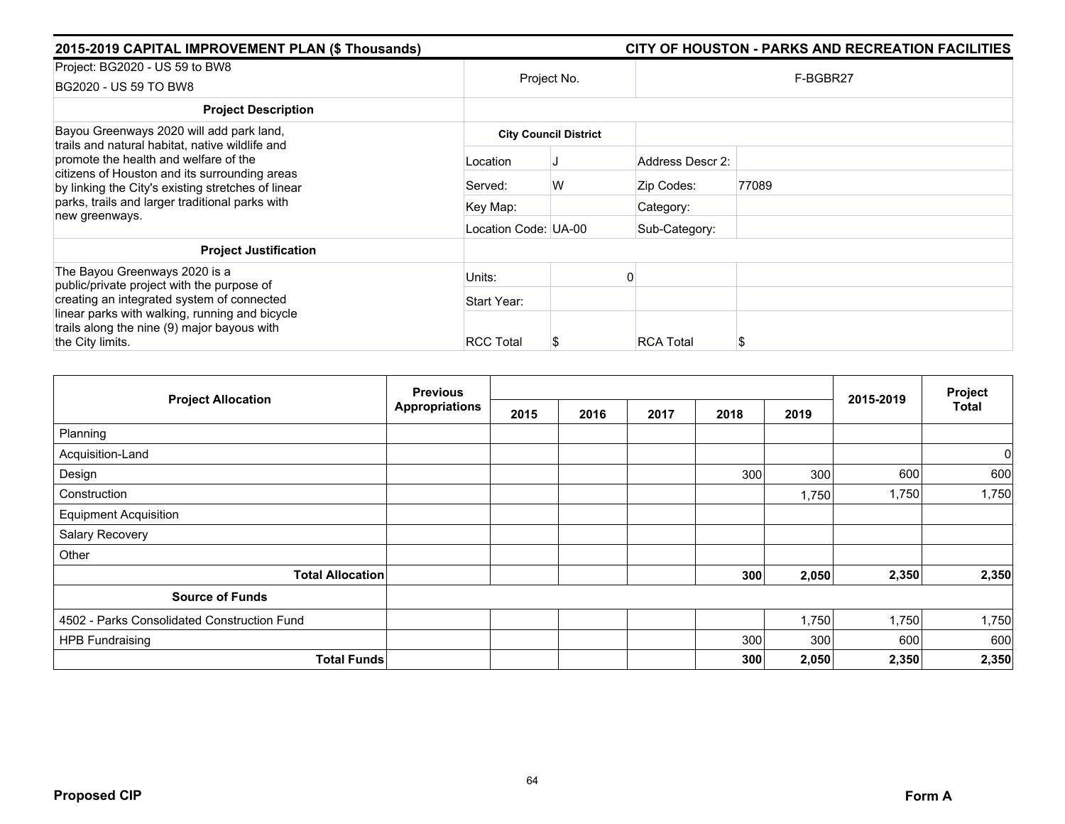## 2015-2019 CAPITAL IMPROVEMENT PLAN ($ Thousands) — CITY OF HOUSTON - PARKS AND RECREATION FACILITIES

| Project: BG2020 - US 59 to BW8<br>BG2020 - US 59 TO BW8 | Project No. | | F-BGBR27 | |
|---|---|---|---|---|
| **Project Description** | | | | |
| Bayou Greenways 2020 will add park land, trails and natural habitat, native wildlife and promote the health and welfare of the citizens of Houston and its surrounding areas by linking the City's existing stretches of linear parks, trails and larger traditional parks with new greenways. | **City Council District** | | | |
| | Location | J | Address Descr 2: | |
| | Served: | W | Zip Codes: | 77089 |
| | Key Map: | | Category: | |
| | Location Code: UA-00 | | Sub-Category: | |
| **Project Justification** | | | | |
| The Bayou Greenways 2020 is a public/private project with the purpose of creating an integrated system of connected linear parks with walking, running and bicycle trails along the nine (9) major bayous with the City limits. | Units: | 0 | | |
| | Start Year: | | | |
| | RCC Total | $ | RCA Total | $ |

| Project Allocation | Previous Appropriations | 2015 | 2016 | 2017 | 2018 | 2019 | 2015-2019 | Project Total |
|---|---|---|---|---|---|---|---|---|
| Planning | | | | | | | | |
| Acquisition-Land | | | | | | | | 0 |
| Design | | | | | 300 | 300 | 600 | 600 |
| Construction | | | | | | 1,750 | 1,750 | 1,750 |
| Equipment Acquisition | | | | | | | | |
| Salary Recovery | | | | | | | | |
| Other | | | | | | | | |
| **Total Allocation** | | | | | **300** | **2,050** | **2,350** | **2,350** |
| **Source of Funds** | | | | | | | | |
| 4502 - Parks Consolidated Construction Fund | | | | | | 1,750 | 1,750 | 1,750 |
| HPB Fundraising | | | | | 300 | 300 | 600 | 600 |
| **Total Funds** | | | | | **300** | **2,050** | **2,350** | **2,350** |

**Proposed CIP** — **Form A**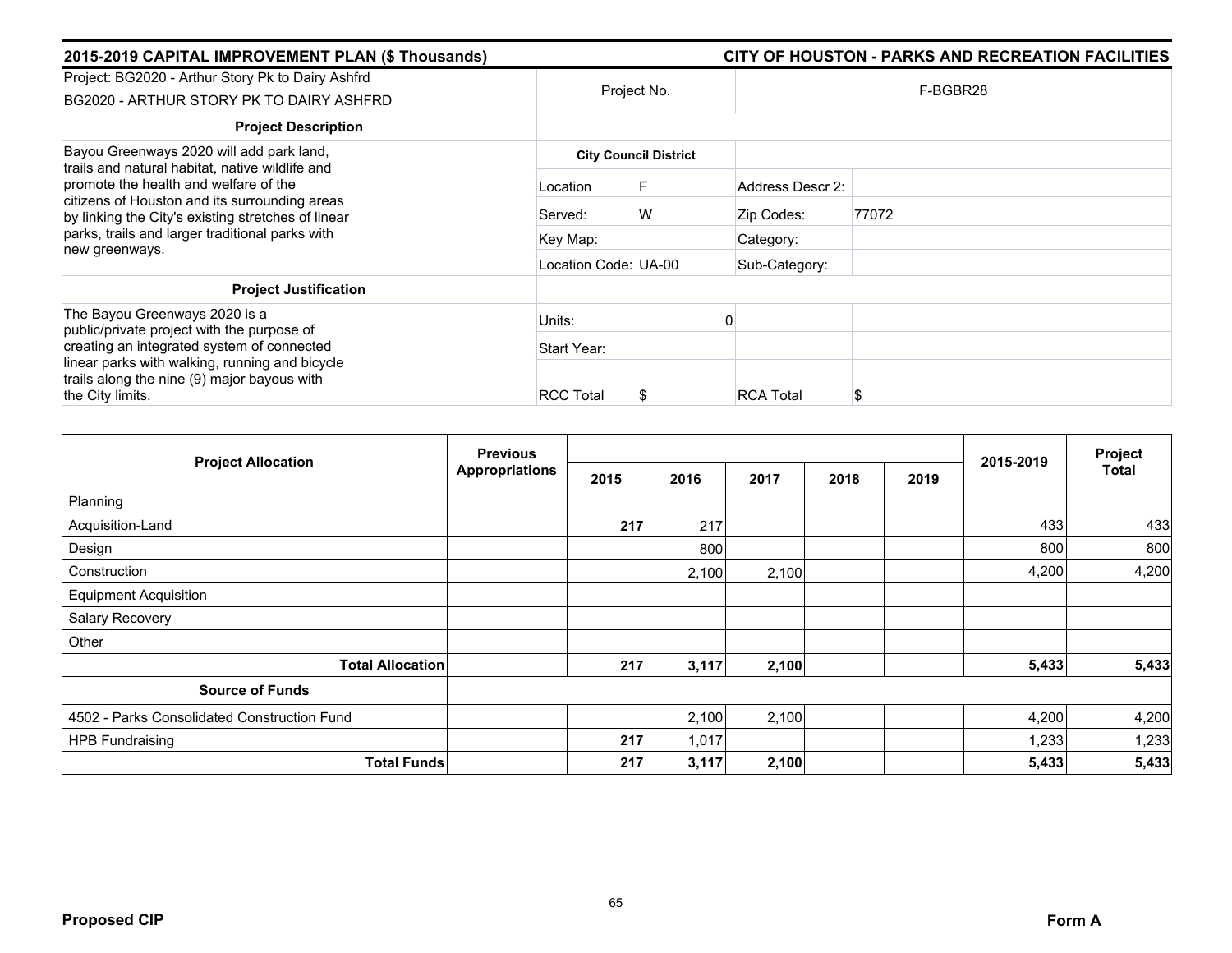## 2015-2019 CAPITAL IMPROVEMENT PLAN ($ Thousands) — CITY OF HOUSTON - PARKS AND RECREATION FACILITIES

| Project: BG2020 - Arthur Story Pk to Dairy Ashfrd<br>BG2020 - ARTHUR STORY PK TO DAIRY ASHFRD | Project No. | | F-BGBR28 | |
|---|---|---|---|---|
| **Project Description** | | | | |
| Bayou Greenways 2020 will add park land, trails and natural habitat, native wildlife and promote the health and welfare of the citizens of Houston and its surrounding areas by linking the City's existing stretches of linear parks, trails and larger traditional parks with new greenways. | **City Council District** | | | |
| | Location | F | Address Descr 2: | |
| | Served: | W | Zip Codes: | 77072 |
| | Key Map: | | Category: | |
| | Location Code: UA-00 | | Sub-Category: | |
| **Project Justification** | | | | |
| The Bayou Greenways 2020 is a public/private project with the purpose of creating an integrated system of connected linear parks with walking, running and bicycle trails along the nine (9) major bayous with the City limits. | Units: | 0 | | |
| | Start Year: | | | |
| | RCC Total | $ | RCA Total | $ |

| Project Allocation | Previous Appropriations | 2015 | 2016 | 2017 | 2018 | 2019 | 2015-2019 | Project Total |
|---|---|---|---|---|---|---|---|---|
| Planning | | | | | | | | |
| Acquisition-Land | | **217** | 217 | | | | 433 | 433 |
| Design | | | 800 | | | | 800 | 800 |
| Construction | | | 2,100 | 2,100 | | | 4,200 | 4,200 |
| Equipment Acquisition | | | | | | | | |
| Salary Recovery | | | | | | | | |
| Other | | | | | | | | |
| **Total Allocation** | | **217** | **3,117** | **2,100** | | | **5,433** | **5,433** |
| **Source of Funds** | | | | | | | | |
| 4502 - Parks Consolidated Construction Fund | | | 2,100 | 2,100 | | | 4,200 | 4,200 |
| HPB Fundraising | | **217** | 1,017 | | | | 1,233 | 1,233 |
| **Total Funds** | | **217** | **3,117** | **2,100** | | | **5,433** | **5,433** |

**Proposed CIP** | **Form A**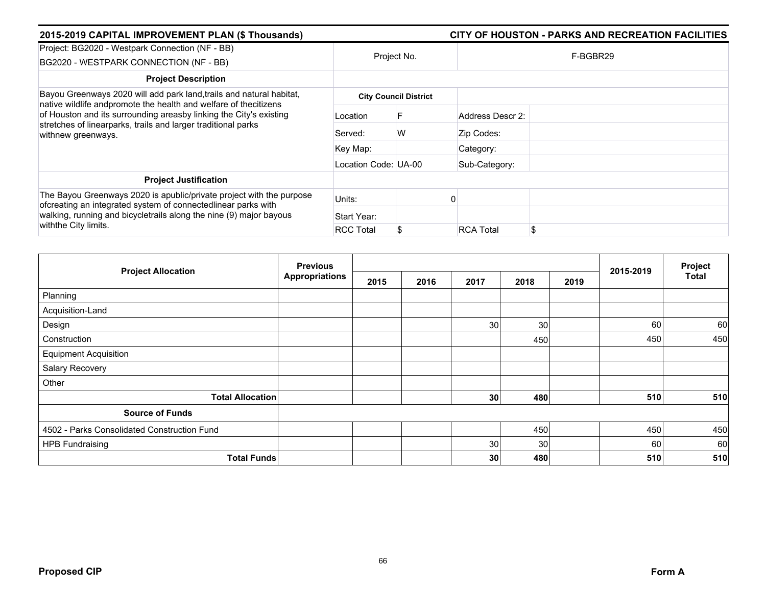## 2015-2019 CAPITAL IMPROVEMENT PLAN ($ Thousands) — CITY OF HOUSTON - PARKS AND RECREATION FACILITIES

| Project: BG2020 - Westpark Connection (NF - BB)<br>BG2020 - WESTPARK CONNECTION (NF - BB) | Project No. | | F-BGBR29 | |
|---|---|---|---|---|
| **Project Description** | | | | |
| Bayou Greenways 2020 will add park land,trails and natural habitat, native wildlife andpromote the health and welfare of thecitizens of Houston and its surrounding areasby linking the City's existing stretches of linearparks, trails and larger traditional parks withnew greenways. | **City Council District** | | | |
| | Location | F | Address Descr 2: | |
| | Served: | W | Zip Codes: | |
| | Key Map: | | Category: | |
| | Location Code: UA-00 | | Sub-Category: | |
| **Project Justification** | | | | |
| The Bayou Greenways 2020 is apublic/private project with the purpose ofcreating an integrated system of connectedlinear parks with walking, running and bicycletrails along the nine (9) major bayous withthe City limits. | Units: | 0 | | |
| | Start Year: | | | |
| | RCC Total | $ | RCA Total | $ |

| Project Allocation | Previous Appropriations | 2015 | 2016 | 2017 | 2018 | 2019 | 2015-2019 | Project Total |
|---|---|---|---|---|---|---|---|---|
| Planning | | | | | | | | |
| Acquisition-Land | | | | | | | | |
| Design | | | | 30 | 30 | | 60 | 60 |
| Construction | | | | | 450 | | 450 | 450 |
| Equipment Acquisition | | | | | | | | |
| Salary Recovery | | | | | | | | |
| Other | | | | | | | | |
| **Total Allocation** | | | | **30** | **480** | | **510** | **510** |
| **Source of Funds** | | | | | | | | |
| 4502 - Parks Consolidated Construction Fund | | | | | 450 | | 450 | 450 |
| HPB Fundraising | | | | 30 | 30 | | 60 | 60 |
| **Total Funds** | | | | **30** | **480** | | **510** | **510** |

**Proposed CIP** — **Form A**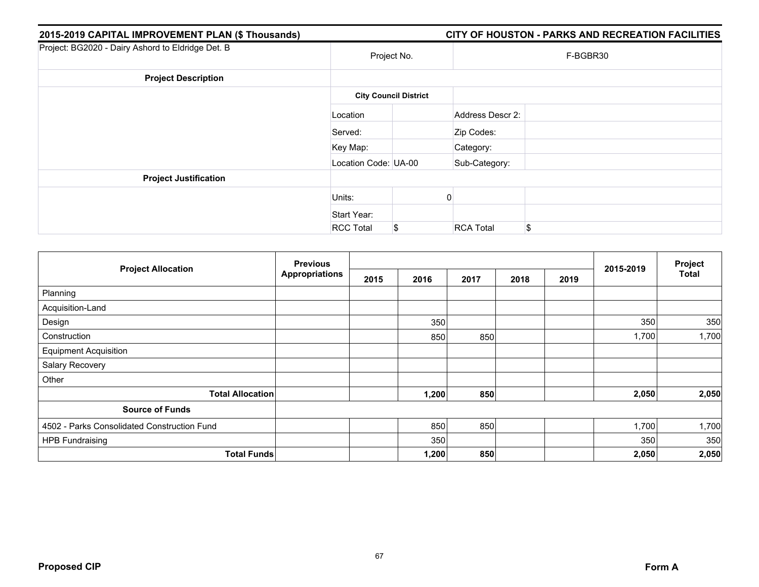**2015-2019 CAPITAL IMPROVEMENT PLAN ($ Thousands)** **CITY OF HOUSTON - PARKS AND RECREATION FACILITIES**

| Project: BG2020 - Dairy Ashord to Eldridge Det. B | Project No. | | F-BGBR30 | |
|---|---|---|---|---|
| **Project Description** | | | | |
| | **City Council District** | | | |
| | Location | | Address Descr 2: | |
| | Served: | | Zip Codes: | |
| | Key Map: | | Category: | |
| | Location Code: UA-00 | | Sub-Category: | |
| **Project Justification** | | | | |
| | Units: | 0 | | |
| | Start Year: | | | |
| | RCC Total | $ | RCA Total | $ |

| Project Allocation | Previous Appropriations | 2015 | 2016 | 2017 | 2018 | 2019 | 2015-2019 | Project Total |
|---|---|---|---|---|---|---|---|---|
| Planning | | | | | | | | |
| Acquisition-Land | | | | | | | | |
| Design | | | 350 | | | | 350 | 350 |
| Construction | | | 850 | 850 | | | 1,700 | 1,700 |
| Equipment Acquisition | | | | | | | | |
| Salary Recovery | | | | | | | | |
| Other | | | | | | | | |
| **Total Allocation** | | | **1,200** | **850** | | | **2,050** | **2,050** |
| **Source of Funds** | | | | | | | | |
| 4502 - Parks Consolidated Construction Fund | | | 850 | 850 | | | 1,700 | 1,700 |
| HPB Fundraising | | | 350 | | | | 350 | 350 |
| **Total Funds** | | | **1,200** | **850** | | | **2,050** | **2,050** |

**Proposed CIP** **Form A**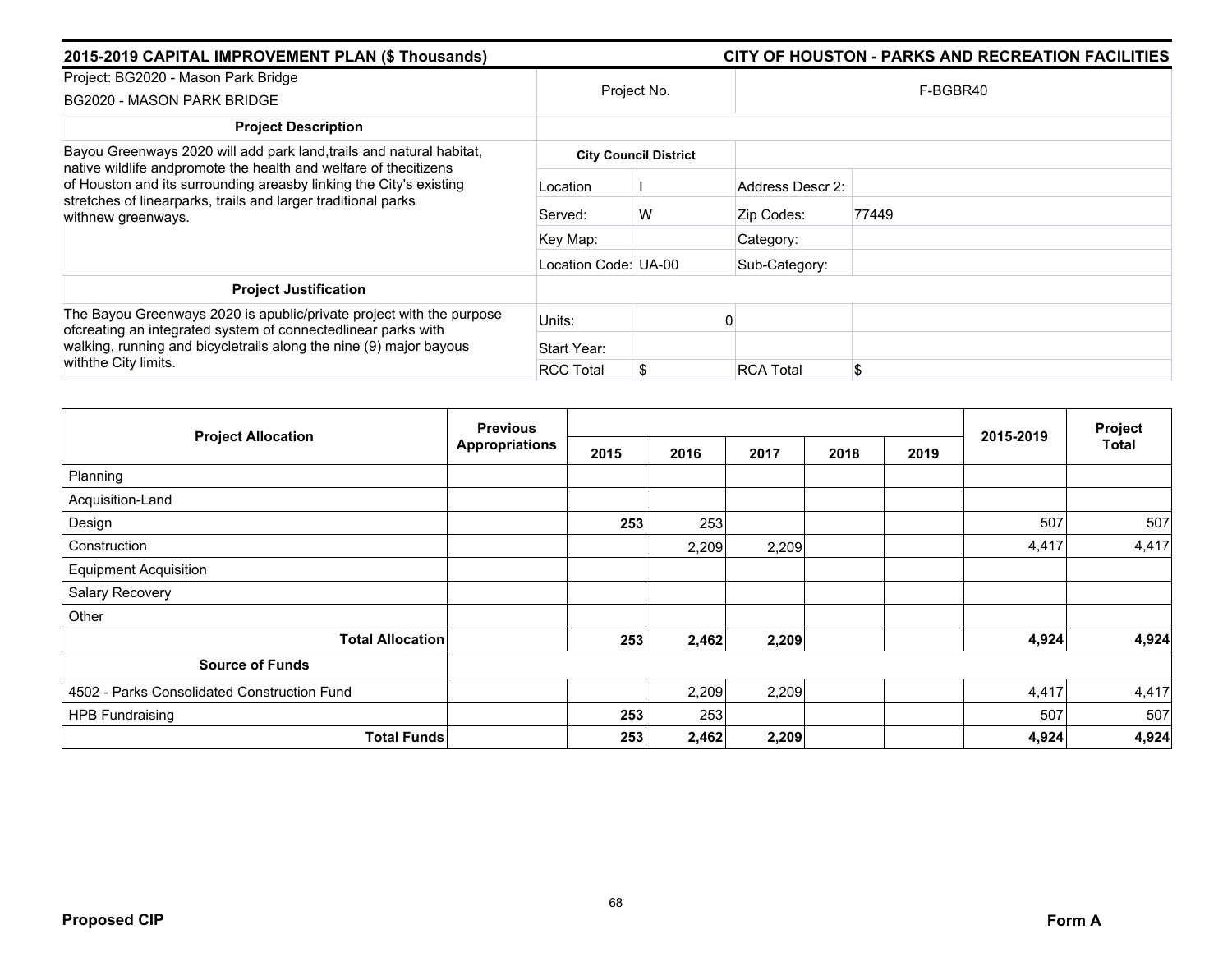## 2015-2019 CAPITAL IMPROVEMENT PLAN ($ Thousands)

## CITY OF HOUSTON - PARKS AND RECREATION FACILITIES

| Project: BG2020 - Mason Park Bridge<br>BG2020 - MASON PARK BRIDGE | Project No. | | F-BGBR40 | |
|---|---|---|---|---|
| **Project Description** | | | | |
| Bayou Greenways 2020 will add park land,trails and natural habitat, native wildlife andpromote the health and welfare of thecitizens of Houston and its surrounding areasby linking the City's existing stretches of linearparks, trails and larger traditional parks withnew greenways. | **City Council District** | | | |
| | Location | I | Address Descr 2: | |
| | Served: | W | Zip Codes: | 77449 |
| | Key Map: | | Category: | |
| | Location Code: UA-00 | | Sub-Category: | |
| **Project Justification** | | | | |
| The Bayou Greenways 2020 is apublic/private project with the purpose ofcreating an integrated system of connectedlinear parks with walking, running and bicycletrails along the nine (9) major bayous withthe City limits. | Units: | 0 | | |
| | Start Year: | | | |
| | RCC Total | $ | RCA Total | $ |

| Project Allocation | Previous Appropriations | 2015 | 2016 | 2017 | 2018 | 2019 | 2015-2019 | Project Total |
|---|---|---|---|---|---|---|---|---|
| Planning | | | | | | | | |
| Acquisition-Land | | | | | | | | |
| Design | | **253** | 253 | | | | 507 | 507 |
| Construction | | | 2,209 | 2,209 | | | 4,417 | 4,417 |
| Equipment Acquisition | | | | | | | | |
| Salary Recovery | | | | | | | | |
| Other | | | | | | | | |
| **Total Allocation** | | **253** | **2,462** | **2,209** | | | **4,924** | **4,924** |
| **Source of Funds** | | | | | | | | |
| 4502 - Parks Consolidated Construction Fund | | | 2,209 | 2,209 | | | 4,417 | 4,417 |
| HPB Fundraising | | **253** | 253 | | | | 507 | 507 |
| **Total Funds** | | **253** | **2,462** | **2,209** | | | **4,924** | **4,924** |

**Proposed CIP** **Form A**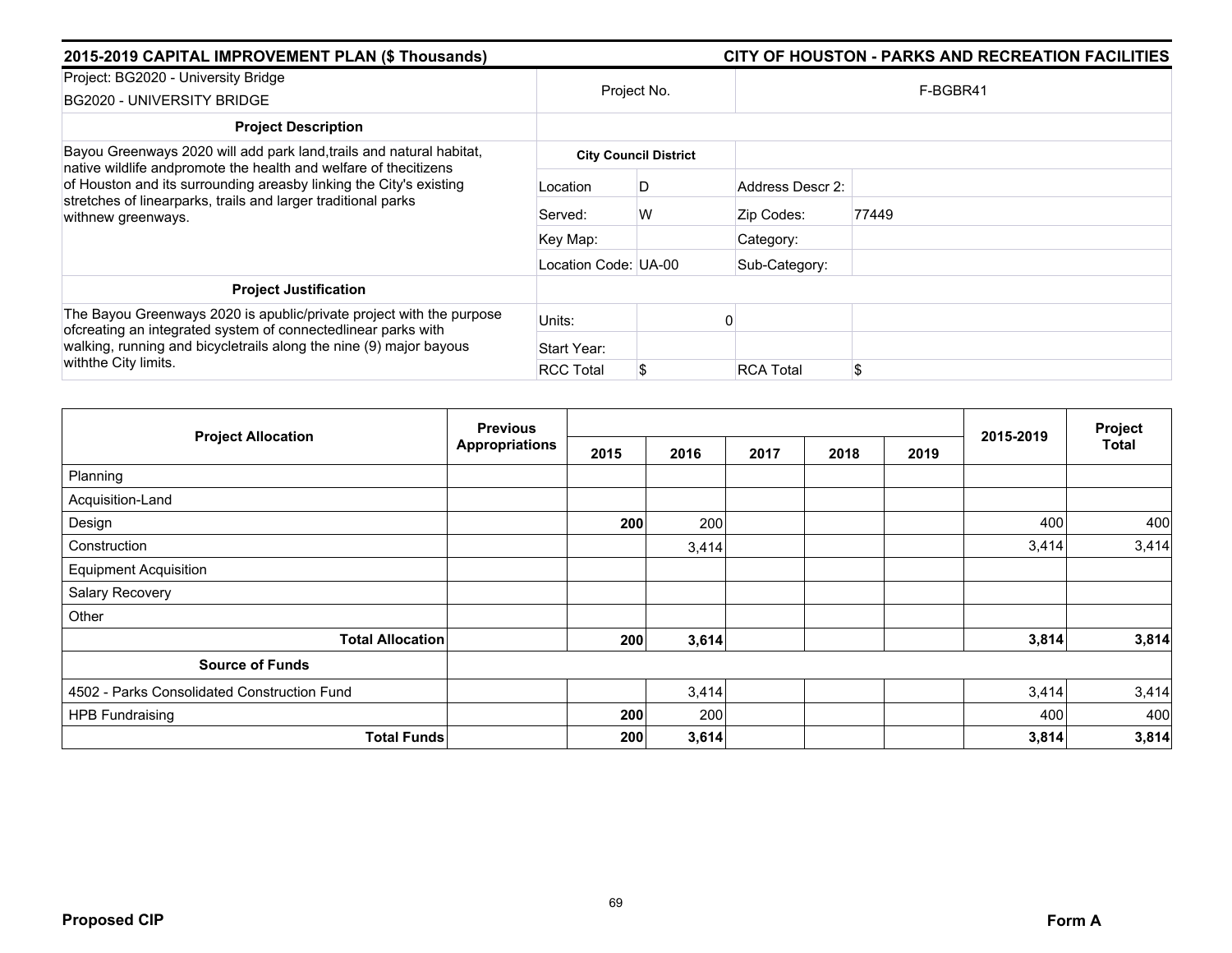## 2015-2019 CAPITAL IMPROVEMENT PLAN ($ Thousands) — CITY OF HOUSTON - PARKS AND RECREATION FACILITIES

| Project: BG2020 - University Bridge<br>BG2020 - UNIVERSITY BRIDGE | Project No. | | F-BGBR41 | |
|---|---|---|---|---|
| **Project Description** | | | | |
| Bayou Greenways 2020 will add park land,trails and natural habitat, native wildlife andpromote the health and welfare of thecitizens of Houston and its surrounding areasby linking the City's existing stretches of linearparks, trails and larger traditional parks withnew greenways. | **City Council District** | | | |
| | Location | D | Address Descr 2: | |
| | Served: | W | Zip Codes: | 77449 |
| | Key Map: | | Category: | |
| | Location Code: | UA-00 | Sub-Category: | |
| **Project Justification** | | | | |
| The Bayou Greenways 2020 is apublic/private project with the purpose ofcreating an integrated system of connectedlinear parks with walking, running and bicycletrails along the nine (9) major bayous withthe City limits. | Units: | 0 | | |
| | Start Year: | | | |
| | RCC Total | $ | RCA Total | $ |

| Project Allocation | Previous Appropriations | 2015 | 2016 | 2017 | 2018 | 2019 | 2015-2019 | Project Total |
|---|---|---|---|---|---|---|---|---|
| Planning | | | | | | | | |
| Acquisition-Land | | | | | | | | |
| Design | | **200** | 200 | | | | 400 | 400 |
| Construction | | | 3,414 | | | | 3,414 | 3,414 |
| Equipment Acquisition | | | | | | | | |
| Salary Recovery | | | | | | | | |
| Other | | | | | | | | |
| **Total Allocation** | | **200** | **3,614** | | | | **3,814** | **3,814** |
| **Source of Funds** | | | | | | | | |
| 4502 - Parks Consolidated Construction Fund | | | 3,414 | | | | 3,414 | 3,414 |
| HPB Fundraising | | **200** | 200 | | | | 400 | 400 |
| **Total Funds** | | **200** | **3,614** | | | | **3,814** | **3,814** |

**Proposed CIP** — **Form A**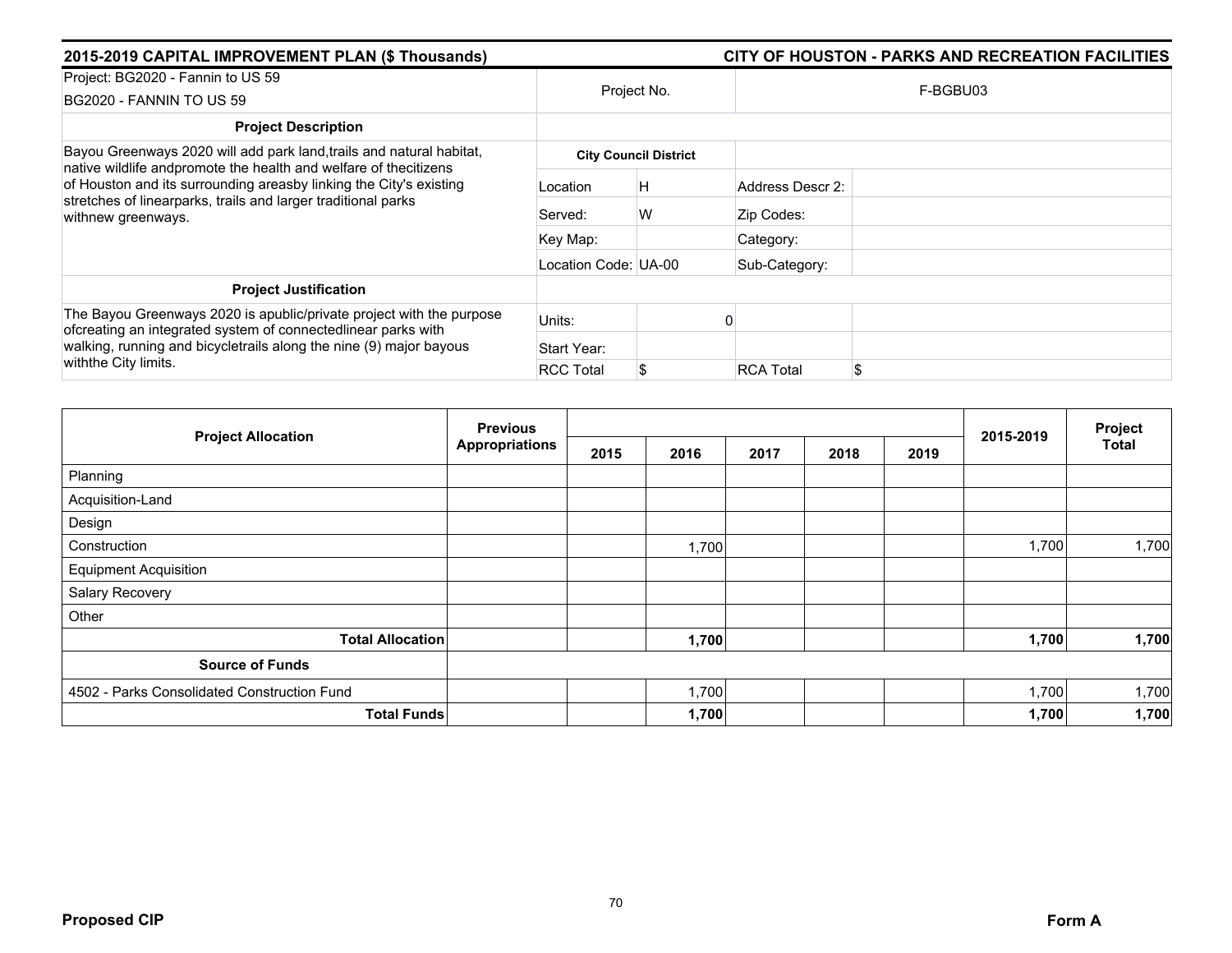## 2015-2019 CAPITAL IMPROVEMENT PLAN ($ Thousands)

## CITY OF HOUSTON - PARKS AND RECREATION FACILITIES

| Project: BG2020 - Fannin to US 59<br>BG2020 - FANNIN TO US 59 | Project No. | | F-BGBU03 | |
|---|---|---|---|---|
| **Project Description** | | | | |
| Bayou Greenways 2020 will add park land,trails and natural habitat, native wildlife andpromote the health and welfare of thecitizens of Houston and its surrounding areasby linking the City's existing stretches of linearparks, trails and larger traditional parks withnew greenways. | **City Council District** | | | |
| | Location | H | Address Descr 2: | |
| | Served: | W | Zip Codes: | |
| | Key Map: | | Category: | |
| | Location Code: UA-00 | | Sub-Category: | |
| **Project Justification** | | | | |
| The Bayou Greenways 2020 is apublic/private project with the purpose ofcreating an integrated system of connectedlinear parks with walking, running and bicycletrails along the nine (9) major bayous withthe City limits. | Units: | 0 | | |
| | Start Year: | | | |
| | RCC Total | $ | RCA Total | $ |

| Project Allocation | Previous Appropriations | 2015 | 2016 | 2017 | 2018 | 2019 | 2015-2019 | Project Total |
|---|---|---|---|---|---|---|---|---|
| Planning | | | | | | | | |
| Acquisition-Land | | | | | | | | |
| Design | | | | | | | | |
| Construction | | | 1,700 | | | | 1,700 | 1,700 |
| Equipment Acquisition | | | | | | | | |
| Salary Recovery | | | | | | | | |
| Other | | | | | | | | |
| **Total Allocation** | | | **1,700** | | | | **1,700** | **1,700** |
| **Source of Funds** | | | | | | | | |
| 4502 - Parks Consolidated Construction Fund | | | 1,700 | | | | 1,700 | 1,700 |
| **Total Funds** | | | **1,700** | | | | **1,700** | **1,700** |

**Proposed CIP** **Form A**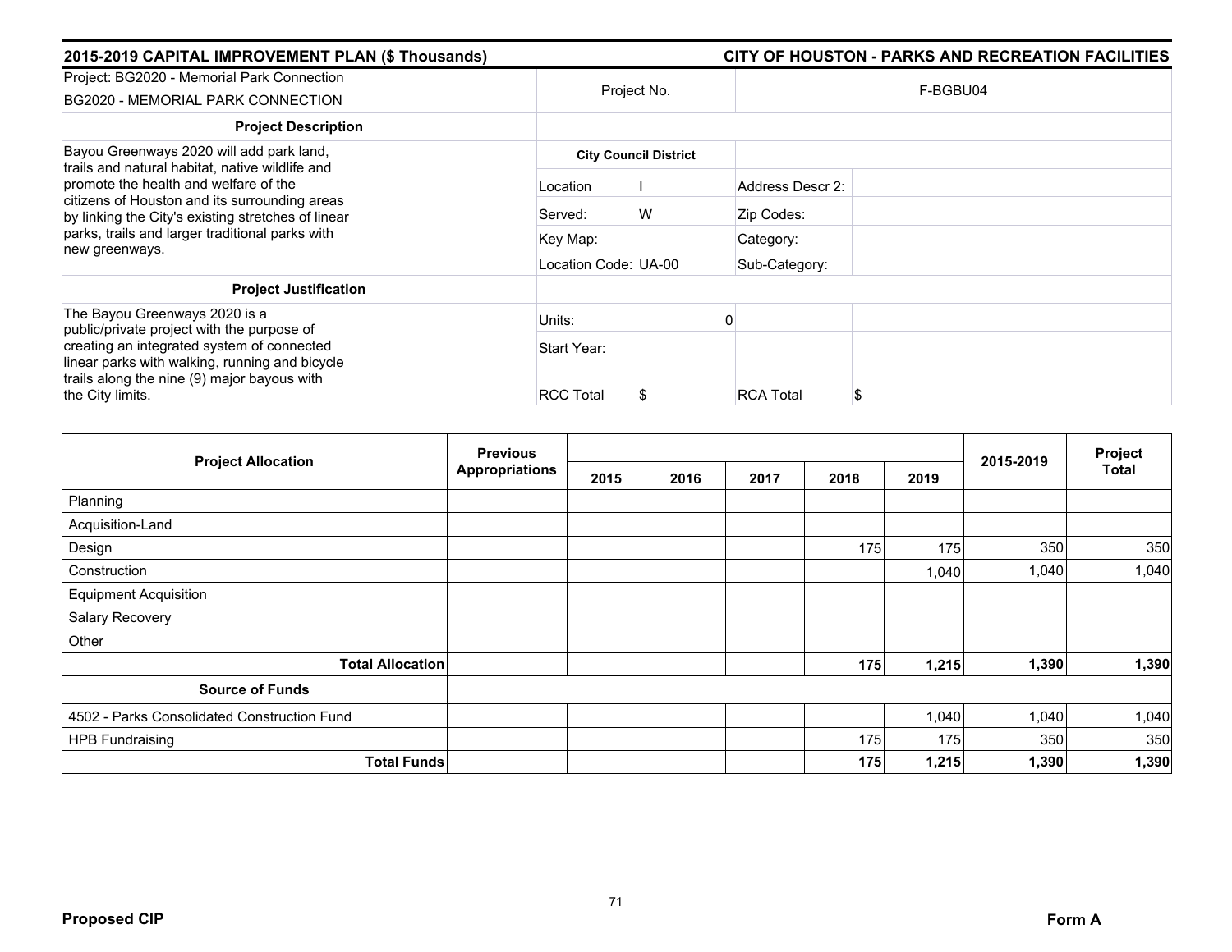## 2015-2019 CAPITAL IMPROVEMENT PLAN ($ Thousands)

## CITY OF HOUSTON - PARKS AND RECREATION FACILITIES

| Project: BG2020 - Memorial Park Connection<br>BG2020 - MEMORIAL PARK CONNECTION | Project No. | | F-BGBU04 | |
|---|---|---|---|---|
| **Project Description** | | | | |
| Bayou Greenways 2020 will add park land, trails and natural habitat, native wildlife and promote the health and welfare of the citizens of Houston and its surrounding areas by linking the City's existing stretches of linear parks, trails and larger traditional parks with new greenways. | **City Council District** | | | |
| | Location | I | Address Descr 2: | |
| | Served: | W | Zip Codes: | |
| | Key Map: | | Category: | |
| | Location Code: UA-00 | | Sub-Category: | |
| **Project Justification** | | | | |
| The Bayou Greenways 2020 is a public/private project with the purpose of creating an integrated system of connected linear parks with walking, running and bicycle trails along the nine (9) major bayous with the City limits. | Units: | 0 | | |
| | Start Year: | | | |
| | RCC Total | $ | RCA Total | $ |

| Project Allocation | Previous Appropriations | 2015 | 2016 | 2017 | 2018 | 2019 | 2015-2019 | Project Total |
|---|---|---|---|---|---|---|---|---|
| Planning | | | | | | | | |
| Acquisition-Land | | | | | | | | |
| Design | | | | | 175 | 175 | 350 | 350 |
| Construction | | | | | | 1,040 | 1,040 | 1,040 |
| Equipment Acquisition | | | | | | | | |
| Salary Recovery | | | | | | | | |
| Other | | | | | | | | |
| **Total Allocation** | | | | | **175** | **1,215** | **1,390** | **1,390** |
| **Source of Funds** | | | | | | | | |
| 4502 - Parks Consolidated Construction Fund | | | | | | 1,040 | 1,040 | 1,040 |
| HPB Fundraising | | | | | 175 | 175 | 350 | 350 |
| **Total Funds** | | | | | **175** | **1,215** | **1,390** | **1,390** |

**Proposed CIP** **Form A**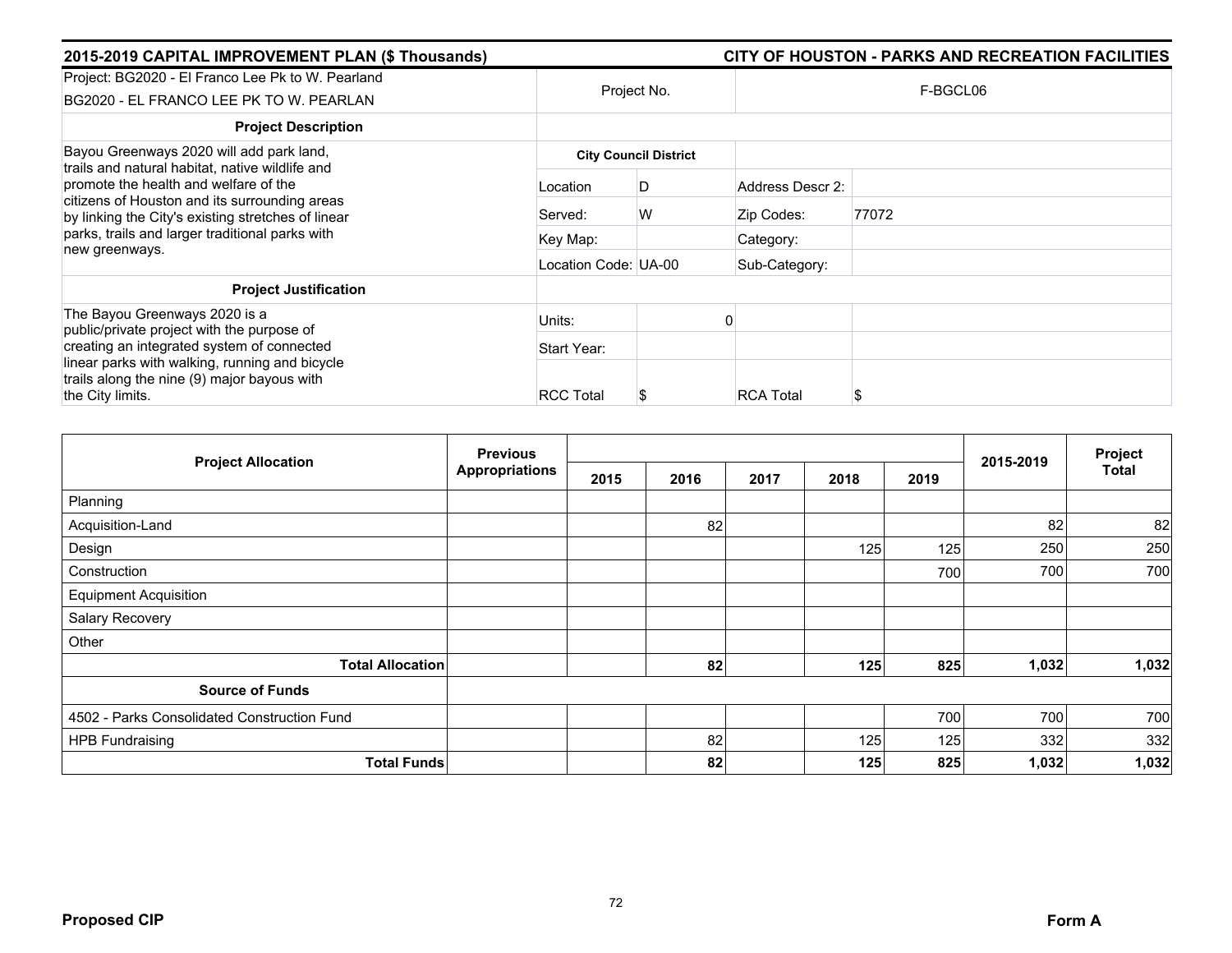## 2015-2019 CAPITAL IMPROVEMENT PLAN ($ Thousands) — CITY OF HOUSTON - PARKS AND RECREATION FACILITIES

| Project: BG2020 - El Franco Lee Pk to W. Pearland<br>BG2020 - EL FRANCO LEE PK TO W. PEARLAN | Project No. | | F-BGCL06 | |
|---|---|---|---|---|
| **Project Description** | | | | |
| Bayou Greenways 2020 will add park land, trails and natural habitat, native wildlife and promote the health and welfare of the citizens of Houston and its surrounding areas by linking the City's existing stretches of linear parks, trails and larger traditional parks with new greenways. | **City Council District** | | | |
| | Location | D | Address Descr 2: | |
| | Served: | W | Zip Codes: | 77072 |
| | Key Map: | | Category: | |
| | Location Code: | UA-00 | Sub-Category: | |
| **Project Justification** | | | | |
| The Bayou Greenways 2020 is a public/private project with the purpose of creating an integrated system of connected linear parks with walking, running and bicycle trails along the nine (9) major bayous with the City limits. | Units: | 0 | | |
| | Start Year: | | | |
| | RCC Total | $ | RCA Total | $ |

| Project Allocation | Previous Appropriations | 2015 | 2016 | 2017 | 2018 | 2019 | 2015-2019 | Project Total |
|---|---|---|---|---|---|---|---|---|
| Planning | | | | | | | | |
| Acquisition-Land | | | 82 | | | | 82 | 82 |
| Design | | | | | 125 | 125 | 250 | 250 |
| Construction | | | | | | 700 | 700 | 700 |
| Equipment Acquisition | | | | | | | | |
| Salary Recovery | | | | | | | | |
| Other | | | | | | | | |
| **Total Allocation** | | | **82** | | **125** | **825** | **1,032** | **1,032** |
| **Source of Funds** | | | | | | | | |
| 4502 - Parks Consolidated Construction Fund | | | | | | 700 | 700 | 700 |
| HPB Fundraising | | | 82 | | 125 | 125 | 332 | 332 |
| **Total Funds** | | | **82** | | **125** | **825** | **1,032** | **1,032** |

**Proposed CIP** — **Form A**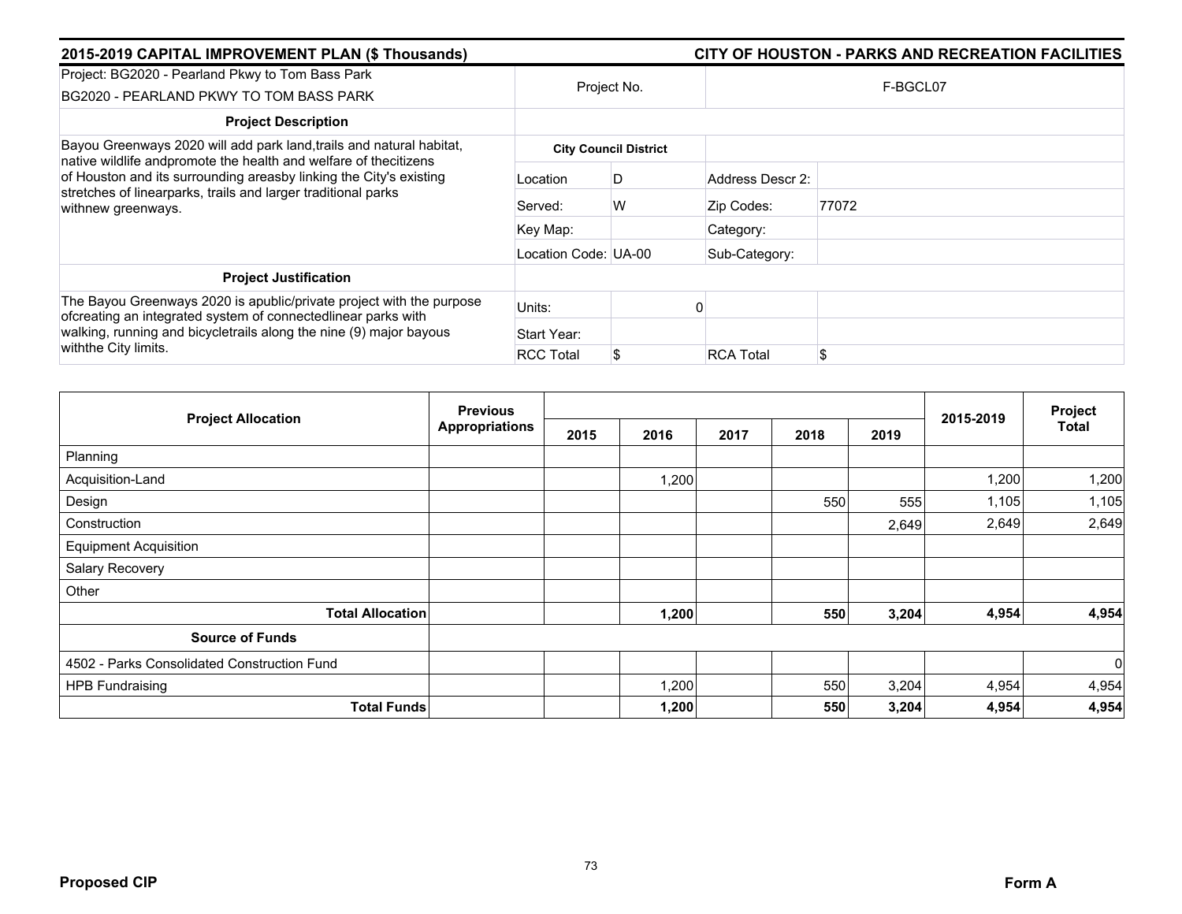**2015-2019 CAPITAL IMPROVEMENT PLAN ($ Thousands)** — **CITY OF HOUSTON - PARKS AND RECREATION FACILITIES**

| Project: BG2020 - Pearland Pkwy to Tom Bass Park<br>BG2020 - PEARLAND PKWY TO TOM BASS PARK | Project No. | | F-BGCL07 | |
|---|---|---|---|---|
| **Project Description** | | | | |
| Bayou Greenways 2020 will add park land,trails and natural habitat, native wildlife andpromote the health and welfare of thecitizens of Houston and its surrounding areasby linking the City's existing stretches of linearparks, trails and larger traditional parks withnew greenways. | **City Council District** | | | |
| | Location | D | Address Descr 2: | |
| | Served: | W | Zip Codes: | 77072 |
| | Key Map: | | Category: | |
| | Location Code: | UA-00 | Sub-Category: | |
| **Project Justification** | | | | |
| The Bayou Greenways 2020 is apublic/private project with the purpose ofcreating an integrated system of connectedlinear parks with walking, running and bicycletrails along the nine (9) major bayous withthe City limits. | Units: | 0 | | |
| | Start Year: | | | |
| | RCC Total | $ | RCA Total | $ |

| Project Allocation | Previous Appropriations | 2015 | 2016 | 2017 | 2018 | 2019 | 2015-2019 | Project Total |
|---|---|---|---|---|---|---|---|---|
| Planning | | | | | | | | |
| Acquisition-Land | | | 1,200 | | | | 1,200 | 1,200 |
| Design | | | | | 550 | 555 | 1,105 | 1,105 |
| Construction | | | | | | 2,649 | 2,649 | 2,649 |
| Equipment Acquisition | | | | | | | | |
| Salary Recovery | | | | | | | | |
| Other | | | | | | | | |
| **Total Allocation** | | | **1,200** | | **550** | **3,204** | **4,954** | **4,954** |
| **Source of Funds** | | | | | | | | |
| 4502 - Parks Consolidated Construction Fund | | | | | | | | 0 |
| HPB Fundraising | | | 1,200 | | 550 | 3,204 | 4,954 | 4,954 |
| **Total Funds** | | | **1,200** | | **550** | **3,204** | **4,954** | **4,954** |

**Proposed CIP** — **Form A**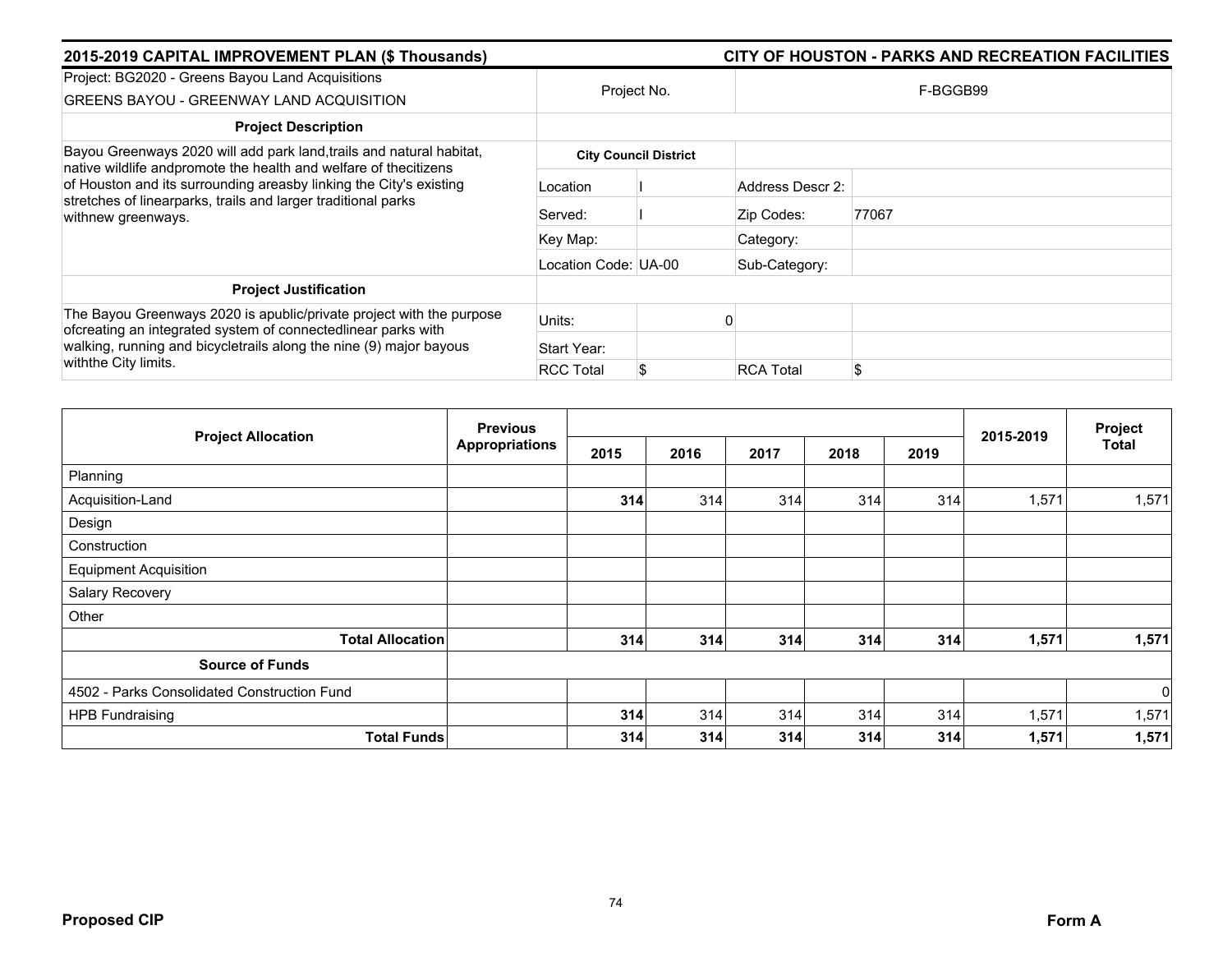## 2015-2019 CAPITAL IMPROVEMENT PLAN ($ Thousands)

## CITY OF HOUSTON - PARKS AND RECREATION FACILITIES

| Project: BG2020 - Greens Bayou Land Acquisitions<br>GREENS BAYOU - GREENWAY LAND ACQUISITION | Project No. | | F-BGGB99 | |
|---|---|---|---|---|
| **Project Description** | | | | |
| Bayou Greenways 2020 will add park land,trails and natural habitat, native wildlife andpromote the health and welfare of thecitizens of Houston and its surrounding areasby linking the City's existing stretches of linearparks, trails and larger traditional parks withnew greenways. | **City Council District** | | | |
| | Location | I | Address Descr 2: | |
| | Served: | I | Zip Codes: | 77067 |
| | Key Map: | | Category: | |
| | Location Code: | UA-00 | Sub-Category: | |
| **Project Justification** | | | | |
| The Bayou Greenways 2020 is apublic/private project with the purpose ofcreating an integrated system of connectedlinear parks with walking, running and bicycletrails along the nine (9) major bayous withthe City limits. | Units: | 0 | | |
| | Start Year: | | | |
| | RCC Total | $ | RCA Total | $ |

| Project Allocation | Previous Appropriations | 2015 | 2016 | 2017 | 2018 | 2019 | 2015-2019 | Project Total |
|---|---|---|---|---|---|---|---|---|
| Planning | | | | | | | | |
| Acquisition-Land | | **314** | 314 | 314 | 314 | 314 | 1,571 | 1,571 |
| Design | | | | | | | | |
| Construction | | | | | | | | |
| Equipment Acquisition | | | | | | | | |
| Salary Recovery | | | | | | | | |
| Other | | | | | | | | |
| **Total Allocation** | | **314** | **314** | **314** | **314** | **314** | **1,571** | **1,571** |
| **Source of Funds** | | | | | | | | |
| 4502 - Parks Consolidated Construction Fund | | | | | | | | 0 |
| HPB Fundraising | | **314** | 314 | 314 | 314 | 314 | 1,571 | 1,571 |
| **Total Funds** | | **314** | **314** | **314** | **314** | **314** | **1,571** | **1,571** |

**Proposed CIP** **Form A**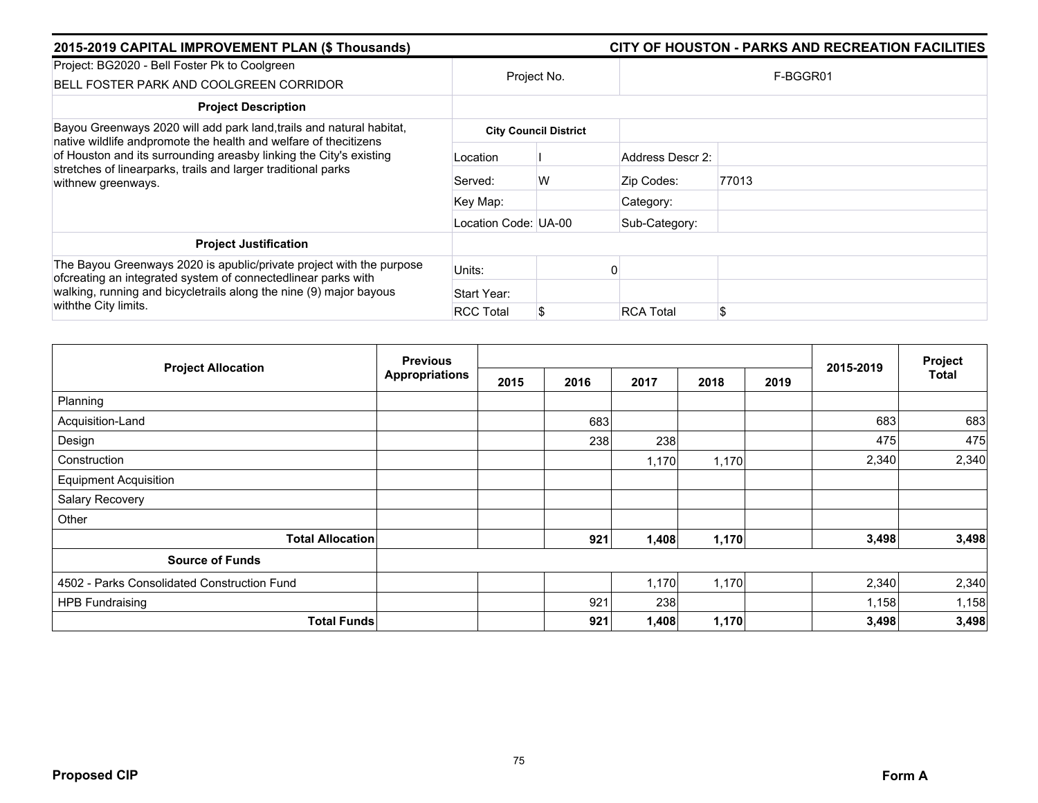## 2015-2019 CAPITAL IMPROVEMENT PLAN ($ Thousands) — CITY OF HOUSTON - PARKS AND RECREATION FACILITIES

| Project: BG2020 - Bell Foster Pk to Coolgreen<br>BELL FOSTER PARK AND COOLGREEN CORRIDOR | Project No. | | F-BGGR01 | |
|---|---|---|---|---|
| **Project Description** | | | | |
| Bayou Greenways 2020 will add park land,trails and natural habitat, native wildlife andpromote the health and welfare of thecitizens of Houston and its surrounding areasby linking the City's existing stretches of linearparks, trails and larger traditional parks withnew greenways. | **City Council District** | | | |
| | Location | I | Address Descr 2: | |
| | Served: | W | Zip Codes: | 77013 |
| | Key Map: | | Category: | |
| | Location Code: | UA-00 | Sub-Category: | |
| **Project Justification** | | | | |
| The Bayou Greenways 2020 is apublic/private project with the purpose ofcreating an integrated system of connectedlinear parks with walking, running and bicycletrails along the nine (9) major bayous withthe City limits. | Units: | 0 | | |
| | Start Year: | | | |
| | RCC Total | $ | RCA Total | $ |

| Project Allocation | Previous Appropriations | 2015 | 2016 | 2017 | 2018 | 2019 | 2015-2019 | Project Total |
|---|---|---|---|---|---|---|---|---|
| Planning | | | | | | | | |
| Acquisition-Land | | | 683 | | | | 683 | 683 |
| Design | | | 238 | 238 | | | 475 | 475 |
| Construction | | | | 1,170 | 1,170 | | 2,340 | 2,340 |
| Equipment Acquisition | | | | | | | | |
| Salary Recovery | | | | | | | | |
| Other | | | | | | | | |
| **Total Allocation** | | | **921** | **1,408** | **1,170** | | **3,498** | **3,498** |
| **Source of Funds** | | | | | | | | |
| 4502 - Parks Consolidated Construction Fund | | | | 1,170 | 1,170 | | 2,340 | 2,340 |
| HPB Fundraising | | | 921 | 238 | | | 1,158 | 1,158 |
| **Total Funds** | | | **921** | **1,408** | **1,170** | | **3,498** | **3,498** |

**Proposed CIP** — **Form A**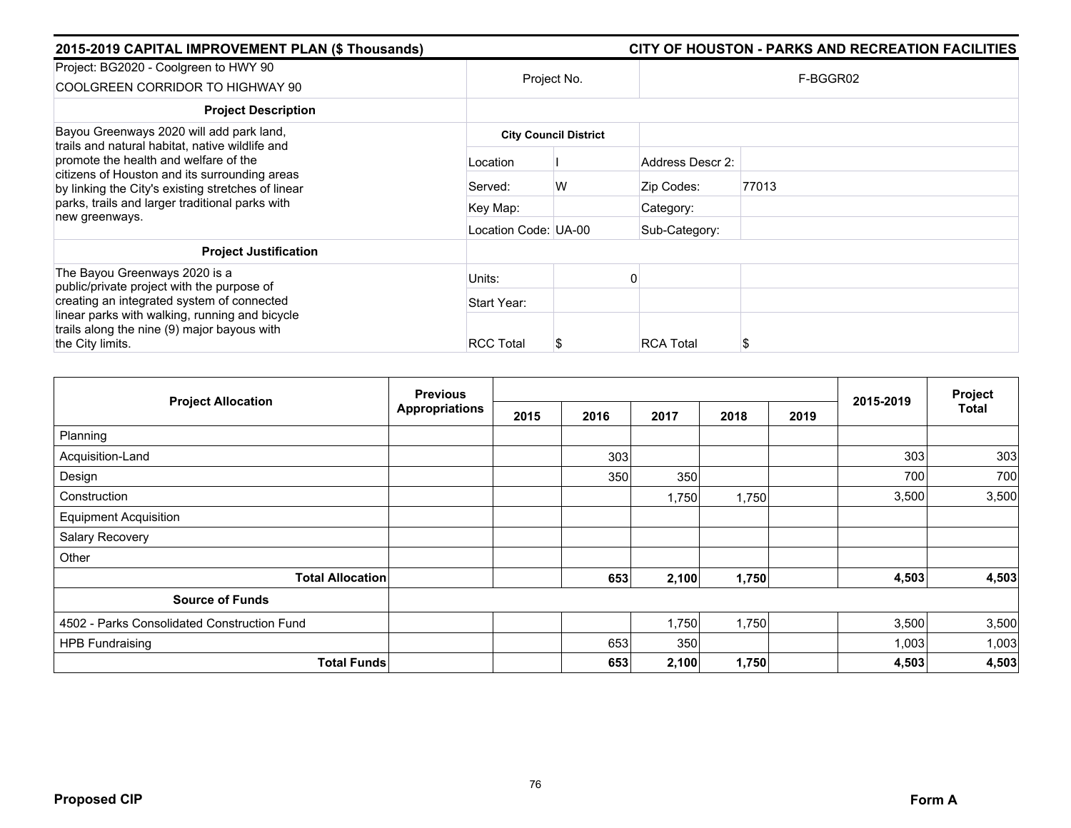**2015-2019 CAPITAL IMPROVEMENT PLAN ($ Thousands)** | **CITY OF HOUSTON - PARKS AND RECREATION FACILITIES**

| Project: BG2020 - Coolgreen to HWY 90<br>COOLGREEN CORRIDOR TO HIGHWAY 90 | Project No. | | F-BGGR02 | |
|---|---|---|---|---|
| **Project Description** | | | | |
| Bayou Greenways 2020 will add park land, trails and natural habitat, native wildlife and promote the health and welfare of the citizens of Houston and its surrounding areas by linking the City's existing stretches of linear parks, trails and larger traditional parks with new greenways. | **City Council District** | | | |
| | Location | I | Address Descr 2: | |
| | Served: | W | Zip Codes: | 77013 |
| | Key Map: | | Category: | |
| | Location Code: UA-00 | | Sub-Category: | |
| **Project Justification** | | | | |
| The Bayou Greenways 2020 is a public/private project with the purpose of creating an integrated system of connected linear parks with walking, running and bicycle trails along the nine (9) major bayous with the City limits. | Units: | 0 | | |
| | Start Year: | | | |
| | RCC Total | $ | RCA Total | $ |

| Project Allocation | Previous Appropriations | 2015 | 2016 | 2017 | 2018 | 2019 | 2015-2019 | Project Total |
|---|---|---|---|---|---|---|---|---|
| Planning | | | | | | | | |
| Acquisition-Land | | | 303 | | | | 303 | 303 |
| Design | | | 350 | 350 | | | 700 | 700 |
| Construction | | | | 1,750 | 1,750 | | 3,500 | 3,500 |
| Equipment Acquisition | | | | | | | | |
| Salary Recovery | | | | | | | | |
| Other | | | | | | | | |
| **Total Allocation** | | | **653** | **2,100** | **1,750** | | **4,503** | **4,503** |
| **Source of Funds** | | | | | | | | |
| 4502 - Parks Consolidated Construction Fund | | | | 1,750 | 1,750 | | 3,500 | 3,500 |
| HPB Fundraising | | | 653 | 350 | | | 1,003 | 1,003 |
| **Total Funds** | | | **653** | **2,100** | **1,750** | | **4,503** | **4,503** |

**Proposed CIP** | **Form A**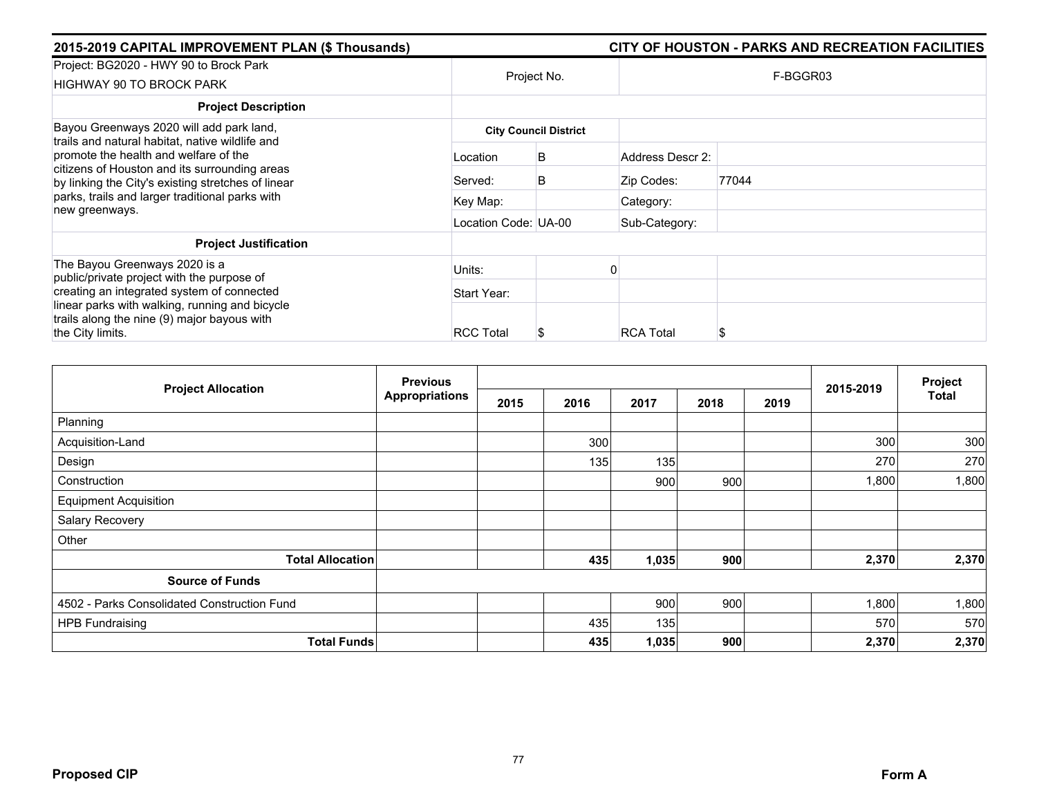## 2015-2019 CAPITAL IMPROVEMENT PLAN ($ Thousands) — CITY OF HOUSTON - PARKS AND RECREATION FACILITIES

| Project: BG2020 - HWY 90 to Brock Park<br>HIGHWAY 90 TO BROCK PARK | Project No. | | F-BGGR03 | |
|---|---|---|---|---|
| **Project Description** | | | | |
| Bayou Greenways 2020 will add park land, trails and natural habitat, native wildlife and promote the health and welfare of the citizens of Houston and its surrounding areas by linking the City's existing stretches of linear parks, trails and larger traditional parks with new greenways. | **City Council District** | | | |
| | Location | B | Address Descr 2: | |
| | Served: | B | Zip Codes: | 77044 |
| | Key Map: | | Category: | |
| | Location Code: UA-00 | | Sub-Category: | |
| **Project Justification** | | | | |
| The Bayou Greenways 2020 is a public/private project with the purpose of creating an integrated system of connected linear parks with walking, running and bicycle trails along the nine (9) major bayous with the City limits. | Units: | 0 | | |
| | Start Year: | | | |
| | RCC Total | $ | RCA Total | $ |

| Project Allocation | Previous Appropriations | 2015 | 2016 | 2017 | 2018 | 2019 | 2015-2019 | Project Total |
|---|---|---|---|---|---|---|---|---|
| Planning | | | | | | | | |
| Acquisition-Land | | | 300 | | | | 300 | 300 |
| Design | | | 135 | 135 | | | 270 | 270 |
| Construction | | | | 900 | 900 | | 1,800 | 1,800 |
| Equipment Acquisition | | | | | | | | |
| Salary Recovery | | | | | | | | |
| Other | | | | | | | | |
| **Total Allocation** | | | **435** | **1,035** | **900** | | **2,370** | **2,370** |
| **Source of Funds** | | | | | | | | |
| 4502 - Parks Consolidated Construction Fund | | | | 900 | 900 | | 1,800 | 1,800 |
| HPB Fundraising | | | 435 | 135 | | | 570 | 570 |
| **Total Funds** | | | **435** | **1,035** | **900** | | **2,370** | **2,370** |

**Proposed CIP** — **Form A**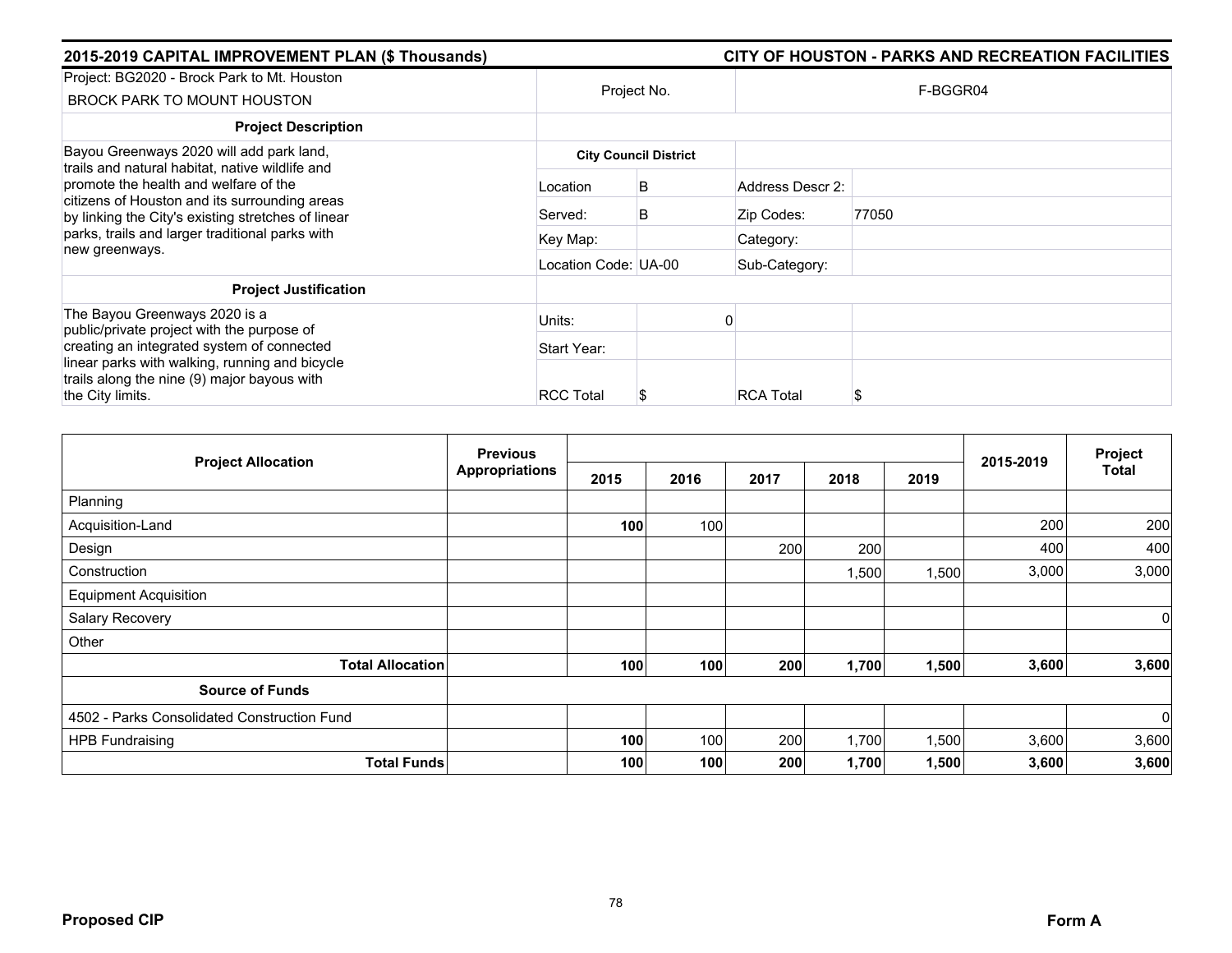## 2015-2019 CAPITAL IMPROVEMENT PLAN ($ Thousands) — CITY OF HOUSTON - PARKS AND RECREATION FACILITIES

| Project: BG2020 - Brock Park to Mt. Houston<br>BROCK PARK TO MOUNT HOUSTON | Project No. | | F-BGGR04 | |
|---|---|---|---|---|
| **Project Description** | | | | |
| Bayou Greenways 2020 will add park land, trails and natural habitat, native wildlife and promote the health and welfare of the citizens of Houston and its surrounding areas by linking the City's existing stretches of linear parks, trails and larger traditional parks with new greenways. | **City Council District** | | | |
| | Location | B | Address Descr 2: | |
| | Served: | B | Zip Codes: | 77050 |
| | Key Map: | | Category: | |
| | Location Code: UA-00 | | Sub-Category: | |
| **Project Justification** | | | | |
| The Bayou Greenways 2020 is a public/private project with the purpose of creating an integrated system of connected linear parks with walking, running and bicycle trails along the nine (9) major bayous with the City limits. | Units: | 0 | | |
| | Start Year: | | | |
| | RCC Total | $ | RCA Total | $ |

| Project Allocation | Previous Appropriations | 2015 | 2016 | 2017 | 2018 | 2019 | 2015-2019 | Project Total |
|---|---|---|---|---|---|---|---|---|
| Planning | | | | | | | | |
| Acquisition-Land | | **100** | 100 | | | | 200 | 200 |
| Design | | | | 200 | 200 | | 400 | 400 |
| Construction | | | | | 1,500 | 1,500 | 3,000 | 3,000 |
| Equipment Acquisition | | | | | | | | |
| Salary Recovery | | | | | | | | 0 |
| Other | | | | | | | | |
| **Total Allocation** | | **100** | **100** | **200** | **1,700** | **1,500** | **3,600** | **3,600** |
| **Source of Funds** | | | | | | | | |
| 4502 - Parks Consolidated Construction Fund | | | | | | | | 0 |
| HPB Fundraising | | **100** | 100 | 200 | 1,700 | 1,500 | 3,600 | 3,600 |
| **Total Funds** | | **100** | **100** | **200** | **1,700** | **1,500** | **3,600** | **3,600** |

**Proposed CIP** — **Form A**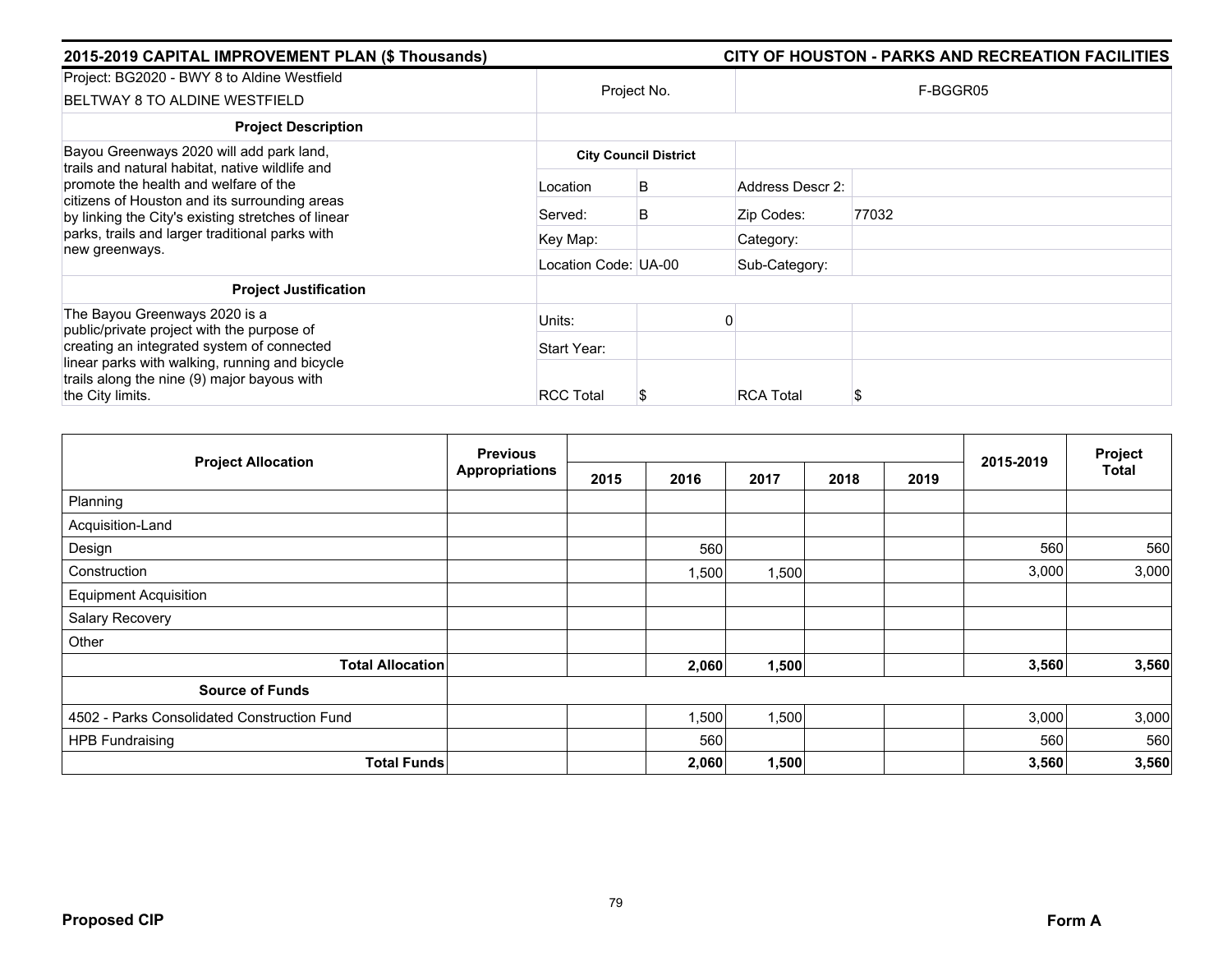## 2015-2019 CAPITAL IMPROVEMENT PLAN ($ Thousands) — CITY OF HOUSTON - PARKS AND RECREATION FACILITIES

| Project: BG2020 - BWY 8 to Aldine Westfield<br>BELTWAY 8 TO ALDINE WESTFIELD | Project No. | | F-BGGR05 | |
|---|---|---|---|---|
| **Project Description** | | | | |
| Bayou Greenways 2020 will add park land, trails and natural habitat, native wildlife and promote the health and welfare of the citizens of Houston and its surrounding areas by linking the City's existing stretches of linear parks, trails and larger traditional parks with new greenways. | **City Council District** | | | |
| | Location | B | Address Descr 2: | |
| | Served: | B | Zip Codes: | 77032 |
| | Key Map: | | Category: | |
| | Location Code: UA-00 | | Sub-Category: | |
| **Project Justification** | | | | |
| The Bayou Greenways 2020 is a public/private project with the purpose of creating an integrated system of connected linear parks with walking, running and bicycle trails along the nine (9) major bayous with the City limits. | Units: | 0 | | |
| | Start Year: | | | |
| | RCC Total | $ | RCA Total | $ |

| Project Allocation | Previous Appropriations | 2015 | 2016 | 2017 | 2018 | 2019 | 2015-2019 | Project Total |
|---|---|---|---|---|---|---|---|---|
| Planning | | | | | | | | |
| Acquisition-Land | | | | | | | | |
| Design | | | 560 | | | | 560 | 560 |
| Construction | | | 1,500 | 1,500 | | | 3,000 | 3,000 |
| Equipment Acquisition | | | | | | | | |
| Salary Recovery | | | | | | | | |
| Other | | | | | | | | |
| **Total Allocation** | | | **2,060** | **1,500** | | | **3,560** | **3,560** |
| **Source of Funds** | | | | | | | | |
| 4502 - Parks Consolidated Construction Fund | | | 1,500 | 1,500 | | | 3,000 | 3,000 |
| HPB Fundraising | | | 560 | | | | 560 | 560 |
| **Total Funds** | | | **2,060** | **1,500** | | | **3,560** | **3,560** |

**Proposed CIP** **Form A**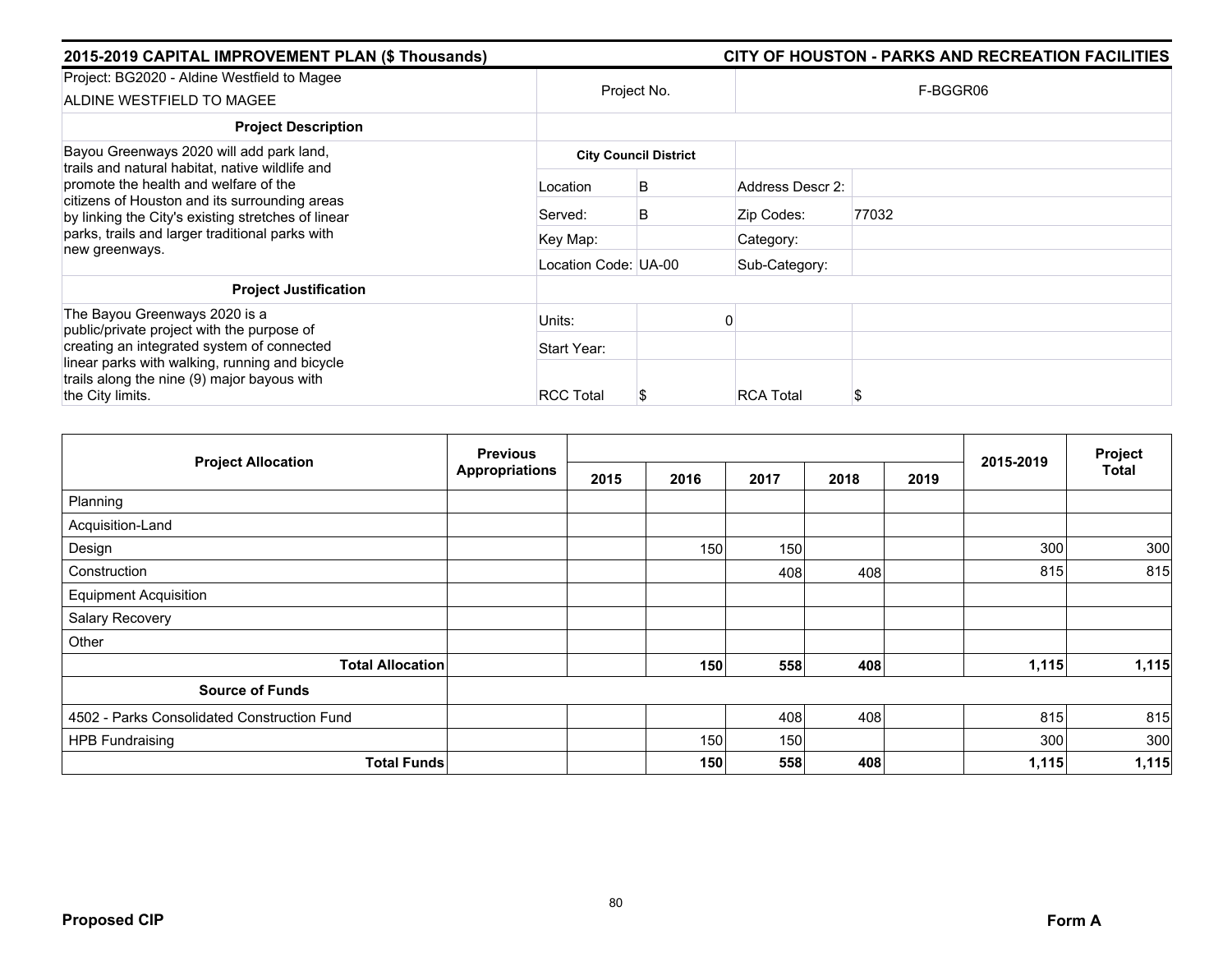## 2015-2019 CAPITAL IMPROVEMENT PLAN ($ Thousands) — CITY OF HOUSTON - PARKS AND RECREATION FACILITIES

| Project: BG2020 - Aldine Westfield to Magee<br>ALDINE WESTFIELD TO MAGEE | Project No. | | F-BGGR06 | |
|---|---|---|---|---|
| **Project Description** | | | | |
| Bayou Greenways 2020 will add park land, trails and natural habitat, native wildlife and promote the health and welfare of the citizens of Houston and its surrounding areas by linking the City's existing stretches of linear parks, trails and larger traditional parks with new greenways. | **City Council District** | | | |
| | Location | B | Address Descr 2: | |
| | Served: | B | Zip Codes: | 77032 |
| | Key Map: | | Category: | |
| | Location Code: UA-00 | | Sub-Category: | |
| **Project Justification** | | | | |
| The Bayou Greenways 2020 is a public/private project with the purpose of creating an integrated system of connected linear parks with walking, running and bicycle trails along the nine (9) major bayous with the City limits. | Units: | 0 | | |
| | Start Year: | | | |
| | RCC Total | $ | RCA Total | $ |

| Project Allocation | Previous Appropriations | 2015 | 2016 | 2017 | 2018 | 2019 | 2015-2019 | Project Total |
|---|---|---|---|---|---|---|---|---|
| Planning | | | | | | | | |
| Acquisition-Land | | | | | | | | |
| Design | | | 150 | 150 | | | 300 | 300 |
| Construction | | | | 408 | 408 | | 815 | 815 |
| Equipment Acquisition | | | | | | | | |
| Salary Recovery | | | | | | | | |
| Other | | | | | | | | |
| **Total Allocation** | | | **150** | **558** | **408** | | **1,115** | **1,115** |
| **Source of Funds** | | | | | | | | |
| 4502 - Parks Consolidated Construction Fund | | | | 408 | 408 | | 815 | 815 |
| HPB Fundraising | | | 150 | 150 | | | 300 | 300 |
| **Total Funds** | | | **150** | **558** | **408** | | **1,115** | **1,115** |

**Proposed CIP** — **Form A**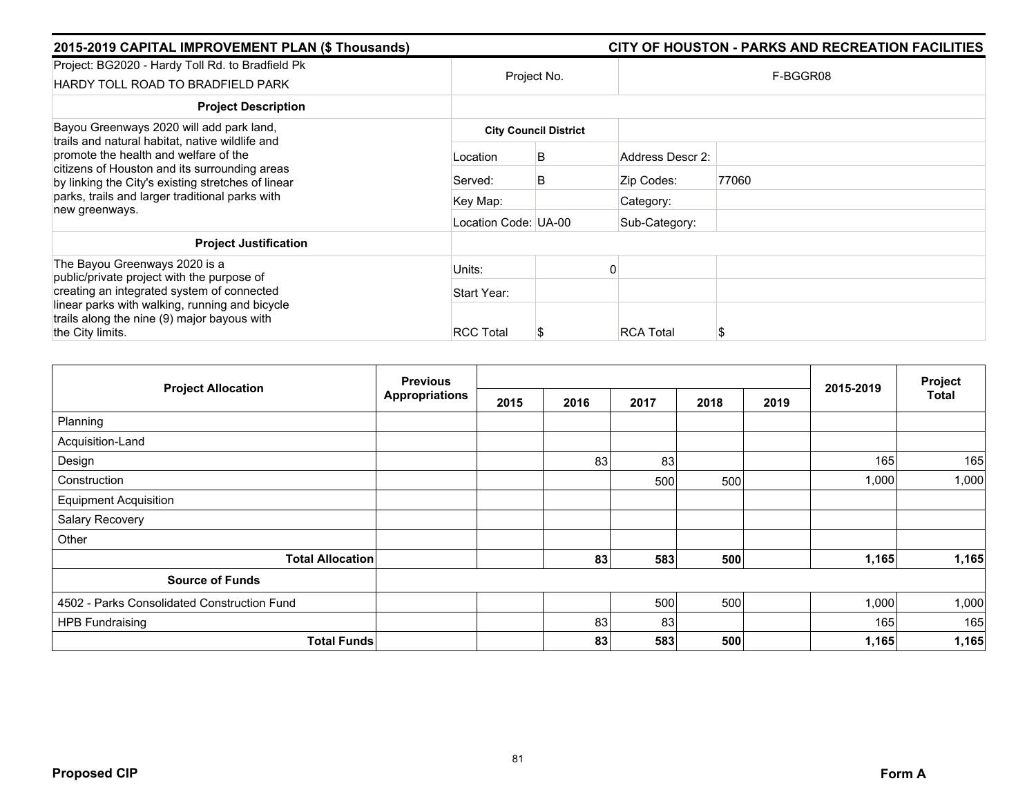## 2015-2019 CAPITAL IMPROVEMENT PLAN ($ Thousands) — CITY OF HOUSTON - PARKS AND RECREATION FACILITIES

| Project: BG2020 - Hardy Toll Rd. to Bradfield Pk<br>HARDY TOLL ROAD TO BRADFIELD PARK | Project No. | | F-BGGR08 | |
|---|---|---|---|---|
| **Project Description** | | | | |
| Bayou Greenways 2020 will add park land, trails and natural habitat, native wildlife and promote the health and welfare of the citizens of Houston and its surrounding areas by linking the City's existing stretches of linear parks, trails and larger traditional parks with new greenways. | **City Council District** | | | |
| | Location | B | Address Descr 2: | |
| | Served: | B | Zip Codes: | 77060 |
| | Key Map: | | Category: | |
| | Location Code: UA-00 | | Sub-Category: | |
| **Project Justification** | | | | |
| The Bayou Greenways 2020 is a public/private project with the purpose of creating an integrated system of connected linear parks with walking, running and bicycle trails along the nine (9) major bayous with the City limits. | Units: | 0 | | |
| | Start Year: | | | |
| | RCC Total | $ | RCA Total | $ |

| Project Allocation | Previous Appropriations | 2015 | 2016 | 2017 | 2018 | 2019 | 2015-2019 | Project Total |
|---|---|---|---|---|---|---|---|---|
| Planning | | | | | | | | |
| Acquisition-Land | | | | | | | | |
| Design | | | 83 | 83 | | | 165 | 165 |
| Construction | | | | 500 | 500 | | 1,000 | 1,000 |
| Equipment Acquisition | | | | | | | | |
| Salary Recovery | | | | | | | | |
| Other | | | | | | | | |
| **Total Allocation** | | | **83** | **583** | **500** | | **1,165** | **1,165** |
| **Source of Funds** | | | | | | | | |
| 4502 - Parks Consolidated Construction Fund | | | | 500 | 500 | | 1,000 | 1,000 |
| HPB Fundraising | | | 83 | 83 | | | 165 | 165 |
| **Total Funds** | | | **83** | **583** | **500** | | **1,165** | **1,165** |

**Proposed CIP** — **Form A**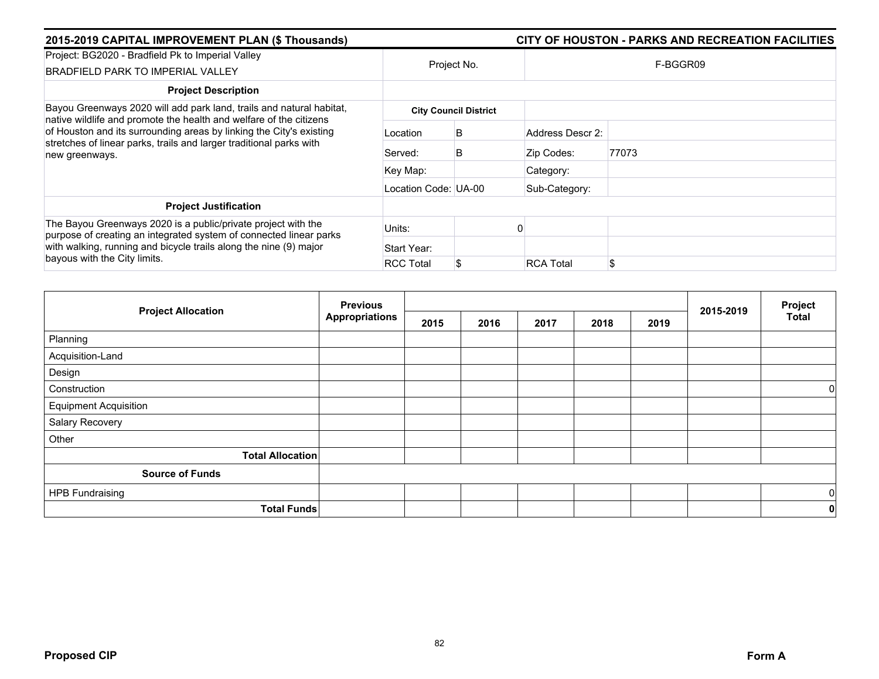## 2015-2019 CAPITAL IMPROVEMENT PLAN ($ Thousands)

## CITY OF HOUSTON - PARKS AND RECREATION FACILITIES

| Project: BG2020 - Bradfield Pk to Imperial Valley<br>BRADFIELD PARK TO IMPERIAL VALLEY | Project No. | | F-BGGR09 | |
|---|---|---|---|---|
| **Project Description** | | | | |
| Bayou Greenways 2020 will add park land, trails and natural habitat, native wildlife and promote the health and welfare of the citizens of Houston and its surrounding areas by linking the City's existing stretches of linear parks, trails and larger traditional parks with new greenways. | **City Council District** | | | |
| | Location | B | Address Descr 2: | |
| | Served: | B | Zip Codes: | 77073 |
| | Key Map: | | Category: | |
| | Location Code: UA-00 | | Sub-Category: | |
| **Project Justification** | | | | |
| The Bayou Greenways 2020 is a public/private project with the purpose of creating an integrated system of connected linear parks with walking, running and bicycle trails along the nine (9) major bayous with the City limits. | Units: | 0 | | |
| | Start Year: | | | |
| | RCC Total | $ | RCA Total | $ |

| Project Allocation | Previous Appropriations | 2015 | 2016 | 2017 | 2018 | 2019 | 2015-2019 | Project Total |
|---|---|---|---|---|---|---|---|---|
| Planning | | | | | | | | |
| Acquisition-Land | | | | | | | | |
| Design | | | | | | | | |
| Construction | | | | | | | | 0 |
| Equipment Acquisition | | | | | | | | |
| Salary Recovery | | | | | | | | |
| Other | | | | | | | | |
| **Total Allocation** | | | | | | | | |
| **Source of Funds** | | | | | | | | |
| HPB Fundraising | | | | | | | | 0 |
| **Total Funds** | | | | | | | | **0** |

**Proposed CIP** **Form A**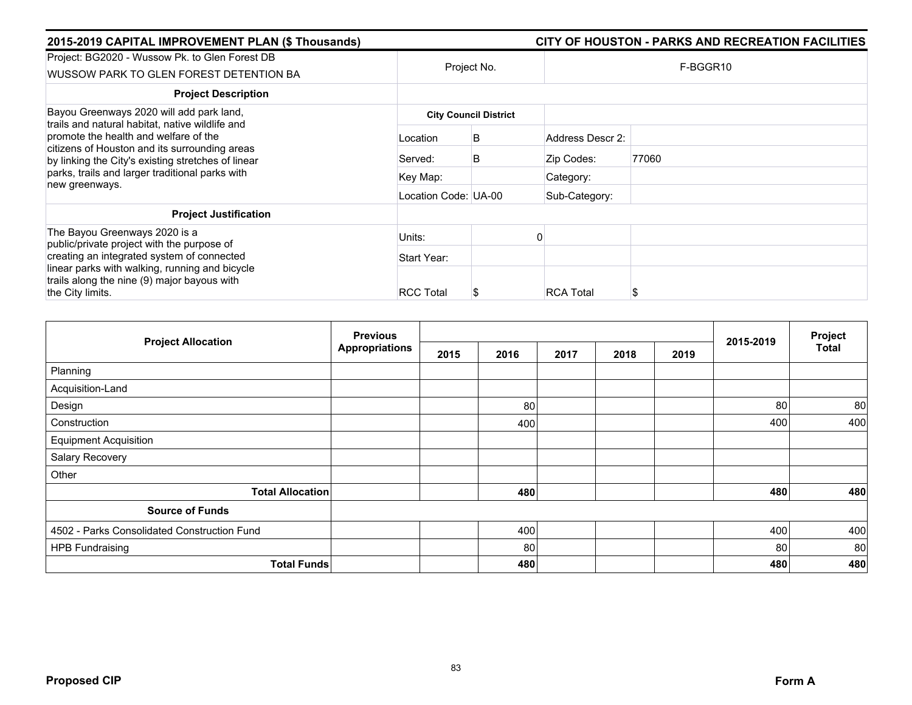## 2015-2019 CAPITAL IMPROVEMENT PLAN ($ Thousands)

## CITY OF HOUSTON - PARKS AND RECREATION FACILITIES

| Project: BG2020 - Wussow Pk. to Glen Forest DB<br>WUSSOW PARK TO GLEN FOREST DETENTION BA | Project No. | | F-BGGR10 | |
|---|---|---|---|---|
| **Project Description** | | | | |
| Bayou Greenways 2020 will add park land, trails and natural habitat, native wildlife and promote the health and welfare of the citizens of Houston and its surrounding areas by linking the City's existing stretches of linear parks, trails and larger traditional parks with new greenways. | **City Council District** | | | |
| | Location | B | Address Descr 2: | |
| | Served: | B | Zip Codes: | 77060 |
| | Key Map: | | Category: | |
| | Location Code: UA-00 | | Sub-Category: | |
| **Project Justification** | | | | |
| The Bayou Greenways 2020 is a public/private project with the purpose of creating an integrated system of connected linear parks with walking, running and bicycle trails along the nine (9) major bayous with the City limits. | Units: | 0 | | |
| | Start Year: | | | |
| | RCC Total | $ | RCA Total | $ |

| Project Allocation | Previous Appropriations | 2015 | 2016 | 2017 | 2018 | 2019 | 2015-2019 | Project Total |
|---|---|---|---|---|---|---|---|---|
| Planning | | | | | | | | |
| Acquisition-Land | | | | | | | | |
| Design | | | 80 | | | | 80 | 80 |
| Construction | | | 400 | | | | 400 | 400 |
| Equipment Acquisition | | | | | | | | |
| Salary Recovery | | | | | | | | |
| Other | | | | | | | | |
| **Total Allocation** | | | **480** | | | | **480** | **480** |
| **Source of Funds** | | | | | | | | |
| 4502 - Parks Consolidated Construction Fund | | | 400 | | | | 400 | 400 |
| HPB Fundraising | | | 80 | | | | 80 | 80 |
| **Total Funds** | | | **480** | | | | **480** | **480** |

**Proposed CIP** **Form A**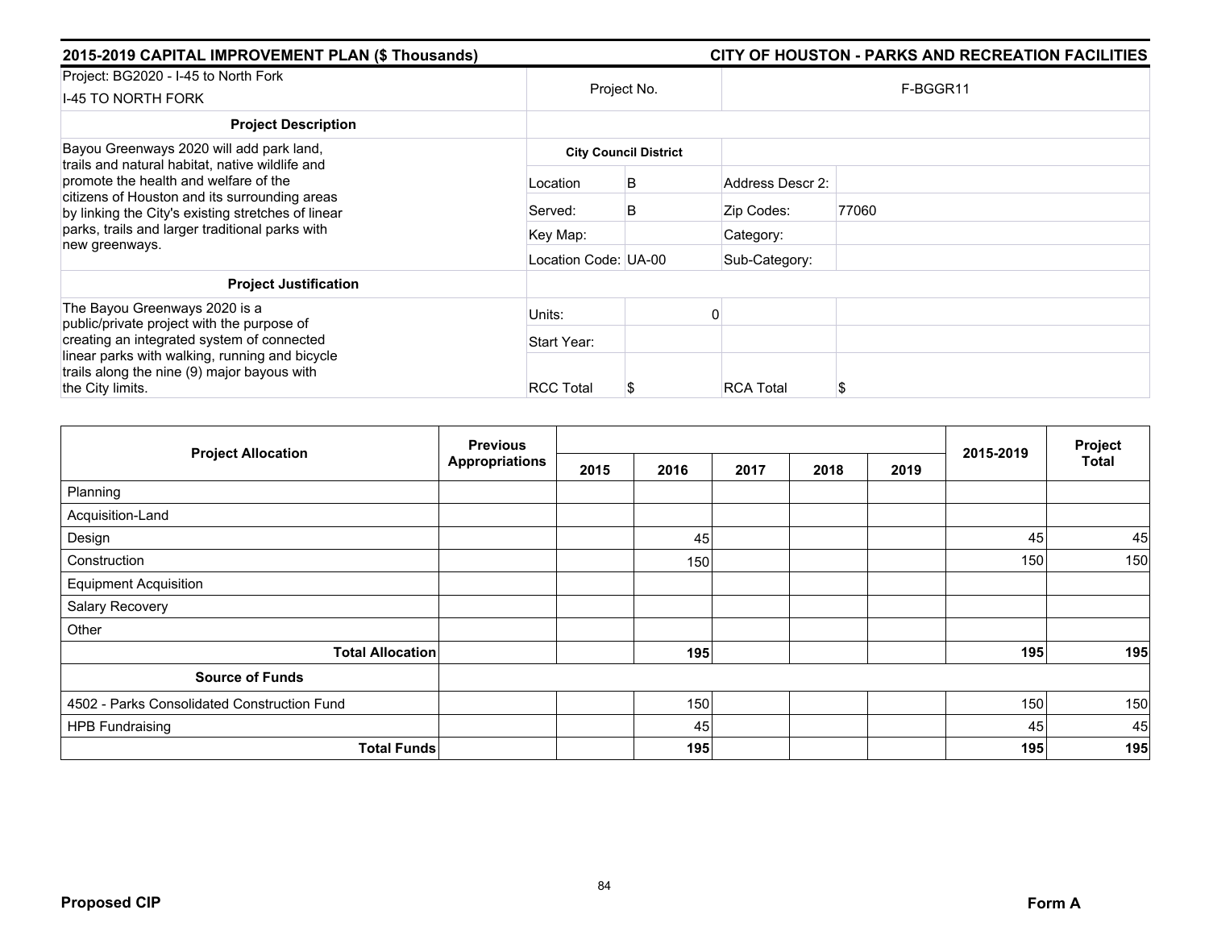## 2015-2019 CAPITAL IMPROVEMENT PLAN ($ Thousands)

## CITY OF HOUSTON - PARKS AND RECREATION FACILITIES

| Project: BG2020 - I-45 to North Fork<br>I-45 TO NORTH FORK | Project No. | | F-BGGR11 | |
|---|---|---|---|---|
| **Project Description** | | | | |
| Bayou Greenways 2020 will add park land, trails and natural habitat, native wildlife and promote the health and welfare of the citizens of Houston and its surrounding areas by linking the City's existing stretches of linear parks, trails and larger traditional parks with new greenways. | **City Council District** | | | |
| | Location | B | Address Descr 2: | |
| | Served: | B | Zip Codes: | 77060 |
| | Key Map: | | Category: | |
| | Location Code: UA-00 | | Sub-Category: | |
| **Project Justification** | | | | |
| The Bayou Greenways 2020 is a public/private project with the purpose of creating an integrated system of connected linear parks with walking, running and bicycle trails along the nine (9) major bayous with the City limits. | Units: | 0 | | |
| | Start Year: | | | |
| | RCC Total | $ | RCA Total | $ |

| Project Allocation | Previous Appropriations | 2015 | 2016 | 2017 | 2018 | 2019 | 2015-2019 | Project Total |
|---|---|---|---|---|---|---|---|---|
| Planning | | | | | | | | |
| Acquisition-Land | | | | | | | | |
| Design | | | 45 | | | | 45 | 45 |
| Construction | | | 150 | | | | 150 | 150 |
| Equipment Acquisition | | | | | | | | |
| Salary Recovery | | | | | | | | |
| Other | | | | | | | | |
| **Total Allocation** | | | **195** | | | | **195** | **195** |
| **Source of Funds** | | | | | | | | |
| 4502 - Parks Consolidated Construction Fund | | | 150 | | | | 150 | 150 |
| HPB Fundraising | | | 45 | | | | 45 | 45 |
| **Total Funds** | | | **195** | | | | **195** | **195** |

**Proposed CIP** **Form A**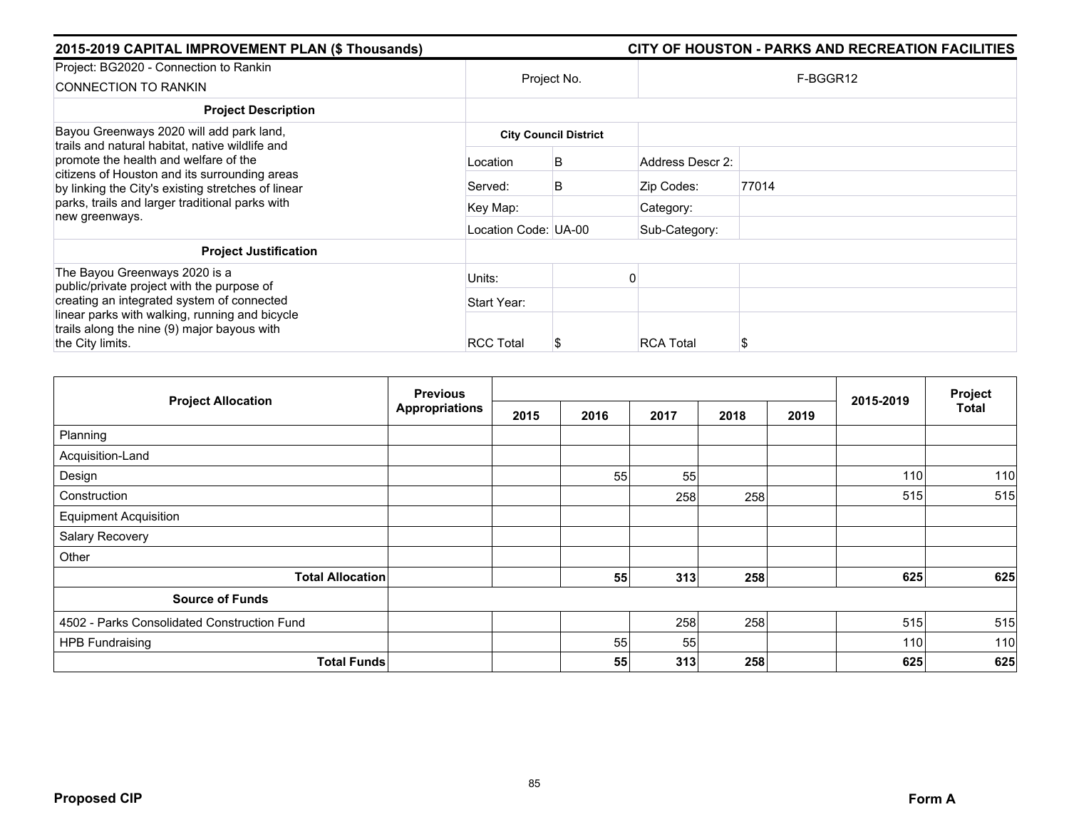## 2015-2019 CAPITAL IMPROVEMENT PLAN ($ Thousands)

## CITY OF HOUSTON - PARKS AND RECREATION FACILITIES

| Project: BG2020 - Connection to Rankin<br>CONNECTION TO RANKIN | Project No. | | F-BGGR12 | |
|---|---|---|---|---|
| **Project Description** | | | | |
| Bayou Greenways 2020 will add park land, trails and natural habitat, native wildlife and promote the health and welfare of the citizens of Houston and its surrounding areas by linking the City's existing stretches of linear parks, trails and larger traditional parks with new greenways. | **City Council District** | | | |
| | Location | B | Address Descr 2: | |
| | Served: | B | Zip Codes: | 77014 |
| | Key Map: | | Category: | |
| | Location Code: UA-00 | | Sub-Category: | |
| **Project Justification** | | | | |
| The Bayou Greenways 2020 is a public/private project with the purpose of creating an integrated system of connected linear parks with walking, running and bicycle trails along the nine (9) major bayous with the City limits. | Units: | 0 | | |
| | Start Year: | | | |
| | RCC Total | $ | RCA Total | $ |

| Project Allocation | Previous Appropriations | 2015 | 2016 | 2017 | 2018 | 2019 | 2015-2019 | Project Total |
|---|---|---|---|---|---|---|---|---|
| Planning | | | | | | | | |
| Acquisition-Land | | | | | | | | |
| Design | | | 55 | 55 | | | 110 | 110 |
| Construction | | | | 258 | 258 | | 515 | 515 |
| Equipment Acquisition | | | | | | | | |
| Salary Recovery | | | | | | | | |
| Other | | | | | | | | |
| **Total Allocation** | | | **55** | **313** | **258** | | **625** | **625** |
| **Source of Funds** | | | | | | | | |
| 4502 - Parks Consolidated Construction Fund | | | | 258 | 258 | | 515 | 515 |
| HPB Fundraising | | | 55 | 55 | | | 110 | 110 |
| **Total Funds** | | | **55** | **313** | **258** | | **625** | **625** |

**Proposed CIP** **Form A**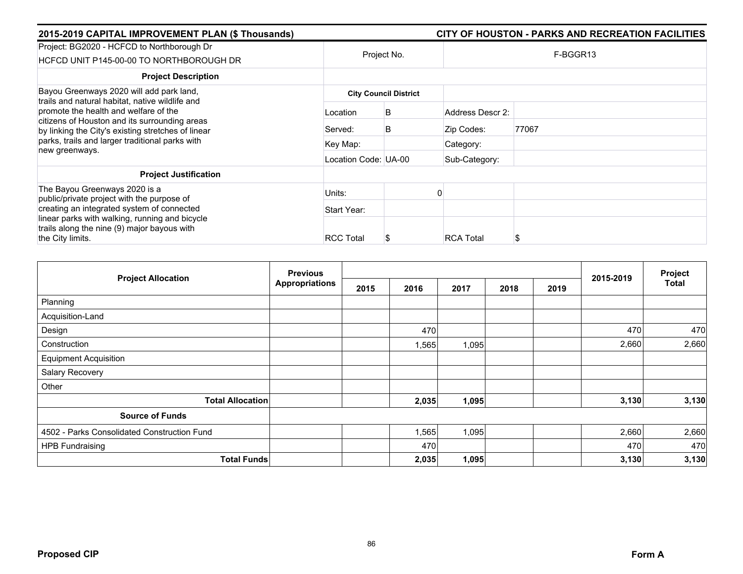## 2015-2019 CAPITAL IMPROVEMENT PLAN ($ Thousands) — CITY OF HOUSTON - PARKS AND RECREATION FACILITIES

| Project: BG2020 - HCFCD to Northborough Dr<br>HCFCD UNIT P145-00-00 TO NORTHBOROUGH DR | Project No. | | F-BGGR13 | |
|---|---|---|---|---|
| **Project Description** | | | | |
| Bayou Greenways 2020 will add park land, trails and natural habitat, native wildlife and promote the health and welfare of the citizens of Houston and its surrounding areas by linking the City's existing stretches of linear parks, trails and larger traditional parks with new greenways. | **City Council District** | | | |
| | Location | B | Address Descr 2: | |
| | Served: | B | Zip Codes: | 77067 |
| | Key Map: | | Category: | |
| | Location Code: UA-00 | | Sub-Category: | |
| **Project Justification** | | | | |
| The Bayou Greenways 2020 is a public/private project with the purpose of creating an integrated system of connected linear parks with walking, running and bicycle trails along the nine (9) major bayous with the City limits. | Units: | 0 | | |
| | Start Year: | | | |
| | RCC Total | $ | RCA Total | $ |

| Project Allocation | Previous Appropriations | 2015 | 2016 | 2017 | 2018 | 2019 | 2015-2019 | Project Total |
|---|---|---|---|---|---|---|---|---|
| Planning | | | | | | | | |
| Acquisition-Land | | | | | | | | |
| Design | | | 470 | | | | 470 | 470 |
| Construction | | | 1,565 | 1,095 | | | 2,660 | 2,660 |
| Equipment Acquisition | | | | | | | | |
| Salary Recovery | | | | | | | | |
| Other | | | | | | | | |
| **Total Allocation** | | | **2,035** | **1,095** | | | **3,130** | **3,130** |
| **Source of Funds** | | | | | | | | |
| 4502 - Parks Consolidated Construction Fund | | | 1,565 | 1,095 | | | 2,660 | 2,660 |
| HPB Fundraising | | | 470 | | | | 470 | 470 |
| **Total Funds** | | | **2,035** | **1,095** | | | **3,130** | **3,130** |

**Proposed CIP** — **Form A**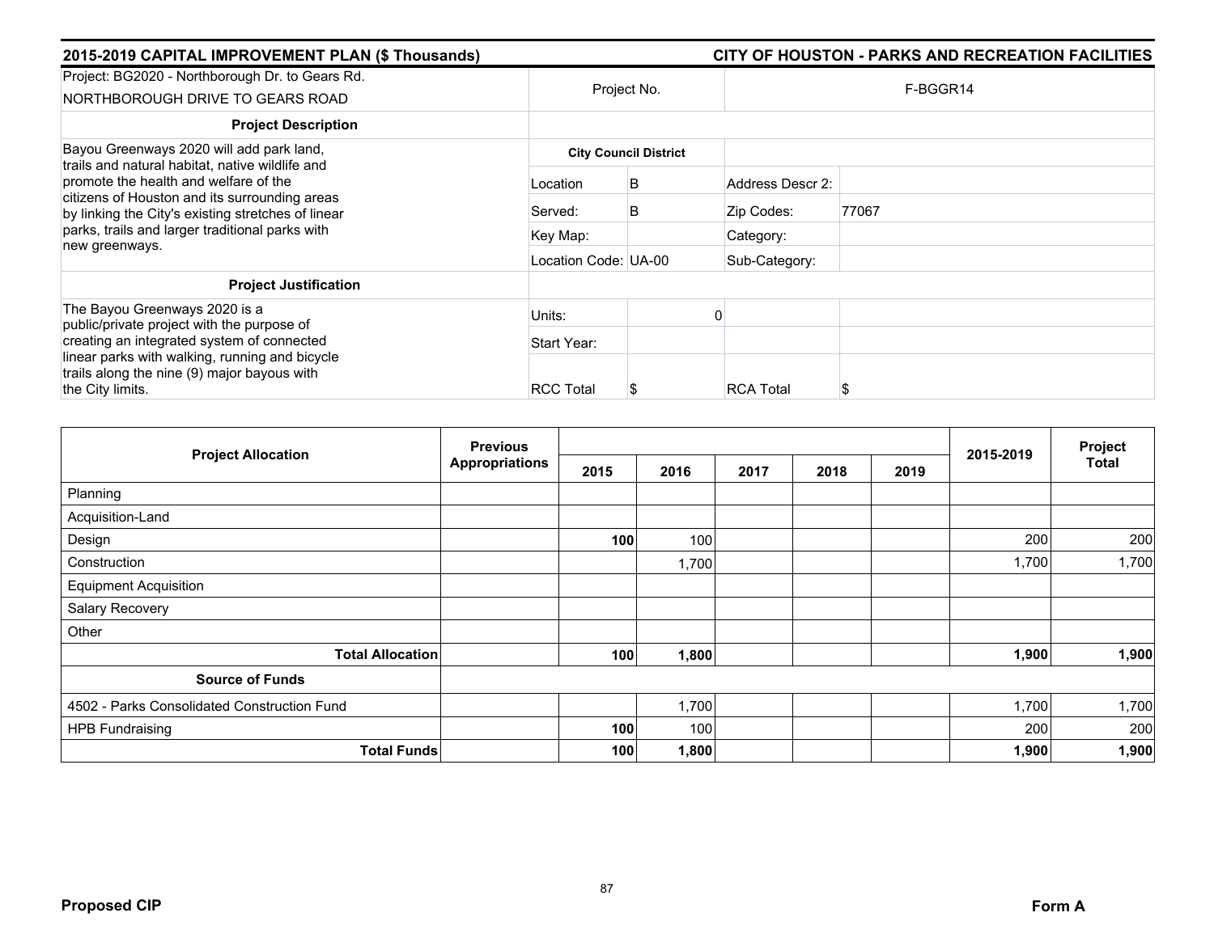**2015-2019 CAPITAL IMPROVEMENT PLAN ($ Thousands)** | **CITY OF HOUSTON - PARKS AND RECREATION FACILITIES**

| Project: BG2020 - Northborough Dr. to Gears Rd. NORTHBOROUGH DRIVE TO GEARS ROAD | Project No. | | F-BGGR14 |
|---|---|---|---|
| **Project Description** | | | |
| Bayou Greenways 2020 will add park land, trails and natural habitat, native wildlife and promote the health and welfare of the citizens of Houston and its surrounding areas by linking the City's existing stretches of linear parks, trails and larger traditional parks with new greenways. | **City Council District** | | |
| | Location | B | Address Descr 2: |
| | Served: | B | Zip Codes: 77067 |
| | Key Map: | | Category: |
| | Location Code: UA-00 | | Sub-Category: |
| **Project Justification** | | | |
| The Bayou Greenways 2020 is a public/private project with the purpose of creating an integrated system of connected linear parks with walking, running and bicycle trails along the nine (9) major bayous with the City limits. | Units: | 0 | |
| | Start Year: | | |
| | RCC Total | $ | RCA Total $ |

| Project Allocation | Previous Appropriations | 2015 | 2016 | 2017 | 2018 | 2019 | 2015-2019 | Project Total |
|---|---|---|---|---|---|---|---|---|
| Planning | | | | | | | | |
| Acquisition-Land | | | | | | | | |
| Design | | **100** | 100 | | | | 200 | 200 |
| Construction | | | 1,700 | | | | 1,700 | 1,700 |
| Equipment Acquisition | | | | | | | | |
| Salary Recovery | | | | | | | | |
| Other | | | | | | | | |
| **Total Allocation** | | **100** | **1,800** | | | | **1,900** | **1,900** |
| **Source of Funds** | | | | | | | | |
| 4502 - Parks Consolidated Construction Fund | | | 1,700 | | | | 1,700 | 1,700 |
| HPB Fundraising | | **100** | 100 | | | | 200 | 200 |
| **Total Funds** | | **100** | **1,800** | | | | **1,900** | **1,900** |

**Proposed CIP** | **Form A**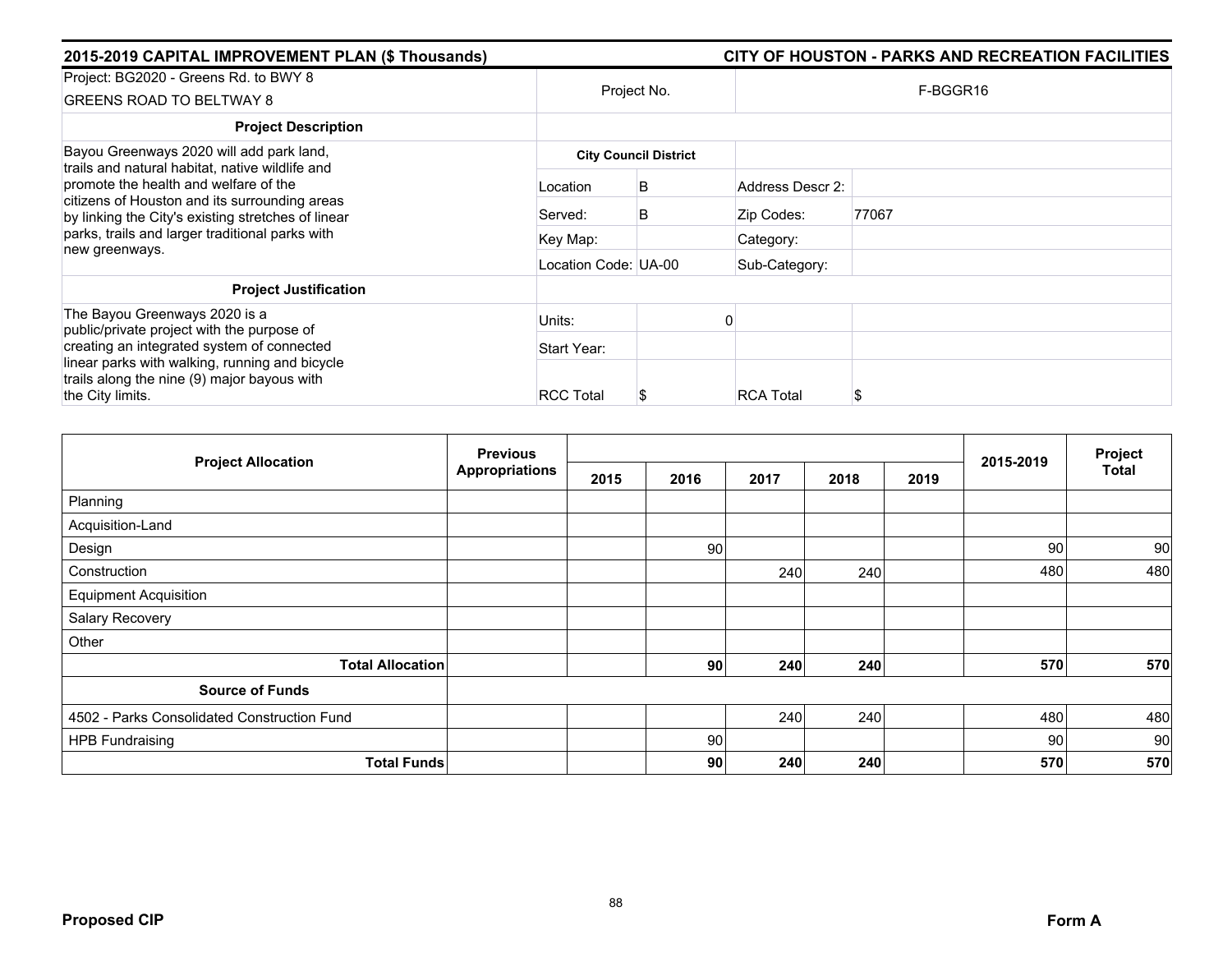**2015-2019 CAPITAL IMPROVEMENT PLAN ($ Thousands)** | **CITY OF HOUSTON - PARKS AND RECREATION FACILITIES**

| Project: BG2020 - Greens Rd. to BWY 8<br>GREENS ROAD TO BELTWAY 8 | Project No. | | F-BGGR16 | |
|---|---|---|---|---|
| **Project Description** | | | | |
| Bayou Greenways 2020 will add park land, trails and natural habitat, native wildlife and promote the health and welfare of the citizens of Houston and its surrounding areas by linking the City's existing stretches of linear parks, trails and larger traditional parks with new greenways. | **City Council District** | | | |
| | Location | B | Address Descr 2: | |
| | Served: | B | Zip Codes: | 77067 |
| | Key Map: | | Category: | |
| | Location Code: UA-00 | | Sub-Category: | |
| **Project Justification** | | | | |
| The Bayou Greenways 2020 is a public/private project with the purpose of creating an integrated system of connected linear parks with walking, running and bicycle trails along the nine (9) major bayous with the City limits. | Units: | 0 | | |
| | Start Year: | | | |
| | RCC Total | $ | RCA Total | $ |

| Project Allocation | Previous Appropriations | 2015 | 2016 | 2017 | 2018 | 2019 | 2015-2019 | Project Total |
|---|---|---|---|---|---|---|---|---|
| Planning | | | | | | | | |
| Acquisition-Land | | | | | | | | |
| Design | | | 90 | | | | 90 | 90 |
| Construction | | | | 240 | 240 | | 480 | 480 |
| Equipment Acquisition | | | | | | | | |
| Salary Recovery | | | | | | | | |
| Other | | | | | | | | |
| **Total Allocation** | | | **90** | **240** | **240** | | **570** | **570** |
| **Source of Funds** | | | | | | | | |
| 4502 - Parks Consolidated Construction Fund | | | | 240 | 240 | | 480 | 480 |
| HPB Fundraising | | | 90 | | | | 90 | 90 |
| **Total Funds** | | | **90** | **240** | **240** | | **570** | **570** |

**Proposed CIP** | **Form A**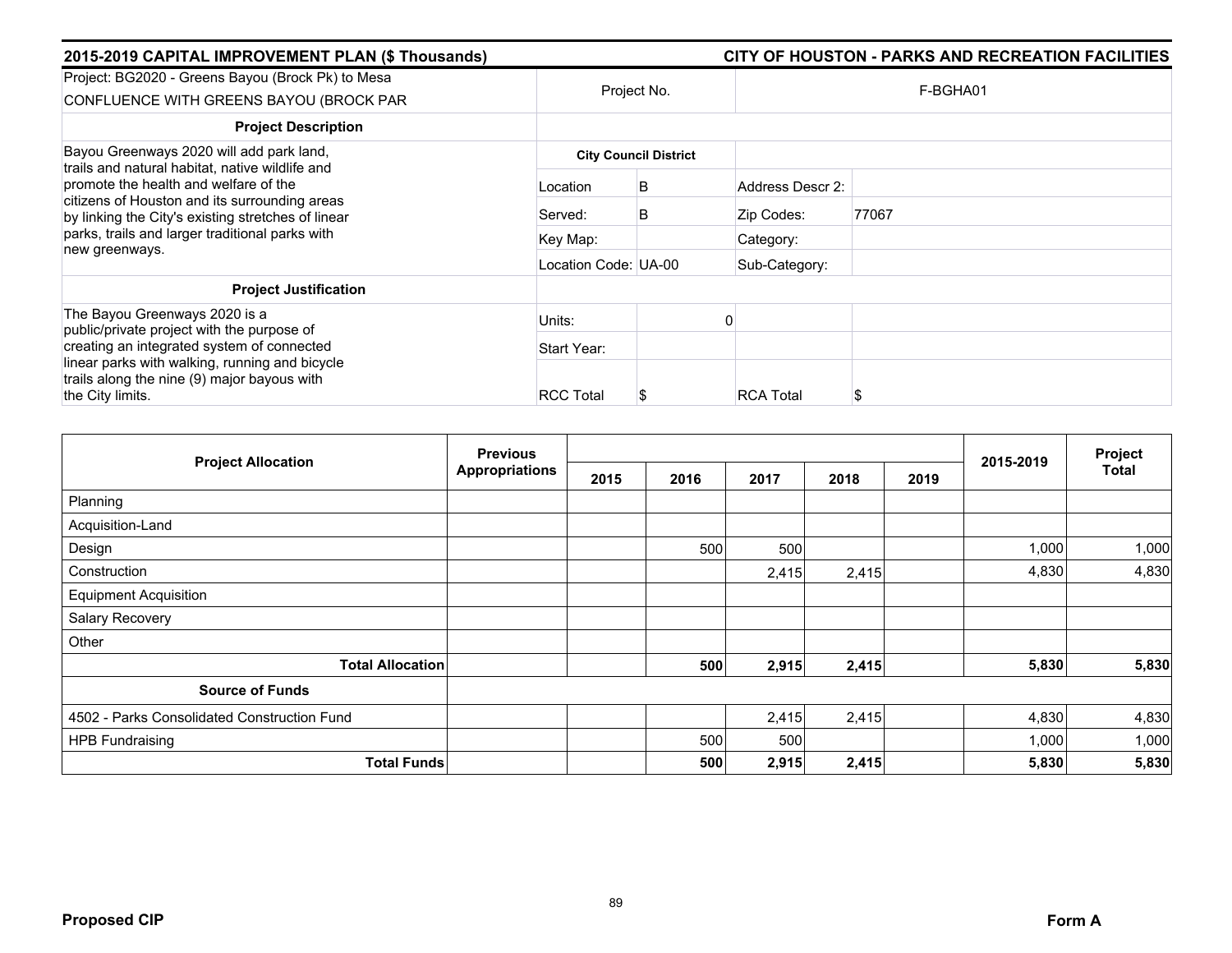**2015-2019 CAPITAL IMPROVEMENT PLAN ($ Thousands)** — **CITY OF HOUSTON - PARKS AND RECREATION FACILITIES**

| Project: BG2020 - Greens Bayou (Brock Pk) to Mesa CONFLUENCE WITH GREENS BAYOU (BROCK PAR | Project No. | | F-BGHA01 | |
|---|---|---|---|---|
| **Project Description** | | | | |
| Bayou Greenways 2020 will add park land, trails and natural habitat, native wildlife and promote the health and welfare of the citizens of Houston and its surrounding areas by linking the City's existing stretches of linear parks, trails and larger traditional parks with new greenways. | **City Council District** | | | |
| | Location | B | Address Descr 2: | |
| | Served: | B | Zip Codes: | 77067 |
| | Key Map: | | Category: | |
| | Location Code: UA-00 | | Sub-Category: | |
| **Project Justification** | | | | |
| The Bayou Greenways 2020 is a public/private project with the purpose of creating an integrated system of connected linear parks with walking, running and bicycle trails along the nine (9) major bayous with the City limits. | Units: | 0 | | |
| | Start Year: | | | |
| | RCC Total | $ | RCA Total | $ |

| Project Allocation | Previous Appropriations | 2015 | 2016 | 2017 | 2018 | 2019 | 2015-2019 | Project Total |
|---|---|---|---|---|---|---|---|---|
| Planning | | | | | | | | |
| Acquisition-Land | | | | | | | | |
| Design | | | 500 | 500 | | | 1,000 | 1,000 |
| Construction | | | | 2,415 | 2,415 | | 4,830 | 4,830 |
| Equipment Acquisition | | | | | | | | |
| Salary Recovery | | | | | | | | |
| Other | | | | | | | | |
| **Total Allocation** | | | **500** | **2,915** | **2,415** | | **5,830** | **5,830** |
| **Source of Funds** | | | | | | | | |
| 4502 - Parks Consolidated Construction Fund | | | | 2,415 | 2,415 | | 4,830 | 4,830 |
| HPB Fundraising | | | 500 | 500 | | | 1,000 | 1,000 |
| **Total Funds** | | | **500** | **2,915** | **2,415** | | **5,830** | **5,830** |

**Proposed CIP** — **Form A**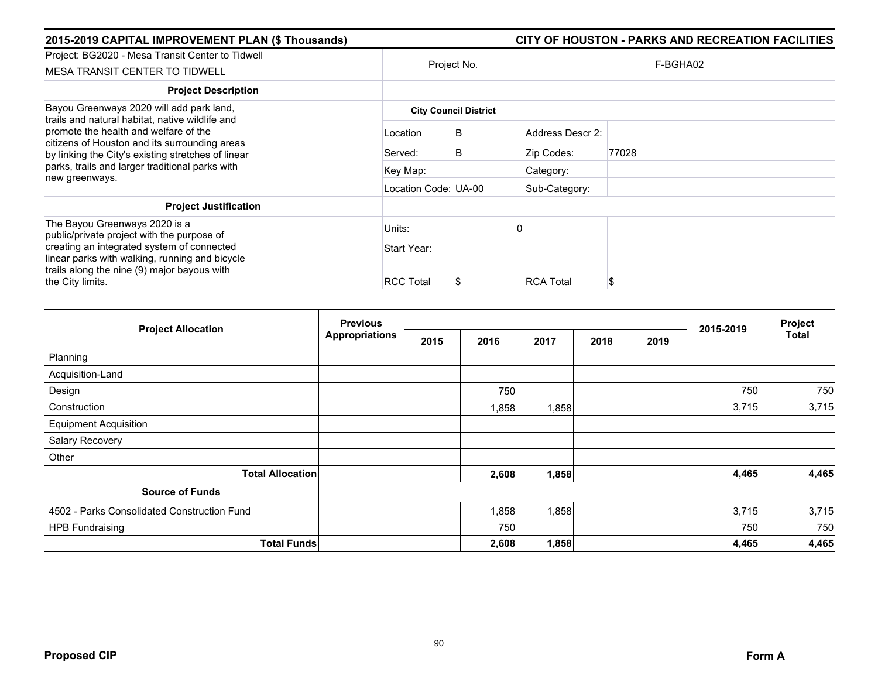## 2015-2019 CAPITAL IMPROVEMENT PLAN ($ Thousands) — CITY OF HOUSTON - PARKS AND RECREATION FACILITIES

| Project: BG2020 - Mesa Transit Center to Tidwell<br>MESA TRANSIT CENTER TO TIDWELL | Project No. | | F-BGHA02 | |
|---|---|---|---|---|
| **Project Description** | | | | |
| Bayou Greenways 2020 will add park land, trails and natural habitat, native wildlife and promote the health and welfare of the citizens of Houston and its surrounding areas by linking the City's existing stretches of linear parks, trails and larger traditional parks with new greenways. | **City Council District** | | | |
| | Location | B | Address Descr 2: | |
| | Served: | B | Zip Codes: | 77028 |
| | Key Map: | | Category: | |
| | Location Code: UA-00 | | Sub-Category: | |
| **Project Justification** | | | | |
| The Bayou Greenways 2020 is a public/private project with the purpose of creating an integrated system of connected linear parks with walking, running and bicycle trails along the nine (9) major bayous with the City limits. | Units: | 0 | | |
| | Start Year: | | | |
| | RCC Total | $ | RCA Total | $ |

| Project Allocation | Previous Appropriations | 2015 | 2016 | 2017 | 2018 | 2019 | 2015-2019 | Project Total |
|---|---|---|---|---|---|---|---|---|
| Planning | | | | | | | | |
| Acquisition-Land | | | | | | | | |
| Design | | | 750 | | | | 750 | 750 |
| Construction | | | 1,858 | 1,858 | | | 3,715 | 3,715 |
| Equipment Acquisition | | | | | | | | |
| Salary Recovery | | | | | | | | |
| Other | | | | | | | | |
| **Total Allocation** | | | **2,608** | **1,858** | | | **4,465** | **4,465** |
| **Source of Funds** | | | | | | | | |
| 4502 - Parks Consolidated Construction Fund | | | 1,858 | 1,858 | | | 3,715 | 3,715 |
| HPB Fundraising | | | 750 | | | | 750 | 750 |
| **Total Funds** | | | **2,608** | **1,858** | | | **4,465** | **4,465** |

**Proposed CIP** — **Form A**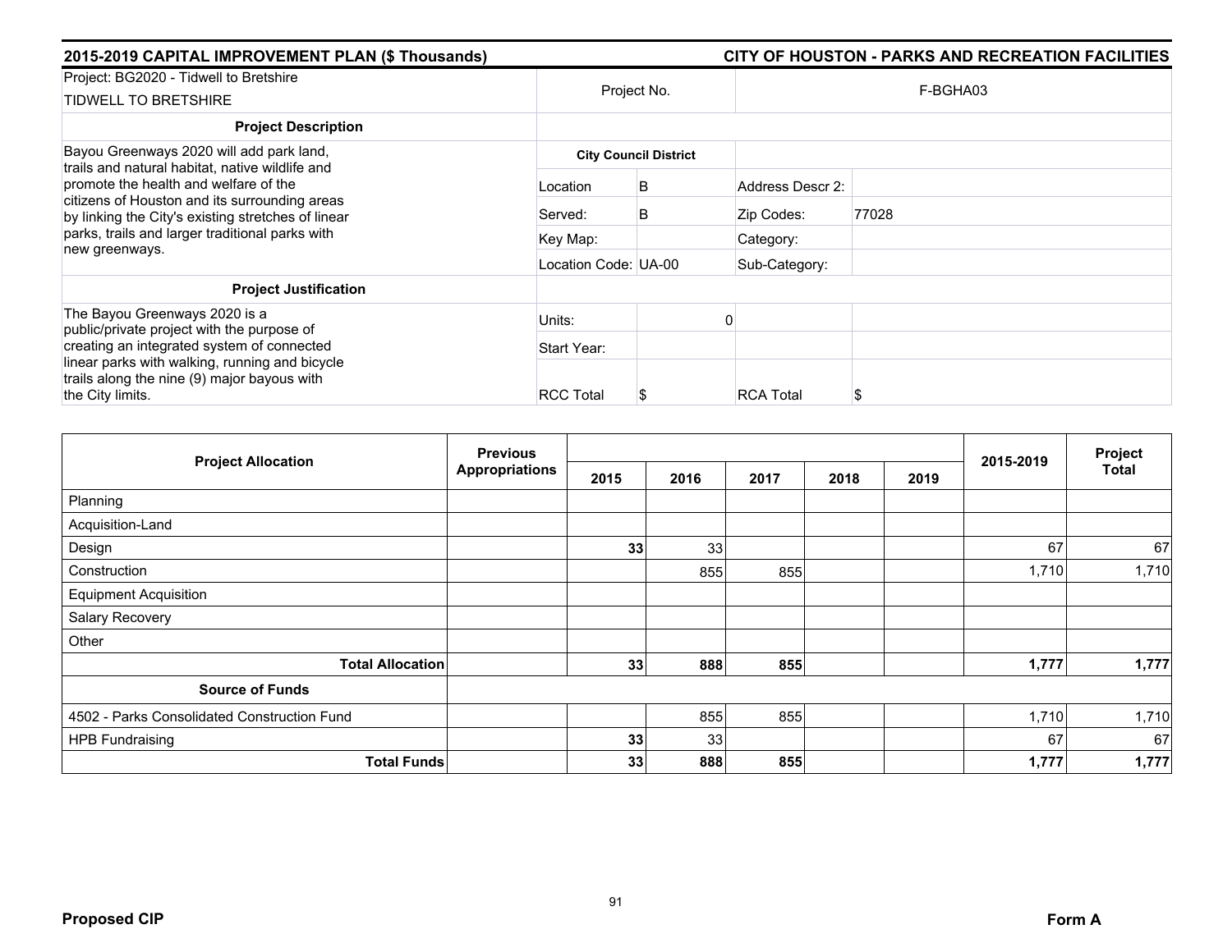## 2015-2019 CAPITAL IMPROVEMENT PLAN ($ Thousands) — CITY OF HOUSTON - PARKS AND RECREATION FACILITIES

| Project: BG2020 - Tidwell to Bretshire<br>TIDWELL TO BRETSHIRE | Project No. | | F-BGHA03 | |
|---|---|---|---|---|
| **Project Description** | | | | |
| Bayou Greenways 2020 will add park land, trails and natural habitat, native wildlife and promote the health and welfare of the citizens of Houston and its surrounding areas by linking the City's existing stretches of linear parks, trails and larger traditional parks with new greenways. | **City Council District** | | | |
| | Location | B | Address Descr 2: | |
| | Served: | B | Zip Codes: | 77028 |
| | Key Map: | | Category: | |
| | Location Code: UA-00 | | Sub-Category: | |
| **Project Justification** | | | | |
| The Bayou Greenways 2020 is a public/private project with the purpose of creating an integrated system of connected linear parks with walking, running and bicycle trails along the nine (9) major bayous with the City limits. | Units: | 0 | | |
| | Start Year: | | | |
| | RCC Total | $ | RCA Total | $ |

| Project Allocation | Previous Appropriations | 2015 | 2016 | 2017 | 2018 | 2019 | 2015-2019 | Project Total |
|---|---|---|---|---|---|---|---|---|
| Planning | | | | | | | | |
| Acquisition-Land | | | | | | | | |
| Design | | **33** | 33 | | | | 67 | 67 |
| Construction | | | 855 | 855 | | | 1,710 | 1,710 |
| Equipment Acquisition | | | | | | | | |
| Salary Recovery | | | | | | | | |
| Other | | | | | | | | |
| **Total Allocation** | | **33** | **888** | **855** | | | **1,777** | **1,777** |
| **Source of Funds** | | | | | | | | |
| 4502 - Parks Consolidated Construction Fund | | | 855 | 855 | | | 1,710 | 1,710 |
| HPB Fundraising | | **33** | 33 | | | | 67 | 67 |
| **Total Funds** | | **33** | **888** | **855** | | | **1,777** | **1,777** |

**Proposed CIP** — **Form A**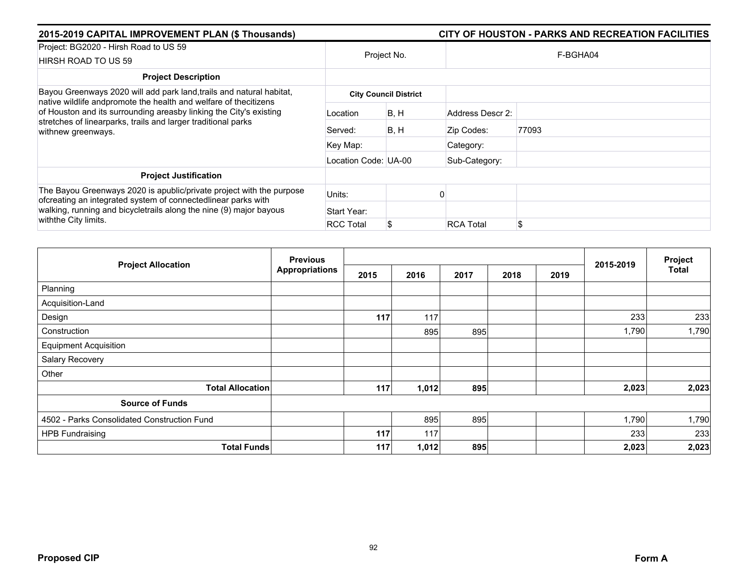## 2015-2019 CAPITAL IMPROVEMENT PLAN ($ Thousands)

## CITY OF HOUSTON - PARKS AND RECREATION FACILITIES

| Project: BG2020 - Hirsh Road to US 59<br>HIRSH ROAD TO US 59 | Project No. | | F-BGHA04 | |
|---|---|---|---|---|
| **Project Description** | | | | |
| Bayou Greenways 2020 will add park land,trails and natural habitat, native wildlife andpromote the health and welfare of thecitizens of Houston and its surrounding areasby linking the City's existing stretches of linearparks, trails and larger traditional parks withnew greenways. | **City Council District** | | | |
| | Location | B, H | Address Descr 2: | |
| | Served: | B, H | Zip Codes: | 77093 |
| | Key Map: | | Category: | |
| | Location Code: | UA-00 | Sub-Category: | |
| **Project Justification** | | | | |
| The Bayou Greenways 2020 is apublic/private project with the purpose ofcreating an integrated system of connectedlinear parks with walking, running and bicycletrails along the nine (9) major bayous withthe City limits. | Units: | 0 | | |
| | Start Year: | | | |
| | RCC Total | $ | RCA Total | $ |

| Project Allocation | Previous Appropriations | 2015 | 2016 | 2017 | 2018 | 2019 | 2015-2019 | Project Total |
|---|---|---|---|---|---|---|---|---|
| Planning | | | | | | | | |
| Acquisition-Land | | | | | | | | |
| Design | | **117** | 117 | | | | 233 | 233 |
| Construction | | | 895 | 895 | | | 1,790 | 1,790 |
| Equipment Acquisition | | | | | | | | |
| Salary Recovery | | | | | | | | |
| Other | | | | | | | | |
| **Total Allocation** | | **117** | **1,012** | **895** | | | **2,023** | **2,023** |
| **Source of Funds** | | | | | | | | |
| 4502 - Parks Consolidated Construction Fund | | | 895 | 895 | | | 1,790 | 1,790 |
| HPB Fundraising | | **117** | 117 | | | | 233 | 233 |
| **Total Funds** | | **117** | **1,012** | **895** | | | **2,023** | **2,023** |

**Proposed CIP** **Form A**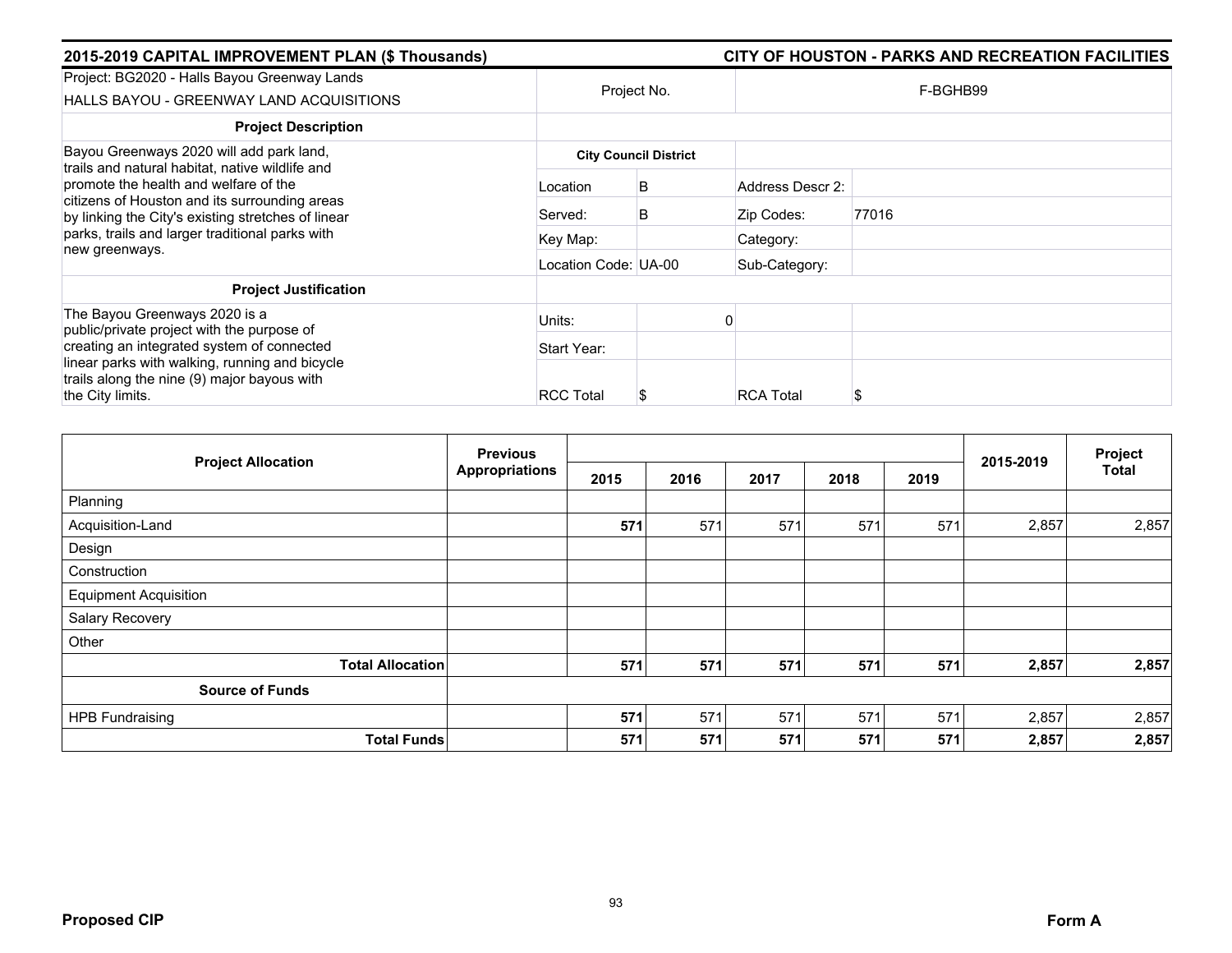## 2015-2019 CAPITAL IMPROVEMENT PLAN ($ Thousands) — CITY OF HOUSTON - PARKS AND RECREATION FACILITIES

| Project: BG2020 - Halls Bayou Greenway Lands<br>HALLS BAYOU - GREENWAY LAND ACQUISITIONS | Project No. | | F-BGHB99 | |
|---|---|---|---|---|
| **Project Description** | | | | |
| Bayou Greenways 2020 will add park land, trails and natural habitat, native wildlife and promote the health and welfare of the citizens of Houston and its surrounding areas by linking the City's existing stretches of linear parks, trails and larger traditional parks with new greenways. | **City Council District** | | | |
| | Location | B | Address Descr 2: | |
| | Served: | B | Zip Codes: | 77016 |
| | Key Map: | | Category: | |
| | Location Code: UA-00 | | Sub-Category: | |
| **Project Justification** | | | | |
| The Bayou Greenways 2020 is a public/private project with the purpose of creating an integrated system of connected linear parks with walking, running and bicycle trails along the nine (9) major bayous with the City limits. | Units: | 0 | | |
| | Start Year: | | | |
| | RCC Total | $ | RCA Total | $ |

| Project Allocation | Previous Appropriations | 2015 | 2016 | 2017 | 2018 | 2019 | 2015-2019 | Project Total |
|---|---|---|---|---|---|---|---|---|
| Planning | | | | | | | | |
| Acquisition-Land | | **571** | 571 | 571 | 571 | 571 | 2,857 | 2,857 |
| Design | | | | | | | | |
| Construction | | | | | | | | |
| Equipment Acquisition | | | | | | | | |
| Salary Recovery | | | | | | | | |
| Other | | | | | | | | |
| **Total Allocation** | | **571** | **571** | **571** | **571** | **571** | **2,857** | **2,857** |
| **Source of Funds** | | | | | | | | |
| HPB Fundraising | | **571** | 571 | 571 | 571 | 571 | 2,857 | 2,857 |
| **Total Funds** | | **571** | **571** | **571** | **571** | **571** | **2,857** | **2,857** |

**Proposed CIP** **Form A**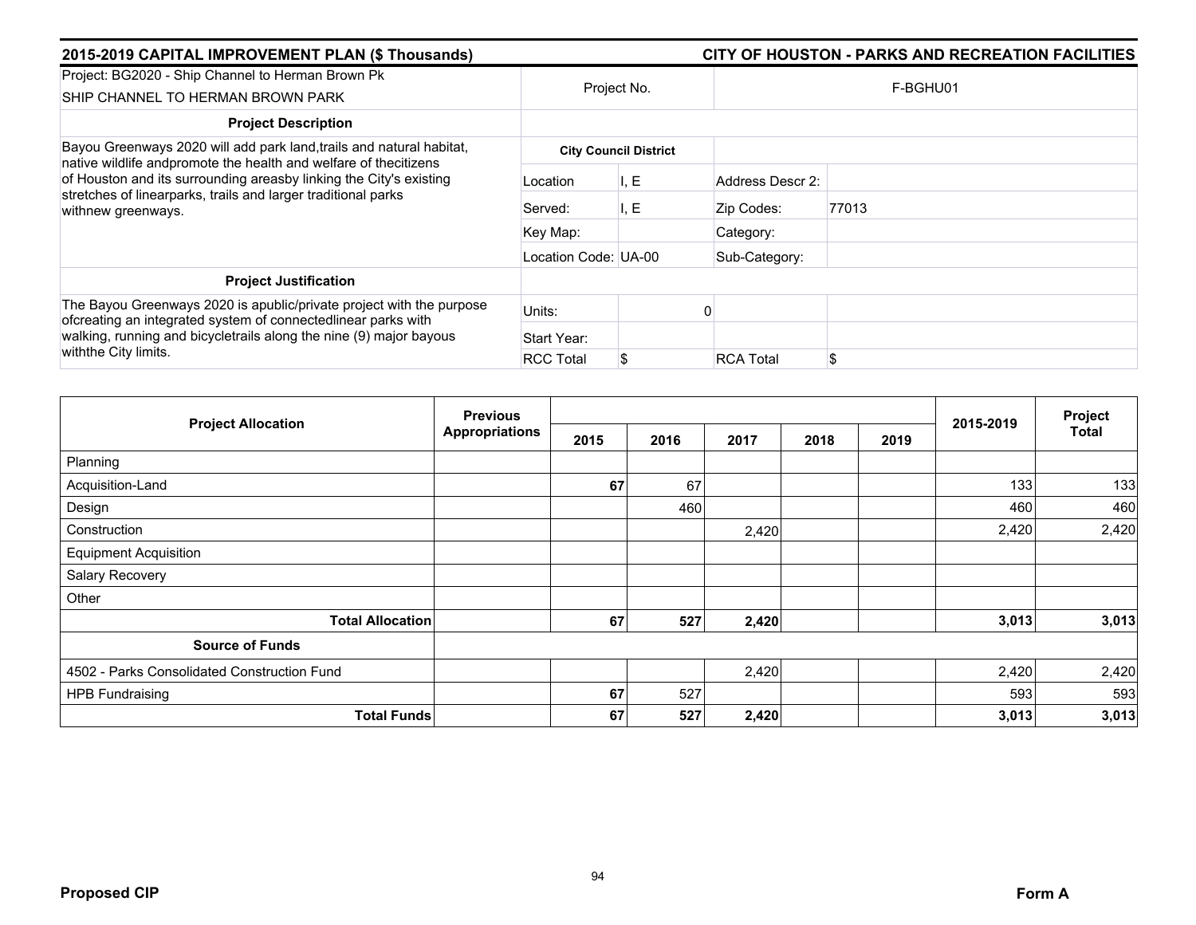## 2015-2019 CAPITAL IMPROVEMENT PLAN ($ Thousands) — CITY OF HOUSTON - PARKS AND RECREATION FACILITIES

| Project: BG2020 - Ship Channel to Herman Brown Pk<br>SHIP CHANNEL TO HERMAN BROWN PARK | Project No. | | F-BGHU01 | |
|---|---|---|---|---|
| **Project Description** | | | | |
| Bayou Greenways 2020 will add park land,trails and natural habitat, native wildlife andpromote the health and welfare of thecitizens of Houston and its surrounding areasby linking the City's existing stretches of linearparks, trails and larger traditional parks withnew greenways. | **City Council District** | | | |
| | Location | I, E | Address Descr 2: | |
| | Served: | I, E | Zip Codes: | 77013 |
| | Key Map: | | Category: | |
| | Location Code: UA-00 | | Sub-Category: | |
| **Project Justification** | | | | |
| The Bayou Greenways 2020 is apublic/private project with the purpose ofcreating an integrated system of connectedlinear parks with walking, running and bicycletrails along the nine (9) major bayous withthe City limits. | Units: | 0 | | |
| | Start Year: | | | |
| | RCC Total | $ | RCA Total | $ |

| Project Allocation | Previous Appropriations | 2015 | 2016 | 2017 | 2018 | 2019 | 2015-2019 | Project Total |
|---|---|---|---|---|---|---|---|---|
| Planning | | | | | | | | |
| Acquisition-Land | | **67** | 67 | | | | 133 | 133 |
| Design | | | 460 | | | | 460 | 460 |
| Construction | | | | 2,420 | | | 2,420 | 2,420 |
| Equipment Acquisition | | | | | | | | |
| Salary Recovery | | | | | | | | |
| Other | | | | | | | | |
| **Total Allocation** | | **67** | **527** | **2,420** | | | **3,013** | **3,013** |
| **Source of Funds** | | | | | | | | |
| 4502 - Parks Consolidated Construction Fund | | | | 2,420 | | | 2,420 | 2,420 |
| HPB Fundraising | | **67** | 527 | | | | 593 | 593 |
| **Total Funds** | | **67** | **527** | **2,420** | | | **3,013** | **3,013** |

**Proposed CIP** **Form A**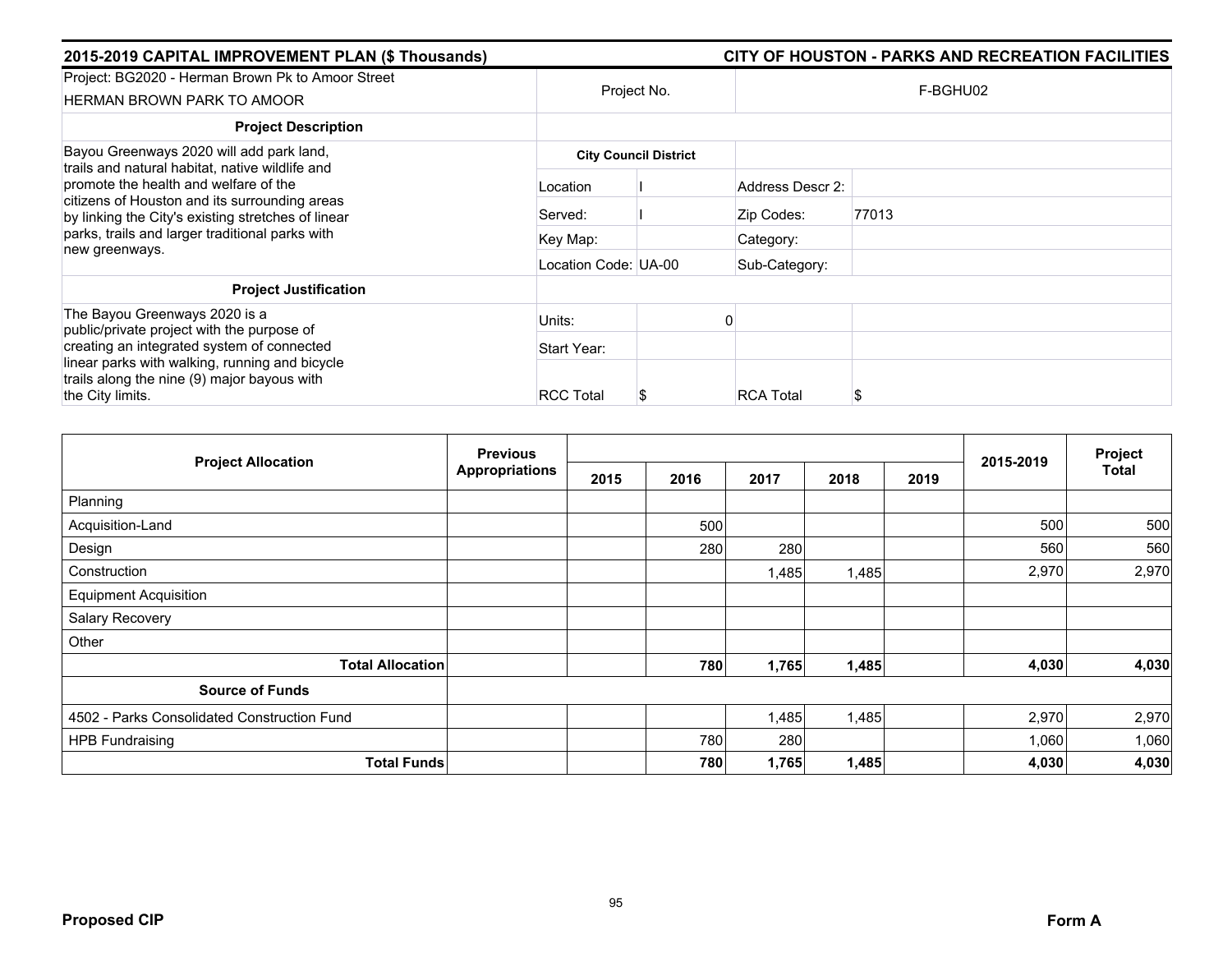## 2015-2019 CAPITAL IMPROVEMENT PLAN ($ Thousands) — CITY OF HOUSTON - PARKS AND RECREATION FACILITIES

| Project: BG2020 - Herman Brown Pk to Amoor Street<br>HERMAN BROWN PARK TO AMOOR | Project No. | | F-BGHU02 | |
|---|---|---|---|---|
| **Project Description** | | | | |
| Bayou Greenways 2020 will add park land, trails and natural habitat, native wildlife and promote the health and welfare of the citizens of Houston and its surrounding areas by linking the City's existing stretches of linear parks, trails and larger traditional parks with new greenways. | **City Council District** | | | |
| | Location | I | Address Descr 2: | |
| | Served: | I | Zip Codes: | 77013 |
| | Key Map: | | Category: | |
| | Location Code: UA-00 | | Sub-Category: | |
| **Project Justification** | | | | |
| The Bayou Greenways 2020 is a public/private project with the purpose of creating an integrated system of connected linear parks with walking, running and bicycle trails along the nine (9) major bayous with the City limits. | Units: | 0 | | |
| | Start Year: | | | |
| | RCC Total | $ | RCA Total | $ |

| Project Allocation | Previous Appropriations | 2015 | 2016 | 2017 | 2018 | 2019 | 2015-2019 | Project Total |
|---|---|---|---|---|---|---|---|---|
| Planning | | | | | | | | |
| Acquisition-Land | | | 500 | | | | 500 | 500 |
| Design | | | 280 | 280 | | | 560 | 560 |
| Construction | | | | 1,485 | 1,485 | | 2,970 | 2,970 |
| Equipment Acquisition | | | | | | | | |
| Salary Recovery | | | | | | | | |
| Other | | | | | | | | |
| **Total Allocation** | | | **780** | **1,765** | **1,485** | | **4,030** | **4,030** |
| **Source of Funds** | | | | | | | | |
| 4502 - Parks Consolidated Construction Fund | | | | 1,485 | 1,485 | | 2,970 | 2,970 |
| HPB Fundraising | | | 780 | 280 | | | 1,060 | 1,060 |
| **Total Funds** | | | **780** | **1,765** | **1,485** | | **4,030** | **4,030** |

**Proposed CIP** — **Form A**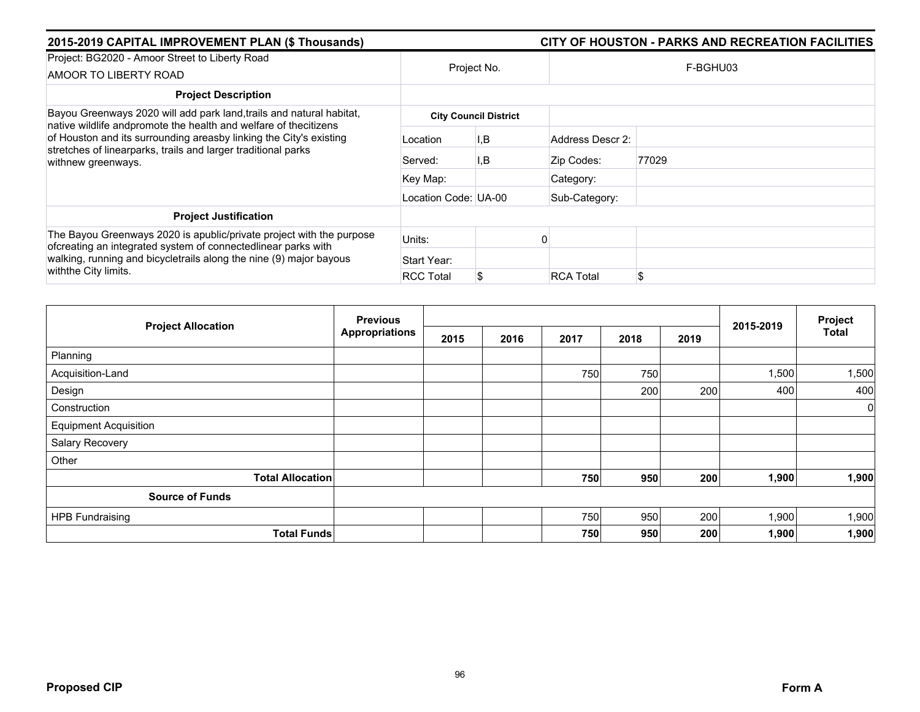## 2015-2019 CAPITAL IMPROVEMENT PLAN ($ Thousands) — CITY OF HOUSTON - PARKS AND RECREATION FACILITIES

| Project: BG2020 - Amoor Street to Liberty Road<br>AMOOR TO LIBERTY ROAD | Project No. | | F-BGHU03 | |
|---|---|---|---|---|
| **Project Description** | | | | |
| Bayou Greenways 2020 will add park land,trails and natural habitat, native wildlife andpromote the health and welfare of thecitizens of Houston and its surrounding areasby linking the City's existing stretches of linearparks, trails and larger traditional parks withnew greenways. | **City Council District** | | | |
| | Location | I,B | Address Descr 2: | |
| | Served: | I,B | Zip Codes: | 77029 |
| | Key Map: | | Category: | |
| | Location Code: UA-00 | | Sub-Category: | |
| **Project Justification** | | | | |
| The Bayou Greenways 2020 is apublic/private project with the purpose ofcreating an integrated system of connectedlinear parks with walking, running and bicycletrails along the nine (9) major bayous withthe City limits. | Units: | 0 | | |
| | Start Year: | | | |
| | RCC Total | $ | RCA Total | $ |

| Project Allocation | Previous Appropriations | 2015 | 2016 | 2017 | 2018 | 2019 | 2015-2019 | Project Total |
|---|---|---|---|---|---|---|---|---|
| Planning | | | | | | | | |
| Acquisition-Land | | | | 750 | 750 | | 1,500 | 1,500 |
| Design | | | | | 200 | 200 | 400 | 400 |
| Construction | | | | | | | | 0 |
| Equipment Acquisition | | | | | | | | |
| Salary Recovery | | | | | | | | |
| Other | | | | | | | | |
| **Total Allocation** | | | | **750** | **950** | **200** | **1,900** | **1,900** |
| **Source of Funds** | | | | | | | | |
| HPB Fundraising | | | | 750 | 950 | 200 | 1,900 | 1,900 |
| **Total Funds** | | | | **750** | **950** | **200** | **1,900** | **1,900** |

**Proposed CIP** — **Form A**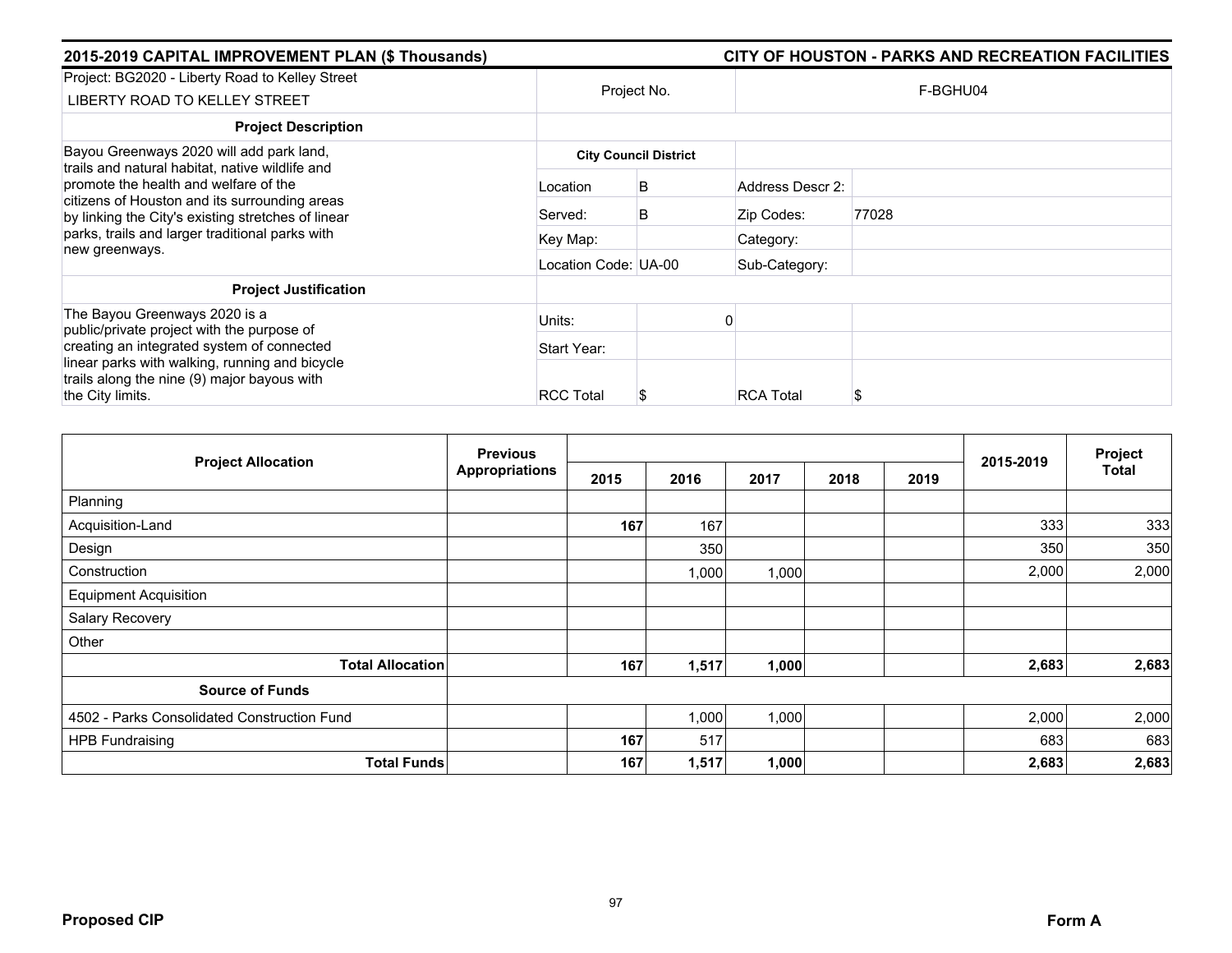## 2015-2019 CAPITAL IMPROVEMENT PLAN ($ Thousands) — CITY OF HOUSTON - PARKS AND RECREATION FACILITIES

| Project: BG2020 - Liberty Road to Kelley Street<br>LIBERTY ROAD TO KELLEY STREET | Project No. | | F-BGHU04 | |
|---|---|---|---|---|
| **Project Description** | | | | |
| Bayou Greenways 2020 will add park land, trails and natural habitat, native wildlife and promote the health and welfare of the citizens of Houston and its surrounding areas by linking the City's existing stretches of linear parks, trails and larger traditional parks with new greenways. | **City Council District** | | | |
| | Location | B | Address Descr 2: | |
| | Served: | B | Zip Codes: | 77028 |
| | Key Map: | | Category: | |
| | Location Code: UA-00 | | Sub-Category: | |
| **Project Justification** | | | | |
| The Bayou Greenways 2020 is a public/private project with the purpose of creating an integrated system of connected linear parks with walking, running and bicycle trails along the nine (9) major bayous with the City limits. | Units: | 0 | | |
| | Start Year: | | | |
| | RCC Total | $ | RCA Total | $ |

| Project Allocation | Previous Appropriations | 2015 | 2016 | 2017 | 2018 | 2019 | 2015-2019 | Project Total |
|---|---|---|---|---|---|---|---|---|
| Planning | | | | | | | | |
| Acquisition-Land | | **167** | 167 | | | | 333 | 333 |
| Design | | | 350 | | | | 350 | 350 |
| Construction | | | 1,000 | 1,000 | | | 2,000 | 2,000 |
| Equipment Acquisition | | | | | | | | |
| Salary Recovery | | | | | | | | |
| Other | | | | | | | | |
| **Total Allocation** | | **167** | **1,517** | **1,000** | | | **2,683** | **2,683** |
| **Source of Funds** | | | | | | | | |
| 4502 - Parks Consolidated Construction Fund | | | 1,000 | 1,000 | | | 2,000 | 2,000 |
| HPB Fundraising | | **167** | 517 | | | | 683 | 683 |
| **Total Funds** | | **167** | **1,517** | **1,000** | | | **2,683** | **2,683** |

**Proposed CIP** — **Form A**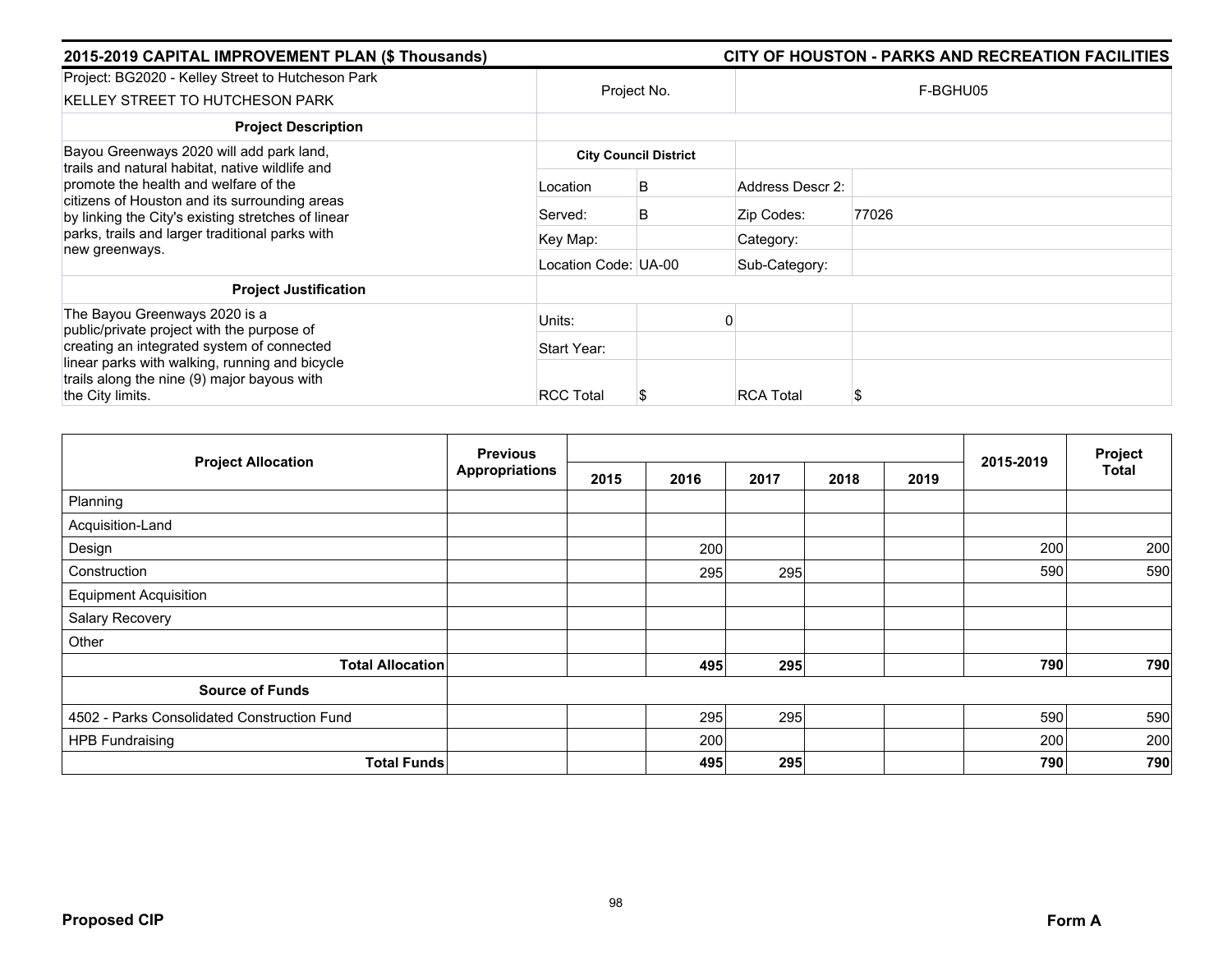## 2015-2019 CAPITAL IMPROVEMENT PLAN ($ Thousands)

## CITY OF HOUSTON - PARKS AND RECREATION FACILITIES

| Project: BG2020 - Kelley Street to Hutcheson Park<br>KELLEY STREET TO HUTCHESON PARK | Project No. | | F-BGHU05 | |
|---|---|---|---|---|
| **Project Description** | | | | |
| Bayou Greenways 2020 will add park land, trails and natural habitat, native wildlife and promote the health and welfare of the citizens of Houston and its surrounding areas by linking the City's existing stretches of linear parks, trails and larger traditional parks with new greenways. | **City Council District** | | | |
| | Location | B | Address Descr 2: | |
| | Served: | B | Zip Codes: | 77026 |
| | Key Map: | | Category: | |
| | Location Code: UA-00 | | Sub-Category: | |
| **Project Justification** | | | | |
| The Bayou Greenways 2020 is a public/private project with the purpose of creating an integrated system of connected linear parks with walking, running and bicycle trails along the nine (9) major bayous with the City limits. | Units: | 0 | | |
| | Start Year: | | | |
| | RCC Total | $ | RCA Total | $ |

| Project Allocation | Previous Appropriations | 2015 | 2016 | 2017 | 2018 | 2019 | 2015-2019 | Project Total |
|---|---|---|---|---|---|---|---|---|
| Planning | | | | | | | | |
| Acquisition-Land | | | | | | | | |
| Design | | | 200 | | | | 200 | 200 |
| Construction | | | 295 | 295 | | | 590 | 590 |
| Equipment Acquisition | | | | | | | | |
| Salary Recovery | | | | | | | | |
| Other | | | | | | | | |
| **Total Allocation** | | | **495** | **295** | | | **790** | **790** |
| **Source of Funds** | | | | | | | | |
| 4502 - Parks Consolidated Construction Fund | | | 295 | 295 | | | 590 | 590 |
| HPB Fundraising | | | 200 | | | | 200 | 200 |
| **Total Funds** | | | **495** | **295** | | | **790** | **790** |

**Proposed CIP** **Form A**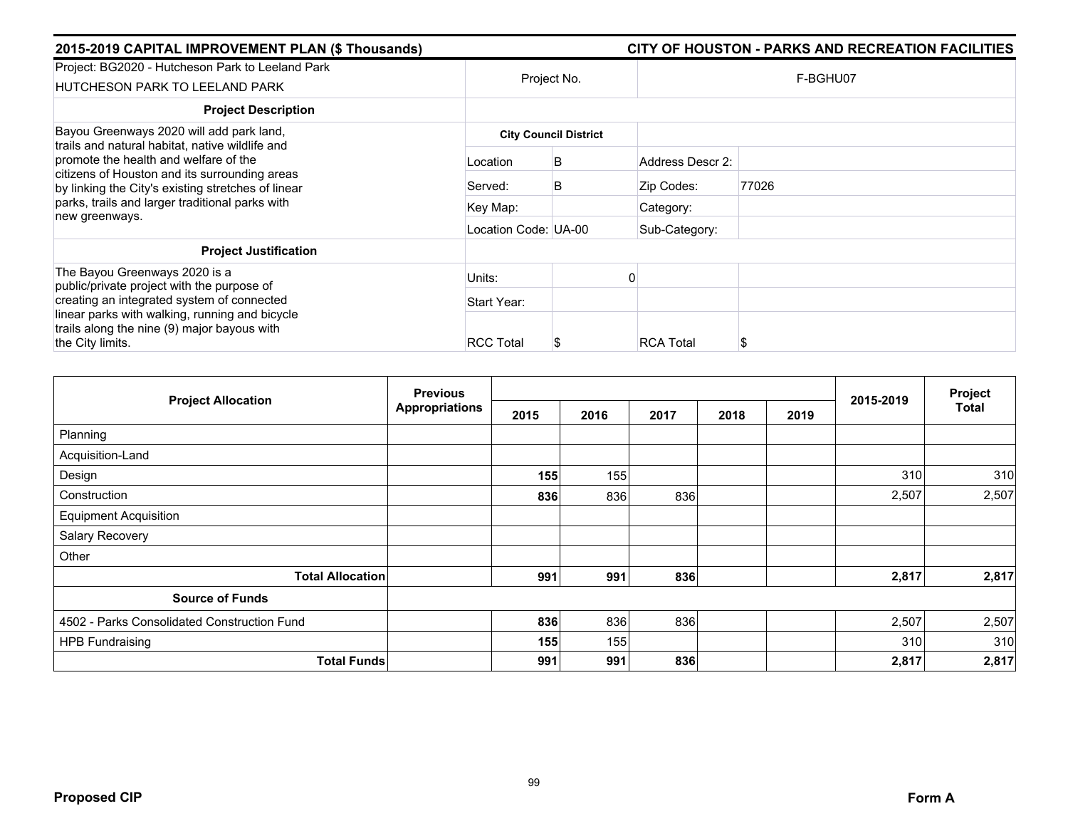## 2015-2019 CAPITAL IMPROVEMENT PLAN ($ Thousands) — CITY OF HOUSTON - PARKS AND RECREATION FACILITIES

| Project: BG2020 - Hutcheson Park to Leeland Park<br>HUTCHESON PARK TO LEELAND PARK | Project No. | | F-BGHU07 | |
|---|---|---|---|---|
| **Project Description** | | | | |
| Bayou Greenways 2020 will add park land, trails and natural habitat, native wildlife and promote the health and welfare of the citizens of Houston and its surrounding areas by linking the City's existing stretches of linear parks, trails and larger traditional parks with new greenways. | **City Council District** | | | |
| | Location | B | Address Descr 2: | |
| | Served: | B | Zip Codes: | 77026 |
| | Key Map: | | Category: | |
| | Location Code: UA-00 | | Sub-Category: | |
| **Project Justification** | | | | |
| The Bayou Greenways 2020 is a public/private project with the purpose of creating an integrated system of connected linear parks with walking, running and bicycle trails along the nine (9) major bayous with the City limits. | Units: | 0 | | |
| | Start Year: | | | |
| | RCC Total | $ | RCA Total | $ |

| Project Allocation | Previous Appropriations | 2015 | 2016 | 2017 | 2018 | 2019 | 2015-2019 | Project Total |
|---|---|---|---|---|---|---|---|---|
| Planning | | | | | | | | |
| Acquisition-Land | | | | | | | | |
| Design | | **155** | 155 | | | | 310 | 310 |
| Construction | | **836** | 836 | 836 | | | 2,507 | 2,507 |
| Equipment Acquisition | | | | | | | | |
| Salary Recovery | | | | | | | | |
| Other | | | | | | | | |
| **Total Allocation** | | **991** | **991** | **836** | | | **2,817** | **2,817** |
| **Source of Funds** | | | | | | | | |
| 4502 - Parks Consolidated Construction Fund | | **836** | 836 | 836 | | | 2,507 | 2,507 |
| HPB Fundraising | | **155** | 155 | | | | 310 | 310 |
| **Total Funds** | | **991** | **991** | **836** | | | **2,817** | **2,817** |

**Proposed CIP** **Form A**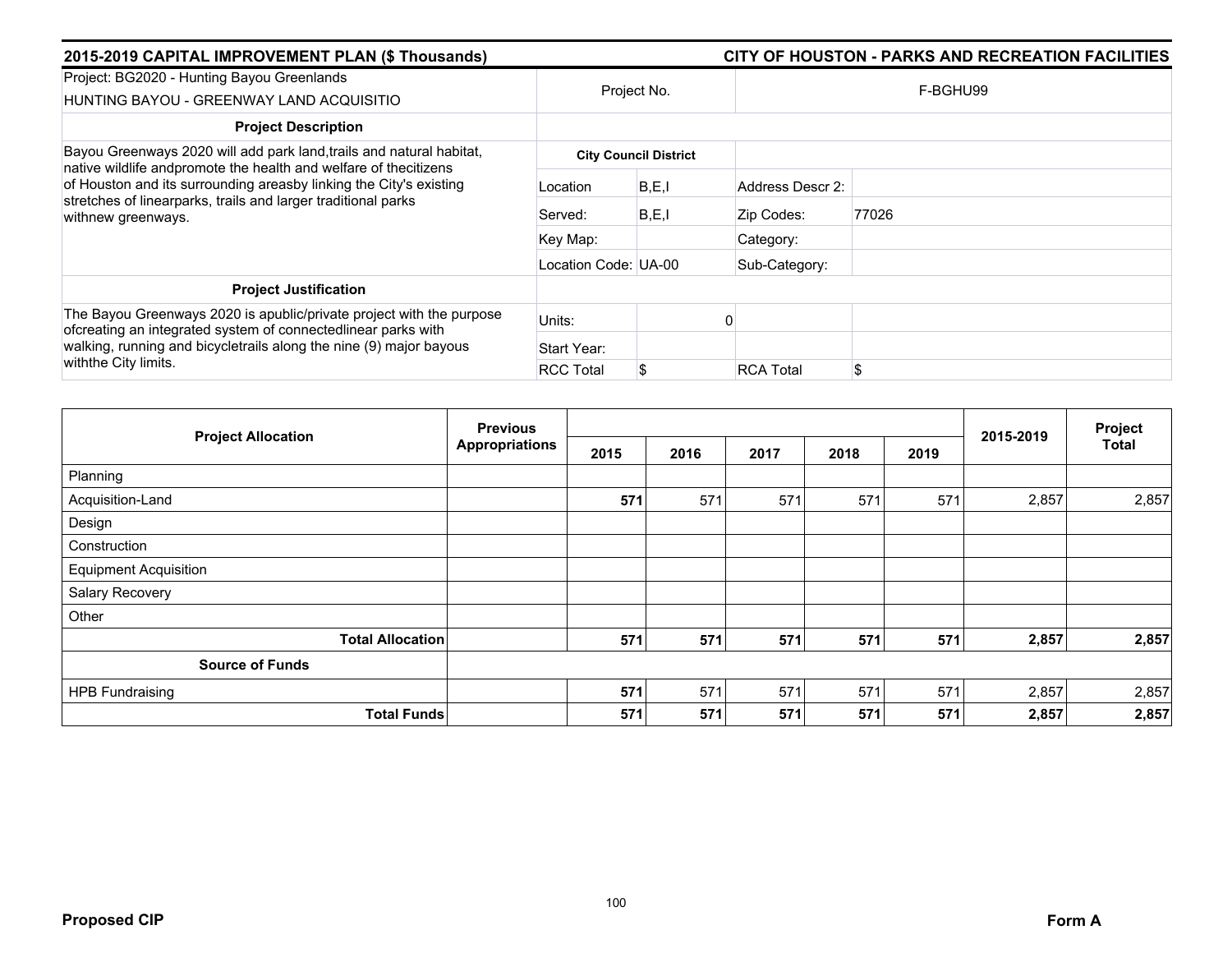## 2015-2019 CAPITAL IMPROVEMENT PLAN ($ Thousands)

## CITY OF HOUSTON - PARKS AND RECREATION FACILITIES

| Project: BG2020 - Hunting Bayou Greenlands<br>HUNTING BAYOU - GREENWAY LAND ACQUISITIO | Project No. | | F-BGHU99 | |
|---|---|---|---|---|
| **Project Description** | | | | |
| Bayou Greenways 2020 will add park land,trails and natural habitat, native wildlife andpromote the health and welfare of thecitizens of Houston and its surrounding areasby linking the City's existing stretches of linearparks, trails and larger traditional parks withnew greenways. | **City Council District** | | | |
| | Location | B,E,I | Address Descr 2: | |
| | Served: | B,E,I | Zip Codes: | 77026 |
| | Key Map: | | Category: | |
| | Location Code: | UA-00 | Sub-Category: | |
| **Project Justification** | | | | |
| The Bayou Greenways 2020 is apublic/private project with the purpose ofcreating an integrated system of connectedlinear parks with walking, running and bicycletrails along the nine (9) major bayous withthe City limits. | Units: | 0 | | |
| | Start Year: | | | |
| | RCC Total | $ | RCA Total | $ |

| Project Allocation | Previous Appropriations | 2015 | 2016 | 2017 | 2018 | 2019 | 2015-2019 | Project Total |
|---|---|---|---|---|---|---|---|---|
| Planning | | | | | | | | |
| Acquisition-Land | | **571** | 571 | 571 | 571 | 571 | 2,857 | 2,857 |
| Design | | | | | | | | |
| Construction | | | | | | | | |
| Equipment Acquisition | | | | | | | | |
| Salary Recovery | | | | | | | | |
| Other | | | | | | | | |
| **Total Allocation** | | **571** | **571** | **571** | **571** | **571** | **2,857** | **2,857** |
| **Source of Funds** | | | | | | | | |
| HPB Fundraising | | **571** | 571 | 571 | 571 | 571 | 2,857 | 2,857 |
| **Total Funds** | | **571** | **571** | **571** | **571** | **571** | **2,857** | **2,857** |

**Proposed CIP** **Form A**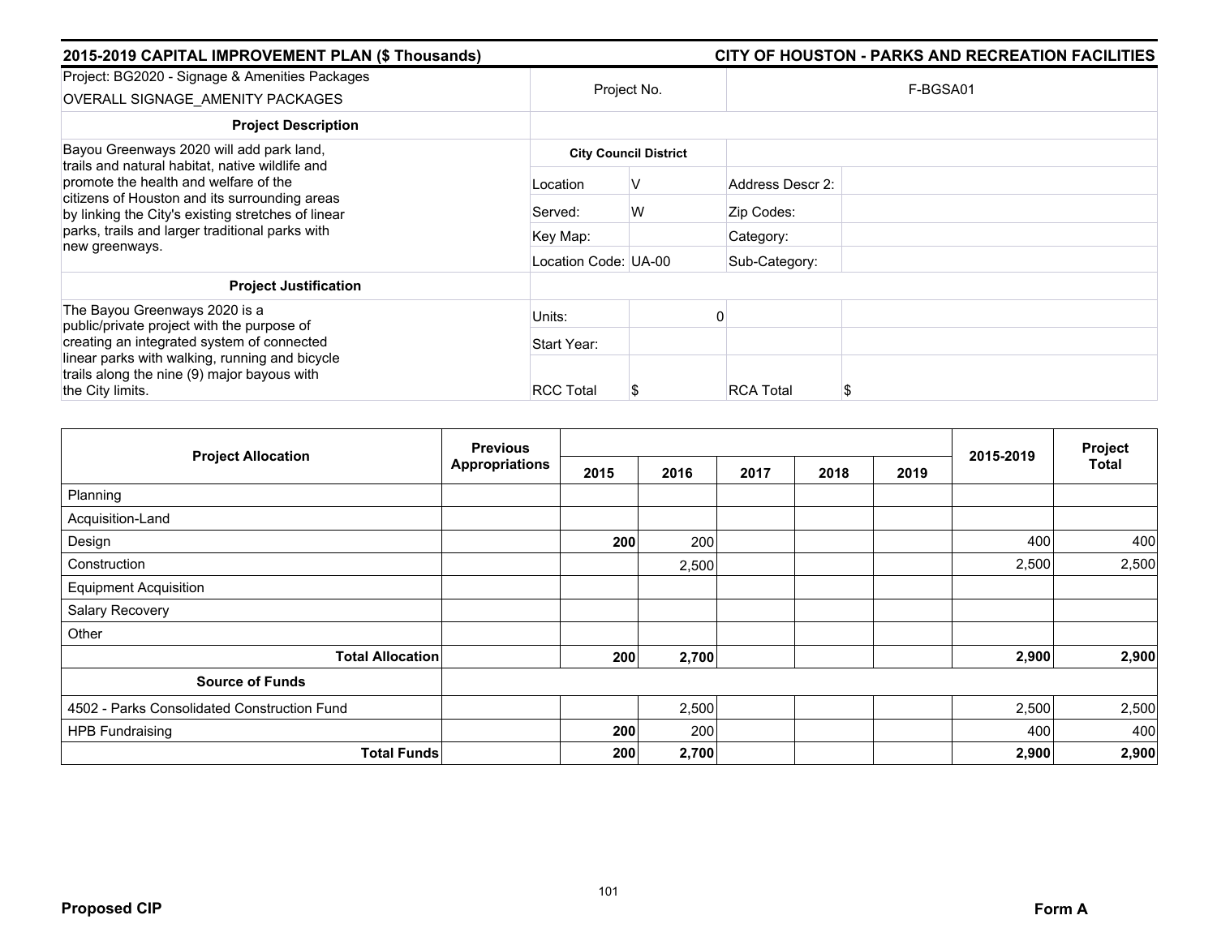**2015-2019 CAPITAL IMPROVEMENT PLAN ($ Thousands)** — **CITY OF HOUSTON - PARKS AND RECREATION FACILITIES**

| Project: BG2020 - Signage & Amenities Packages<br>OVERALL SIGNAGE_AMENITY PACKAGES | Project No. | | F-BGSA01 | |
|---|---|---|---|---|
| **Project Description** | | | | |
| Bayou Greenways 2020 will add park land, trails and natural habitat, native wildlife and promote the health and welfare of the citizens of Houston and its surrounding areas by linking the City's existing stretches of linear parks, trails and larger traditional parks with new greenways. | **City Council District** | | | |
| | Location | V | Address Descr 2: | |
| | Served: | W | Zip Codes: | |
| | Key Map: | | Category: | |
| | Location Code: UA-00 | | Sub-Category: | |
| **Project Justification** | | | | |
| The Bayou Greenways 2020 is a public/private project with the purpose of creating an integrated system of connected linear parks with walking, running and bicycle trails along the nine (9) major bayous with the City limits. | Units: | 0 | | |
| | Start Year: | | | |
| | RCC Total | $ | RCA Total | $ |

| Project Allocation | Previous Appropriations | 2015 | 2016 | 2017 | 2018 | 2019 | 2015-2019 | Project Total |
|---|---|---|---|---|---|---|---|---|
| Planning | | | | | | | | |
| Acquisition-Land | | | | | | | | |
| Design | | **200** | 200 | | | | 400 | 400 |
| Construction | | | 2,500 | | | | 2,500 | 2,500 |
| Equipment Acquisition | | | | | | | | |
| Salary Recovery | | | | | | | | |
| Other | | | | | | | | |
| **Total Allocation** | | **200** | **2,700** | | | | **2,900** | **2,900** |
| **Source of Funds** | | | | | | | | |
| 4502 - Parks Consolidated Construction Fund | | | 2,500 | | | | 2,500 | 2,500 |
| HPB Fundraising | | **200** | 200 | | | | 400 | 400 |
| **Total Funds** | | **200** | **2,700** | | | | **2,900** | **2,900** |

**Proposed CIP** — **Form A**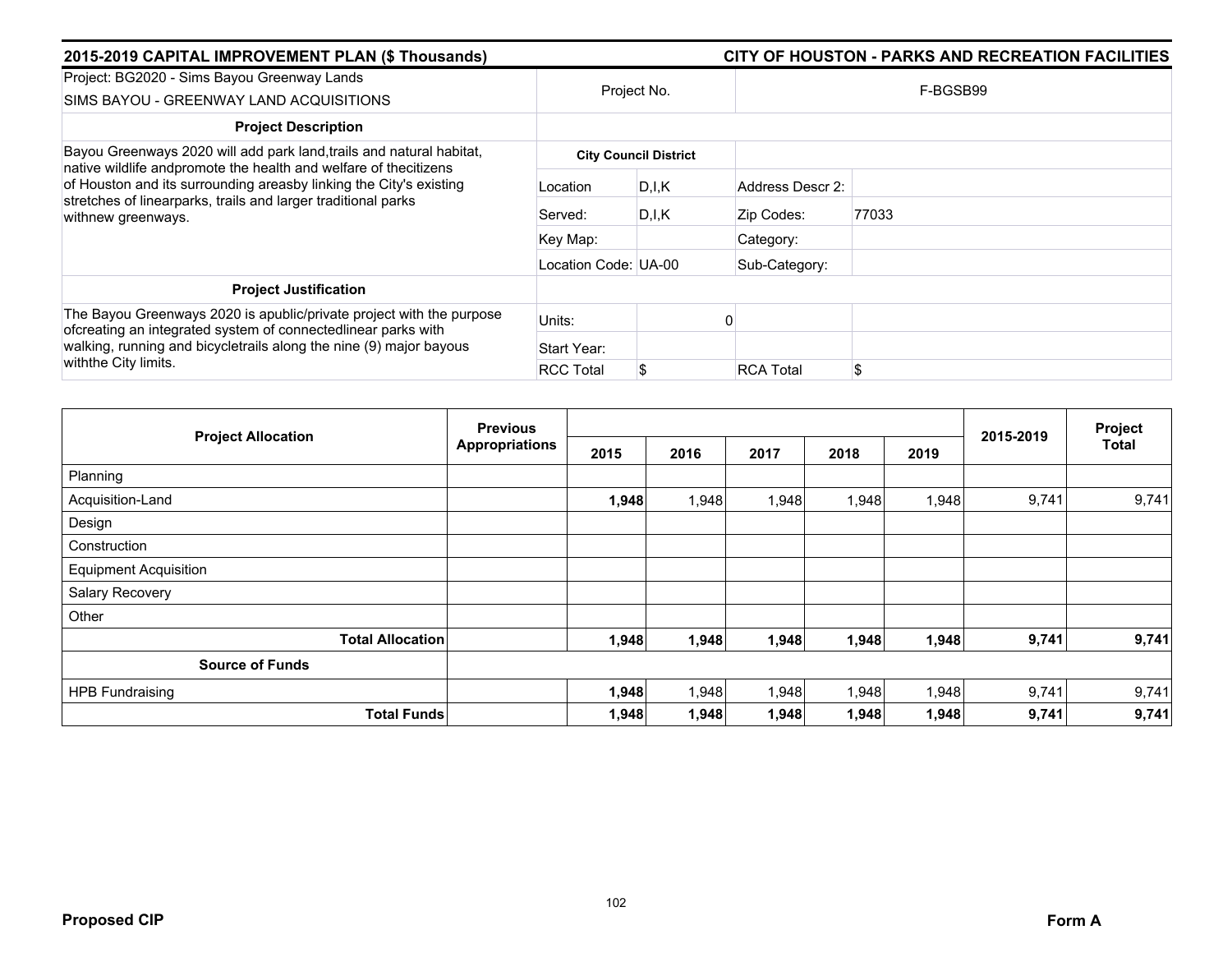| 2015-2019 CAPITAL IMPROVEMENT PLAN ($ Thousands) | | | CITY OF HOUSTON - PARKS AND RECREATION FACILITIES |
|---|---|---|---|
| Project: BG2020 - Sims Bayou Greenway Lands<br>SIMS BAYOU - GREENWAY LAND ACQUISITIONS | Project No. | | F-BGSB99 |

**Project Description**

Bayou Greenways 2020 will add park land,trails and natural habitat, native wildlife andpromote the health and welfare of thecitizens of Houston and its surrounding areasby linking the City's existing stretches of linearparks, trails and larger traditional parks withnew greenways.

**City Council District**

| | | | |
|---|---|---|---|
| Location | D,I,K | Address Descr 2: | |
| Served: | D,I,K | Zip Codes: | 77033 |
| Key Map: | | Category: | |
| Location Code: | UA-00 | Sub-Category: | |

**Project Justification**

The Bayou Greenways 2020 is apublic/private project with the purpose ofcreating an integrated system of connectedlinear parks with walking, running and bicycletrails along the nine (9) major bayous withthe City limits.

| | | | |
|---|---|---|---|
| Units: | 0 | | |
| Start Year: | | | |
| RCC Total | $ | RCA Total | $ |

| Project Allocation | Previous Appropriations | 2015 | 2016 | 2017 | 2018 | 2019 | 2015-2019 | Project Total |
|---|---|---|---|---|---|---|---|---|
| Planning | | | | | | | | |
| Acquisition-Land | | **1,948** | 1,948 | 1,948 | 1,948 | 1,948 | 9,741 | 9,741 |
| Design | | | | | | | | |
| Construction | | | | | | | | |
| Equipment Acquisition | | | | | | | | |
| Salary Recovery | | | | | | | | |
| Other | | | | | | | | |
| **Total Allocation** | | **1,948** | **1,948** | **1,948** | **1,948** | **1,948** | **9,741** | **9,741** |
| **Source of Funds** | | | | | | | | |
| HPB Fundraising | | **1,948** | 1,948 | 1,948 | 1,948 | 1,948 | 9,741 | 9,741 |
| **Total Funds** | | **1,948** | **1,948** | **1,948** | **1,948** | **1,948** | **9,741** | **9,741** |

**Proposed CIP** **Form A**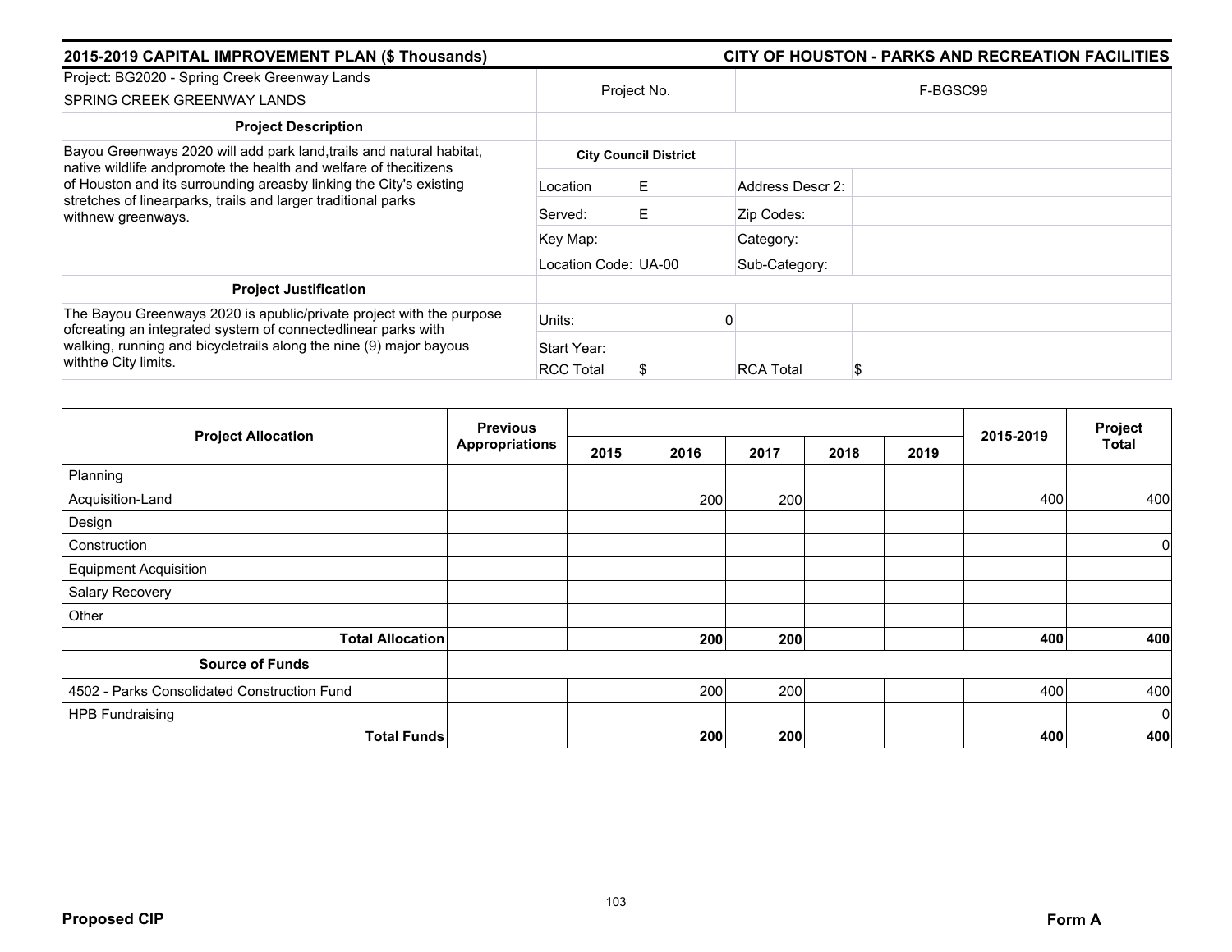## 2015-2019 CAPITAL IMPROVEMENT PLAN ($ Thousands)

## CITY OF HOUSTON - PARKS AND RECREATION FACILITIES

| Project: BG2020 - Spring Creek Greenway Lands<br>SPRING CREEK GREENWAY LANDS | Project No. | | F-BGSC99 | |
|---|---|---|---|---|
| **Project Description** | | | | |
| Bayou Greenways 2020 will add park land,trails and natural habitat, native wildlife andpromote the health and welfare of thecitizens of Houston and its surrounding areasby linking the City's existing stretches of linearparks, trails and larger traditional parks withnew greenways. | **City Council District** | | | |
| | Location | E | Address Descr 2: | |
| | Served: | E | Zip Codes: | |
| | Key Map: | | Category: | |
| | Location Code: | UA-00 | Sub-Category: | |
| **Project Justification** | | | | |
| The Bayou Greenways 2020 is apublic/private project with the purpose ofcreating an integrated system of connectedlinear parks with walking, running and bicycletrails along the nine (9) major bayous withthe City limits. | Units: | 0 | | |
| | Start Year: | | | |
| | RCC Total | $ | RCA Total | $ |

| Project Allocation | Previous Appropriations | 2015 | 2016 | 2017 | 2018 | 2019 | 2015-2019 | Project Total |
|---|---|---|---|---|---|---|---|---|
| Planning | | | | | | | | |
| Acquisition-Land | | | 200 | 200 | | | 400 | 400 |
| Design | | | | | | | | |
| Construction | | | | | | | | 0 |
| Equipment Acquisition | | | | | | | | |
| Salary Recovery | | | | | | | | |
| Other | | | | | | | | |
| **Total Allocation** | | | **200** | **200** | | | **400** | **400** |
| **Source of Funds** | | | | | | | | |
| 4502 - Parks Consolidated Construction Fund | | | 200 | 200 | | | 400 | 400 |
| HPB Fundraising | | | | | | | | 0 |
| **Total Funds** | | | **200** | **200** | | | **400** | **400** |

**Proposed CIP** **Form A**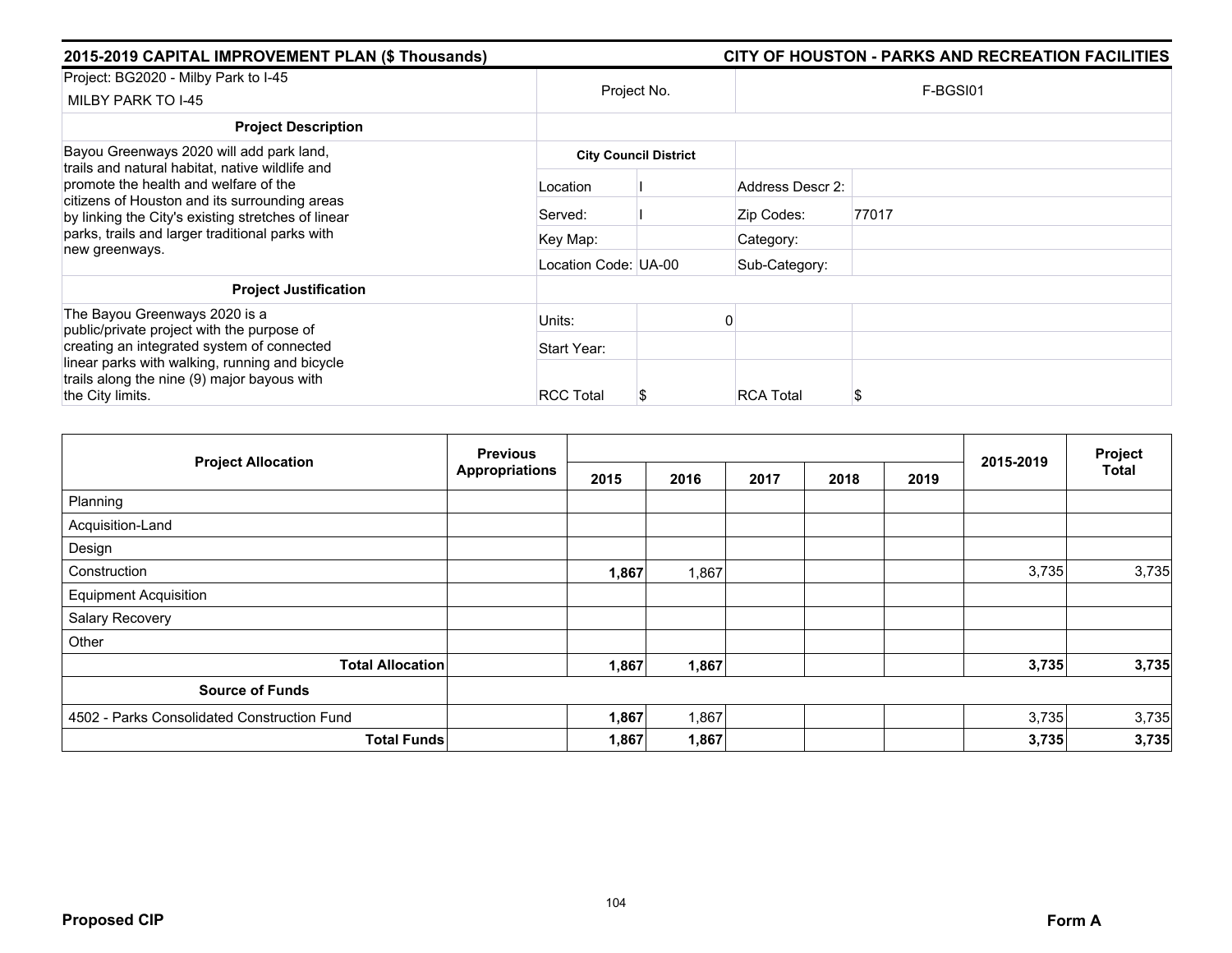## 2015-2019 CAPITAL IMPROVEMENT PLAN ($ Thousands)

## CITY OF HOUSTON - PARKS AND RECREATION FACILITIES

| Project: BG2020 - Milby Park to I-45<br>MILBY PARK TO I-45 | Project No. | | F-BGSI01 | |
|---|---|---|---|---|
| **Project Description** | | | | |
| Bayou Greenways 2020 will add park land, trails and natural habitat, native wildlife and promote the health and welfare of the citizens of Houston and its surrounding areas by linking the City's existing stretches of linear parks, trails and larger traditional parks with new greenways. | **City Council District** | | | |
| | Location | I | Address Descr 2: | |
| | Served: | I | Zip Codes: | 77017 |
| | Key Map: | | Category: | |
| | Location Code: | UA-00 | Sub-Category: | |
| **Project Justification** | | | | |
| The Bayou Greenways 2020 is a public/private project with the purpose of creating an integrated system of connected linear parks with walking, running and bicycle trails along the nine (9) major bayous with the City limits. | Units: | 0 | | |
| | Start Year: | | | |
| | RCC Total | $ | RCA Total | $ |

| Project Allocation | Previous Appropriations | 2015 | 2016 | 2017 | 2018 | 2019 | 2015-2019 | Project Total |
|---|---|---|---|---|---|---|---|---|
| Planning | | | | | | | | |
| Acquisition-Land | | | | | | | | |
| Design | | | | | | | | |
| Construction | | **1,867** | 1,867 | | | | 3,735 | 3,735 |
| Equipment Acquisition | | | | | | | | |
| Salary Recovery | | | | | | | | |
| Other | | | | | | | | |
| **Total Allocation** | | **1,867** | **1,867** | | | | **3,735** | **3,735** |
| **Source of Funds** | | | | | | | | |
| 4502 - Parks Consolidated Construction Fund | | **1,867** | 1,867 | | | | 3,735 | 3,735 |
| **Total Funds** | | **1,867** | **1,867** | | | | **3,735** | **3,735** |

**Proposed CIP** **Form A**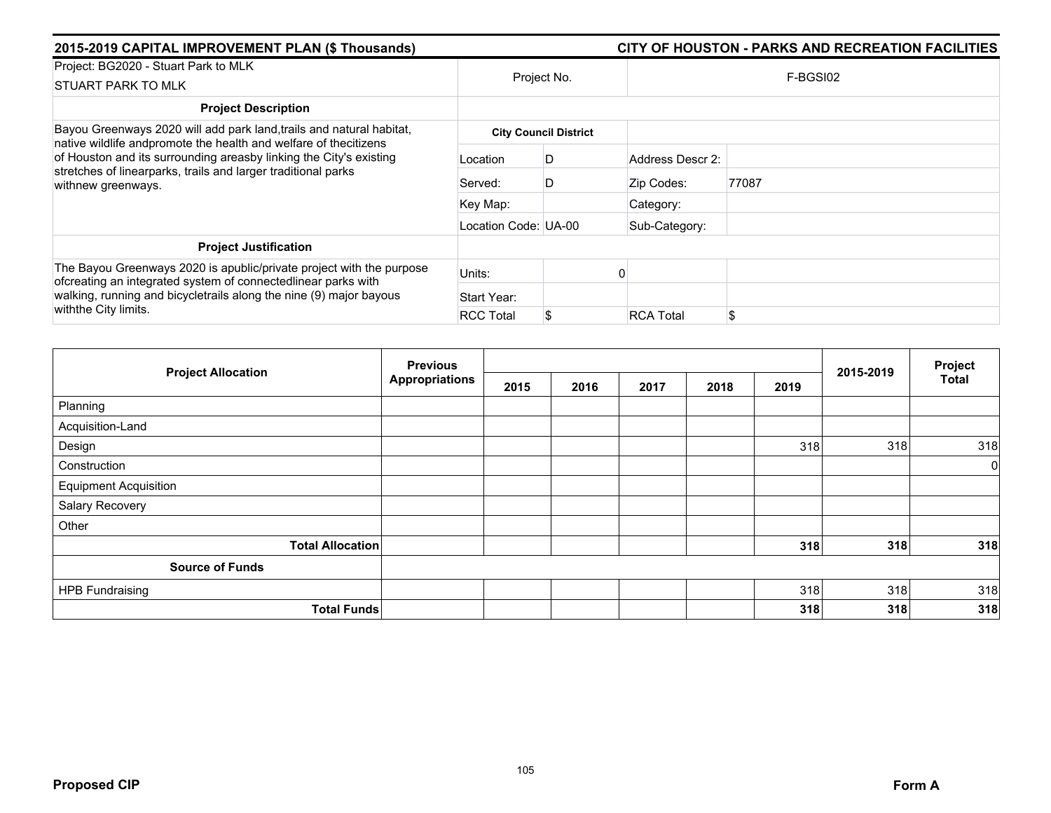## 2015-2019 CAPITAL IMPROVEMENT PLAN ($ Thousands) — CITY OF HOUSTON - PARKS AND RECREATION FACILITIES

| Project: BG2020 - Stuart Park to MLK<br>STUART PARK TO MLK | Project No. | | F-BGSI02 | |
|---|---|---|---|---|
| **Project Description** | | | | |
| Bayou Greenways 2020 will add park land,trails and natural habitat, native wildlife andpromote the health and welfare of thecitizens of Houston and its surrounding areasby linking the City's existing stretches of linearparks, trails and larger traditional parks withnew greenways. | **City Council District** | | | |
| | Location | D | Address Descr 2: | |
| | Served: | D | Zip Codes: | 77087 |
| | Key Map: | | Category: | |
| | Location Code: UA-00 | | Sub-Category: | |
| **Project Justification** | | | | |
| The Bayou Greenways 2020 is apublic/private project with the purpose ofcreating an integrated system of connectedlinear parks with walking, running and bicycletrails along the nine (9) major bayous withthe City limits. | Units: | 0 | | |
| | Start Year: | | | |
| | RCC Total | $ | RCA Total | $ |

| Project Allocation | Previous Appropriations | 2015 | 2016 | 2017 | 2018 | 2019 | 2015-2019 | Project Total |
|---|---|---|---|---|---|---|---|---|
| Planning | | | | | | | | |
| Acquisition-Land | | | | | | | | |
| Design | | | | | | 318 | 318 | 318 |
| Construction | | | | | | | | 0 |
| Equipment Acquisition | | | | | | | | |
| Salary Recovery | | | | | | | | |
| Other | | | | | | | | |
| **Total Allocation** | | | | | | **318** | **318** | **318** |
| **Source of Funds** | | | | | | | | |
| HPB Fundraising | | | | | | 318 | 318 | 318 |
| **Total Funds** | | | | | | **318** | **318** | **318** |

**Proposed CIP** — **Form A**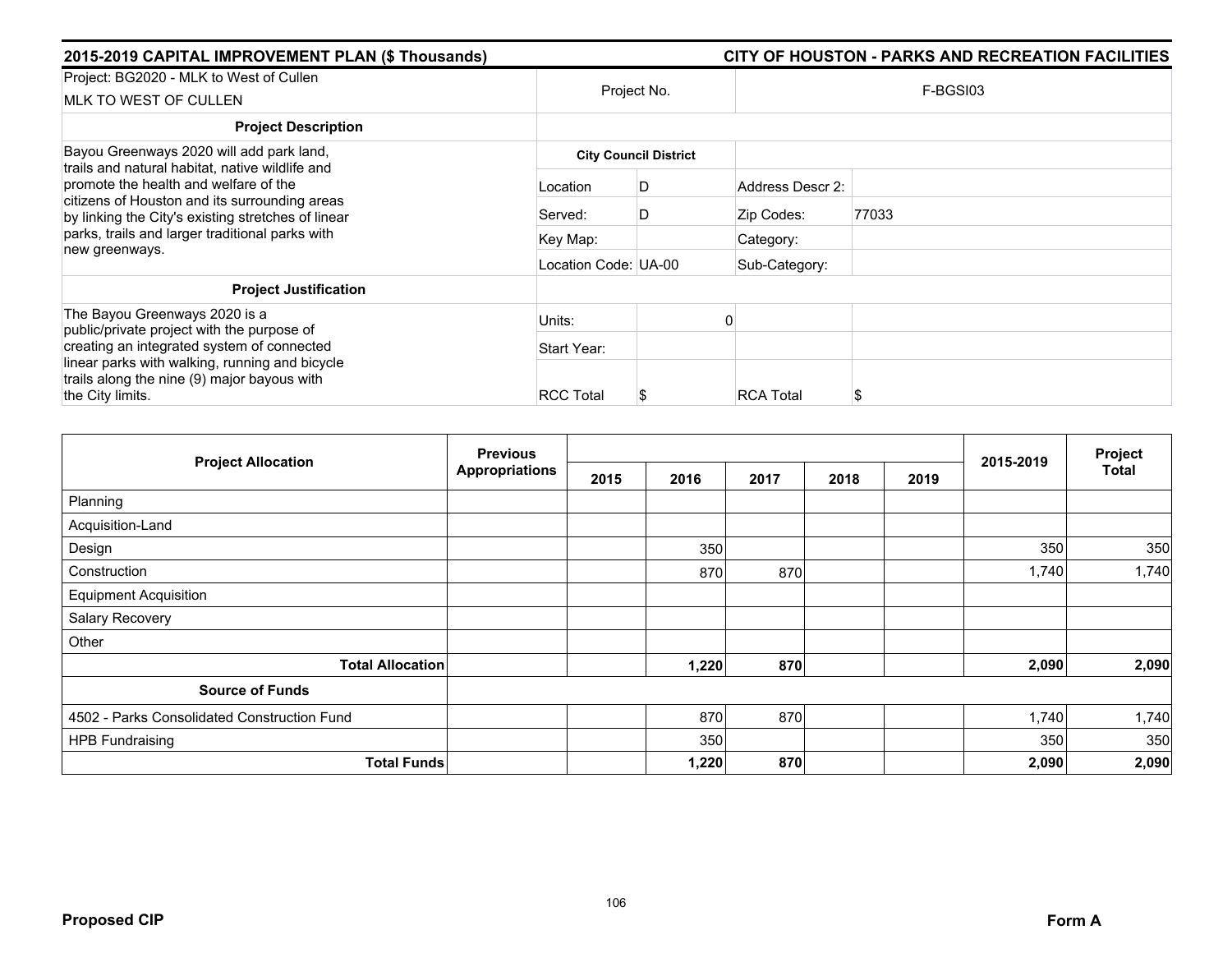## 2015-2019 CAPITAL IMPROVEMENT PLAN ($ Thousands) — CITY OF HOUSTON - PARKS AND RECREATION FACILITIES

| Project: BG2020 - MLK to West of Cullen<br>MLK TO WEST OF CULLEN | Project No. | | F-BGSI03 | |
|---|---|---|---|---|
| **Project Description** | | | | |
| Bayou Greenways 2020 will add park land, trails and natural habitat, native wildlife and promote the health and welfare of the citizens of Houston and its surrounding areas by linking the City's existing stretches of linear parks, trails and larger traditional parks with new greenways. | **City Council District** | | | |
| | Location | D | Address Descr 2: | |
| | Served: | D | Zip Codes: | 77033 |
| | Key Map: | | Category: | |
| | Location Code: | UA-00 | Sub-Category: | |
| **Project Justification** | | | | |
| The Bayou Greenways 2020 is a public/private project with the purpose of creating an integrated system of connected linear parks with walking, running and bicycle trails along the nine (9) major bayous with the City limits. | Units: | 0 | | |
| | Start Year: | | | |
| | RCC Total | $ | RCA Total | $ |

| Project Allocation | Previous Appropriations | 2015 | 2016 | 2017 | 2018 | 2019 | 2015-2019 | Project Total |
|---|---|---|---|---|---|---|---|---|
| Planning | | | | | | | | |
| Acquisition-Land | | | | | | | | |
| Design | | | 350 | | | | 350 | 350 |
| Construction | | | 870 | 870 | | | 1,740 | 1,740 |
| Equipment Acquisition | | | | | | | | |
| Salary Recovery | | | | | | | | |
| Other | | | | | | | | |
| **Total Allocation** | | | **1,220** | **870** | | | **2,090** | **2,090** |
| **Source of Funds** | | | | | | | | |
| 4502 - Parks Consolidated Construction Fund | | | 870 | 870 | | | 1,740 | 1,740 |
| HPB Fundraising | | | 350 | | | | 350 | 350 |
| **Total Funds** | | | **1,220** | **870** | | | **2,090** | **2,090** |

**Proposed CIP** — **Form A**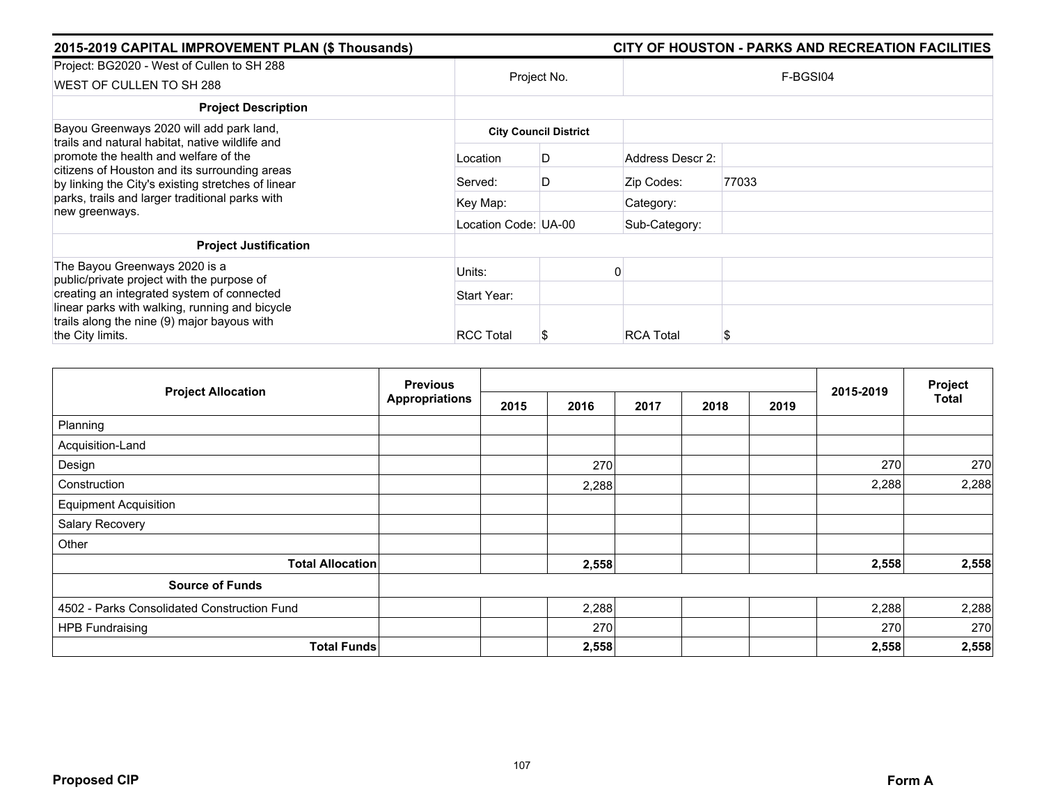| 2015-2019 CAPITAL IMPROVEMENT PLAN ($ Thousands) | | | CITY OF HOUSTON - PARKS AND RECREATION FACILITIES |
|---|---|---|---|
| Project: BG2020 - West of Cullen to SH 288<br>WEST OF CULLEN TO SH 288 | Project No. | | F-BGSI04 |

| Project Description | City Council District | | | |
|---|---|---|---|---|
| Bayou Greenways 2020 will add park land, trails and natural habitat, native wildlife and promote the health and welfare of the citizens of Houston and its surrounding areas by linking the City's existing stretches of linear parks, trails and larger traditional parks with new greenways. | Location | D | Address Descr 2: | |
| | Served: | D | Zip Codes: | 77033 |
| | Key Map: | | Category: | |
| | Location Code: | UA-00 | Sub-Category: | |

| Project Justification | | | | |
|---|---|---|---|---|
| The Bayou Greenways 2020 is a public/private project with the purpose of creating an integrated system of connected linear parks with walking, running and bicycle trails along the nine (9) major bayous with the City limits. | Units: | 0 | | |
| | Start Year: | | | |
| | RCC Total | $ | RCA Total | $ |

| Project Allocation | Previous Appropriations | 2015 | 2016 | 2017 | 2018 | 2019 | 2015-2019 | Project Total |
|---|---|---|---|---|---|---|---|---|
| Planning | | | | | | | | |
| Acquisition-Land | | | | | | | | |
| Design | | | 270 | | | | 270 | 270 |
| Construction | | | 2,288 | | | | 2,288 | 2,288 |
| Equipment Acquisition | | | | | | | | |
| Salary Recovery | | | | | | | | |
| Other | | | | | | | | |
| **Total Allocation** | | | **2,558** | | | | **2,558** | **2,558** |
| **Source of Funds** | | | | | | | | |
| 4502 - Parks Consolidated Construction Fund | | | 2,288 | | | | 2,288 | 2,288 |
| HPB Fundraising | | | 270 | | | | 270 | 270 |
| **Total Funds** | | | **2,558** | | | | **2,558** | **2,558** |

**Proposed CIP** **Form A**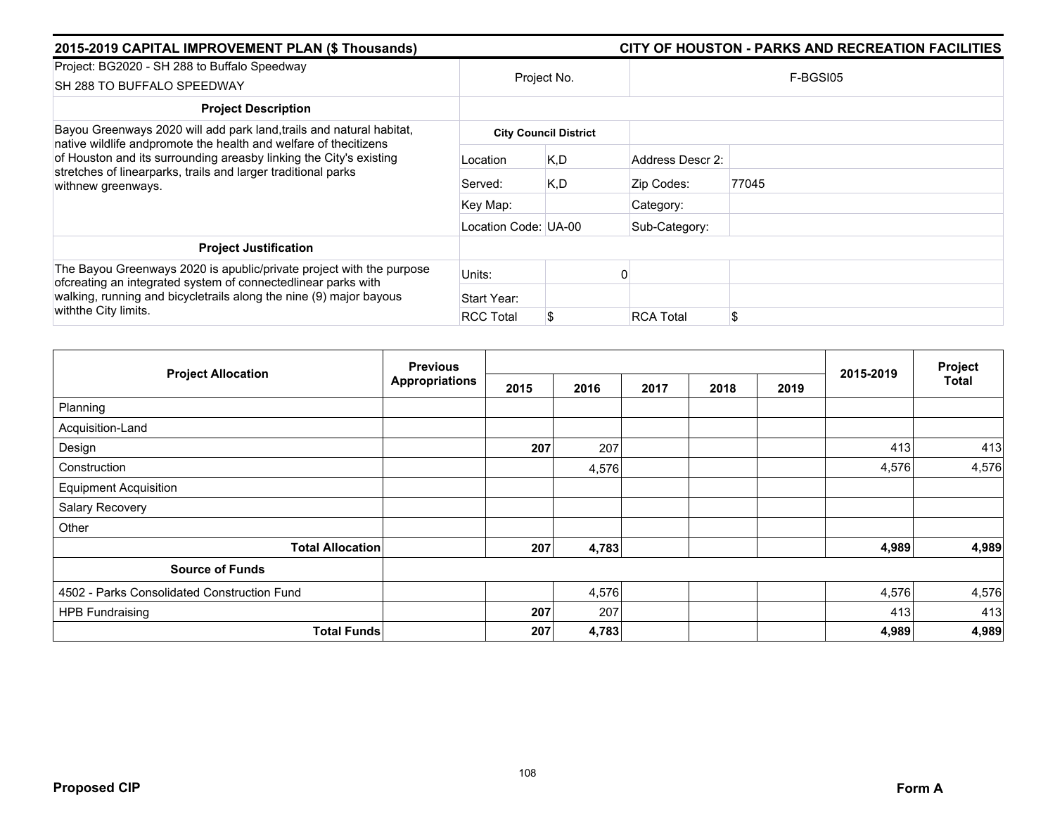## 2015-2019 CAPITAL IMPROVEMENT PLAN ($ Thousands) — CITY OF HOUSTON - PARKS AND RECREATION FACILITIES

| Project: BG2020 - SH 288 to Buffalo Speedway<br>SH 288 TO BUFFALO SPEEDWAY | Project No. | | F-BGSI05 | |
|---|---|---|---|---|
| **Project Description** | | | | |
| Bayou Greenways 2020 will add park land,trails and natural habitat, native wildlife andpromote the health and welfare of thecitizens of Houston and its surrounding areasby linking the City's existing stretches of linearparks, trails and larger traditional parks withnew greenways. | **City Council District** | | | |
| | Location | K,D | Address Descr 2: | |
| | Served: | K,D | Zip Codes: | 77045 |
| | Key Map: | | Category: | |
| | Location Code: UA-00 | | Sub-Category: | |
| **Project Justification** | | | | |
| The Bayou Greenways 2020 is apublic/private project with the purpose ofcreating an integrated system of connectedlinear parks with walking, running and bicycletrails along the nine (9) major bayous withthe City limits. | Units: | 0 | | |
| | Start Year: | | | |
| | RCC Total | $ | RCA Total | $ |

| Project Allocation | Previous Appropriations | 2015 | 2016 | 2017 | 2018 | 2019 | 2015-2019 | Project Total |
|---|---|---|---|---|---|---|---|---|
| Planning | | | | | | | | |
| Acquisition-Land | | | | | | | | |
| Design | | **207** | 207 | | | | 413 | 413 |
| Construction | | | 4,576 | | | | 4,576 | 4,576 |
| Equipment Acquisition | | | | | | | | |
| Salary Recovery | | | | | | | | |
| Other | | | | | | | | |
| **Total Allocation** | | **207** | **4,783** | | | | **4,989** | **4,989** |
| **Source of Funds** | | | | | | | | |
| 4502 - Parks Consolidated Construction Fund | | | 4,576 | | | | 4,576 | 4,576 |
| HPB Fundraising | | **207** | 207 | | | | 413 | 413 |
| **Total Funds** | | **207** | **4,783** | | | | **4,989** | **4,989** |

**Proposed CIP** — **Form A**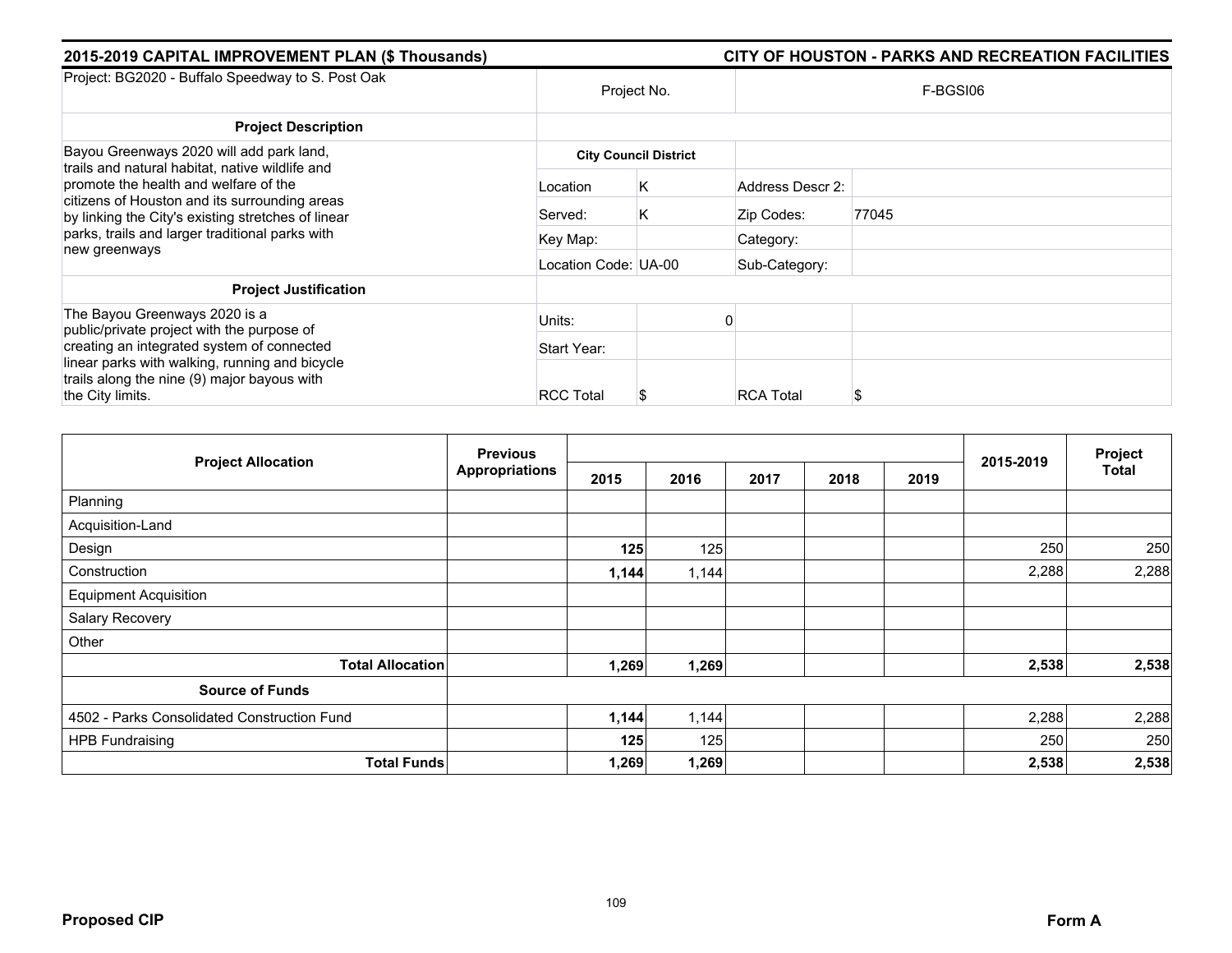## 2015-2019 CAPITAL IMPROVEMENT PLAN ($ Thousands)

## CITY OF HOUSTON - PARKS AND RECREATION FACILITIES

| Project: BG2020 - Buffalo Speedway to S. Post Oak | Project No. | | F-BGSI06 | |
|---|---|---|---|---|
| **Project Description** | | | | |
| Bayou Greenways 2020 will add park land, trails and natural habitat, native wildlife and promote the health and welfare of the citizens of Houston and its surrounding areas by linking the City's existing stretches of linear parks, trails and larger traditional parks with new greenways | **City Council District** | | | |
| | Location | K | Address Descr 2: | |
| | Served: | K | Zip Codes: | 77045 |
| | Key Map: | | Category: | |
| | Location Code: | UA-00 | Sub-Category: | |
| **Project Justification** | | | | |
| The Bayou Greenways 2020 is a public/private project with the purpose of creating an integrated system of connected linear parks with walking, running and bicycle trails along the nine (9) major bayous with the City limits. | Units: | 0 | | |
| | Start Year: | | | |
| | RCC Total | $ | RCA Total | $ |

| Project Allocation | Previous Appropriations | 2015 | 2016 | 2017 | 2018 | 2019 | 2015-2019 | Project Total |
|---|---|---|---|---|---|---|---|---|
| Planning | | | | | | | | |
| Acquisition-Land | | | | | | | | |
| Design | | **125** | 125 | | | | 250 | 250 |
| Construction | | **1,144** | 1,144 | | | | 2,288 | 2,288 |
| Equipment Acquisition | | | | | | | | |
| Salary Recovery | | | | | | | | |
| Other | | | | | | | | |
| **Total Allocation** | | **1,269** | **1,269** | | | | **2,538** | **2,538** |
| **Source of Funds** | | | | | | | | |
| 4502 - Parks Consolidated Construction Fund | | **1,144** | 1,144 | | | | 2,288 | 2,288 |
| HPB Fundraising | | **125** | 125 | | | | 250 | 250 |
| **Total Funds** | | **1,269** | **1,269** | | | | **2,538** | **2,538** |

**Proposed CIP** **Form A**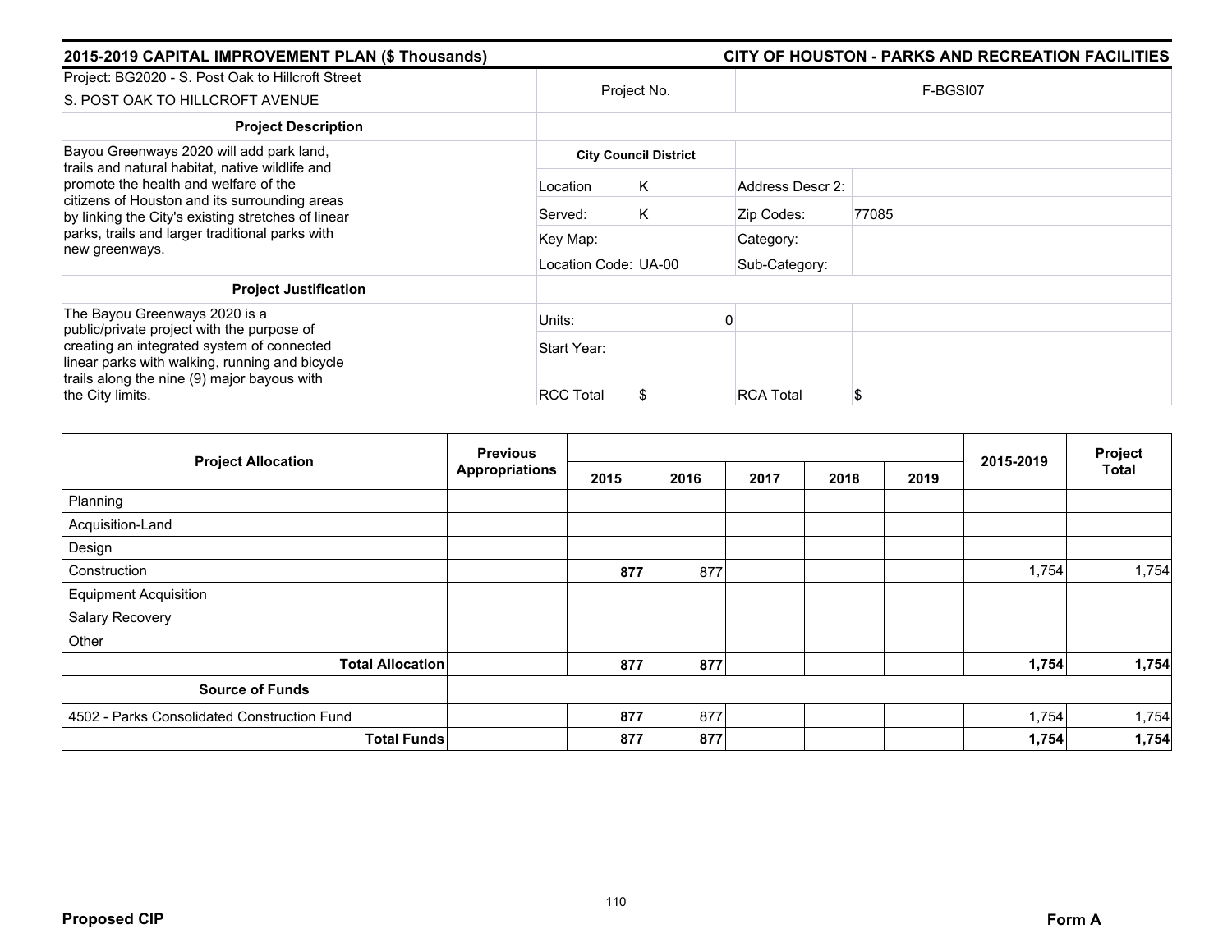## 2015-2019 CAPITAL IMPROVEMENT PLAN ($ Thousands) — CITY OF HOUSTON - PARKS AND RECREATION FACILITIES

| Project: BG2020 - S. Post Oak to Hillcroft Street<br>S. POST OAK TO HILLCROFT AVENUE | Project No. | | F-BGSI07 | |
|---|---|---|---|---|
| **Project Description** | | | | |
| Bayou Greenways 2020 will add park land, trails and natural habitat, native wildlife and promote the health and welfare of the citizens of Houston and its surrounding areas by linking the City's existing stretches of linear parks, trails and larger traditional parks with new greenways. | **City Council District** | | | |
| | Location | K | Address Descr 2: | |
| | Served: | K | Zip Codes: | 77085 |
| | Key Map: | | Category: | |
| | Location Code: UA-00 | | Sub-Category: | |
| **Project Justification** | | | | |
| The Bayou Greenways 2020 is a public/private project with the purpose of creating an integrated system of connected linear parks with walking, running and bicycle trails along the nine (9) major bayous with the City limits. | Units: | 0 | | |
| | Start Year: | | | |
| | RCC Total | $ | RCA Total | $ |

| Project Allocation | Previous Appropriations | 2015 | 2016 | 2017 | 2018 | 2019 | 2015-2019 | Project Total |
|---|---|---|---|---|---|---|---|---|
| Planning | | | | | | | | |
| Acquisition-Land | | | | | | | | |
| Design | | | | | | | | |
| Construction | | **877** | 877 | | | | 1,754 | 1,754 |
| Equipment Acquisition | | | | | | | | |
| Salary Recovery | | | | | | | | |
| Other | | | | | | | | |
| **Total Allocation** | | **877** | **877** | | | | **1,754** | **1,754** |
| **Source of Funds** | | | | | | | | |
| 4502 - Parks Consolidated Construction Fund | | **877** | 877 | | | | 1,754 | 1,754 |
| **Total Funds** | | **877** | **877** | | | | **1,754** | **1,754** |

**Proposed CIP** — **Form A**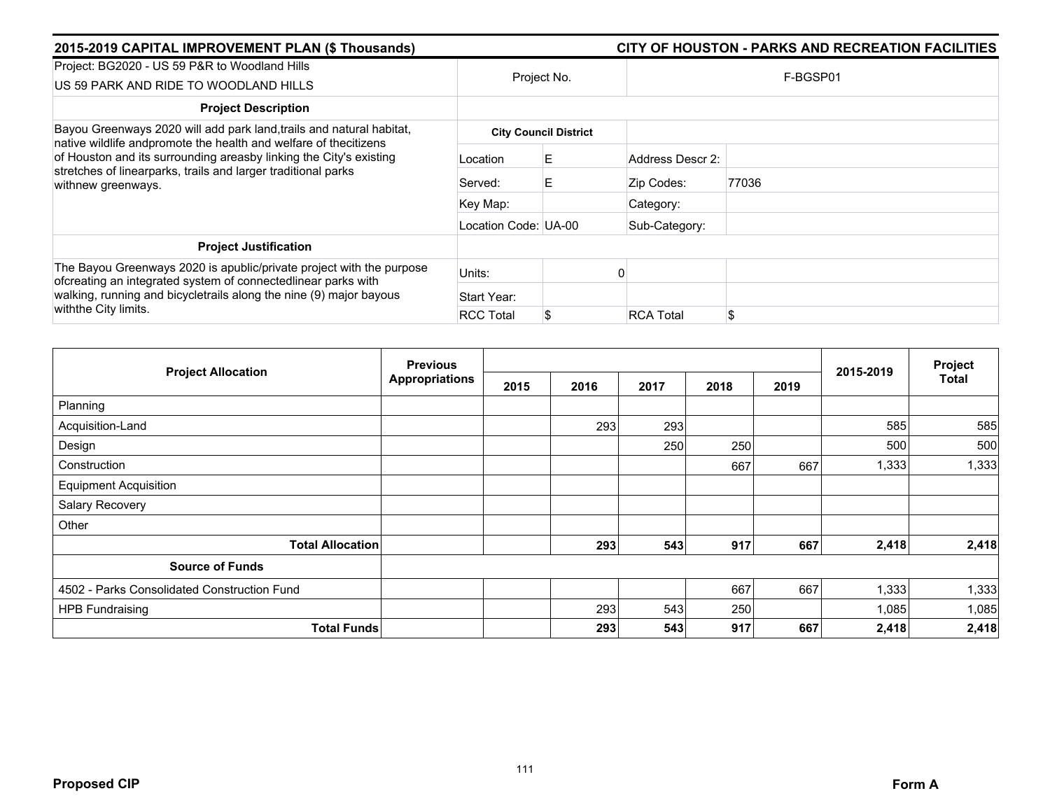**2015-2019 CAPITAL IMPROVEMENT PLAN ($ Thousands)** — **CITY OF HOUSTON - PARKS AND RECREATION FACILITIES**

| Project: BG2020 - US 59 P&R to Woodland Hills<br>US 59 PARK AND RIDE TO WOODLAND HILLS | Project No. | | F-BGSP01 | |
|---|---|---|---|---|
| **Project Description** | | | | |
| Bayou Greenways 2020 will add park land,trails and natural habitat, native wildlife andpromote the health and welfare of thecitizens of Houston and its surrounding areasby linking the City's existing stretches of linearparks, trails and larger traditional parks withnew greenways. | **City Council District** | | | |
| | Location | E | Address Descr 2: | |
| | Served: | E | Zip Codes: | 77036 |
| | Key Map: | | Category: | |
| | Location Code: UA-00 | | Sub-Category: | |
| **Project Justification** | | | | |
| The Bayou Greenways 2020 is apublic/private project with the purpose ofcreating an integrated system of connectedlinear parks with walking, running and bicycletrails along the nine (9) major bayous withthe City limits. | Units: | 0 | | |
| | Start Year: | | | |
| | RCC Total | $ | RCA Total | $ |

| Project Allocation | Previous Appropriations | 2015 | 2016 | 2017 | 2018 | 2019 | 2015-2019 | Project Total |
|---|---|---|---|---|---|---|---|---|
| Planning | | | | | | | | |
| Acquisition-Land | | | 293 | 293 | | | 585 | 585 |
| Design | | | | 250 | 250 | | 500 | 500 |
| Construction | | | | | 667 | 667 | 1,333 | 1,333 |
| Equipment Acquisition | | | | | | | | |
| Salary Recovery | | | | | | | | |
| Other | | | | | | | | |
| **Total Allocation** | | | **293** | **543** | **917** | **667** | **2,418** | **2,418** |
| **Source of Funds** | | | | | | | | |
| 4502 - Parks Consolidated Construction Fund | | | | | 667 | 667 | 1,333 | 1,333 |
| HPB Fundraising | | | 293 | 543 | 250 | | 1,085 | 1,085 |
| **Total Funds** | | | **293** | **543** | **917** | **667** | **2,418** | **2,418** |

**Proposed CIP** **Form A**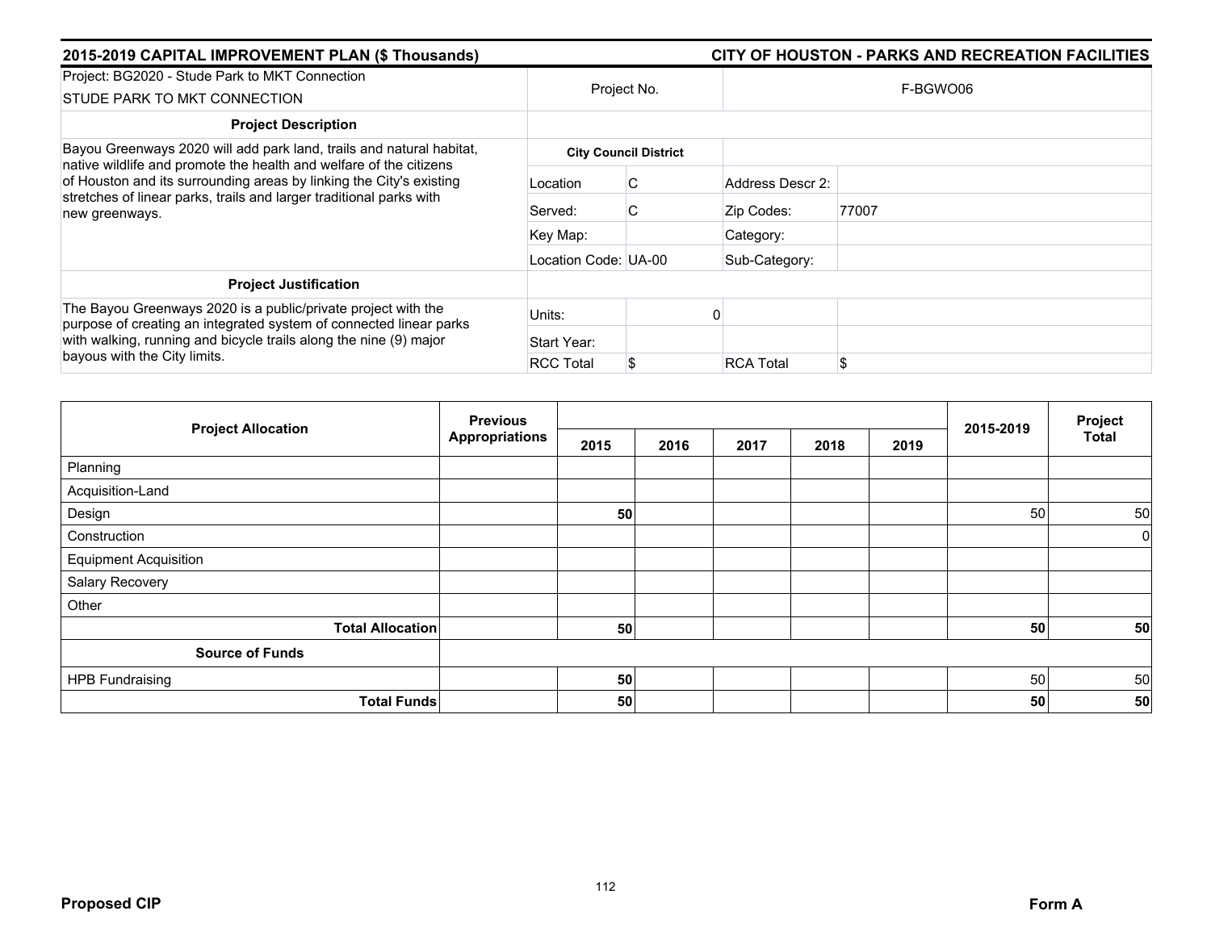**2015-2019 CAPITAL IMPROVEMENT PLAN ($ Thousands)** | **CITY OF HOUSTON - PARKS AND RECREATION FACILITIES**

| Project: BG2020 - Stude Park to MKT Connection<br>STUDE PARK TO MKT CONNECTION | Project No. | | F-BGWO06 | |
|---|---|---|---|---|
| **Project Description** | | | | |
| Bayou Greenways 2020 will add park land, trails and natural habitat, native wildlife and promote the health and welfare of the citizens of Houston and its surrounding areas by linking the City's existing stretches of linear parks, trails and larger traditional parks with new greenways. | **City Council District** | | | |
| | Location | C | Address Descr 2: | |
| | Served: | C | Zip Codes: | 77007 |
| | Key Map: | | Category: | |
| | Location Code: UA-00 | | Sub-Category: | |
| **Project Justification** | | | | |
| The Bayou Greenways 2020 is a public/private project with the purpose of creating an integrated system of connected linear parks with walking, running and bicycle trails along the nine (9) major bayous with the City limits. | Units: | 0 | | |
| | Start Year: | | | |
| | RCC Total | $ | RCA Total | $ |

| Project Allocation | Previous Appropriations | 2015 | 2016 | 2017 | 2018 | 2019 | 2015-2019 | Project Total |
|---|---|---|---|---|---|---|---|---|
| Planning | | | | | | | | |
| Acquisition-Land | | | | | | | | |
| Design | | **50** | | | | | 50 | 50 |
| Construction | | | | | | | | 0 |
| Equipment Acquisition | | | | | | | | |
| Salary Recovery | | | | | | | | |
| Other | | | | | | | | |
| **Total Allocation** | | **50** | | | | | **50** | **50** |
| **Source of Funds** | | | | | | | | |
| HPB Fundraising | | **50** | | | | | 50 | 50 |
| **Total Funds** | | **50** | | | | | **50** | **50** |

**Proposed CIP** | **Form A**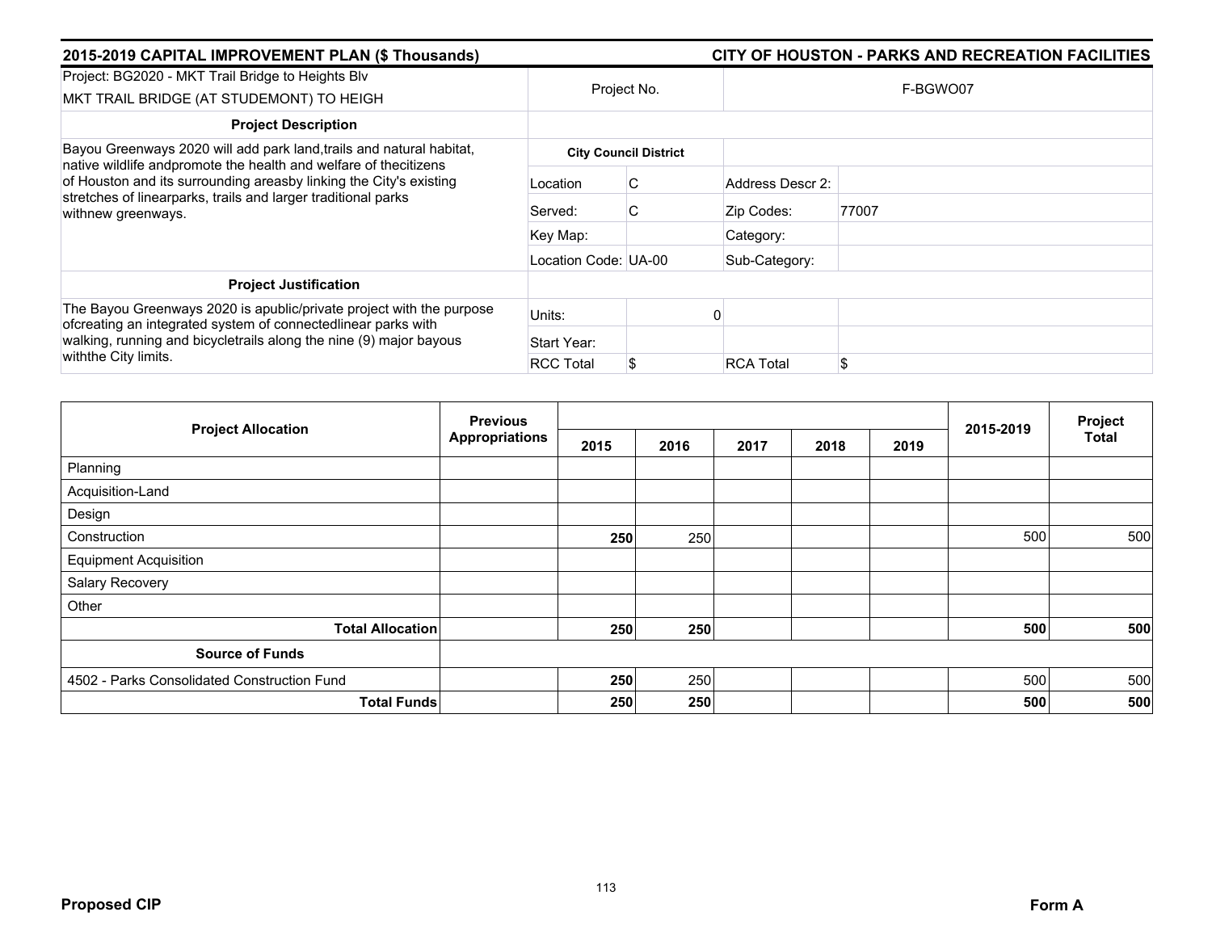## 2015-2019 CAPITAL IMPROVEMENT PLAN ($ Thousands) — CITY OF HOUSTON - PARKS AND RECREATION FACILITIES

| Project: BG2020 - MKT Trail Bridge to Heights Blv<br>MKT TRAIL BRIDGE (AT STUDEMONT) TO HEIGH | Project No. | | F-BGWO07 | |
|---|---|---|---|---|
| **Project Description** | | | | |
| Bayou Greenways 2020 will add park land,trails and natural habitat, native wildlife andpromote the health and welfare of thecitizens of Houston and its surrounding areasby linking the City's existing stretches of linearparks, trails and larger traditional parks withnew greenways. | **City Council District** | | | |
| | Location | C | Address Descr 2: | |
| | Served: | C | Zip Codes: | 77007 |
| | Key Map: | | Category: | |
| | Location Code: | UA-00 | Sub-Category: | |
| **Project Justification** | | | | |
| The Bayou Greenways 2020 is apublic/private project with the purpose ofcreating an integrated system of connectedlinear parks with walking, running and bicycletrails along the nine (9) major bayous withthe City limits. | Units: | 0 | | |
| | Start Year: | | | |
| | RCC Total | $ | RCA Total | $ |

| Project Allocation | Previous Appropriations | 2015 | 2016 | 2017 | 2018 | 2019 | 2015-2019 | Project Total |
|---|---|---|---|---|---|---|---|---|
| Planning | | | | | | | | |
| Acquisition-Land | | | | | | | | |
| Design | | | | | | | | |
| Construction | | 250 | 250 | | | | 500 | 500 |
| Equipment Acquisition | | | | | | | | |
| Salary Recovery | | | | | | | | |
| Other | | | | | | | | |
| **Total Allocation** | | **250** | **250** | | | | **500** | **500** |
| **Source of Funds** | | | | | | | | |
| 4502 - Parks Consolidated Construction Fund | | 250 | 250 | | | | 500 | 500 |
| **Total Funds** | | **250** | **250** | | | | **500** | **500** |

**Proposed CIP** — **Form A**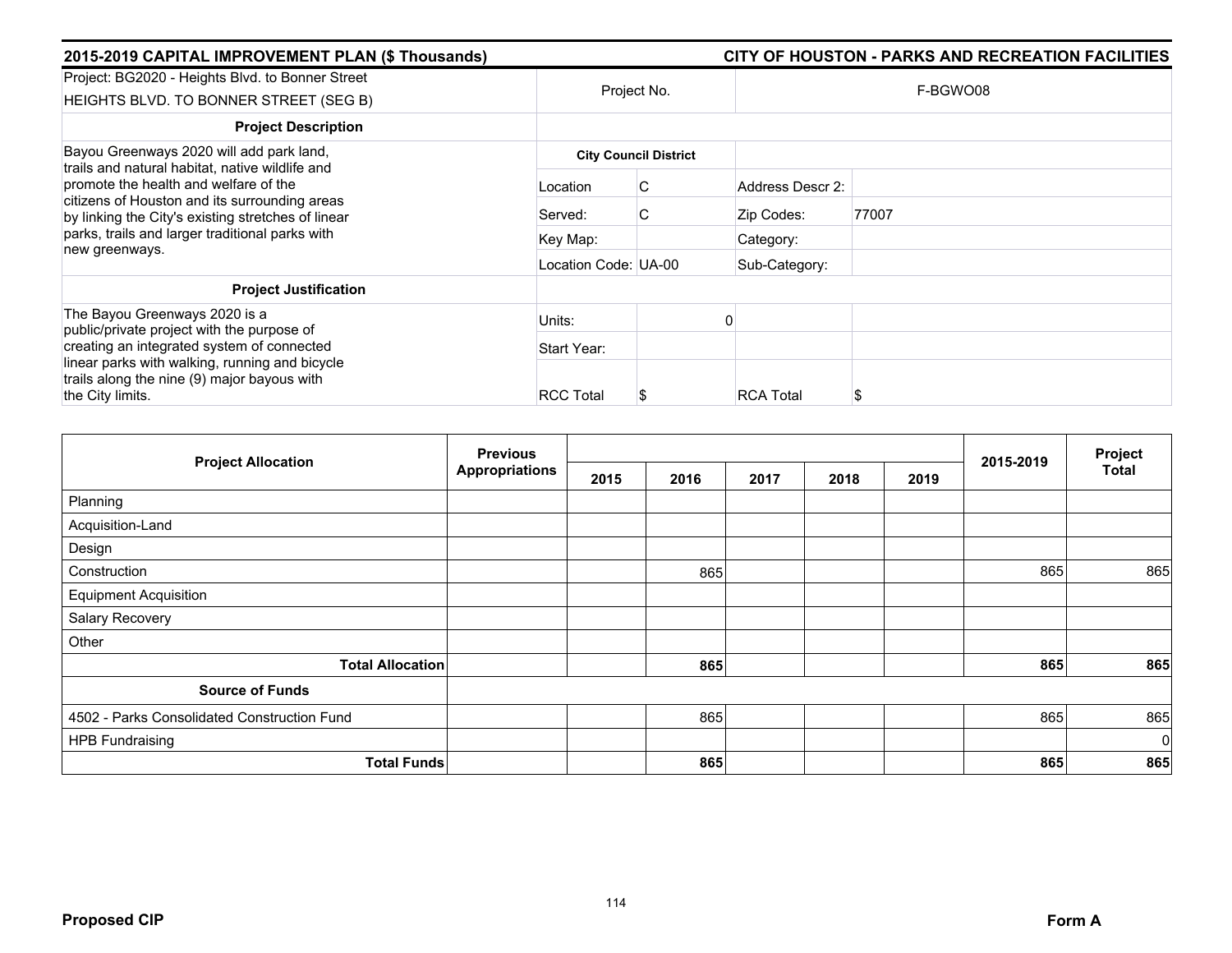## 2015-2019 CAPITAL IMPROVEMENT PLAN ($ Thousands) — CITY OF HOUSTON - PARKS AND RECREATION FACILITIES

| Project: BG2020 - Heights Blvd. to Bonner Street<br>HEIGHTS BLVD. TO BONNER STREET (SEG B) | Project No. | | F-BGWO08 | |
|---|---|---|---|---|
| **Project Description** | | | | |
| Bayou Greenways 2020 will add park land, trails and natural habitat, native wildlife and promote the health and welfare of the citizens of Houston and its surrounding areas by linking the City's existing stretches of linear parks, trails and larger traditional parks with new greenways. | **City Council District** | | | |
| | Location | C | Address Descr 2: | |
| | Served: | C | Zip Codes: | 77007 |
| | Key Map: | | Category: | |
| | Location Code: | UA-00 | Sub-Category: | |
| **Project Justification** | | | | |
| The Bayou Greenways 2020 is a public/private project with the purpose of creating an integrated system of connected linear parks with walking, running and bicycle trails along the nine (9) major bayous with the City limits. | Units: | 0 | | |
| | Start Year: | | | |
| | RCC Total | $ | RCA Total | $ |

| Project Allocation | Previous Appropriations | 2015 | 2016 | 2017 | 2018 | 2019 | 2015-2019 | Project Total |
|---|---|---|---|---|---|---|---|---|
| Planning | | | | | | | | |
| Acquisition-Land | | | | | | | | |
| Design | | | | | | | | |
| Construction | | | 865 | | | | 865 | 865 |
| Equipment Acquisition | | | | | | | | |
| Salary Recovery | | | | | | | | |
| Other | | | | | | | | |
| **Total Allocation** | | | **865** | | | | **865** | **865** |
| **Source of Funds** | | | | | | | | |
| 4502 - Parks Consolidated Construction Fund | | | 865 | | | | 865 | 865 |
| HPB Fundraising | | | | | | | | 0 |
| **Total Funds** | | | **865** | | | | **865** | **865** |

**Proposed CIP** — **Form A**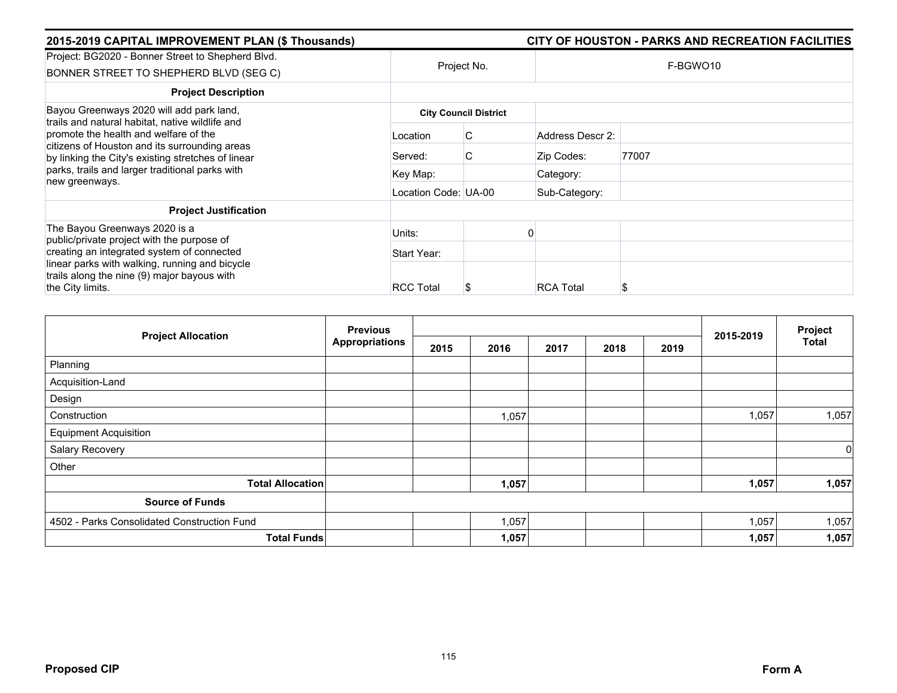## 2015-2019 CAPITAL IMPROVEMENT PLAN ($ Thousands) — CITY OF HOUSTON - PARKS AND RECREATION FACILITIES

| Project: BG2020 - Bonner Street to Shepherd Blvd. BONNER STREET TO SHEPHERD BLVD (SEG C) | Project No. | | F-BGWO10 | |
|---|---|---|---|---|
| **Project Description** | | | | |
| Bayou Greenways 2020 will add park land, trails and natural habitat, native wildlife and promote the health and welfare of the citizens of Houston and its surrounding areas by linking the City's existing stretches of linear parks, trails and larger traditional parks with new greenways. | **City Council District** | | | |
| | Location | C | Address Descr 2: | |
| | Served: | C | Zip Codes: | 77007 |
| | Key Map: | | Category: | |
| | Location Code: UA-00 | | Sub-Category: | |
| **Project Justification** | | | | |
| The Bayou Greenways 2020 is a public/private project with the purpose of creating an integrated system of connected linear parks with walking, running and bicycle trails along the nine (9) major bayous with the City limits. | Units: | 0 | | |
| | Start Year: | | | |
| | RCC Total | $ | RCA Total | $ |

| Project Allocation | Previous Appropriations | 2015 | 2016 | 2017 | 2018 | 2019 | 2015-2019 | Project Total |
|---|---|---|---|---|---|---|---|---|
| Planning | | | | | | | | |
| Acquisition-Land | | | | | | | | |
| Design | | | | | | | | |
| Construction | | | 1,057 | | | | 1,057 | 1,057 |
| Equipment Acquisition | | | | | | | | |
| Salary Recovery | | | | | | | | 0 |
| Other | | | | | | | | |
| **Total Allocation** | | | **1,057** | | | | **1,057** | **1,057** |
| **Source of Funds** | | | | | | | | |
| 4502 - Parks Consolidated Construction Fund | | | 1,057 | | | | 1,057 | 1,057 |
| **Total Funds** | | | **1,057** | | | | **1,057** | **1,057** |

**Proposed CIP** — **Form A**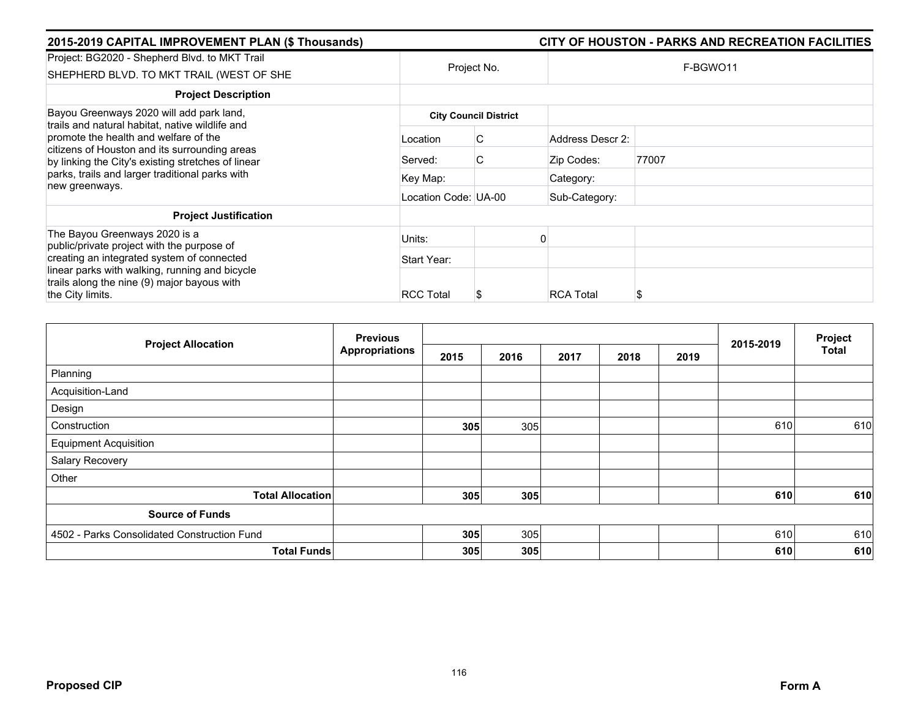## 2015-2019 CAPITAL IMPROVEMENT PLAN ($ Thousands) — CITY OF HOUSTON - PARKS AND RECREATION FACILITIES

| Project: BG2020 - Shepherd Blvd. to MKT Trail<br>SHEPHERD BLVD. TO MKT TRAIL (WEST OF SHE | Project No. | | F-BGWO11 | |
|---|---|---|---|---|
| **Project Description** | | | | |
| Bayou Greenways 2020 will add park land, trails and natural habitat, native wildlife and promote the health and welfare of the citizens of Houston and its surrounding areas by linking the City's existing stretches of linear parks, trails and larger traditional parks with new greenways. | **City Council District** | | | |
| | Location | C | Address Descr 2: | |
| | Served: | C | Zip Codes: | 77007 |
| | Key Map: | | Category: | |
| | Location Code: UA-00 | | Sub-Category: | |
| **Project Justification** | | | | |
| The Bayou Greenways 2020 is a public/private project with the purpose of creating an integrated system of connected linear parks with walking, running and bicycle trails along the nine (9) major bayous with the City limits. | Units: | 0 | | |
| | Start Year: | | | |
| | RCC Total | $ | RCA Total | $ |

| Project Allocation | Previous Appropriations | 2015 | 2016 | 2017 | 2018 | 2019 | 2015-2019 | Project Total |
|---|---|---|---|---|---|---|---|---|
| Planning | | | | | | | | |
| Acquisition-Land | | | | | | | | |
| Design | | | | | | | | |
| Construction | | **305** | 305 | | | | 610 | 610 |
| Equipment Acquisition | | | | | | | | |
| Salary Recovery | | | | | | | | |
| Other | | | | | | | | |
| **Total Allocation** | | **305** | **305** | | | | **610** | **610** |
| **Source of Funds** | | | | | | | | |
| 4502 - Parks Consolidated Construction Fund | | **305** | 305 | | | | 610 | 610 |
| **Total Funds** | | **305** | **305** | | | | **610** | **610** |

**Proposed CIP** — **Form A**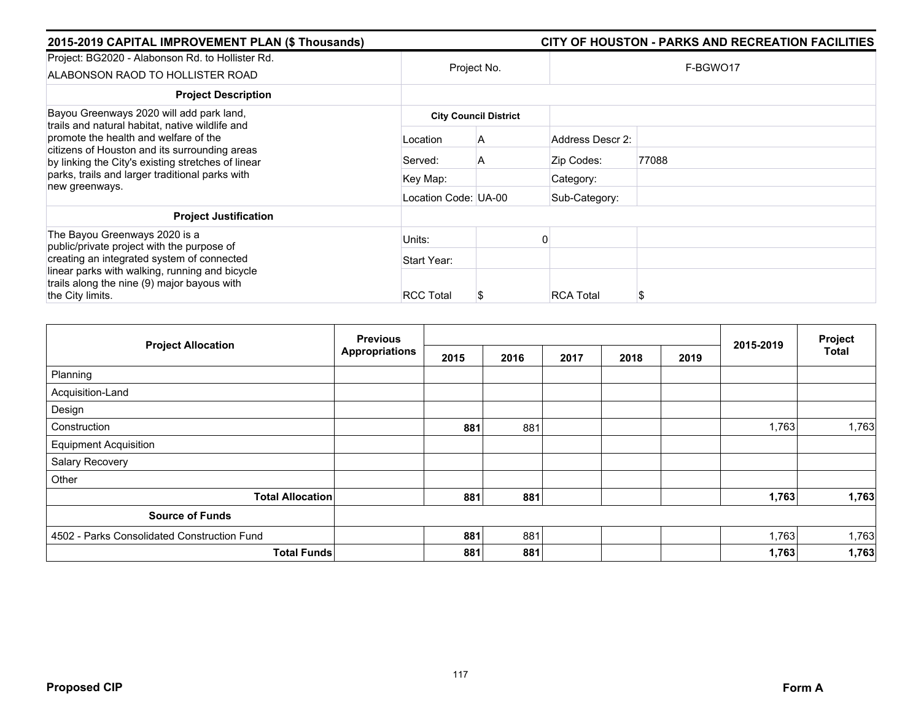**2015-2019 CAPITAL IMPROVEMENT PLAN ($ Thousands)** **CITY OF HOUSTON - PARKS AND RECREATION FACILITIES**

| Project: BG2020 - Alabonson Rd. to Hollister Rd. ALABONSON RAOD TO HOLLISTER ROAD | Project No. | | F-BGWO17 | |
|---|---|---|---|---|
| **Project Description** | | | | |
| Bayou Greenways 2020 will add park land, trails and natural habitat, native wildlife and promote the health and welfare of the citizens of Houston and its surrounding areas by linking the City's existing stretches of linear parks, trails and larger traditional parks with new greenways. | **City Council District** | | | |
| | Location | A | Address Descr 2: | |
| | Served: | A | Zip Codes: | 77088 |
| | Key Map: | | Category: | |
| | Location Code: UA-00 | | Sub-Category: | |
| **Project Justification** | | | | |
| The Bayou Greenways 2020 is a public/private project with the purpose of creating an integrated system of connected linear parks with walking, running and bicycle trails along the nine (9) major bayous with the City limits. | Units: | 0 | | |
| | Start Year: | | | |
| | RCC Total | $ | RCA Total | $ |

| Project Allocation | Previous Appropriations | 2015 | 2016 | 2017 | 2018 | 2019 | 2015-2019 | Project Total |
|---|---|---|---|---|---|---|---|---|
| Planning | | | | | | | | |
| Acquisition-Land | | | | | | | | |
| Design | | | | | | | | |
| Construction | | **881** | 881 | | | | 1,763 | 1,763 |
| Equipment Acquisition | | | | | | | | |
| Salary Recovery | | | | | | | | |
| Other | | | | | | | | |
| **Total Allocation** | | **881** | **881** | | | | **1,763** | **1,763** |
| **Source of Funds** | | | | | | | | |
| 4502 - Parks Consolidated Construction Fund | | **881** | 881 | | | | 1,763 | 1,763 |
| **Total Funds** | | **881** | **881** | | | | **1,763** | **1,763** |

**Proposed CIP** **Form A**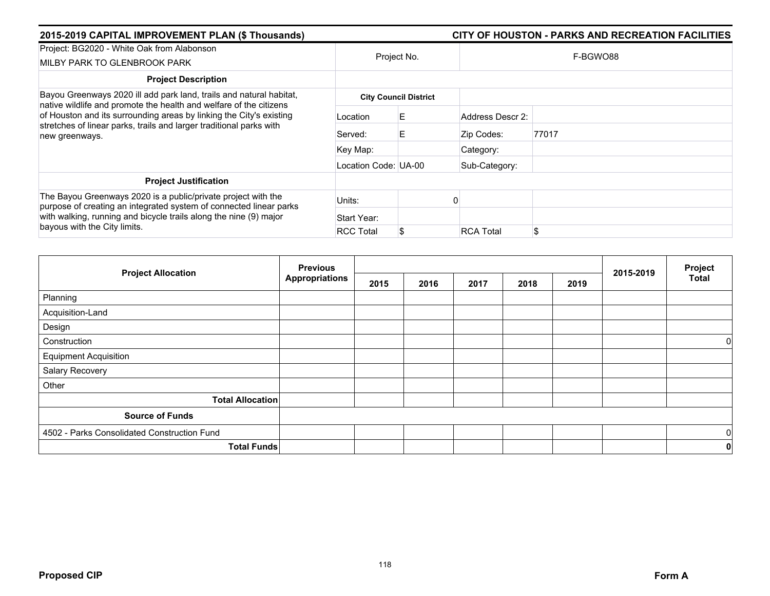**2015-2019 CAPITAL IMPROVEMENT PLAN ($ Thousands)** | **CITY OF HOUSTON - PARKS AND RECREATION FACILITIES**

| Project: BG2020 - White Oak from Alabonson<br>MILBY PARK TO GLENBROOK PARK | Project No. | | F-BGWO88 | |
|---|---|---|---|---|
| **Project Description** | | | | |
| Bayou Greenways 2020 ill add park land, trails and natural habitat, native wildlife and promote the health and welfare of the citizens of Houston and its surrounding areas by linking the City's existing stretches of linear parks, trails and larger traditional parks with new greenways. | **City Council District** | | | |
| | Location | E | Address Descr 2: | |
| | Served: | E | Zip Codes: | 77017 |
| | Key Map: | | Category: | |
| | Location Code: UA-00 | | Sub-Category: | |
| **Project Justification** | | | | |
| The Bayou Greenways 2020 is a public/private project with the purpose of creating an integrated system of connected linear parks with walking, running and bicycle trails along the nine (9) major bayous with the City limits. | Units: | 0 | | |
| | Start Year: | | | |
| | RCC Total | $ | RCA Total | $ |

| Project Allocation | Previous Appropriations | 2015 | 2016 | 2017 | 2018 | 2019 | 2015-2019 | Project Total |
|---|---|---|---|---|---|---|---|---|
| Planning | | | | | | | | |
| Acquisition-Land | | | | | | | | |
| Design | | | | | | | | |
| Construction | | | | | | | | 0 |
| Equipment Acquisition | | | | | | | | |
| Salary Recovery | | | | | | | | |
| Other | | | | | | | | |
| **Total Allocation** | | | | | | | | |
| **Source of Funds** | | | | | | | | |
| 4502 - Parks Consolidated Construction Fund | | | | | | | | 0 |
| **Total Funds** | | | | | | | | **0** |

**Proposed CIP** | **Form A**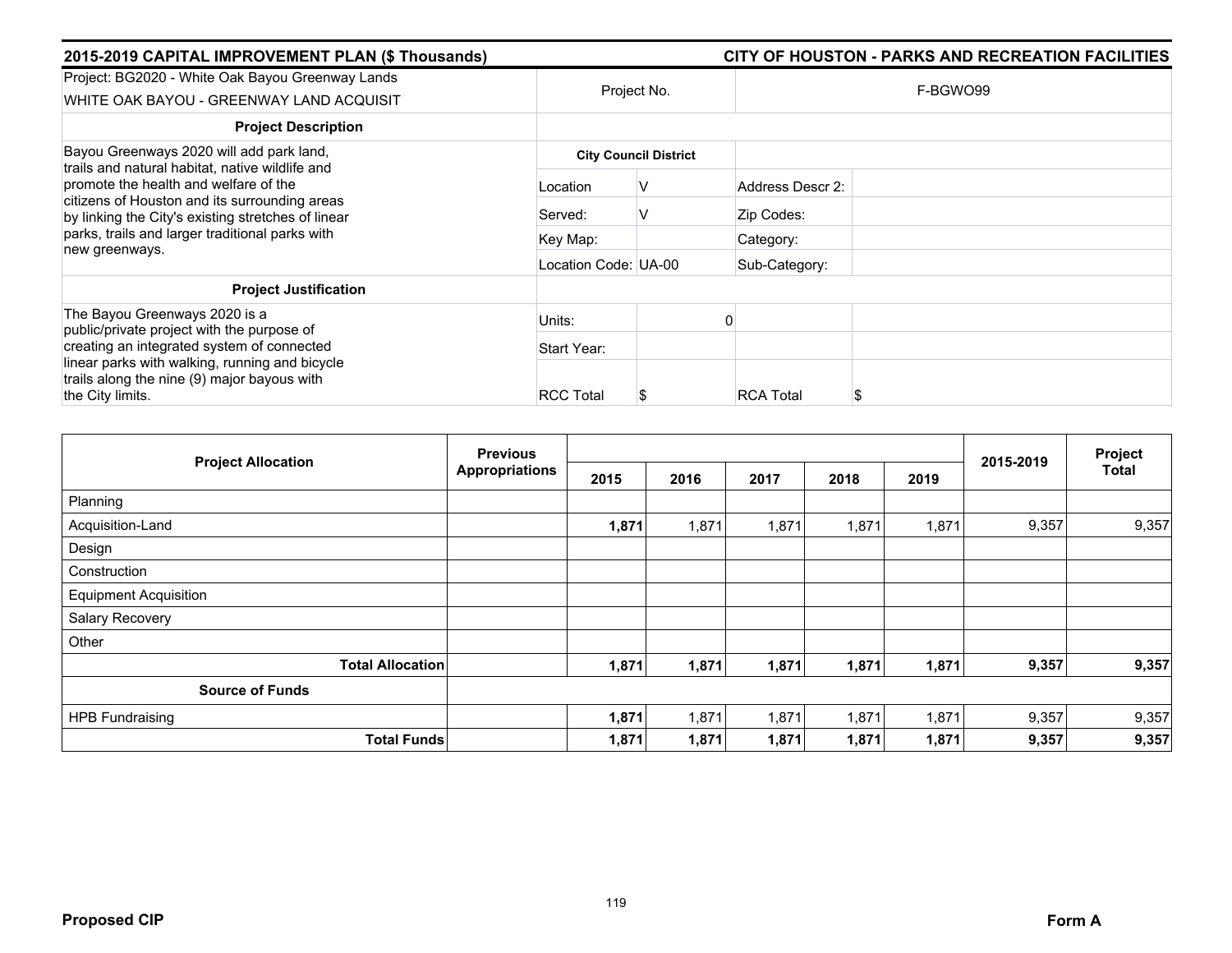**2015-2019 CAPITAL IMPROVEMENT PLAN ($ Thousands)** | **CITY OF HOUSTON - PARKS AND RECREATION FACILITIES**

| Project: BG2020 - White Oak Bayou Greenway Lands<br>WHITE OAK BAYOU - GREENWAY LAND ACQUISIT | Project No. | | F-BGWO99 | |
|---|---|---|---|---|
| **Project Description** | | | | |
| Bayou Greenways 2020 will add park land, trails and natural habitat, native wildlife and promote the health and welfare of the citizens of Houston and its surrounding areas by linking the City's existing stretches of linear parks, trails and larger traditional parks with new greenways. | **City Council District** | | | |
| | Location | V | Address Descr 2: | |
| | Served: | V | Zip Codes: | |
| | Key Map: | | Category: | |
| | Location Code: UA-00 | | Sub-Category: | |
| **Project Justification** | | | | |
| The Bayou Greenways 2020 is a public/private project with the purpose of creating an integrated system of connected linear parks with walking, running and bicycle trails along the nine (9) major bayous with the City limits. | Units: | 0 | | |
| | Start Year: | | | |
| | RCC Total | $ | RCA Total | $ |

| Project Allocation | Previous Appropriations | 2015 | 2016 | 2017 | 2018 | 2019 | 2015-2019 | Project Total |
|---|---|---|---|---|---|---|---|---|
| Planning | | | | | | | | |
| Acquisition-Land | | **1,871** | 1,871 | 1,871 | 1,871 | 1,871 | 9,357 | 9,357 |
| Design | | | | | | | | |
| Construction | | | | | | | | |
| Equipment Acquisition | | | | | | | | |
| Salary Recovery | | | | | | | | |
| Other | | | | | | | | |
| **Total Allocation** | | **1,871** | **1,871** | **1,871** | **1,871** | **1,871** | **9,357** | **9,357** |
| **Source of Funds** | | | | | | | | |
| HPB Fundraising | | **1,871** | 1,871 | 1,871 | 1,871 | 1,871 | 9,357 | 9,357 |
| **Total Funds** | | **1,871** | **1,871** | **1,871** | **1,871** | **1,871** | **9,357** | **9,357** |

**Proposed CIP** | **Form A**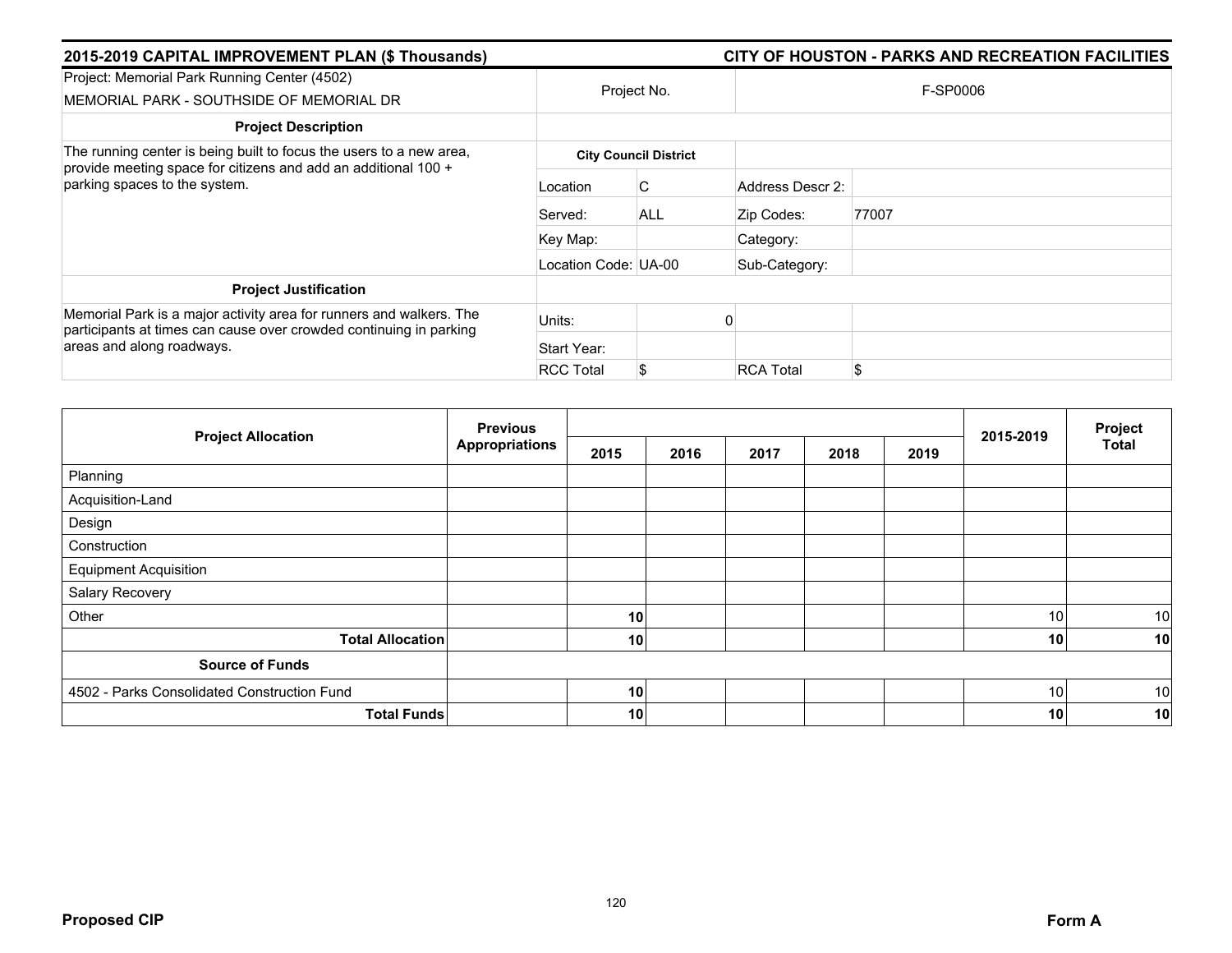## 2015-2019 CAPITAL IMPROVEMENT PLAN ($ Thousands) — CITY OF HOUSTON - PARKS AND RECREATION FACILITIES

| Project: Memorial Park Running Center (4502)<br>MEMORIAL PARK - SOUTHSIDE OF MEMORIAL DR | Project No. | | F-SP0006 | |
|---|---|---|---|---|
| **Project Description** | | | | |
| The running center is being built to focus the users to a new area, provide meeting space for citizens and add an additional 100 + parking spaces to the system. | **City Council District** | | | |
| | Location | C | Address Descr 2: | |
| | Served: | ALL | Zip Codes: | 77007 |
| | Key Map: | | Category: | |
| | Location Code: | UA-00 | Sub-Category: | |
| **Project Justification** | | | | |
| Memorial Park is a major activity area for runners and walkers. The participants at times can cause over crowded continuing in parking areas and along roadways. | Units: | 0 | | |
| | Start Year: | | | |
| | RCC Total | $ | RCA Total | $ |

| Project Allocation | Previous Appropriations | 2015 | 2016 | 2017 | 2018 | 2019 | 2015-2019 | Project Total |
|---|---|---|---|---|---|---|---|---|
| Planning | | | | | | | | |
| Acquisition-Land | | | | | | | | |
| Design | | | | | | | | |
| Construction | | | | | | | | |
| Equipment Acquisition | | | | | | | | |
| Salary Recovery | | | | | | | | |
| Other | | 10 | | | | | 10 | 10 |
| **Total Allocation** | | **10** | | | | | **10** | **10** |
| **Source of Funds** | | | | | | | | |
| 4502 - Parks Consolidated Construction Fund | | 10 | | | | | 10 | 10 |
| **Total Funds** | | **10** | | | | | **10** | **10** |

**Proposed CIP** **Form A**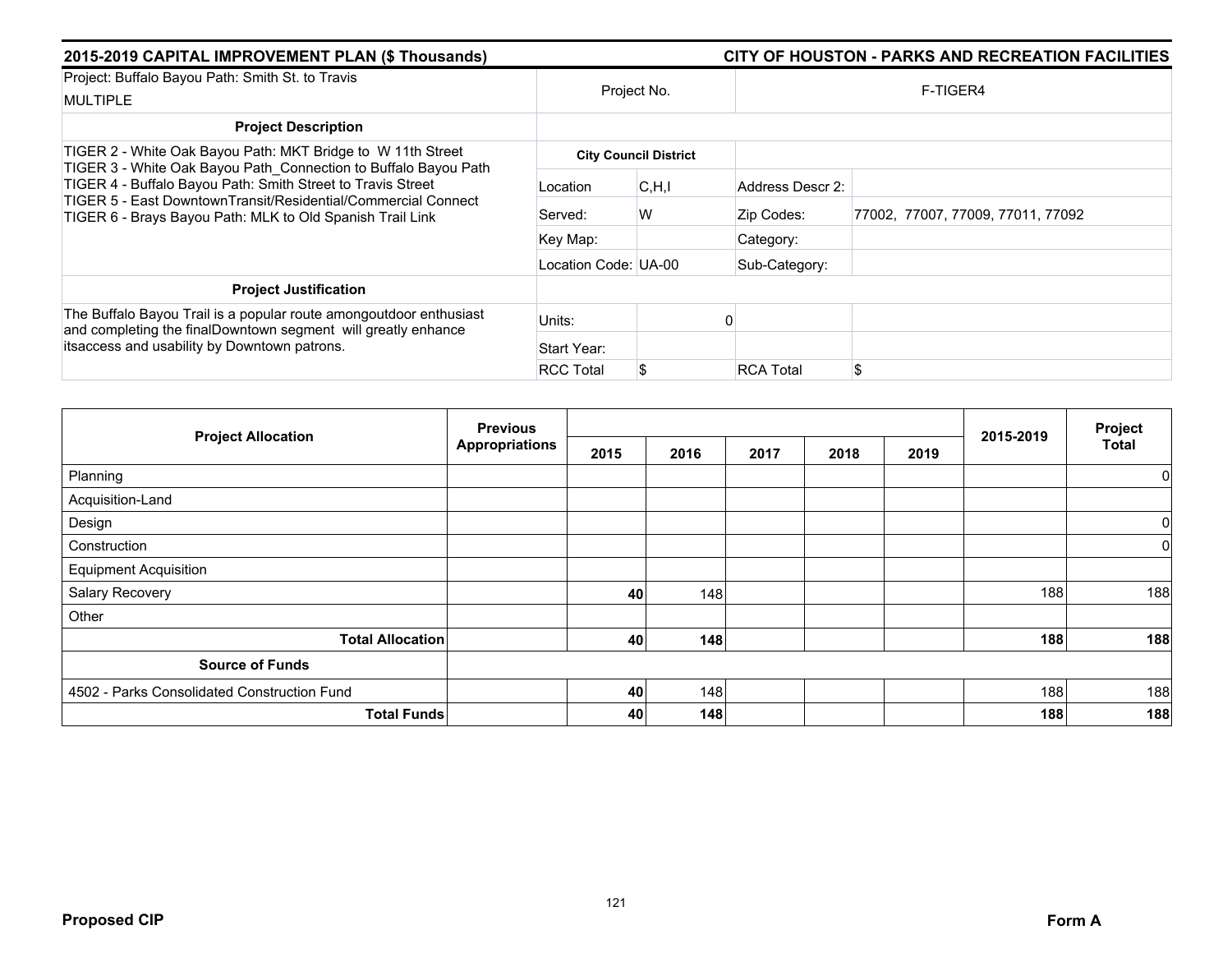**2015-2019 CAPITAL IMPROVEMENT PLAN ($ Thousands)** | **CITY OF HOUSTON - PARKS AND RECREATION FACILITIES**

| | | | | |
|---|---|---|---|---|
| Project: Buffalo Bayou Path: Smith St. to Travis<br>MULTIPLE | Project No. | | F-TIGER4 | |
| **Project Description** | | | | |
| TIGER 2 - White Oak Bayou Path: MKT Bridge to W 11th Street<br>TIGER 3 - White Oak Bayou Path_Connection to Buffalo Bayou Path<br>TIGER 4 - Buffalo Bayou Path: Smith Street to Travis Street<br>TIGER 5 - East DowntownTransit/Residential/Commercial Connect<br>TIGER 6 - Brays Bayou Path: MLK to Old Spanish Trail Link | **City Council District** | | | |
| | Location | C,H,I | Address Descr 2: | |
| | Served: | W | Zip Codes: | 77002, 77007, 77009, 77011, 77092 |
| | Key Map: | | Category: | |
| | Location Code: | UA-00 | Sub-Category: | |
| **Project Justification** | | | | |
| The Buffalo Bayou Trail is a popular route amongoutdoor enthusiast and completing the finalDowntown segment will greatly enhance itsaccess and usability by Downtown patrons. | Units: | 0 | | |
| | Start Year: | | | |
| | RCC Total | $ | RCA Total | $ |

| Project Allocation | Previous Appropriations | 2015 | 2016 | 2017 | 2018 | 2019 | 2015-2019 | Project Total |
|---|---|---|---|---|---|---|---|---|
| Planning | | | | | | | | 0 |
| Acquisition-Land | | | | | | | | |
| Design | | | | | | | | 0 |
| Construction | | | | | | | | 0 |
| Equipment Acquisition | | | | | | | | |
| Salary Recovery | | 40 | 148 | | | | 188 | 188 |
| Other | | | | | | | | |
| **Total Allocation** | | **40** | **148** | | | | **188** | **188** |
| **Source of Funds** | | | | | | | | |
| 4502 - Parks Consolidated Construction Fund | | 40 | 148 | | | | 188 | 188 |
| **Total Funds** | | **40** | **148** | | | | **188** | **188** |

**Proposed CIP** | **Form A**